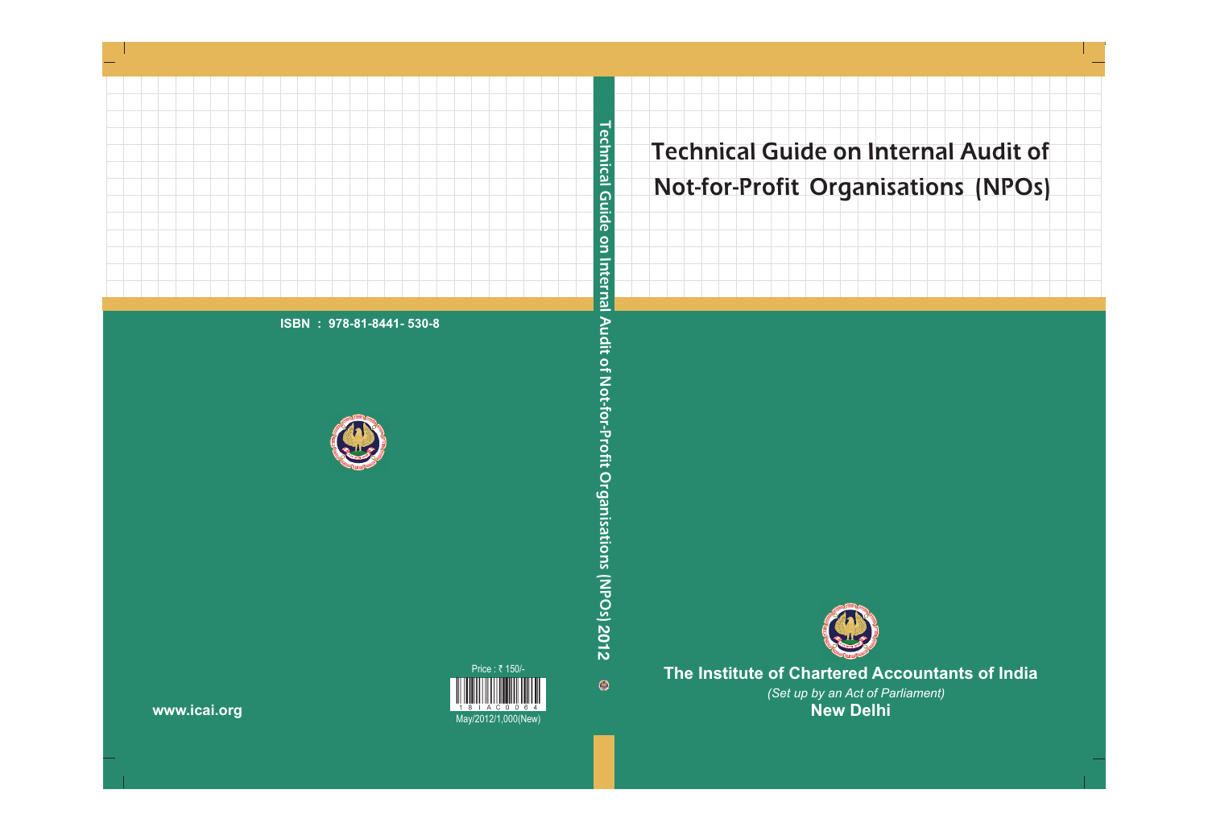# Technical Guide on Internal Audit of Not-for-Profit Organisations (NPOs)

**The Institute of Chartered Accountants of India**

*(Set up by an Act of Parliament)*

**New Delhi**

Technical Guide on Internal Audit of Not-for-Profit Organisations (NPOs) 2012

**ISBN : 978-81-8441- 530-8**

Price : ₹ 150/-

May/2012/1,000(New)

**www.icai.org**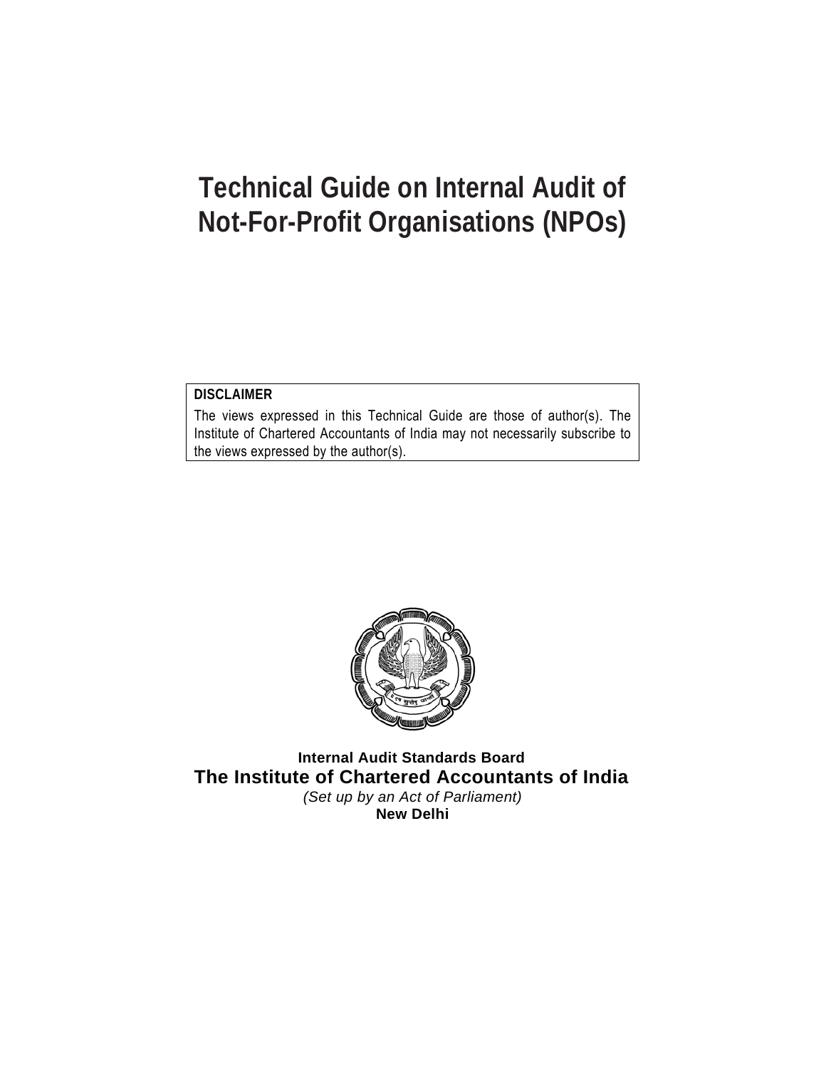# Technical Guide on Internal Audit of Not-For-Profit Organisations (NPOs)

**DISCLAIMER**

The views expressed in this Technical Guide are those of author(s). The Institute of Chartered Accountants of India may not necessarily subscribe to the views expressed by the author(s).

**Internal Audit Standards Board**

**The Institute of Chartered Accountants of India**

*(Set up by an Act of Parliament)*

**New Delhi**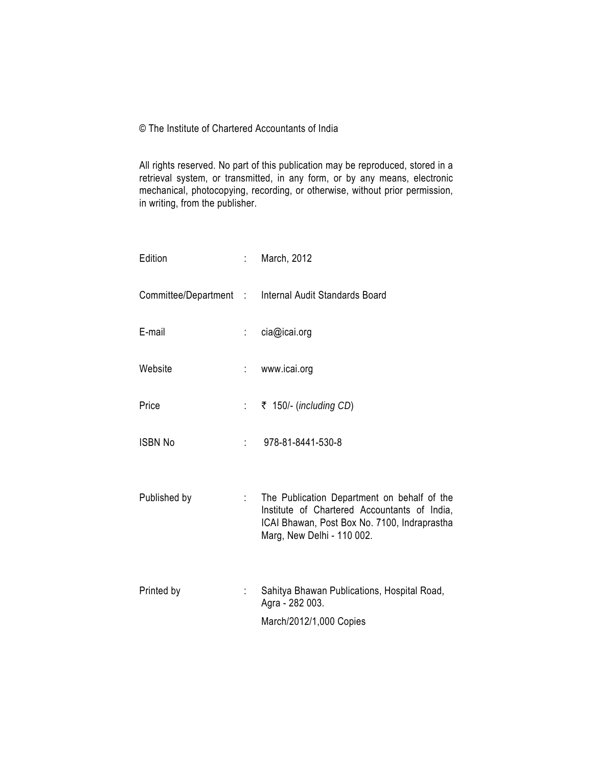© The Institute of Chartered Accountants of India

All rights reserved. No part of this publication may be reproduced, stored in a retrieval system, or transmitted, in any form, or by any means, electronic mechanical, photocopying, recording, or otherwise, without prior permission, in writing, from the publisher.

| | | |
|---|---|---|
| Edition | : | March, 2012 |
| Committee/Department | : | Internal Audit Standards Board |
| E-mail | : | cia@icai.org |
| Website | : | www.icai.org |
| Price | : | ₹ 150/- (*including CD*) |
| ISBN No | : | 978-81-8441-530-8 |
| Published by | : | The Publication Department on behalf of the Institute of Chartered Accountants of India, ICAI Bhawan, Post Box No. 7100, Indraprastha Marg, New Delhi - 110 002. |
| Printed by | : | Sahitya Bhawan Publications, Hospital Road, Agra - 282 003.<br>March/2012/1,000 Copies |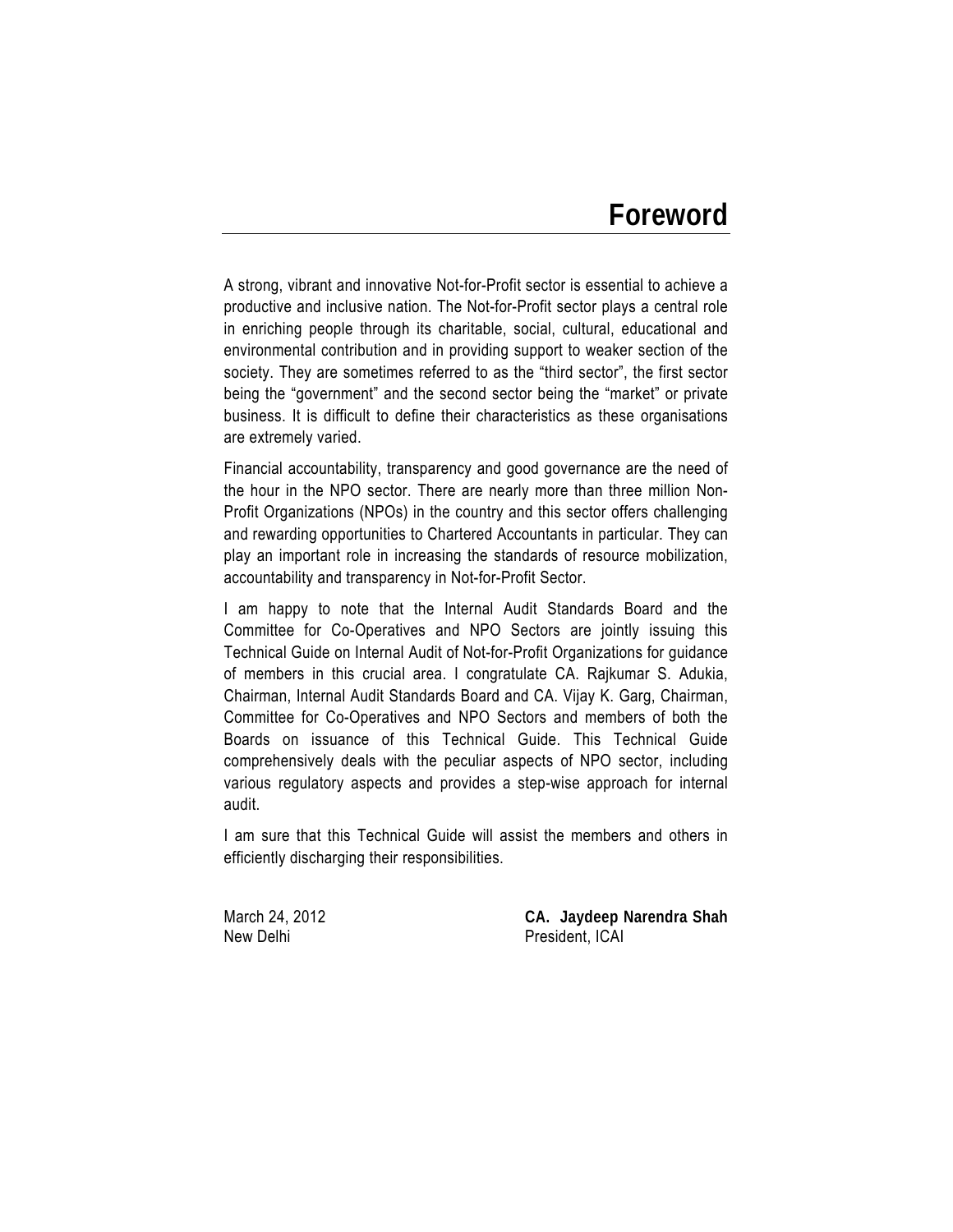# Foreword

A strong, vibrant and innovative Not-for-Profit sector is essential to achieve a productive and inclusive nation. The Not-for-Profit sector plays a central role in enriching people through its charitable, social, cultural, educational and environmental contribution and in providing support to weaker section of the society. They are sometimes referred to as the "third sector", the first sector being the "government" and the second sector being the "market" or private business. It is difficult to define their characteristics as these organisations are extremely varied.

Financial accountability, transparency and good governance are the need of the hour in the NPO sector. There are nearly more than three million Non-Profit Organizations (NPOs) in the country and this sector offers challenging and rewarding opportunities to Chartered Accountants in particular. They can play an important role in increasing the standards of resource mobilization, accountability and transparency in Not-for-Profit Sector.

I am happy to note that the Internal Audit Standards Board and the Committee for Co-Operatives and NPO Sectors are jointly issuing this Technical Guide on Internal Audit of Not-for-Profit Organizations for guidance of members in this crucial area. I congratulate CA. Rajkumar S. Adukia, Chairman, Internal Audit Standards Board and CA. Vijay K. Garg, Chairman, Committee for Co-Operatives and NPO Sectors and members of both the Boards on issuance of this Technical Guide. This Technical Guide comprehensively deals with the peculiar aspects of NPO sector, including various regulatory aspects and provides a step-wise approach for internal audit.

I am sure that this Technical Guide will assist the members and others in efficiently discharging their responsibilities.

March 24, 2012
New Delhi

**CA. Jaydeep Narendra Shah**
President, ICAI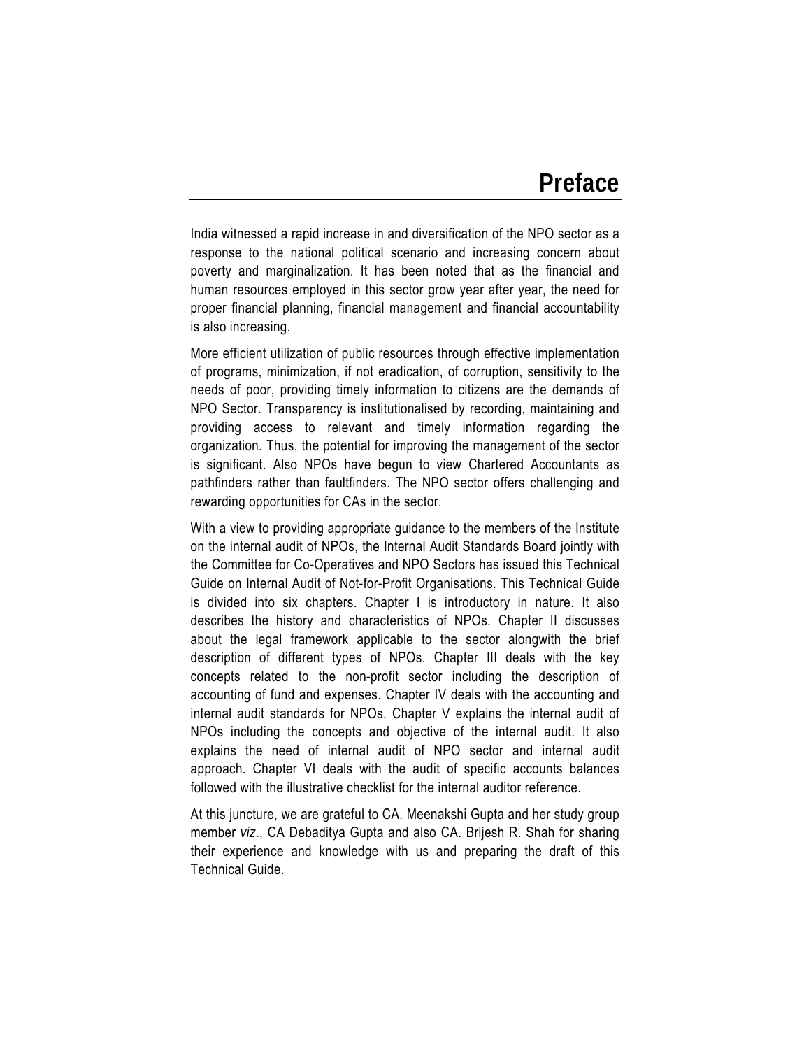# Preface

India witnessed a rapid increase in and diversification of the NPO sector as a response to the national political scenario and increasing concern about poverty and marginalization. It has been noted that as the financial and human resources employed in this sector grow year after year, the need for proper financial planning, financial management and financial accountability is also increasing.

More efficient utilization of public resources through effective implementation of programs, minimization, if not eradication, of corruption, sensitivity to the needs of poor, providing timely information to citizens are the demands of NPO Sector. Transparency is institutionalised by recording, maintaining and providing access to relevant and timely information regarding the organization. Thus, the potential for improving the management of the sector is significant. Also NPOs have begun to view Chartered Accountants as pathfinders rather than faultfinders. The NPO sector offers challenging and rewarding opportunities for CAs in the sector.

With a view to providing appropriate guidance to the members of the Institute on the internal audit of NPOs, the Internal Audit Standards Board jointly with the Committee for Co-Operatives and NPO Sectors has issued this Technical Guide on Internal Audit of Not-for-Profit Organisations. This Technical Guide is divided into six chapters. Chapter I is introductory in nature. It also describes the history and characteristics of NPOs. Chapter II discusses about the legal framework applicable to the sector alongwith the brief description of different types of NPOs. Chapter III deals with the key concepts related to the non-profit sector including the description of accounting of fund and expenses. Chapter IV deals with the accounting and internal audit standards for NPOs. Chapter V explains the internal audit of NPOs including the concepts and objective of the internal audit. It also explains the need of internal audit of NPO sector and internal audit approach. Chapter VI deals with the audit of specific accounts balances followed with the illustrative checklist for the internal auditor reference.

At this juncture, we are grateful to CA. Meenakshi Gupta and her study group member *viz*., CA Debaditya Gupta and also CA. Brijesh R. Shah for sharing their experience and knowledge with us and preparing the draft of this Technical Guide.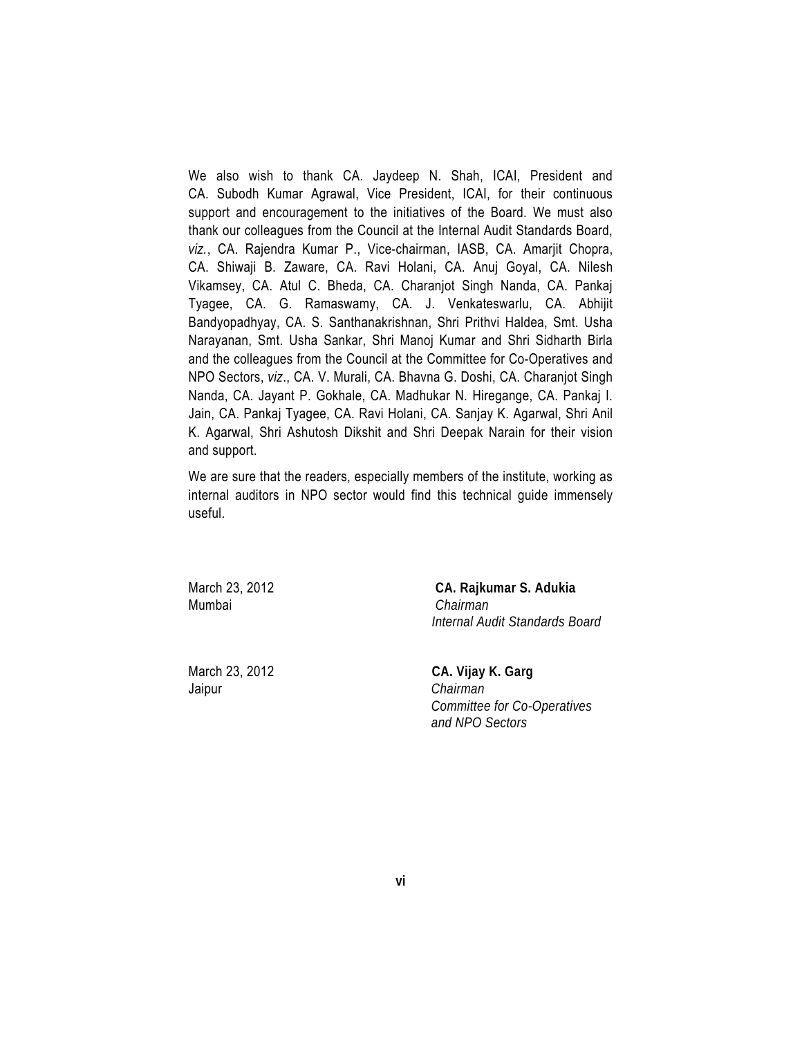We also wish to thank CA. Jaydeep N. Shah, ICAI, President and CA. Subodh Kumar Agrawal, Vice President, ICAI, for their continuous support and encouragement to the initiatives of the Board. We must also thank our colleagues from the Council at the Internal Audit Standards Board, *viz.*, CA. Rajendra Kumar P., Vice-chairman, IASB, CA. Amarjit Chopra, CA. Shiwaji B. Zaware, CA. Ravi Holani, CA. Anuj Goyal, CA. Nilesh Vikamsey, CA. Atul C. Bheda, CA. Charanjot Singh Nanda, CA. Pankaj Tyagee, CA. G. Ramaswamy, CA. J. Venkateswarlu, CA. Abhijit Bandyopadhyay, CA. S. Santhanakrishnan, Shri Prithvi Haldea, Smt. Usha Narayanan, Smt. Usha Sankar, Shri Manoj Kumar and Shri Sidharth Birla and the colleagues from the Council at the Committee for Co-Operatives and NPO Sectors, *viz*., CA. V. Murali, CA. Bhavna G. Doshi, CA. Charanjot Singh Nanda, CA. Jayant P. Gokhale, CA. Madhukar N. Hiregange, CA. Pankaj I. Jain, CA. Pankaj Tyagee, CA. Ravi Holani, CA. Sanjay K. Agarwal, Shri Anil K. Agarwal, Shri Ashutosh Dikshit and Shri Deepak Narain for their vision and support.

We are sure that the readers, especially members of the institute, working as internal auditors in NPO sector would find this technical guide immensely useful.

March 23, 2012
Mumbai

**CA. Rajkumar S. Adukia**
*Chairman*
*Internal Audit Standards Board*

March 23, 2012
Jaipur

**CA. Vijay K. Garg**
*Chairman*
*Committee for Co-Operatives and NPO Sectors*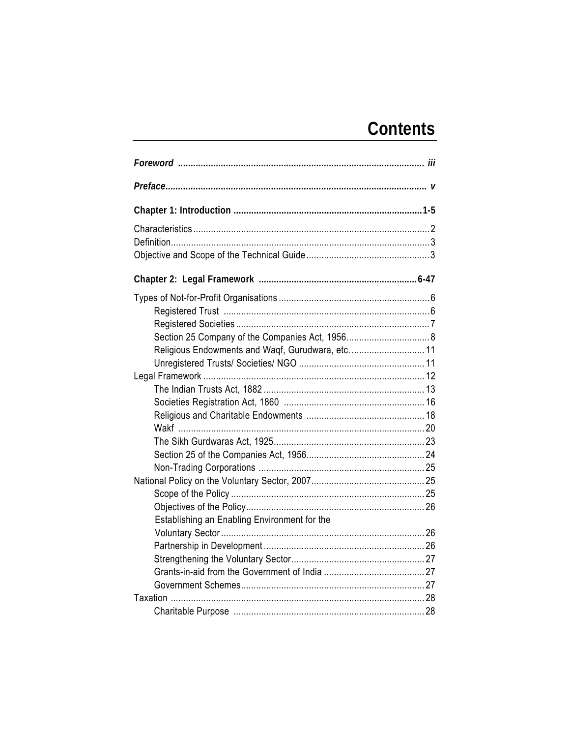# Contents

| | |
|---|---|
| ***Foreword*** | ***iii*** |
| ***Preface*** | ***v*** |
| **Chapter 1: Introduction** | **1-5** |
| Characteristics | 2 |
| Definition | 3 |
| Objective and Scope of the Technical Guide | 3 |
| **Chapter 2: Legal Framework** | **6-47** |
| Types of Not-for-Profit Organisations | 6 |
| Registered Trust | 6 |
| Registered Societies | 7 |
| Section 25 Company of the Companies Act, 1956 | 8 |
| Religious Endowments and Waqf, Gurudwara, etc. | 11 |
| Unregistered Trusts/ Societies/ NGO | 11 |
| Legal Framework | 12 |
| The Indian Trusts Act, 1882 | 13 |
| Societies Registration Act, 1860 | 16 |
| Religious and Charitable Endowments | 18 |
| Wakf | 20 |
| The Sikh Gurdwaras Act, 1925 | 23 |
| Section 25 of the Companies Act, 1956 | 24 |
| Non-Trading Corporations | 25 |
| National Policy on the Voluntary Sector, 2007 | 25 |
| Scope of the Policy | 25 |
| Objectives of the Policy | 26 |
| Establishing an Enabling Environment for the Voluntary Sector | 26 |
| Partnership in Development | 26 |
| Strengthening the Voluntary Sector | 27 |
| Grants-in-aid from the Government of India | 27 |
| Government Schemes | 27 |
| Taxation | 28 |
| Charitable Purpose | 28 |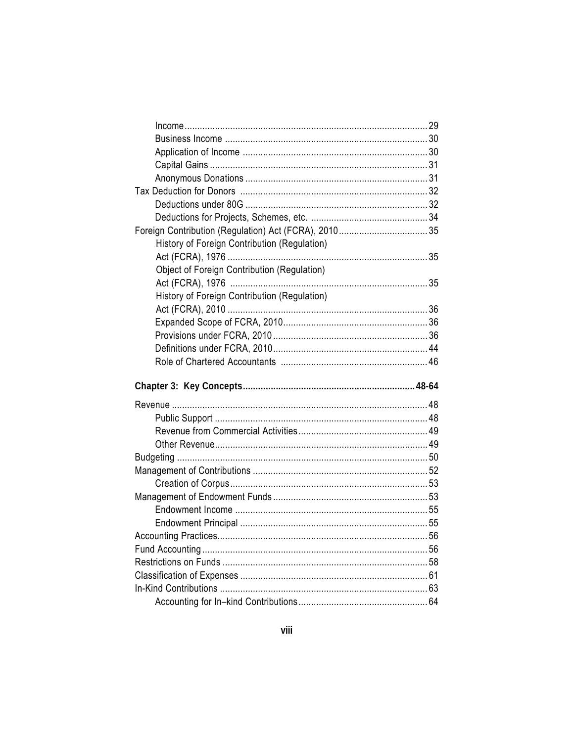- Income ............ 29
- Business Income ............ 30
- Application of Income ............ 30
- Capital Gains ............ 31
- Anonymous Donations ............ 31

Tax Deduction for Donors ............ 32

- Deductions under 80G ............ 32
- Deductions for Projects, Schemes, etc. ............ 34

Foreign Contribution (Regulation) Act (FCRA), 2010 ............ 35

- History of Foreign Contribution (Regulation) Act (FCRA), 1976 ............ 35
- Object of Foreign Contribution (Regulation) Act (FCRA), 1976 ............ 35
- History of Foreign Contribution (Regulation) Act (FCRA), 2010 ............ 36
- Expanded Scope of FCRA, 2010 ............ 36
- Provisions under FCRA, 2010 ............ 36
- Definitions under FCRA, 2010 ............ 44
- Role of Chartered Accountants ............ 46

**Chapter 3: Key Concepts ............ 48-64**

Revenue ............ 48

- Public Support ............ 48
- Revenue from Commercial Activities ............ 49
- Other Revenue ............ 49

Budgeting ............ 50

Management of Contributions ............ 52

- Creation of Corpus ............ 53

Management of Endowment Funds ............ 53

- Endowment Income ............ 55
- Endowment Principal ............ 55

Accounting Practices ............ 56

Fund Accounting ............ 56

Restrictions on Funds ............ 58

Classification of Expenses ............ 61

In-Kind Contributions ............ 63

- Accounting for In–kind Contributions ............ 64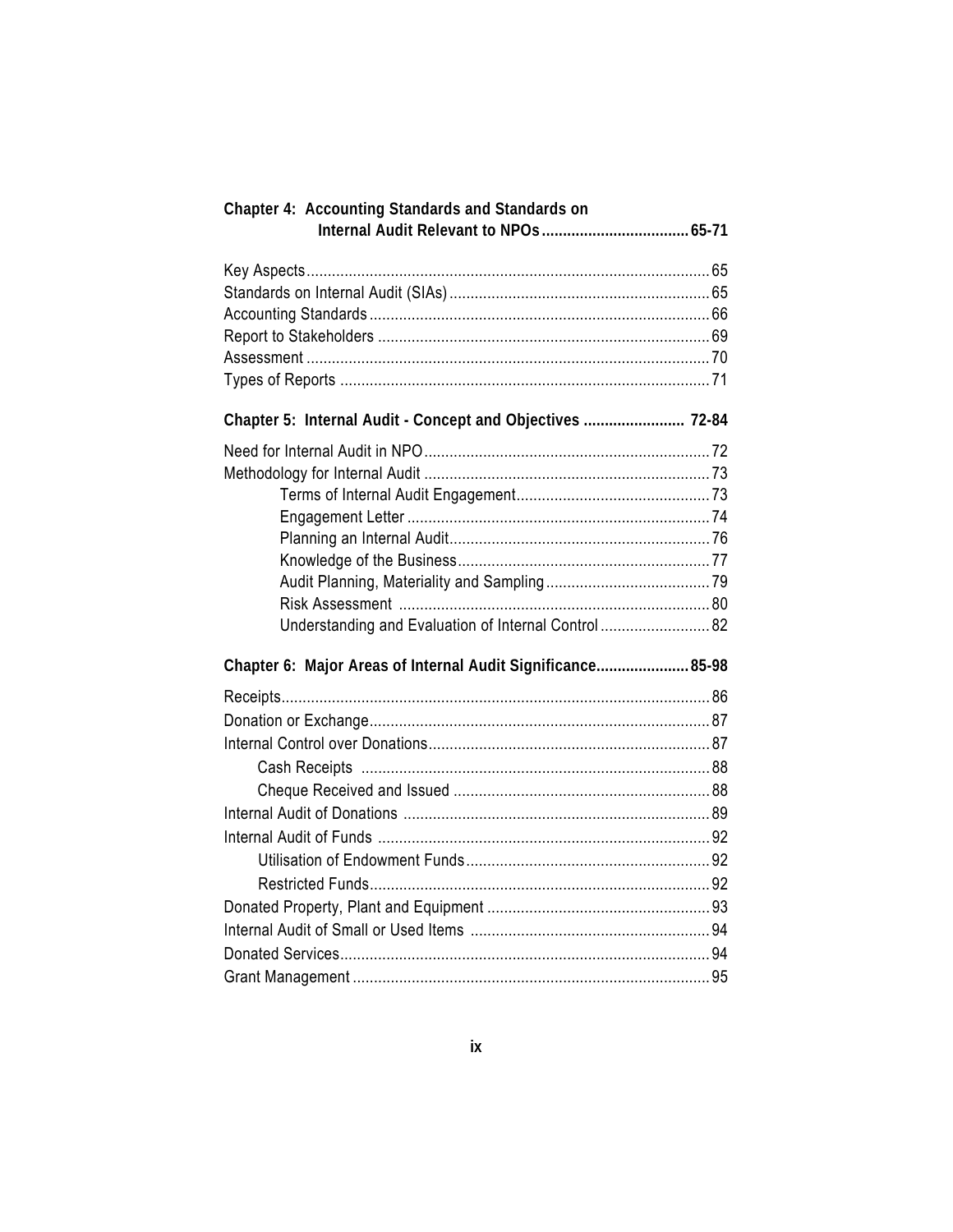**Chapter 4: Accounting Standards and Standards on Internal Audit Relevant to NPOs ........ 65-71**

Key Aspects ........ 65

Standards on Internal Audit (SIAs) ........ 65

Accounting Standards ........ 66

Report to Stakeholders ........ 69

Assessment ........ 70

Types of Reports ........ 71

**Chapter 5: Internal Audit - Concept and Objectives ........ 72-84**

Need for Internal Audit in NPO ........ 72

Methodology for Internal Audit ........ 73

- Terms of Internal Audit Engagement ........ 73
- Engagement Letter ........ 74
- Planning an Internal Audit ........ 76
- Knowledge of the Business ........ 77
- Audit Planning, Materiality and Sampling ........ 79
- Risk Assessment ........ 80
- Understanding and Evaluation of Internal Control ........ 82

**Chapter 6: Major Areas of Internal Audit Significance ........ 85-98**

Receipts ........ 86

Donation or Exchange ........ 87

Internal Control over Donations ........ 87

- Cash Receipts ........ 88
- Cheque Received and Issued ........ 88

Internal Audit of Donations ........ 89

Internal Audit of Funds ........ 92

- Utilisation of Endowment Funds ........ 92
- Restricted Funds ........ 92

Donated Property, Plant and Equipment ........ 93

Internal Audit of Small or Used Items ........ 94

Donated Services ........ 94

Grant Management ........ 95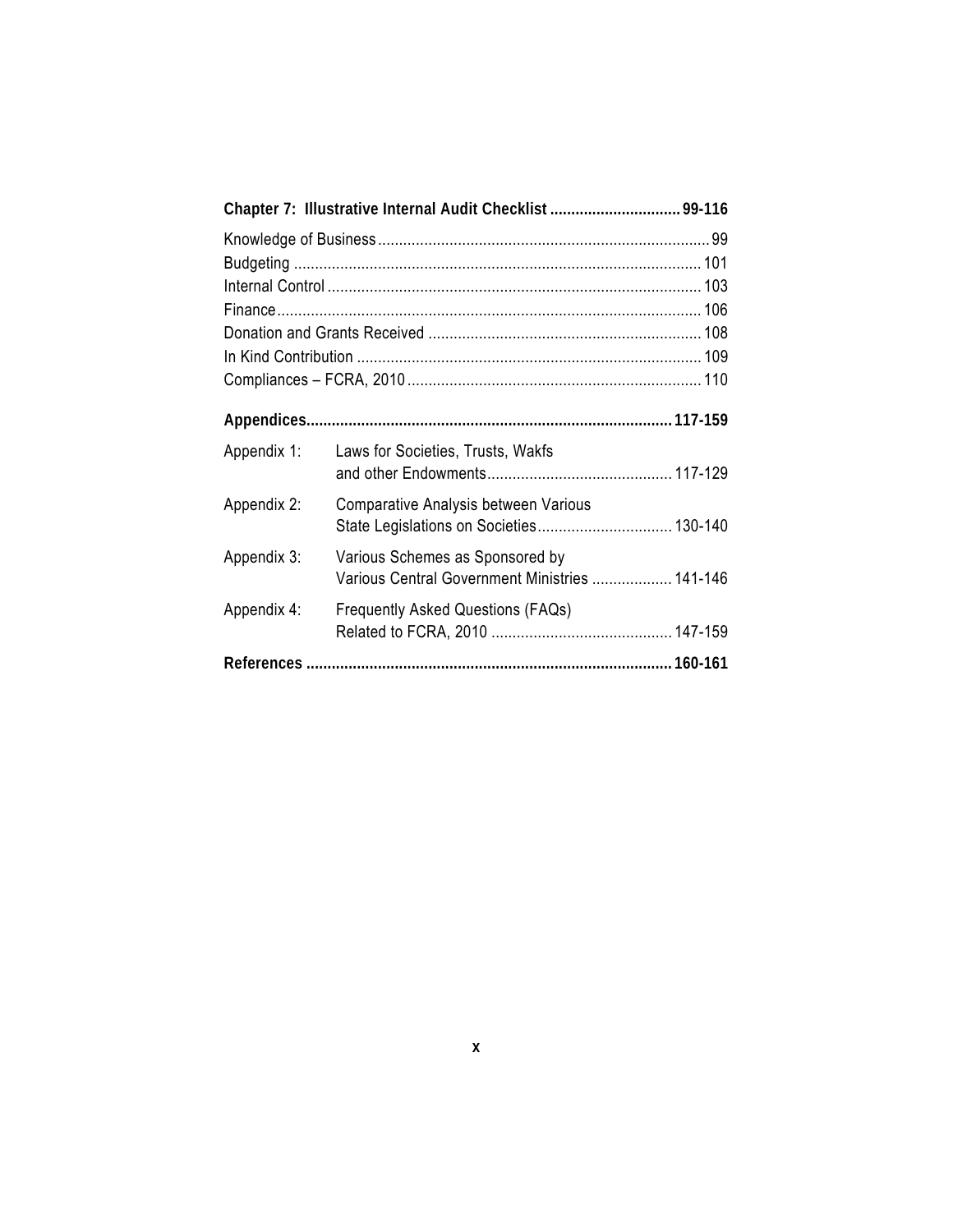**Chapter 7: Illustrative Internal Audit Checklist ............................... 99-116**

Knowledge of Business ............................................................................. 99
Budgeting ............................................................................................... 101
Internal Control ....................................................................................... 103
Finance ................................................................................................... 106
Donation and Grants Received ................................................................ 108
In Kind Contribution ................................................................................ 109
Compliances – FCRA, 2010 ..................................................................... 110

**Appendices...................................................................................... 117-159**

| | |
|---|---|
| Appendix 1: | Laws for Societies, Trusts, Wakfs and other Endowments ............................................ 117-129 |
| Appendix 2: | Comparative Analysis between Various State Legislations on Societies ................................ 130-140 |
| Appendix 3: | Various Schemes as Sponsored by Various Central Government Ministries ................... 141-146 |
| Appendix 4: | Frequently Asked Questions (FAQs) Related to FCRA, 2010 ........................................... 147-159 |

**References ...................................................................................... 160-161**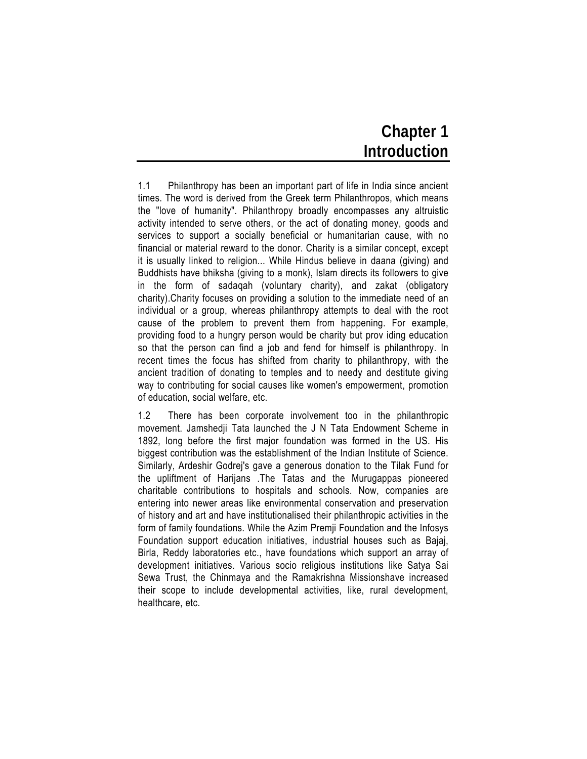# Chapter 1 Introduction

1.1 Philanthropy has been an important part of life in India since ancient times. The word is derived from the Greek term Philanthropos, which means the "love of humanity". Philanthropy broadly encompasses any altruistic activity intended to serve others, or the act of donating money, goods and services to support a socially beneficial or humanitarian cause, with no financial or material reward to the donor. Charity is a similar concept, except it is usually linked to religion... While Hindus believe in daana (giving) and Buddhists have bhiksha (giving to a monk), Islam directs its followers to give in the form of sadaqah (voluntary charity), and zakat (obligatory charity).Charity focuses on providing a solution to the immediate need of an individual or a group, whereas philanthropy attempts to deal with the root cause of the problem to prevent them from happening. For example, providing food to a hungry person would be charity but prov iding education so that the person can find a job and fend for himself is philanthropy. In recent times the focus has shifted from charity to philanthropy, with the ancient tradition of donating to temples and to needy and destitute giving way to contributing for social causes like women's empowerment, promotion of education, social welfare, etc.

1.2 There has been corporate involvement too in the philanthropic movement. Jamshedji Tata launched the J N Tata Endowment Scheme in 1892, long before the first major foundation was formed in the US. His biggest contribution was the establishment of the Indian Institute of Science. Similarly, Ardeshir Godrej's gave a generous donation to the Tilak Fund for the upliftment of Harijans .The Tatas and the Murugappas pioneered charitable contributions to hospitals and schools. Now, companies are entering into newer areas like environmental conservation and preservation of history and art and have institutionalised their philanthropic activities in the form of family foundations. While the Azim Premji Foundation and the Infosys Foundation support education initiatives, industrial houses such as Bajaj, Birla, Reddy laboratories etc., have foundations which support an array of development initiatives. Various socio religious institutions like Satya Sai Sewa Trust, the Chinmaya and the Ramakrishna Missionshave increased their scope to include developmental activities, like, rural development, healthcare, etc.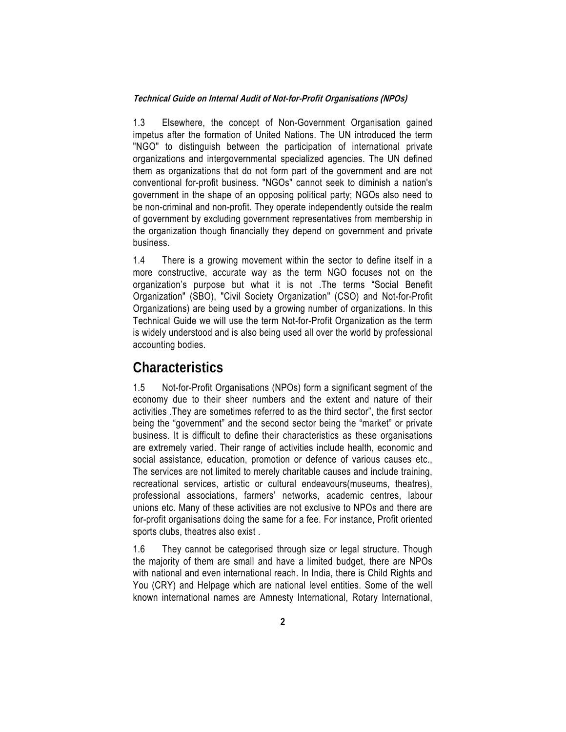1.3 Elsewhere, the concept of Non-Government Organisation gained impetus after the formation of United Nations. The UN introduced the term "NGO" to distinguish between the participation of international private organizations and intergovernmental specialized agencies. The UN defined them as organizations that do not form part of the government and are not conventional for-profit business. "NGOs" cannot seek to diminish a nation's government in the shape of an opposing political party; NGOs also need to be non-criminal and non-profit. They operate independently outside the realm of government by excluding government representatives from membership in the organization though financially they depend on government and private business.

1.4 There is a growing movement within the sector to define itself in a more constructive, accurate way as the term NGO focuses not on the organization's purpose but what it is not .The terms "Social Benefit Organization" (SBO), "Civil Society Organization" (CSO) and Not-for-Profit Organizations) are being used by a growing number of organizations. In this Technical Guide we will use the term Not-for-Profit Organization as the term is widely understood and is also being used all over the world by professional accounting bodies.

## Characteristics

1.5 Not-for-Profit Organisations (NPOs) form a significant segment of the economy due to their sheer numbers and the extent and nature of their activities .They are sometimes referred to as the third sector", the first sector being the "government" and the second sector being the "market" or private business. It is difficult to define their characteristics as these organisations are extremely varied. Their range of activities include health, economic and social assistance, education, promotion or defence of various causes etc., The services are not limited to merely charitable causes and include training, recreational services, artistic or cultural endeavours(museums, theatres), professional associations, farmers' networks, academic centres, labour unions etc. Many of these activities are not exclusive to NPOs and there are for-profit organisations doing the same for a fee. For instance, Profit oriented sports clubs, theatres also exist .

1.6 They cannot be categorised through size or legal structure. Though the majority of them are small and have a limited budget, there are NPOs with national and even international reach. In India, there is Child Rights and You (CRY) and Helpage which are national level entities. Some of the well known international names are Amnesty International, Rotary International,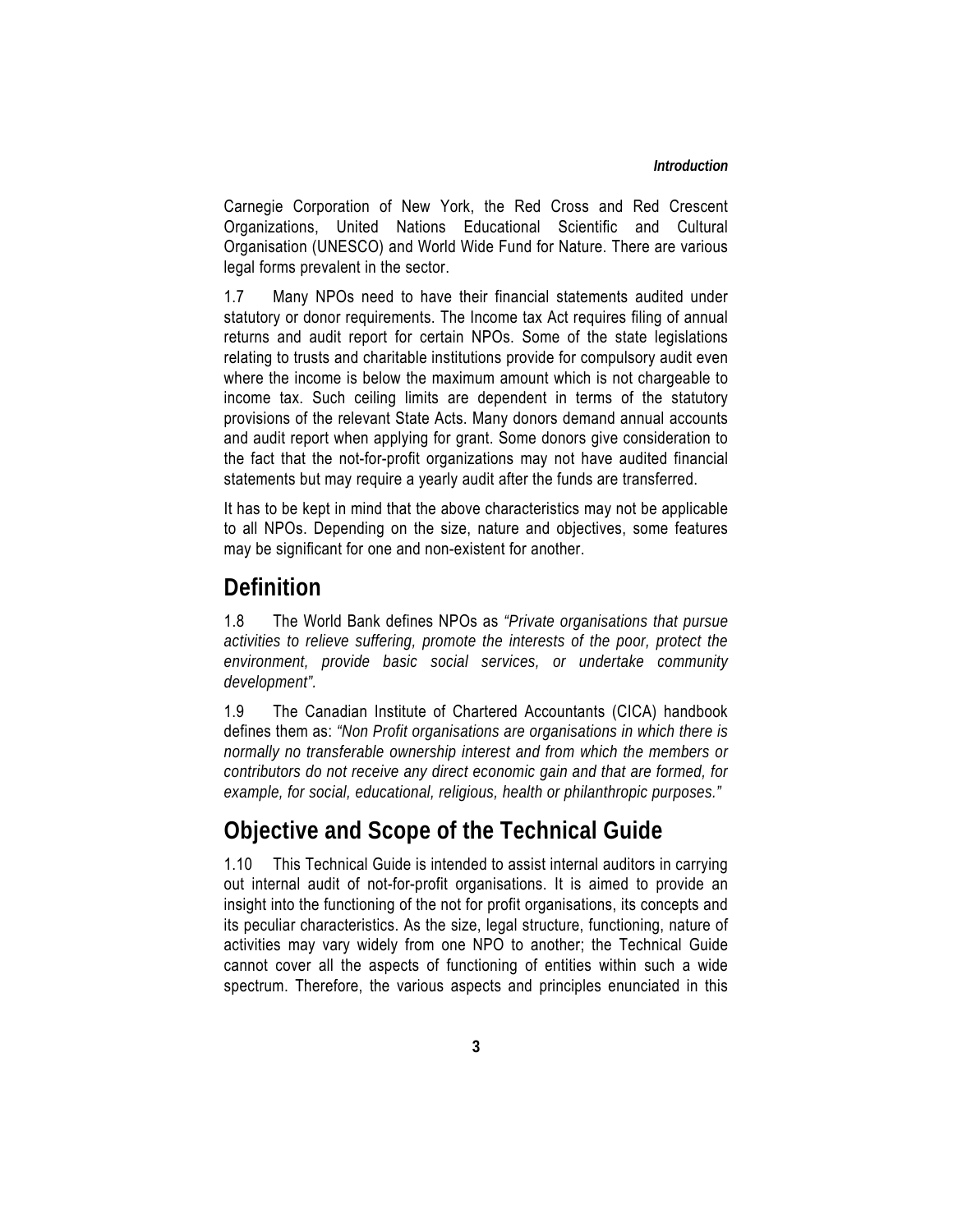Carnegie Corporation of New York, the Red Cross and Red Crescent Organizations, United Nations Educational Scientific and Cultural Organisation (UNESCO) and World Wide Fund for Nature. There are various legal forms prevalent in the sector.

1.7 Many NPOs need to have their financial statements audited under statutory or donor requirements. The Income tax Act requires filing of annual returns and audit report for certain NPOs. Some of the state legislations relating to trusts and charitable institutions provide for compulsory audit even where the income is below the maximum amount which is not chargeable to income tax. Such ceiling limits are dependent in terms of the statutory provisions of the relevant State Acts. Many donors demand annual accounts and audit report when applying for grant. Some donors give consideration to the fact that the not-for-profit organizations may not have audited financial statements but may require a yearly audit after the funds are transferred.

It has to be kept in mind that the above characteristics may not be applicable to all NPOs. Depending on the size, nature and objectives, some features may be significant for one and non-existent for another.

## Definition

1.8 The World Bank defines NPOs as *"Private organisations that pursue activities to relieve suffering, promote the interests of the poor, protect the environment, provide basic social services, or undertake community development"*.

1.9 The Canadian Institute of Chartered Accountants (CICA) handbook defines them as: *"Non Profit organisations are organisations in which there is normally no transferable ownership interest and from which the members or contributors do not receive any direct economic gain and that are formed, for example, for social, educational, religious, health or philanthropic purposes."*

## Objective and Scope of the Technical Guide

1.10 This Technical Guide is intended to assist internal auditors in carrying out internal audit of not-for-profit organisations. It is aimed to provide an insight into the functioning of the not for profit organisations, its concepts and its peculiar characteristics. As the size, legal structure, functioning, nature of activities may vary widely from one NPO to another; the Technical Guide cannot cover all the aspects of functioning of entities within such a wide spectrum. Therefore, the various aspects and principles enunciated in this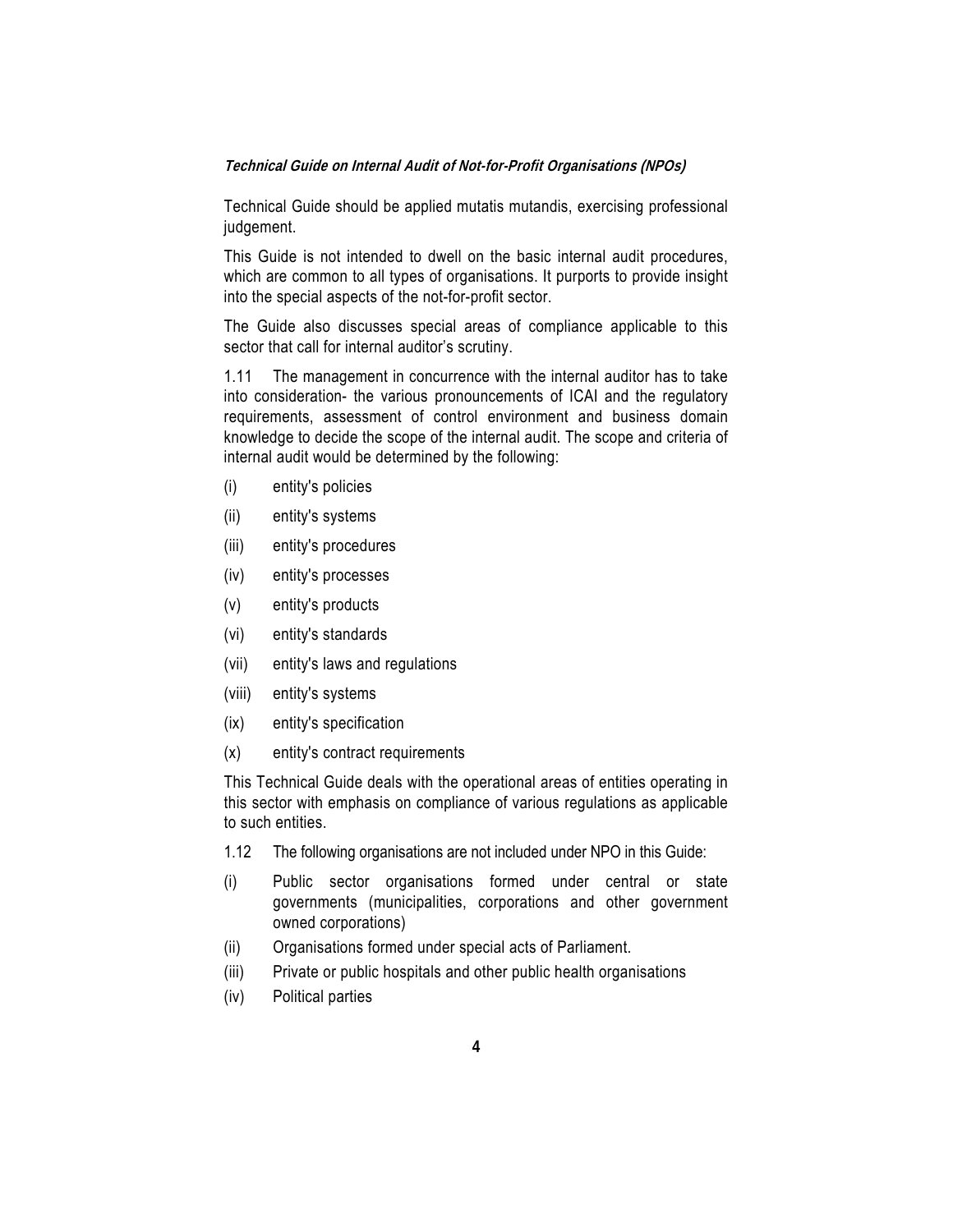Technical Guide should be applied mutatis mutandis, exercising professional judgement.

This Guide is not intended to dwell on the basic internal audit procedures, which are common to all types of organisations. It purports to provide insight into the special aspects of the not-for-profit sector.

The Guide also discusses special areas of compliance applicable to this sector that call for internal auditor's scrutiny.

1.11 The management in concurrence with the internal auditor has to take into consideration- the various pronouncements of ICAI and the regulatory requirements, assessment of control environment and business domain knowledge to decide the scope of the internal audit. The scope and criteria of internal audit would be determined by the following:

(i) entity's policies

(ii) entity's systems

(iii) entity's procedures

(iv) entity's processes

(v) entity's products

(vi) entity's standards

(vii) entity's laws and regulations

(viii) entity's systems

(ix) entity's specification

(x) entity's contract requirements

This Technical Guide deals with the operational areas of entities operating in this sector with emphasis on compliance of various regulations as applicable to such entities.

1.12 The following organisations are not included under NPO in this Guide:

(i) Public sector organisations formed under central or state governments (municipalities, corporations and other government owned corporations)

(ii) Organisations formed under special acts of Parliament.

(iii) Private or public hospitals and other public health organisations

(iv) Political parties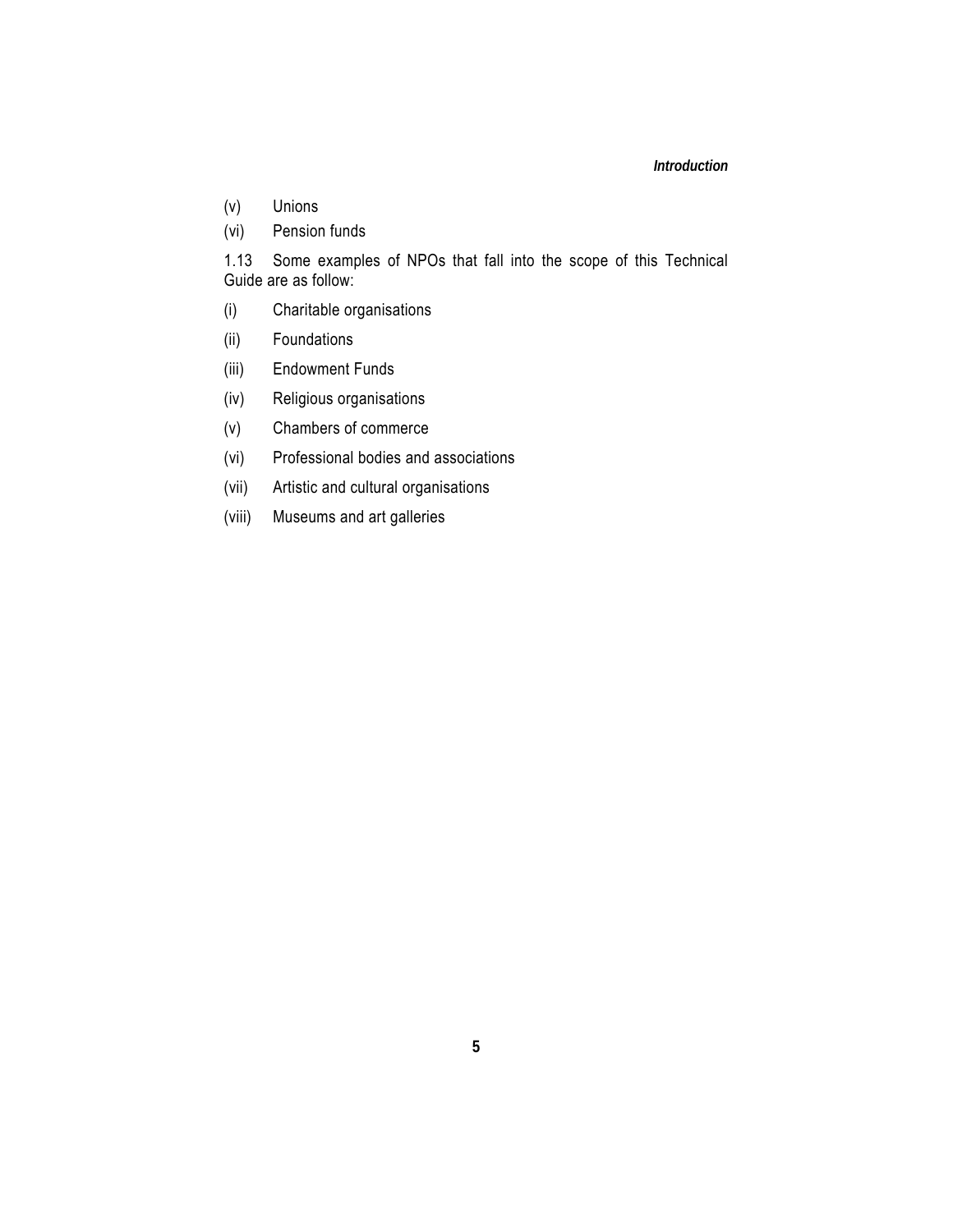(v) Unions

(vi) Pension funds

1.13 Some examples of NPOs that fall into the scope of this Technical Guide are as follow:

(i) Charitable organisations

(ii) Foundations

(iii) Endowment Funds

(iv) Religious organisations

(v) Chambers of commerce

(vi) Professional bodies and associations

(vii) Artistic and cultural organisations

(viii) Museums and art galleries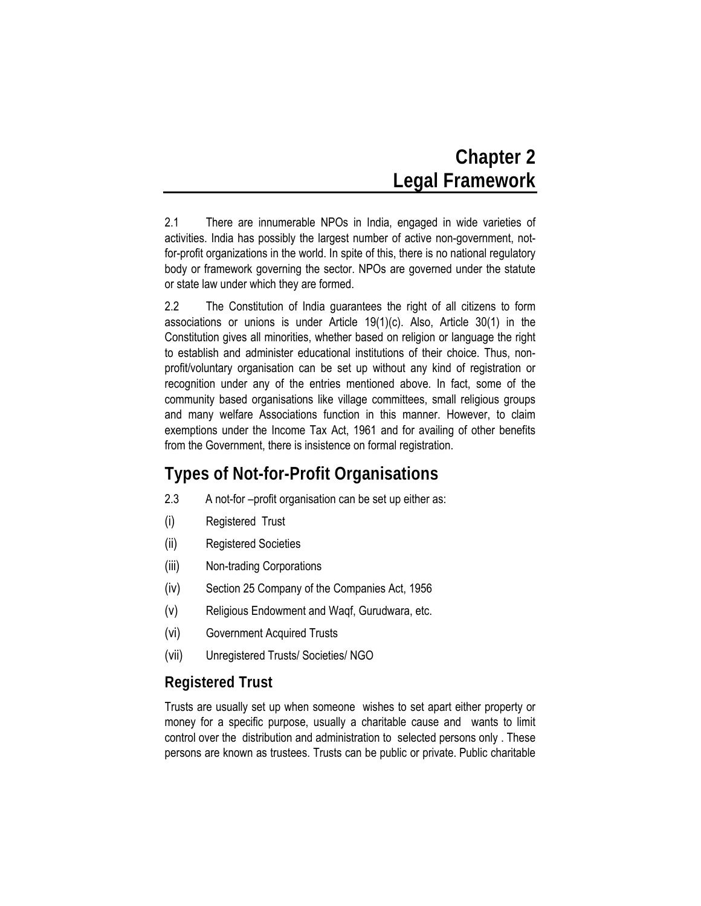# Chapter 2
# Legal Framework

2.1 There are innumerable NPOs in India, engaged in wide varieties of activities. India has possibly the largest number of active non-government, not-for-profit organizations in the world. In spite of this, there is no national regulatory body or framework governing the sector. NPOs are governed under the statute or state law under which they are formed.

2.2 The Constitution of India guarantees the right of all citizens to form associations or unions is under Article 19(1)(c). Also, Article 30(1) in the Constitution gives all minorities, whether based on religion or language the right to establish and administer educational institutions of their choice. Thus, non-profit/voluntary organisation can be set up without any kind of registration or recognition under any of the entries mentioned above. In fact, some of the community based organisations like village committees, small religious groups and many welfare Associations function in this manner. However, to claim exemptions under the Income Tax Act, 1961 and for availing of other benefits from the Government, there is insistence on formal registration.

## Types of Not-for-Profit Organisations

2.3 A not-for –profit organisation can be set up either as:

(i) Registered Trust

(ii) Registered Societies

(iii) Non-trading Corporations

(iv) Section 25 Company of the Companies Act, 1956

(v) Religious Endowment and Waqf, Gurudwara, etc.

(vi) Government Acquired Trusts

(vii) Unregistered Trusts/ Societies/ NGO

### Registered Trust

Trusts are usually set up when someone wishes to set apart either property or money for a specific purpose, usually a charitable cause and wants to limit control over the distribution and administration to selected persons only . These persons are known as trustees. Trusts can be public or private. Public charitable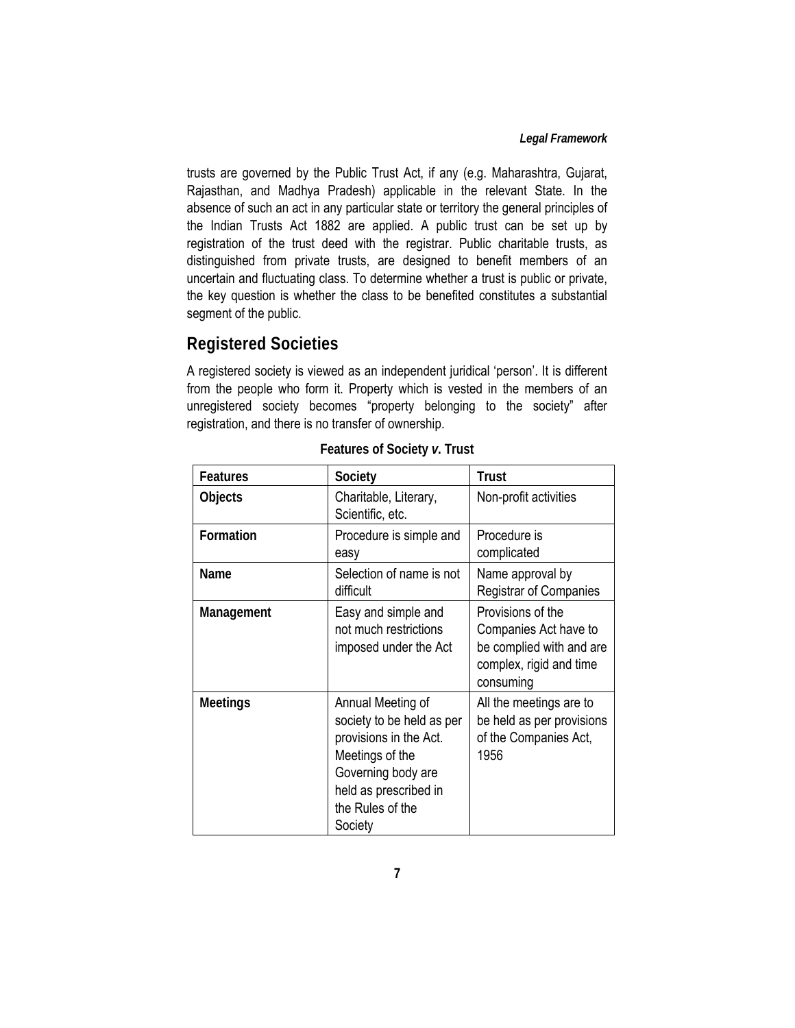trusts are governed by the Public Trust Act, if any (e.g. Maharashtra, Gujarat, Rajasthan, and Madhya Pradesh) applicable in the relevant State. In the absence of such an act in any particular state or territory the general principles of the Indian Trusts Act 1882 are applied. A public trust can be set up by registration of the trust deed with the registrar. Public charitable trusts, as distinguished from private trusts, are designed to benefit members of an uncertain and fluctuating class. To determine whether a trust is public or private, the key question is whether the class to be benefited constitutes a substantial segment of the public.

## Registered Societies

A registered society is viewed as an independent juridical 'person'. It is different from the people who form it. Property which is vested in the members of an unregistered society becomes "property belonging to the society" after registration, and there is no transfer of ownership.

**Features of Society *v.* Trust**

| Features | Society | Trust |
| --- | --- | --- |
| **Objects** | Charitable, Literary, Scientific, etc. | Non-profit activities |
| **Formation** | Procedure is simple and easy | Procedure is complicated |
| **Name** | Selection of name is not difficult | Name approval by Registrar of Companies |
| **Management** | Easy and simple and not much restrictions imposed under the Act | Provisions of the Companies Act have to be complied with and are complex, rigid and time consuming |
| **Meetings** | Annual Meeting of society to be held as per provisions in the Act. Meetings of the Governing body are held as prescribed in the Rules of the Society | All the meetings are to be held as per provisions of the Companies Act, 1956 |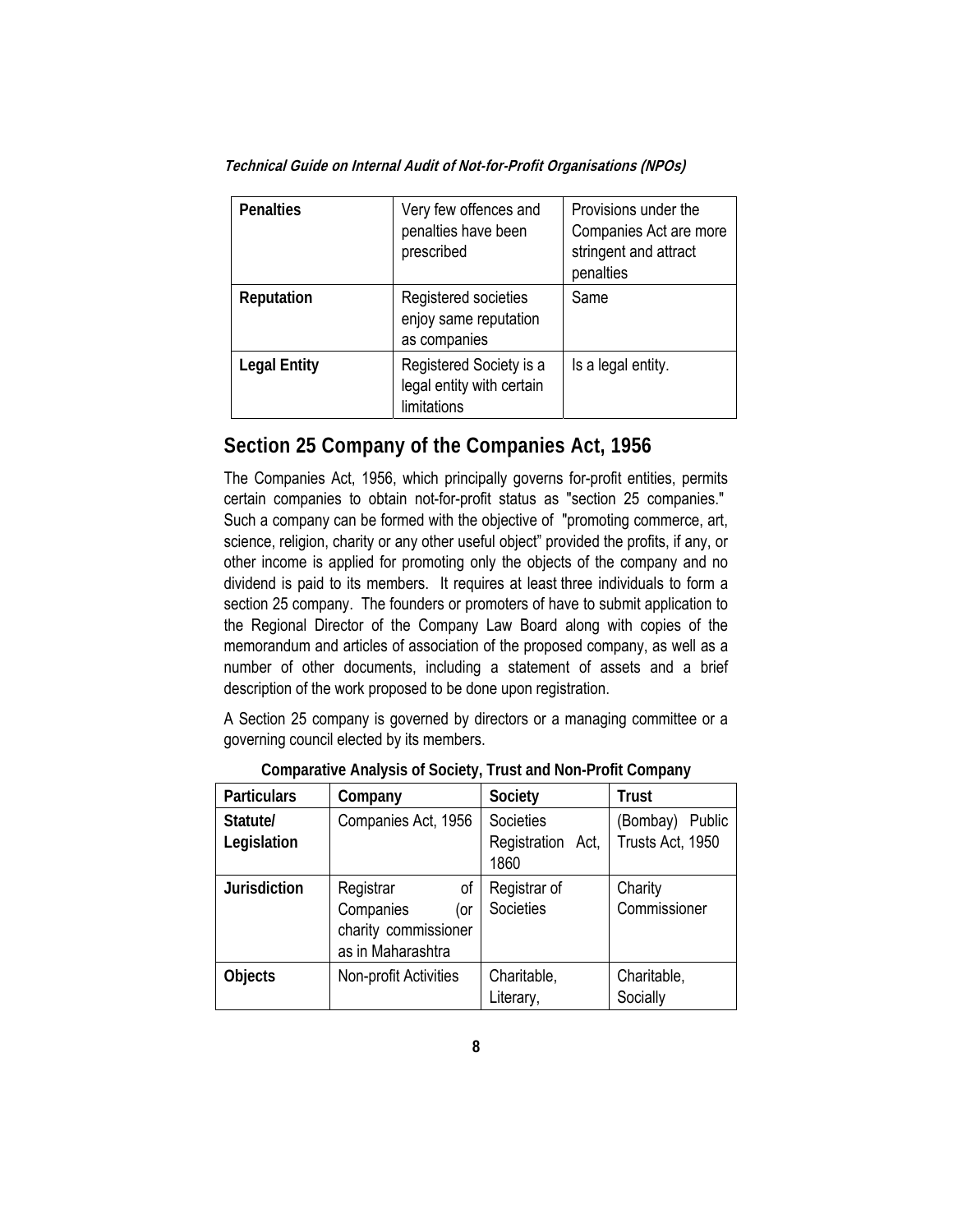| Penalties | Very few offences and penalties have been prescribed | Provisions under the Companies Act are more stringent and attract penalties |
|---|---|---|
| Reputation | Registered societies enjoy same reputation as companies | Same |
| Legal Entity | Registered Society is a legal entity with certain limitations | Is a legal entity. |

## Section 25 Company of the Companies Act, 1956

The Companies Act, 1956, which principally governs for-profit entities, permits certain companies to obtain not-for-profit status as "section 25 companies." Such a company can be formed with the objective of "promoting commerce, art, science, religion, charity or any other useful object" provided the profits, if any, or other income is applied for promoting only the objects of the company and no dividend is paid to its members. It requires at least three individuals to form a section 25 company. The founders or promoters of have to submit application to the Regional Director of the Company Law Board along with copies of the memorandum and articles of association of the proposed company, as well as a number of other documents, including a statement of assets and a brief description of the work proposed to be done upon registration.

A Section 25 company is governed by directors or a managing committee or a governing council elected by its members.

**Comparative Analysis of Society, Trust and Non-Profit Company**

| Particulars | Company | Society | Trust |
|---|---|---|---|
| Statute/ Legislation | Companies Act, 1956 | Societies Registration Act, 1860 | (Bombay) Public Trusts Act, 1950 |
| Jurisdiction | Registrar of Companies (or charity commissioner as in Maharashtra | Registrar of Societies | Charity Commissioner |
| Objects | Non-profit Activities | Charitable, Literary, | Charitable, Socially |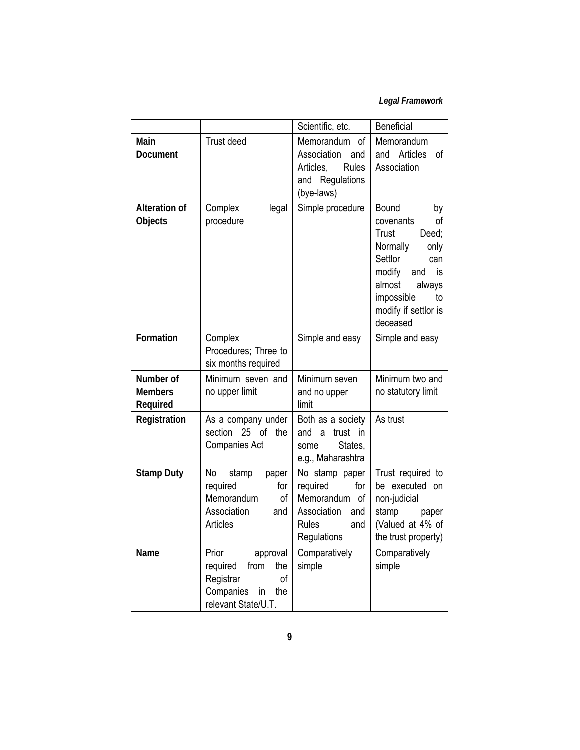| | | Scientific, etc. | Beneficial |
|---|---|---|---|
| **Main Document** | Trust deed | Memorandum of Association and Articles, Rules and Regulations (bye-laws) | Memorandum and Articles of Association |
| **Alteration of Objects** | Complex legal procedure | Simple procedure | Bound by covenants of Trust Deed; Normally only Settlor can modify and is almost always impossible to modify if settlor is deceased |
| **Formation** | Complex Procedures; Three to six months required | Simple and easy | Simple and easy |
| **Number of Members Required** | Minimum seven and no upper limit | Minimum seven and no upper limit | Minimum two and no statutory limit |
| **Registration** | As a company under section 25 of the Companies Act | Both as a society and a trust in some States, e.g., Maharashtra | As trust |
| **Stamp Duty** | No stamp paper required for Memorandum of Association and Articles | No stamp paper required for Memorandum of Association and Rules and Regulations | Trust required to be executed on non-judicial stamp paper (Valued at 4% of the trust property) |
| **Name** | Prior approval required from the Registrar of Companies in the relevant State/U.T. | Comparatively simple | Comparatively simple |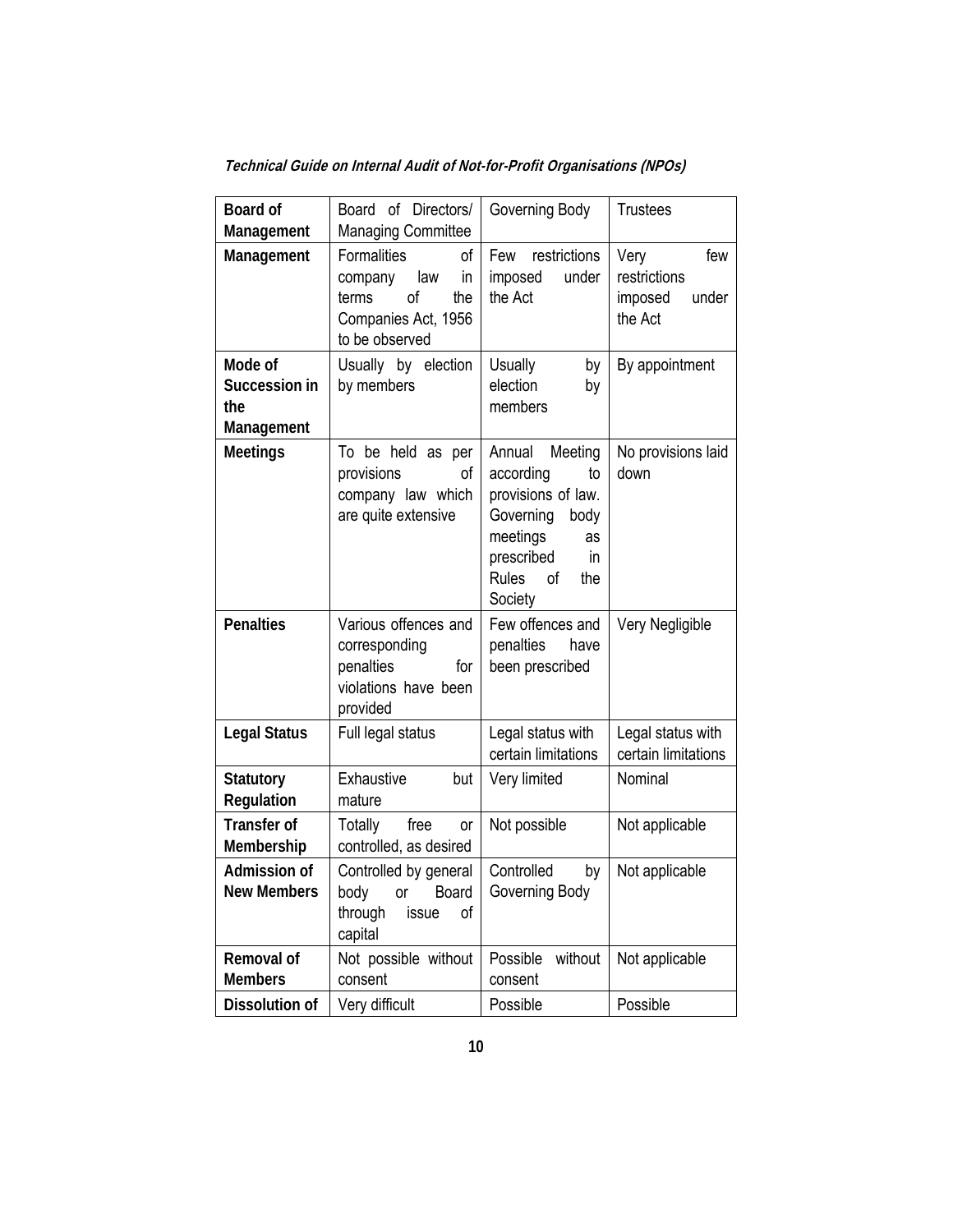| **Board of Management** | Board of Directors/ Managing Committee | Governing Body | Trustees |
|---|---|---|---|
| **Management** | Formalities of company law in terms of the Companies Act, 1956 to be observed | Few restrictions imposed under the Act | Very few restrictions imposed under the Act |
| **Mode of Succession in the Management** | Usually by election by members | Usually by election by members | By appointment |
| **Meetings** | To be held as per provisions of company law which are quite extensive | Annual Meeting according to provisions of law. Governing body meetings as prescribed in Rules of the Society | No provisions laid down |
| **Penalties** | Various offences and corresponding penalties for violations have been provided | Few offences and penalties have been prescribed | Very Negligible |
| **Legal Status** | Full legal status | Legal status with certain limitations | Legal status with certain limitations |
| **Statutory Regulation** | Exhaustive but mature | Very limited | Nominal |
| **Transfer of Membership** | Totally free or controlled, as desired | Not possible | Not applicable |
| **Admission of New Members** | Controlled by general body or Board through issue of capital | Controlled by Governing Body | Not applicable |
| **Removal of Members** | Not possible without consent | Possible without consent | Not applicable |
| **Dissolution of** | Very difficult | Possible | Possible |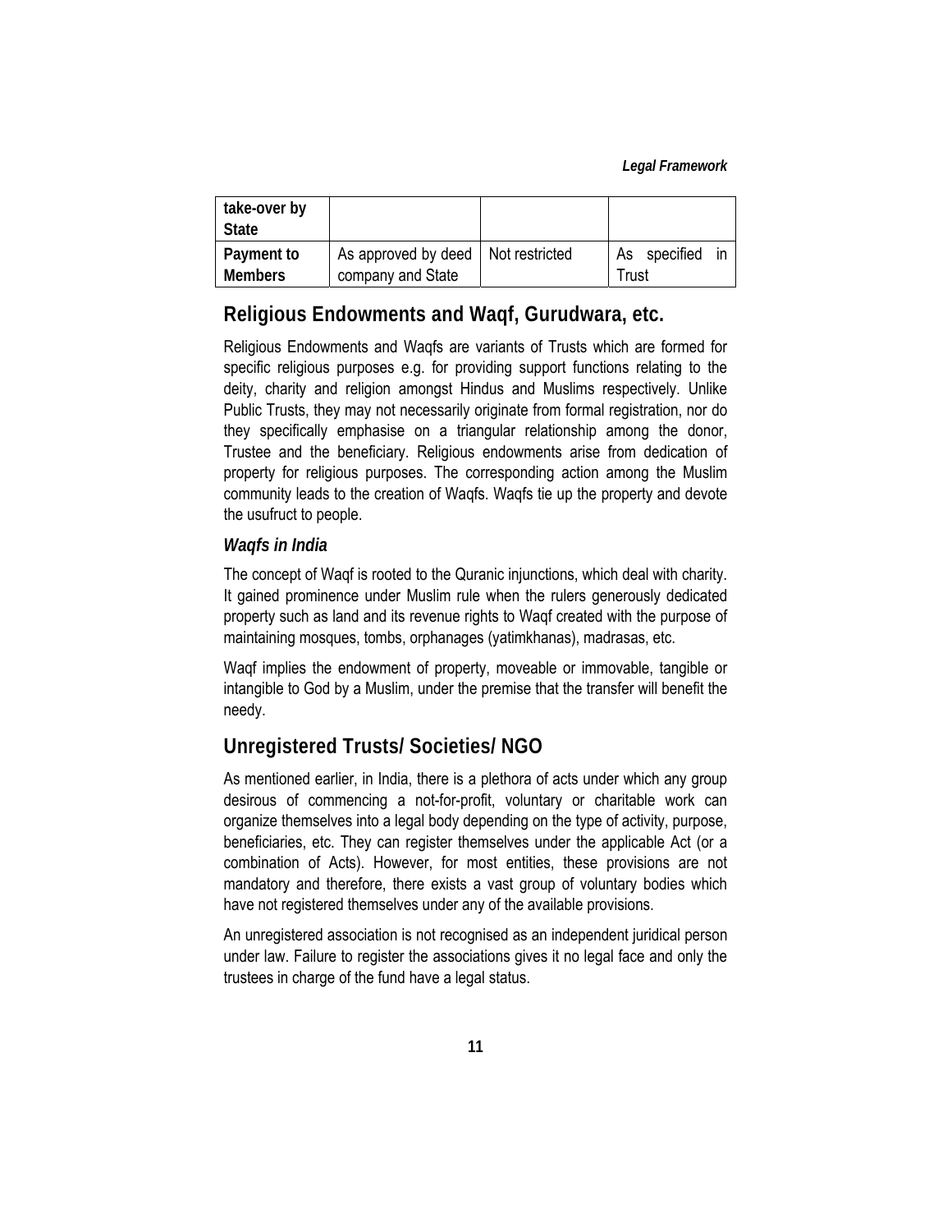| take-over by State | | | |
|---|---|---|---|
| **Payment to Members** | As approved by deed company and State | Not restricted | As specified in Trust |

## Religious Endowments and Waqf, Gurudwara, etc.

Religious Endowments and Waqfs are variants of Trusts which are formed for specific religious purposes e.g. for providing support functions relating to the deity, charity and religion amongst Hindus and Muslims respectively. Unlike Public Trusts, they may not necessarily originate from formal registration, nor do they specifically emphasise on a triangular relationship among the donor, Trustee and the beneficiary. Religious endowments arise from dedication of property for religious purposes. The corresponding action among the Muslim community leads to the creation of Waqfs. Waqfs tie up the property and devote the usufruct to people.

### *Waqfs in India*

The concept of Waqf is rooted to the Quranic injunctions, which deal with charity. It gained prominence under Muslim rule when the rulers generously dedicated property such as land and its revenue rights to Waqf created with the purpose of maintaining mosques, tombs, orphanages (yatimkhanas), madrasas, etc.

Waqf implies the endowment of property, moveable or immovable, tangible or intangible to God by a Muslim, under the premise that the transfer will benefit the needy.

## Unregistered Trusts/ Societies/ NGO

As mentioned earlier, in India, there is a plethora of acts under which any group desirous of commencing a not-for-profit, voluntary or charitable work can organize themselves into a legal body depending on the type of activity, purpose, beneficiaries, etc. They can register themselves under the applicable Act (or a combination of Acts). However, for most entities, these provisions are not mandatory and therefore, there exists a vast group of voluntary bodies which have not registered themselves under any of the available provisions.

An unregistered association is not recognised as an independent juridical person under law. Failure to register the associations gives it no legal face and only the trustees in charge of the fund have a legal status.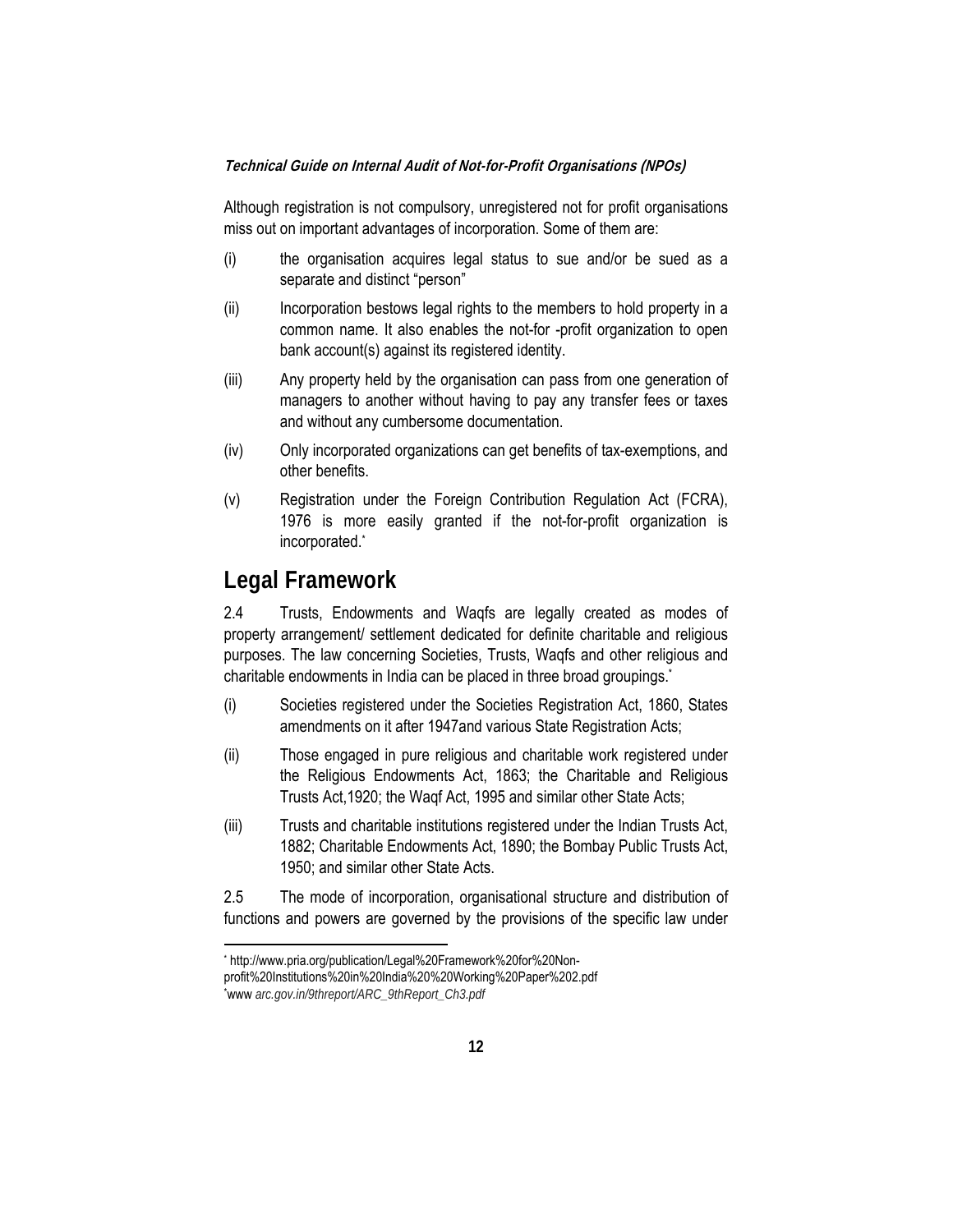Although registration is not compulsory, unregistered not for profit organisations miss out on important advantages of incorporation. Some of them are:

(i) the organisation acquires legal status to sue and/or be sued as a separate and distinct "person"

(ii) Incorporation bestows legal rights to the members to hold property in a common name. It also enables the not-for -profit organization to open bank account(s) against its registered identity.

(iii) Any property held by the organisation can pass from one generation of managers to another without having to pay any transfer fees or taxes and without any cumbersome documentation.

(iv) Only incorporated organizations can get benefits of tax-exemptions, and other benefits.

(v) Registration under the Foreign Contribution Regulation Act (FCRA), 1976 is more easily granted if the not-for-profit organization is incorporated.*

## Legal Framework

2.4 Trusts, Endowments and Waqfs are legally created as modes of property arrangement/ settlement dedicated for definite charitable and religious purposes. The law concerning Societies, Trusts, Waqfs and other religious and charitable endowments in India can be placed in three broad groupings.*

(i) Societies registered under the Societies Registration Act, 1860, States amendments on it after 1947and various State Registration Acts;

(ii) Those engaged in pure religious and charitable work registered under the Religious Endowments Act, 1863; the Charitable and Religious Trusts Act,1920; the Waqf Act, 1995 and similar other State Acts;

(iii) Trusts and charitable institutions registered under the Indian Trusts Act, 1882; Charitable Endowments Act, 1890; the Bombay Public Trusts Act, 1950; and similar other State Acts.

2.5 The mode of incorporation, organisational structure and distribution of functions and powers are governed by the provisions of the specific law under

---

* http://www.pria.org/publication/Legal%20Framework%20for%20Non-profit%20Institutions%20in%20India%20%20Working%20Paper%202.pdf

*www *arc.gov.in/9threport/ARC_9thReport_Ch3.pdf*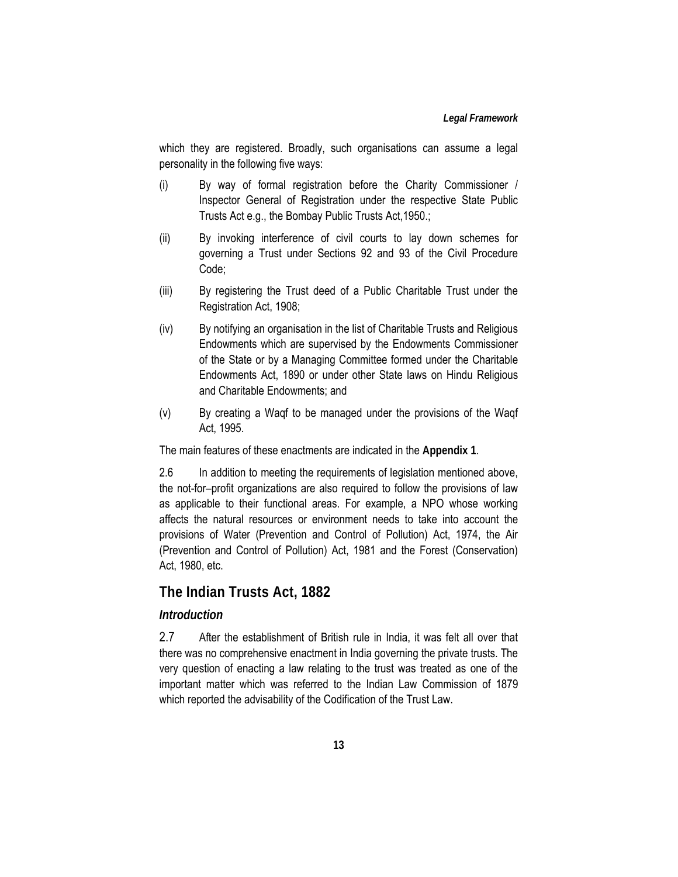which they are registered. Broadly, such organisations can assume a legal personality in the following five ways:

(i) By way of formal registration before the Charity Commissioner / Inspector General of Registration under the respective State Public Trusts Act e.g., the Bombay Public Trusts Act,1950.;

(ii) By invoking interference of civil courts to lay down schemes for governing a Trust under Sections 92 and 93 of the Civil Procedure Code;

(iii) By registering the Trust deed of a Public Charitable Trust under the Registration Act, 1908;

(iv) By notifying an organisation in the list of Charitable Trusts and Religious Endowments which are supervised by the Endowments Commissioner of the State or by a Managing Committee formed under the Charitable Endowments Act, 1890 or under other State laws on Hindu Religious and Charitable Endowments; and

(v) By creating a Waqf to be managed under the provisions of the Waqf Act, 1995.

The main features of these enactments are indicated in the **Appendix 1**.

2.6 In addition to meeting the requirements of legislation mentioned above, the not-for–profit organizations are also required to follow the provisions of law as applicable to their functional areas. For example, a NPO whose working affects the natural resources or environment needs to take into account the provisions of Water (Prevention and Control of Pollution) Act, 1974, the Air (Prevention and Control of Pollution) Act, 1981 and the Forest (Conservation) Act, 1980, etc.

## The Indian Trusts Act, 1882

### *Introduction*

2.7 After the establishment of British rule in India, it was felt all over that there was no comprehensive enactment in India governing the private trusts. The very question of enacting a law relating to the trust was treated as one of the important matter which was referred to the Indian Law Commission of 1879 which reported the advisability of the Codification of the Trust Law.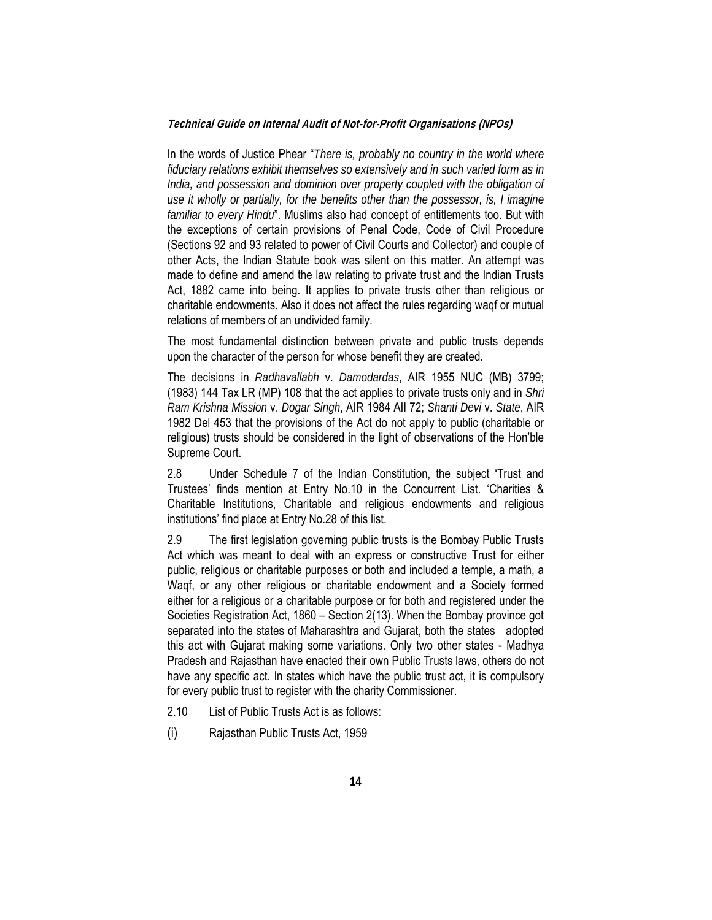In the words of Justice Phear "*There is, probably no country in the world where fiduciary relations exhibit themselves so extensively and in such varied form as in India, and possession and dominion over property coupled with the obligation of use it wholly or partially, for the benefits other than the possessor, is, I imagine familiar to every Hindu*". Muslims also had concept of entitlements too. But with the exceptions of certain provisions of Penal Code, Code of Civil Procedure (Sections 92 and 93 related to power of Civil Courts and Collector) and couple of other Acts, the Indian Statute book was silent on this matter. An attempt was made to define and amend the law relating to private trust and the Indian Trusts Act, 1882 came into being. It applies to private trusts other than religious or charitable endowments. Also it does not affect the rules regarding waqf or mutual relations of members of an undivided family.

The most fundamental distinction between private and public trusts depends upon the character of the person for whose benefit they are created.

The decisions in *Radhavallabh* v. *Damodardas*, AIR 1955 NUC (MB) 3799; (1983) 144 Tax LR (MP) 108 that the act applies to private trusts only and in *Shri Ram Krishna Mission* v. *Dogar Singh*, AIR 1984 All 72; *Shanti Devi* v. *State*, AIR 1982 Del 453 that the provisions of the Act do not apply to public (charitable or religious) trusts should be considered in the light of observations of the Hon'ble Supreme Court.

2.8 Under Schedule 7 of the Indian Constitution, the subject 'Trust and Trustees' finds mention at Entry No.10 in the Concurrent List. 'Charities & Charitable Institutions, Charitable and religious endowments and religious institutions' find place at Entry No.28 of this list.

2.9 The first legislation governing public trusts is the Bombay Public Trusts Act which was meant to deal with an express or constructive Trust for either public, religious or charitable purposes or both and included a temple, a math, a Waqf, or any other religious or charitable endowment and a Society formed either for a religious or a charitable purpose or for both and registered under the Societies Registration Act, 1860 – Section 2(13). When the Bombay province got separated into the states of Maharashtra and Gujarat, both the states adopted this act with Gujarat making some variations. Only two other states - Madhya Pradesh and Rajasthan have enacted their own Public Trusts laws, others do not have any specific act. In states which have the public trust act, it is compulsory for every public trust to register with the charity Commissioner.

2.10 List of Public Trusts Act is as follows:

(i) Rajasthan Public Trusts Act, 1959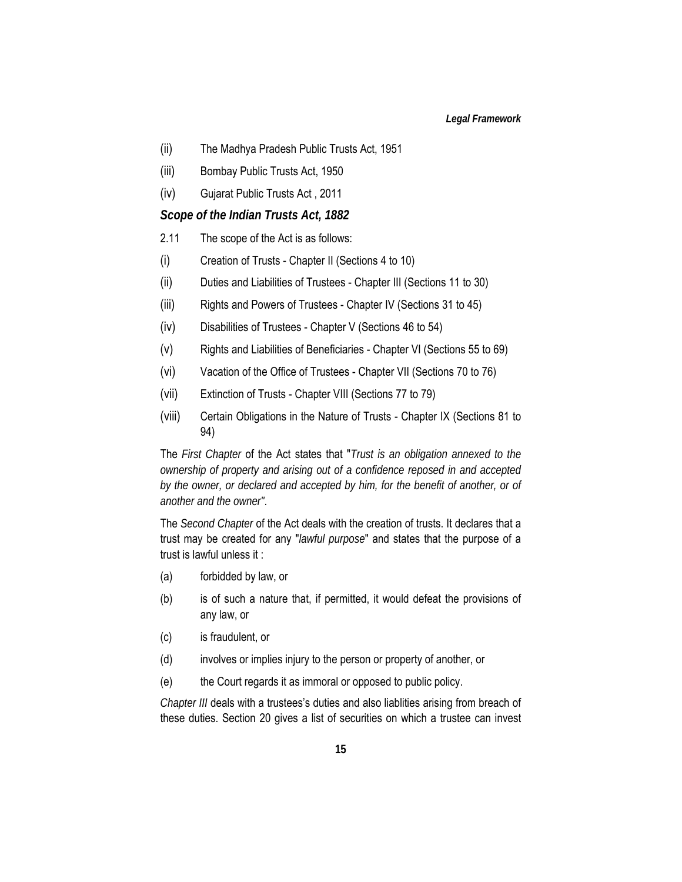(ii) The Madhya Pradesh Public Trusts Act, 1951

(iii) Bombay Public Trusts Act, 1950

(iv) Gujarat Public Trusts Act , 2011

### *Scope of the Indian Trusts Act, 1882*

2.11 The scope of the Act is as follows:

(i) Creation of Trusts - Chapter II (Sections 4 to 10)

(ii) Duties and Liabilities of Trustees - Chapter III (Sections 11 to 30)

(iii) Rights and Powers of Trustees - Chapter IV (Sections 31 to 45)

(iv) Disabilities of Trustees - Chapter V (Sections 46 to 54)

(v) Rights and Liabilities of Beneficiaries - Chapter VI (Sections 55 to 69)

(vi) Vacation of the Office of Trustees - Chapter VII (Sections 70 to 76)

(vii) Extinction of Trusts - Chapter VIII (Sections 77 to 79)

(viii) Certain Obligations in the Nature of Trusts - Chapter IX (Sections 81 to 94)

The *First Chapter* of the Act states that "*Trust is an obligation annexed to the ownership of property and arising out of a confidence reposed in and accepted by the owner, or declared and accepted by him, for the benefit of another, or of another and the owner"*.

The *Second Chapter* of the Act deals with the creation of trusts. It declares that a trust may be created for any "*lawful purpose*" and states that the purpose of a trust is lawful unless it :

(a) forbidded by law, or

(b) is of such a nature that, if permitted, it would defeat the provisions of any law, or

(c) is fraudulent, or

(d) involves or implies injury to the person or property of another, or

(e) the Court regards it as immoral or opposed to public policy.

*Chapter III* deals with a trustees's duties and also liablities arising from breach of these duties. Section 20 gives a list of securities on which a trustee can invest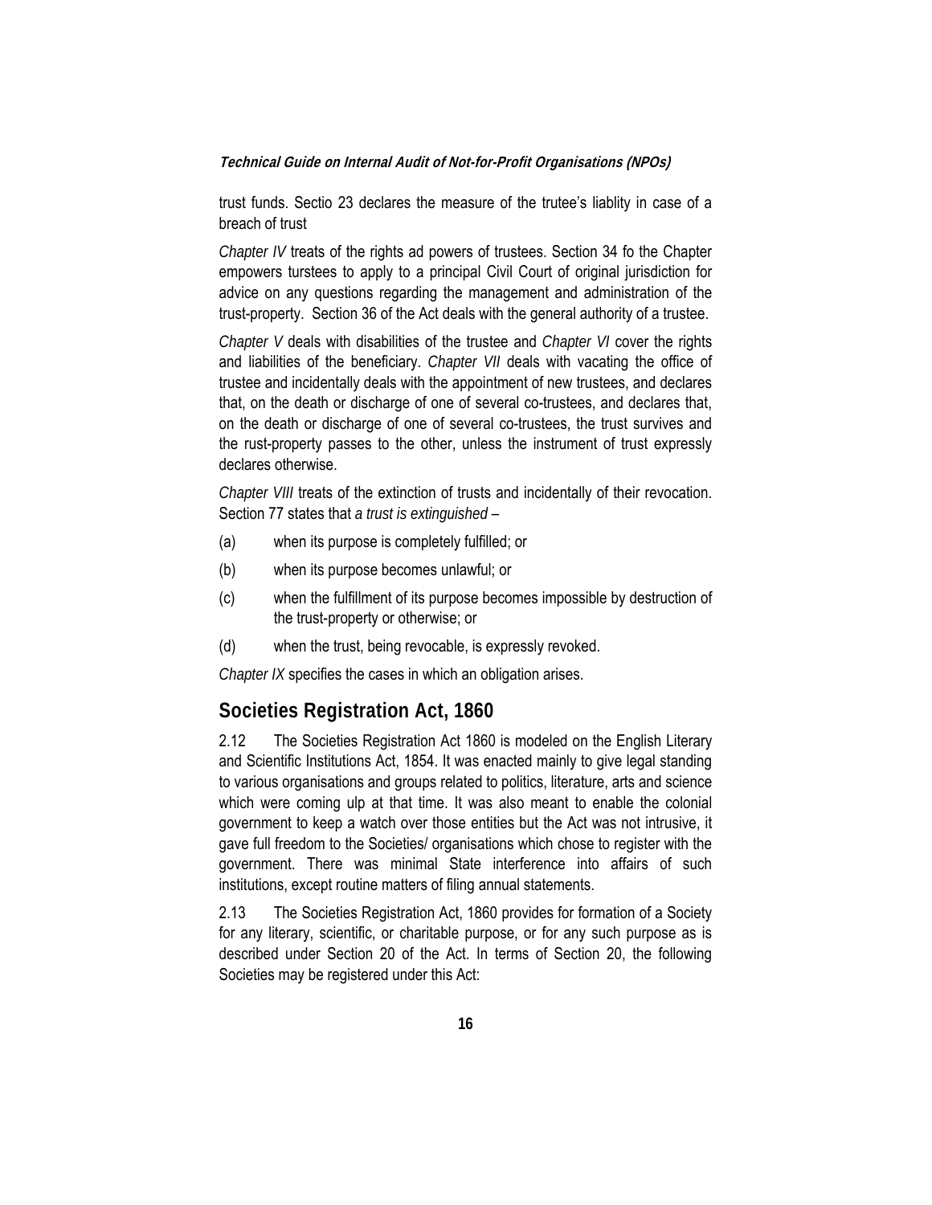trust funds. Sectio 23 declares the measure of the trutee's liablity in case of a breach of trust

*Chapter IV* treats of the rights ad powers of trustees. Section 34 fo the Chapter empowers turstees to apply to a principal Civil Court of original jurisdiction for advice on any questions regarding the management and administration of the trust-property. Section 36 of the Act deals with the general authority of a trustee.

*Chapter V* deals with disabilities of the trustee and *Chapter VI* cover the rights and liabilities of the beneficiary. *Chapter VII* deals with vacating the office of trustee and incidentally deals with the appointment of new trustees, and declares that, on the death or discharge of one of several co-trustees, and declares that, on the death or discharge of one of several co-trustees, the trust survives and the rust-property passes to the other, unless the instrument of trust expressly declares otherwise.

*Chapter VIII* treats of the extinction of trusts and incidentally of their revocation. Section 77 states that *a trust is extinguished* –

(a) when its purpose is completely fulfilled; or

(b) when its purpose becomes unlawful; or

(c) when the fulfillment of its purpose becomes impossible by destruction of the trust-property or otherwise; or

(d) when the trust, being revocable, is expressly revoked.

*Chapter IX* specifies the cases in which an obligation arises.

## Societies Registration Act, 1860

2.12 The Societies Registration Act 1860 is modeled on the English Literary and Scientific Institutions Act, 1854. It was enacted mainly to give legal standing to various organisations and groups related to politics, literature, arts and science which were coming ulp at that time. It was also meant to enable the colonial government to keep a watch over those entities but the Act was not intrusive, it gave full freedom to the Societies/ organisations which chose to register with the government. There was minimal State interference into affairs of such institutions, except routine matters of filing annual statements.

2.13 The Societies Registration Act, 1860 provides for formation of a Society for any literary, scientific, or charitable purpose, or for any such purpose as is described under Section 20 of the Act. In terms of Section 20, the following Societies may be registered under this Act: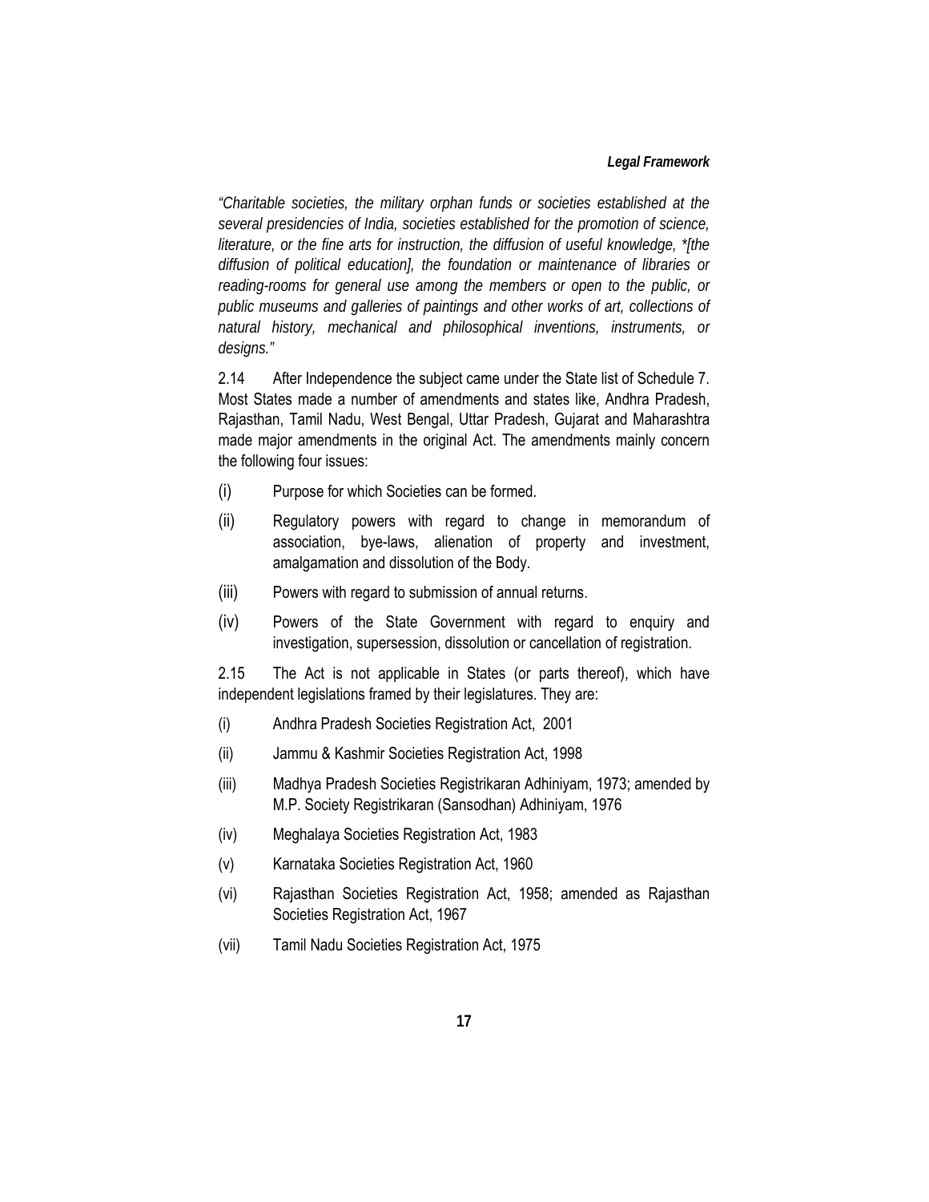*"Charitable societies, the military orphan funds or societies established at the several presidencies of India, societies established for the promotion of science, literature, or the fine arts for instruction, the diffusion of useful knowledge, *[the diffusion of political education], the foundation or maintenance of libraries or reading-rooms for general use among the members or open to the public, or public museums and galleries of paintings and other works of art, collections of natural history, mechanical and philosophical inventions, instruments, or designs."*

2.14 After Independence the subject came under the State list of Schedule 7. Most States made a number of amendments and states like, Andhra Pradesh, Rajasthan, Tamil Nadu, West Bengal, Uttar Pradesh, Gujarat and Maharashtra made major amendments in the original Act. The amendments mainly concern the following four issues:

(i) Purpose for which Societies can be formed.

(ii) Regulatory powers with regard to change in memorandum of association, bye-laws, alienation of property and investment, amalgamation and dissolution of the Body.

(iii) Powers with regard to submission of annual returns.

(iv) Powers of the State Government with regard to enquiry and investigation, supersession, dissolution or cancellation of registration.

2.15 The Act is not applicable in States (or parts thereof), which have independent legislations framed by their legislatures. They are:

(i) Andhra Pradesh Societies Registration Act, 2001

(ii) Jammu & Kashmir Societies Registration Act, 1998

(iii) Madhya Pradesh Societies Registrikaran Adhiniyam, 1973; amended by M.P. Society Registrikaran (Sansodhan) Adhiniyam, 1976

(iv) Meghalaya Societies Registration Act, 1983

(v) Karnataka Societies Registration Act, 1960

(vi) Rajasthan Societies Registration Act, 1958; amended as Rajasthan Societies Registration Act, 1967

(vii) Tamil Nadu Societies Registration Act, 1975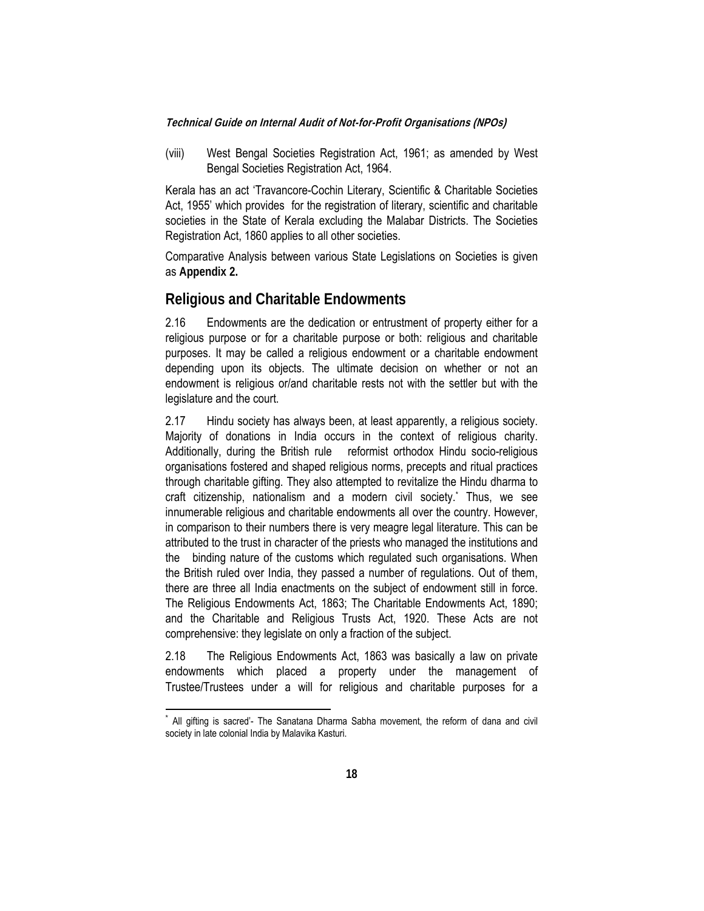(viii) West Bengal Societies Registration Act, 1961; as amended by West Bengal Societies Registration Act, 1964.

Kerala has an act 'Travancore-Cochin Literary, Scientific & Charitable Societies Act, 1955' which provides for the registration of literary, scientific and charitable societies in the State of Kerala excluding the Malabar Districts. The Societies Registration Act, 1860 applies to all other societies.

Comparative Analysis between various State Legislations on Societies is given as **Appendix 2.**

## Religious and Charitable Endowments

2.16 Endowments are the dedication or entrustment of property either for a religious purpose or for a charitable purpose or both: religious and charitable purposes. It may be called a religious endowment or a charitable endowment depending upon its objects. The ultimate decision on whether or not an endowment is religious or/and charitable rests not with the settler but with the legislature and the court.

2.17 Hindu society has always been, at least apparently, a religious society. Majority of donations in India occurs in the context of religious charity. Additionally, during the British rule reformist orthodox Hindu socio-religious organisations fostered and shaped religious norms, precepts and ritual practices through charitable gifting. They also attempted to revitalize the Hindu dharma to craft citizenship, nationalism and a modern civil society.* Thus, we see innumerable religious and charitable endowments all over the country. However, in comparison to their numbers there is very meagre legal literature. This can be attributed to the trust in character of the priests who managed the institutions and the binding nature of the customs which regulated such organisations. When the British ruled over India, they passed a number of regulations. Out of them, there are three all India enactments on the subject of endowment still in force. The Religious Endowments Act, 1863; The Charitable Endowments Act, 1890; and the Charitable and Religious Trusts Act, 1920. These Acts are not comprehensive: they legislate on only a fraction of the subject.

2.18 The Religious Endowments Act, 1863 was basically a law on private endowments which placed a property under the management of Trustee/Trustees under a will for religious and charitable purposes for a

---

* All gifting is sacred'- The Sanatana Dharma Sabha movement, the reform of dana and civil society in late colonial India by Malavika Kasturi.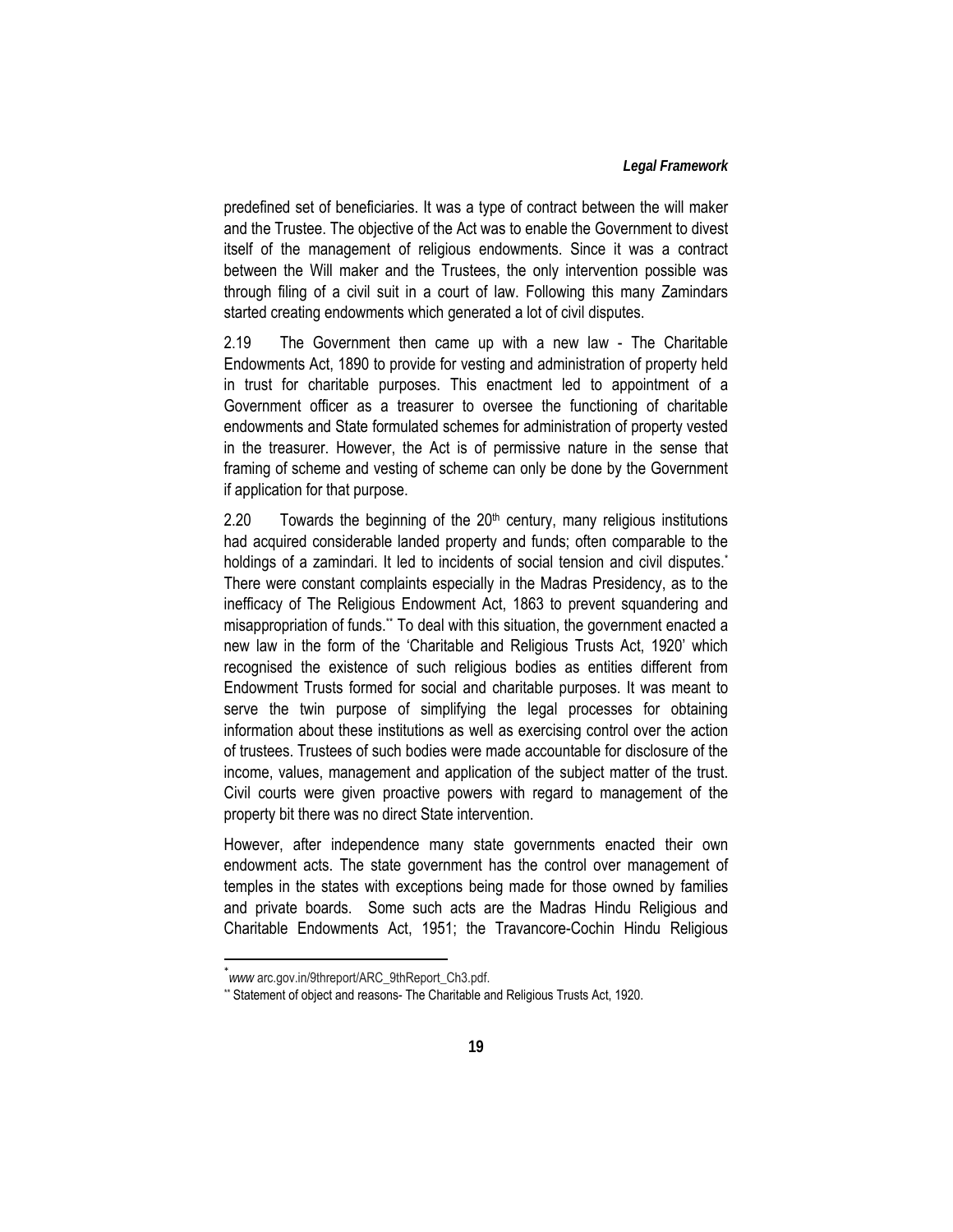predefined set of beneficiaries. It was a type of contract between the will maker and the Trustee. The objective of the Act was to enable the Government to divest itself of the management of religious endowments. Since it was a contract between the Will maker and the Trustees, the only intervention possible was through filing of a civil suit in a court of law. Following this many Zamindars started creating endowments which generated a lot of civil disputes.

2.19 The Government then came up with a new law - The Charitable Endowments Act, 1890 to provide for vesting and administration of property held in trust for charitable purposes. This enactment led to appointment of a Government officer as a treasurer to oversee the functioning of charitable endowments and State formulated schemes for administration of property vested in the treasurer. However, the Act is of permissive nature in the sense that framing of scheme and vesting of scheme can only be done by the Government if application for that purpose.

2.20 Towards the beginning of the 20th century, many religious institutions had acquired considerable landed property and funds; often comparable to the holdings of a zamindari. It led to incidents of social tension and civil disputes.[*] There were constant complaints especially in the Madras Presidency, as to the inefficacy of The Religious Endowment Act, 1863 to prevent squandering and misappropriation of funds.[**] To deal with this situation, the government enacted a new law in the form of the 'Charitable and Religious Trusts Act, 1920' which recognised the existence of such religious bodies as entities different from Endowment Trusts formed for social and charitable purposes. It was meant to serve the twin purpose of simplifying the legal processes for obtaining information about these institutions as well as exercising control over the action of trustees. Trustees of such bodies were made accountable for disclosure of the income, values, management and application of the subject matter of the trust. Civil courts were given proactive powers with regard to management of the property bit there was no direct State intervention.

However, after independence many state governments enacted their own endowment acts. The state government has the control over management of temples in the states with exceptions being made for those owned by families and private boards. Some such acts are the Madras Hindu Religious and Charitable Endowments Act, 1951; the Travancore-Cochin Hindu Religious

---

[*] *www* arc.gov.in/9threport/ARC_9thReport_Ch3.pdf.

[**] Statement of object and reasons- The Charitable and Religious Trusts Act, 1920.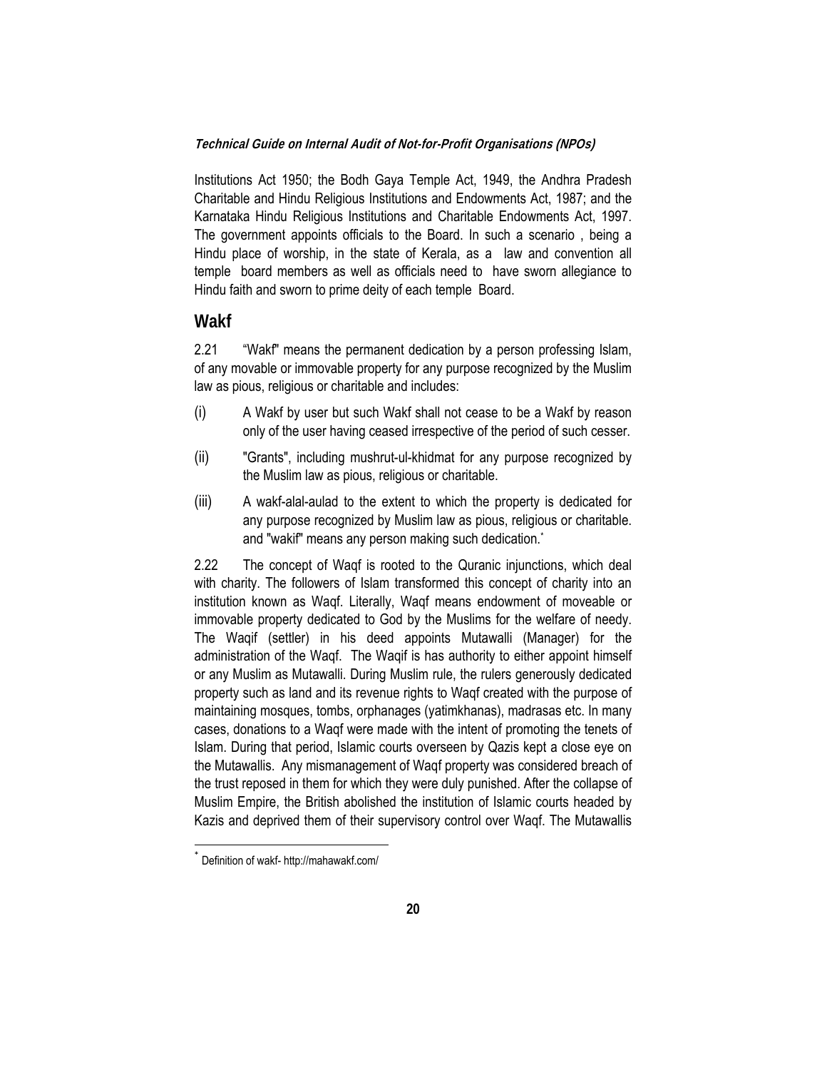Institutions Act 1950; the Bodh Gaya Temple Act, 1949, the Andhra Pradesh Charitable and Hindu Religious Institutions and Endowments Act, 1987; and the Karnataka Hindu Religious Institutions and Charitable Endowments Act, 1997. The government appoints officials to the Board. In such a scenario , being a Hindu place of worship, in the state of Kerala, as a law and convention all temple board members as well as officials need to have sworn allegiance to Hindu faith and sworn to prime deity of each temple Board.

## Wakf

2.21 "Wakf" means the permanent dedication by a person professing Islam, of any movable or immovable property for any purpose recognized by the Muslim law as pious, religious or charitable and includes:

(i) A Wakf by user but such Wakf shall not cease to be a Wakf by reason only of the user having ceased irrespective of the period of such cesser.

(ii) "Grants", including mushrut-ul-khidmat for any purpose recognized by the Muslim law as pious, religious or charitable.

(iii) A wakf-alal-aulad to the extent to which the property is dedicated for any purpose recognized by Muslim law as pious, religious or charitable. and "wakif" means any person making such dedication.*

2.22 The concept of Waqf is rooted to the Quranic injunctions, which deal with charity. The followers of Islam transformed this concept of charity into an institution known as Waqf. Literally, Waqf means endowment of moveable or immovable property dedicated to God by the Muslims for the welfare of needy. The Waqif (settler) in his deed appoints Mutawalli (Manager) for the administration of the Waqf. The Waqif is has authority to either appoint himself or any Muslim as Mutawalli. During Muslim rule, the rulers generously dedicated property such as land and its revenue rights to Waqf created with the purpose of maintaining mosques, tombs, orphanages (yatimkhanas), madrasas etc. In many cases, donations to a Waqf were made with the intent of promoting the tenets of Islam. During that period, Islamic courts overseen by Qazis kept a close eye on the Mutawallis. Any mismanagement of Waqf property was considered breach of the trust reposed in them for which they were duly punished. After the collapse of Muslim Empire, the British abolished the institution of Islamic courts headed by Kazis and deprived them of their supervisory control over Waqf. The Mutawallis

---

* Definition of wakf- http://mahawakf.com/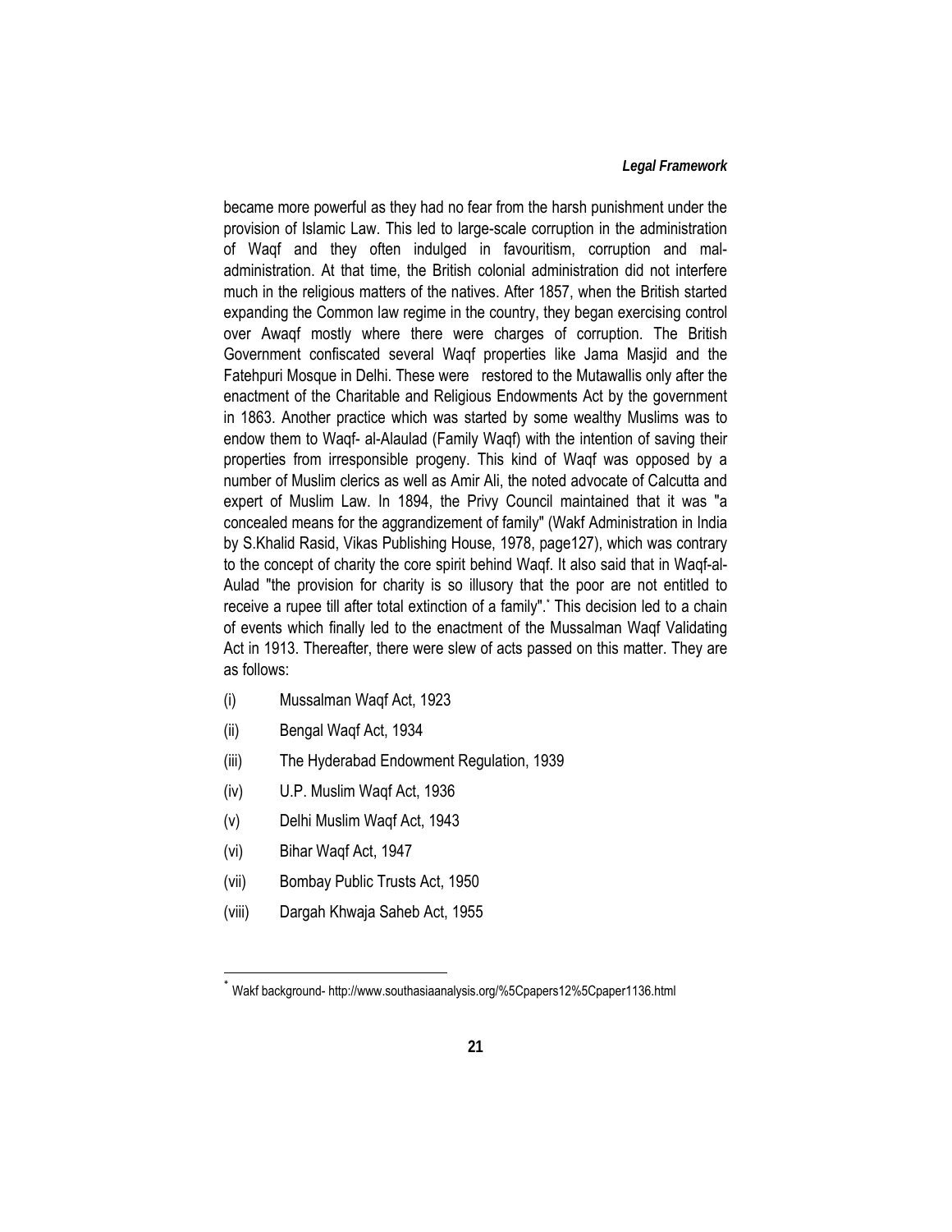became more powerful as they had no fear from the harsh punishment under the provision of Islamic Law. This led to large-scale corruption in the administration of Waqf and they often indulged in favouritism, corruption and mal-administration. At that time, the British colonial administration did not interfere much in the religious matters of the natives. After 1857, when the British started expanding the Common law regime in the country, they began exercising control over Awaqf mostly where there were charges of corruption. The British Government confiscated several Waqf properties like Jama Masjid and the Fatehpuri Mosque in Delhi. These were restored to the Mutawallis only after the enactment of the Charitable and Religious Endowments Act by the government in 1863. Another practice which was started by some wealthy Muslims was to endow them to Waqf- al-Alaulad (Family Waqf) with the intention of saving their properties from irresponsible progeny. This kind of Waqf was opposed by a number of Muslim clerics as well as Amir Ali, the noted advocate of Calcutta and expert of Muslim Law. In 1894, the Privy Council maintained that it was "a concealed means for the aggrandizement of family" (Wakf Administration in India by S.Khalid Rasid, Vikas Publishing House, 1978, page127), which was contrary to the concept of charity the core spirit behind Waqf. It also said that in Waqf-al-Aulad "the provision for charity is so illusory that the poor are not entitled to receive a rupee till after total extinction of a family".[*] This decision led to a chain of events which finally led to the enactment of the Mussalman Waqf Validating Act in 1913. Thereafter, there were slew of acts passed on this matter. They are as follows:

(i) Mussalman Waqf Act, 1923

(ii) Bengal Waqf Act, 1934

(iii) The Hyderabad Endowment Regulation, 1939

(iv) U.P. Muslim Waqf Act, 1936

(v) Delhi Muslim Waqf Act, 1943

(vi) Bihar Waqf Act, 1947

(vii) Bombay Public Trusts Act, 1950

(viii) Dargah Khwaja Saheb Act, 1955

[*] Wakf background- http://www.southasiaanalysis.org/%5Cpapers12%5Cpaper1136.html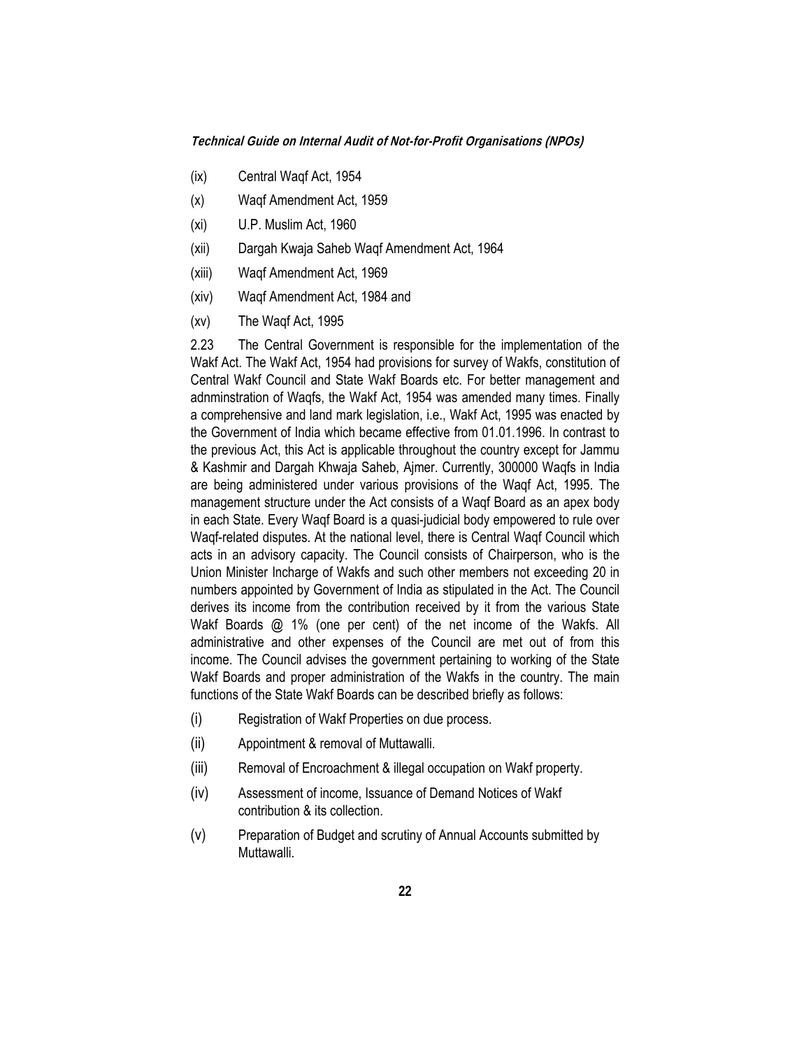(ix) Central Waqf Act, 1954

(x) Waqf Amendment Act, 1959

(xi) U.P. Muslim Act, 1960

(xii) Dargah Kwaja Saheb Waqf Amendment Act, 1964

(xiii) Waqf Amendment Act, 1969

(xiv) Waqf Amendment Act, 1984 and

(xv) The Waqf Act, 1995

2.23 The Central Government is responsible for the implementation of the Wakf Act. The Wakf Act, 1954 had provisions for survey of Wakfs, constitution of Central Wakf Council and State Wakf Boards etc. For better management and adnminstration of Waqfs, the Wakf Act, 1954 was amended many times. Finally a comprehensive and land mark legislation, i.e., Wakf Act, 1995 was enacted by the Government of India which became effective from 01.01.1996. In contrast to the previous Act, this Act is applicable throughout the country except for Jammu & Kashmir and Dargah Khwaja Saheb, Ajmer. Currently, 300000 Waqfs in India are being administered under various provisions of the Waqf Act, 1995. The management structure under the Act consists of a Waqf Board as an apex body in each State. Every Waqf Board is a quasi-judicial body empowered to rule over Waqf-related disputes. At the national level, there is Central Waqf Council which acts in an advisory capacity. The Council consists of Chairperson, who is the Union Minister Incharge of Wakfs and such other members not exceeding 20 in numbers appointed by Government of India as stipulated in the Act. The Council derives its income from the contribution received by it from the various State Wakf Boards @ 1% (one per cent) of the net income of the Wakfs. All administrative and other expenses of the Council are met out of from this income. The Council advises the government pertaining to working of the State Wakf Boards and proper administration of the Wakfs in the country. The main functions of the State Wakf Boards can be described briefly as follows:

(i) Registration of Wakf Properties on due process.

(ii) Appointment & removal of Muttawalli.

(iii) Removal of Encroachment & illegal occupation on Wakf property.

(iv) Assessment of income, Issuance of Demand Notices of Wakf contribution & its collection.

(v) Preparation of Budget and scrutiny of Annual Accounts submitted by Muttawalli.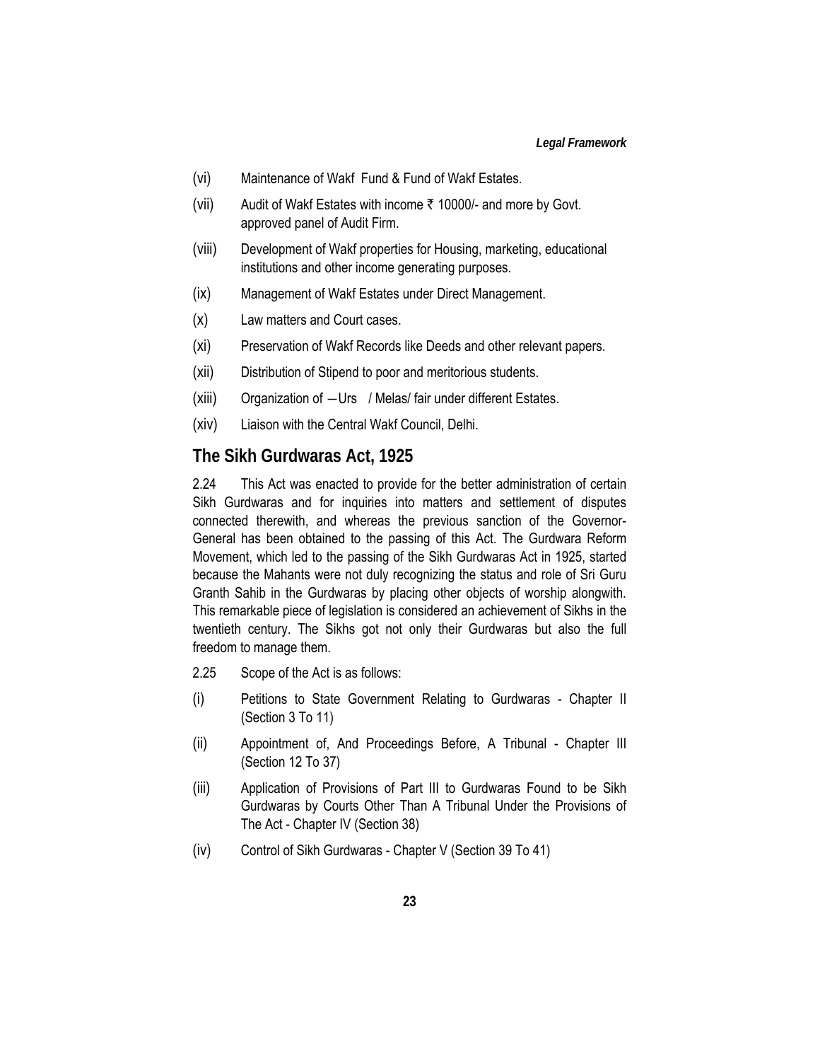(vi) Maintenance of Wakf Fund & Fund of Wakf Estates.

(vii) Audit of Wakf Estates with income ₹ 10000/- and more by Govt. approved panel of Audit Firm.

(viii) Development of Wakf properties for Housing, marketing, educational institutions and other income generating purposes.

(ix) Management of Wakf Estates under Direct Management.

(x) Law matters and Court cases.

(xi) Preservation of Wakf Records like Deeds and other relevant papers.

(xii) Distribution of Stipend to poor and meritorious students.

(xiii) Organization of ―Urs / Melas/ fair under different Estates.

(xiv) Liaison with the Central Wakf Council, Delhi.

## The Sikh Gurdwaras Act, 1925

2.24 This Act was enacted to provide for the better administration of certain Sikh Gurdwaras and for inquiries into matters and settlement of disputes connected therewith, and whereas the previous sanction of the Governor-General has been obtained to the passing of this Act. The Gurdwara Reform Movement, which led to the passing of the Sikh Gurdwaras Act in 1925, started because the Mahants were not duly recognizing the status and role of Sri Guru Granth Sahib in the Gurdwaras by placing other objects of worship alongwith. This remarkable piece of legislation is considered an achievement of Sikhs in the twentieth century. The Sikhs got not only their Gurdwaras but also the full freedom to manage them.

2.25 Scope of the Act is as follows:

(i) Petitions to State Government Relating to Gurdwaras - Chapter II (Section 3 To 11)

(ii) Appointment of, And Proceedings Before, A Tribunal - Chapter III (Section 12 To 37)

(iii) Application of Provisions of Part III to Gurdwaras Found to be Sikh Gurdwaras by Courts Other Than A Tribunal Under the Provisions of The Act - Chapter IV (Section 38)

(iv) Control of Sikh Gurdwaras - Chapter V (Section 39 To 41)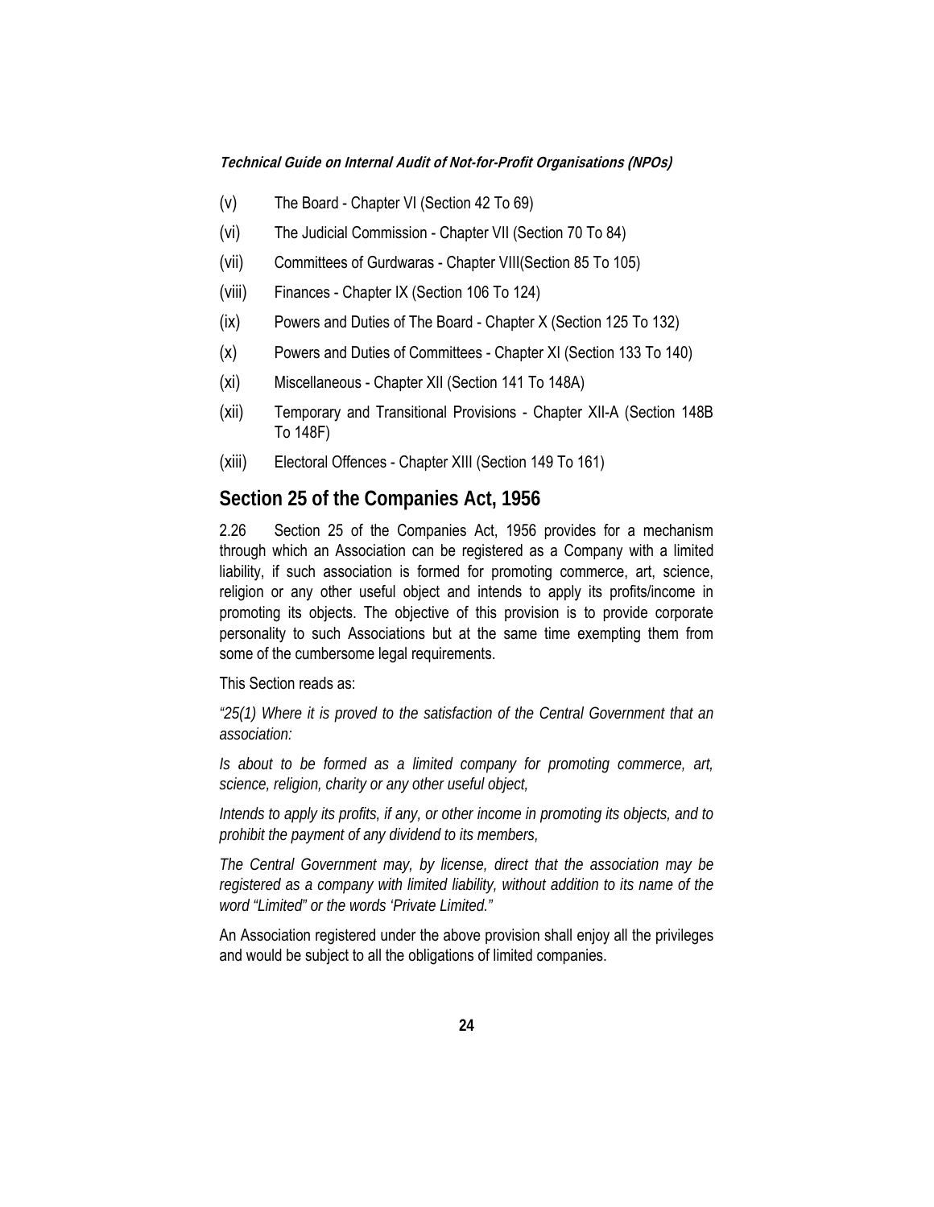(v) The Board - Chapter VI (Section 42 To 69)

(vi) The Judicial Commission - Chapter VII (Section 70 To 84)

(vii) Committees of Gurdwaras - Chapter VIII(Section 85 To 105)

(viii) Finances - Chapter IX (Section 106 To 124)

(ix) Powers and Duties of The Board - Chapter X (Section 125 To 132)

(x) Powers and Duties of Committees - Chapter XI (Section 133 To 140)

(xi) Miscellaneous - Chapter XII (Section 141 To 148A)

(xii) Temporary and Transitional Provisions - Chapter XII-A (Section 148B To 148F)

(xiii) Electoral Offences - Chapter XIII (Section 149 To 161)

## Section 25 of the Companies Act, 1956

2.26 Section 25 of the Companies Act, 1956 provides for a mechanism through which an Association can be registered as a Company with a limited liability, if such association is formed for promoting commerce, art, science, religion or any other useful object and intends to apply its profits/income in promoting its objects. The objective of this provision is to provide corporate personality to such Associations but at the same time exempting them from some of the cumbersome legal requirements.

This Section reads as:

*"25(1) Where it is proved to the satisfaction of the Central Government that an association:*

*Is about to be formed as a limited company for promoting commerce, art, science, religion, charity or any other useful object,*

*Intends to apply its profits, if any, or other income in promoting its objects, and to prohibit the payment of any dividend to its members,*

*The Central Government may, by license, direct that the association may be registered as a company with limited liability, without addition to its name of the word "Limited" or the words 'Private Limited."*

An Association registered under the above provision shall enjoy all the privileges and would be subject to all the obligations of limited companies.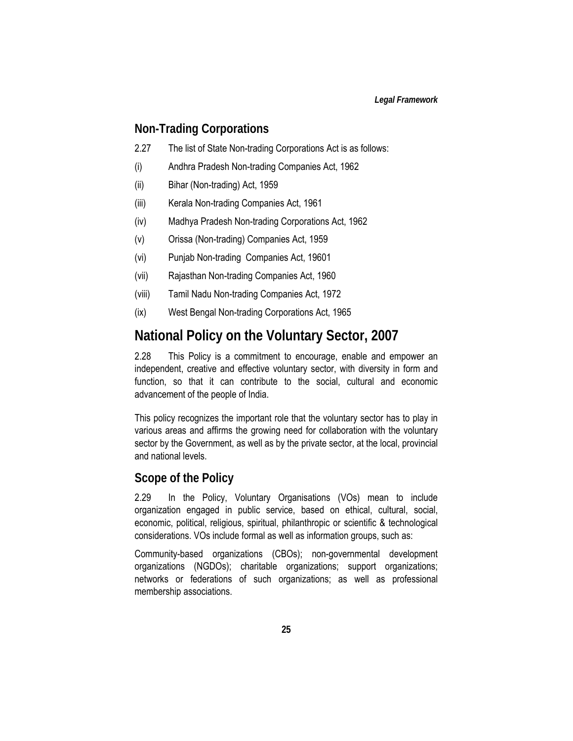## Non-Trading Corporations

2.27 The list of State Non-trading Corporations Act is as follows:

(i) Andhra Pradesh Non-trading Companies Act, 1962

(ii) Bihar (Non-trading) Act, 1959

(iii) Kerala Non-trading Companies Act, 1961

(iv) Madhya Pradesh Non-trading Corporations Act, 1962

(v) Orissa (Non-trading) Companies Act, 1959

(vi) Punjab Non-trading Companies Act, 19601

(vii) Rajasthan Non-trading Companies Act, 1960

(viii) Tamil Nadu Non-trading Companies Act, 1972

(ix) West Bengal Non-trading Corporations Act, 1965

# National Policy on the Voluntary Sector, 2007

2.28 This Policy is a commitment to encourage, enable and empower an independent, creative and effective voluntary sector, with diversity in form and function, so that it can contribute to the social, cultural and economic advancement of the people of India.

This policy recognizes the important role that the voluntary sector has to play in various areas and affirms the growing need for collaboration with the voluntary sector by the Government, as well as by the private sector, at the local, provincial and national levels.

## Scope of the Policy

2.29 In the Policy, Voluntary Organisations (VOs) mean to include organization engaged in public service, based on ethical, cultural, social, economic, political, religious, spiritual, philanthropic or scientific & technological considerations. VOs include formal as well as information groups, such as:

Community-based organizations (CBOs); non-governmental development organizations (NGDOs); charitable organizations; support organizations; networks or federations of such organizations; as well as professional membership associations.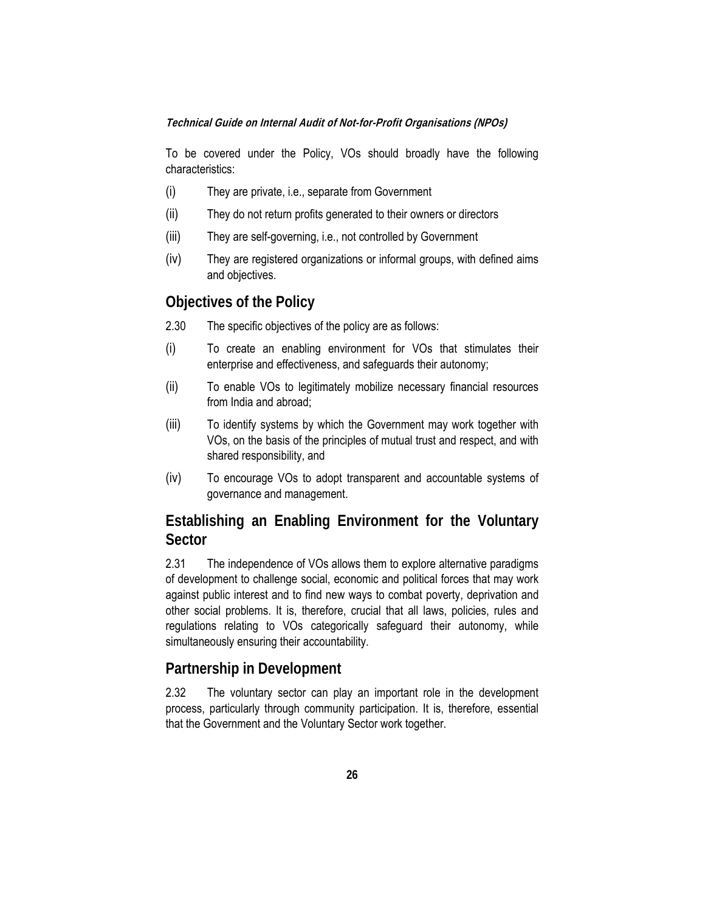To be covered under the Policy, VOs should broadly have the following characteristics:

(i) They are private, i.e., separate from Government

(ii) They do not return profits generated to their owners or directors

(iii) They are self-governing, i.e., not controlled by Government

(iv) They are registered organizations or informal groups, with defined aims and objectives.

## Objectives of the Policy

2.30 The specific objectives of the policy are as follows:

(i) To create an enabling environment for VOs that stimulates their enterprise and effectiveness, and safeguards their autonomy;

(ii) To enable VOs to legitimately mobilize necessary financial resources from India and abroad;

(iii) To identify systems by which the Government may work together with VOs, on the basis of the principles of mutual trust and respect, and with shared responsibility, and

(iv) To encourage VOs to adopt transparent and accountable systems of governance and management.

## Establishing an Enabling Environment for the Voluntary Sector

2.31 The independence of VOs allows them to explore alternative paradigms of development to challenge social, economic and political forces that may work against public interest and to find new ways to combat poverty, deprivation and other social problems. It is, therefore, crucial that all laws, policies, rules and regulations relating to VOs categorically safeguard their autonomy, while simultaneously ensuring their accountability.

## Partnership in Development

2.32 The voluntary sector can play an important role in the development process, particularly through community participation. It is, therefore, essential that the Government and the Voluntary Sector work together.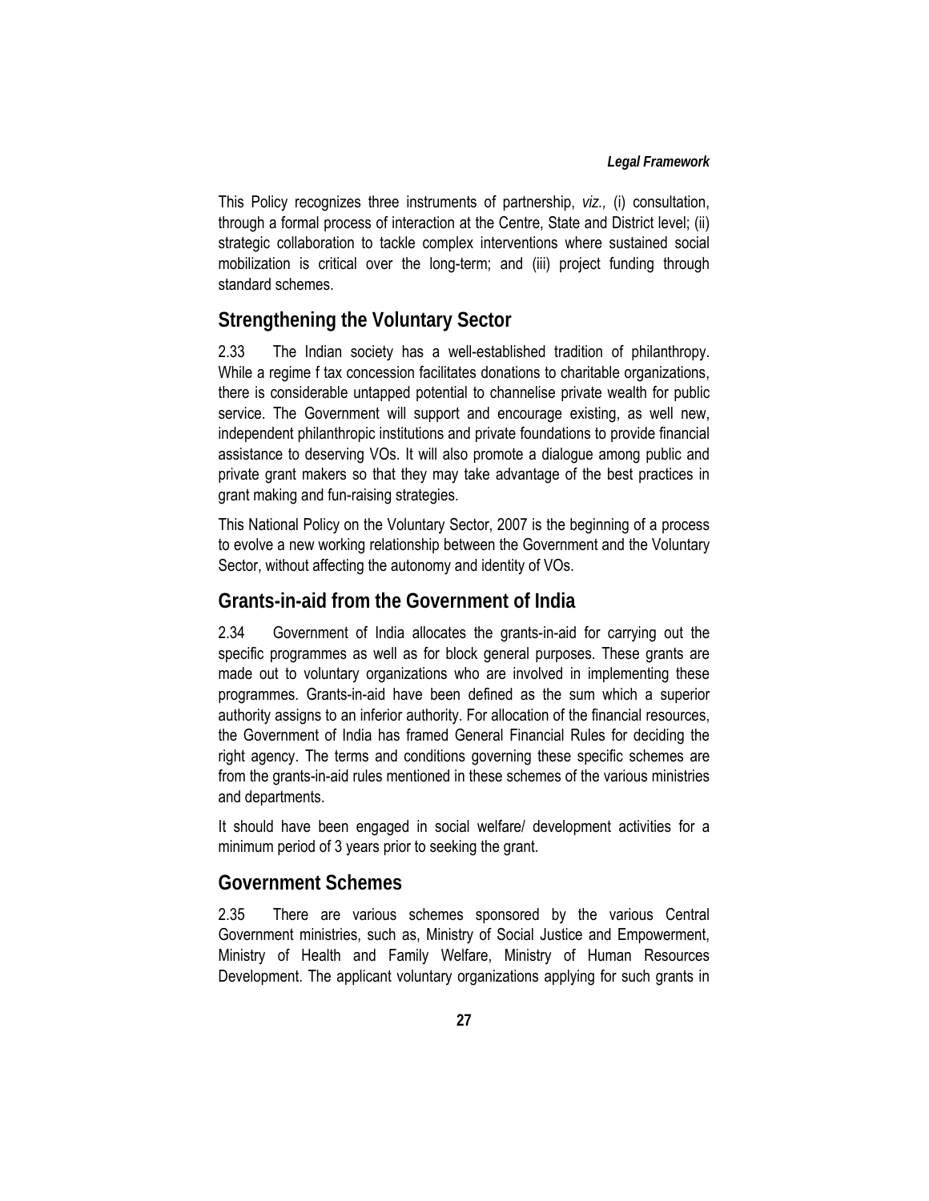This Policy recognizes three instruments of partnership, *viz.,* (i) consultation, through a formal process of interaction at the Centre, State and District level; (ii) strategic collaboration to tackle complex interventions where sustained social mobilization is critical over the long-term; and (iii) project funding through standard schemes.

## Strengthening the Voluntary Sector

2.33 The Indian society has a well-established tradition of philanthropy. While a regime f tax concession facilitates donations to charitable organizations, there is considerable untapped potential to channelise private wealth for public service. The Government will support and encourage existing, as well new, independent philanthropic institutions and private foundations to provide financial assistance to deserving VOs. It will also promote a dialogue among public and private grant makers so that they may take advantage of the best practices in grant making and fun-raising strategies.

This National Policy on the Voluntary Sector, 2007 is the beginning of a process to evolve a new working relationship between the Government and the Voluntary Sector, without affecting the autonomy and identity of VOs.

## Grants-in-aid from the Government of India

2.34 Government of India allocates the grants-in-aid for carrying out the specific programmes as well as for block general purposes. These grants are made out to voluntary organizations who are involved in implementing these programmes. Grants-in-aid have been defined as the sum which a superior authority assigns to an inferior authority. For allocation of the financial resources, the Government of India has framed General Financial Rules for deciding the right agency. The terms and conditions governing these specific schemes are from the grants-in-aid rules mentioned in these schemes of the various ministries and departments.

It should have been engaged in social welfare/ development activities for a minimum period of 3 years prior to seeking the grant.

## Government Schemes

2.35 There are various schemes sponsored by the various Central Government ministries, such as, Ministry of Social Justice and Empowerment, Ministry of Health and Family Welfare, Ministry of Human Resources Development. The applicant voluntary organizations applying for such grants in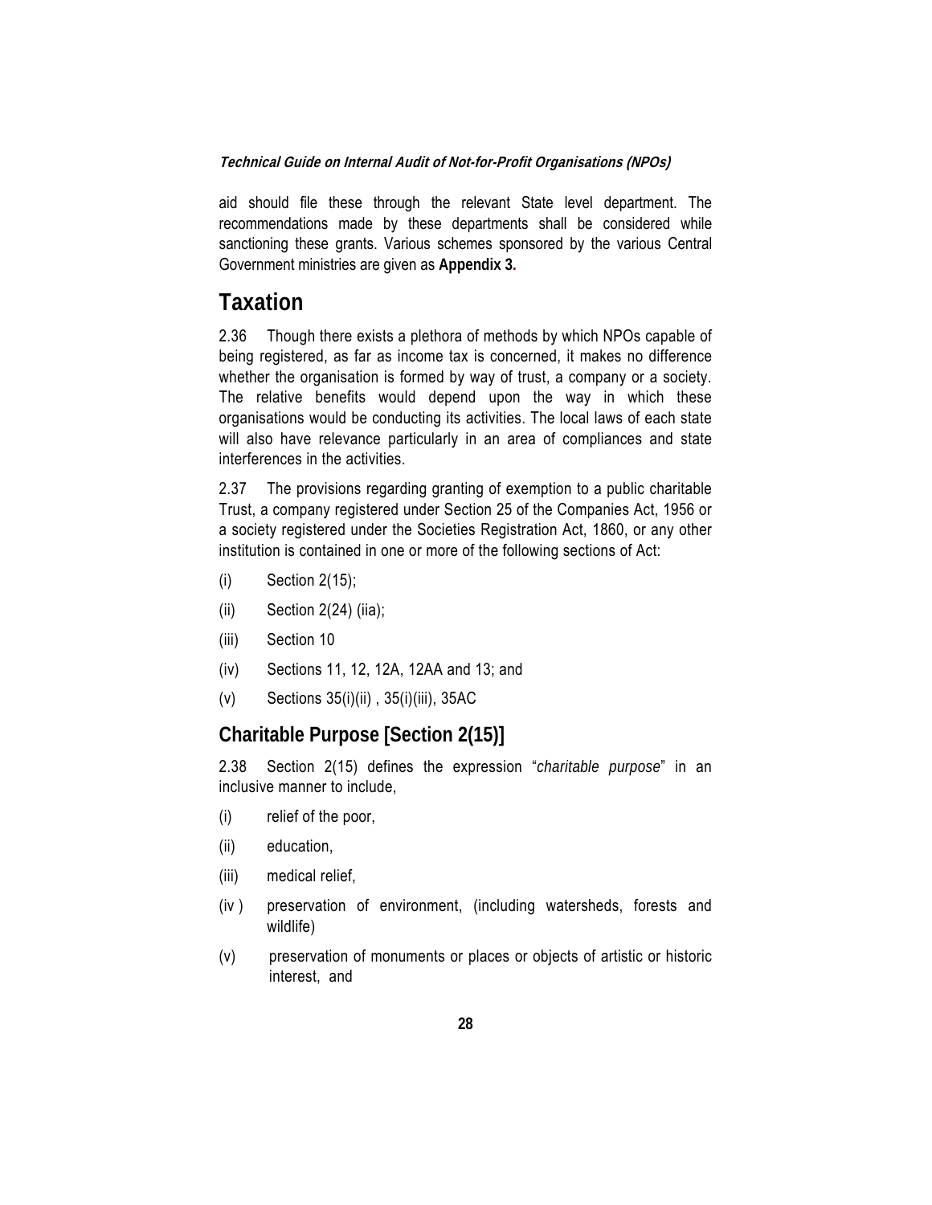aid should file these through the relevant State level department. The recommendations made by these departments shall be considered while sanctioning these grants. Various schemes sponsored by the various Central Government ministries are given as **Appendix 3.**

## Taxation

2.36 Though there exists a plethora of methods by which NPOs capable of being registered, as far as income tax is concerned, it makes no difference whether the organisation is formed by way of trust, a company or a society. The relative benefits would depend upon the way in which these organisations would be conducting its activities. The local laws of each state will also have relevance particularly in an area of compliances and state interferences in the activities.

2.37 The provisions regarding granting of exemption to a public charitable Trust, a company registered under Section 25 of the Companies Act, 1956 or a society registered under the Societies Registration Act, 1860, or any other institution is contained in one or more of the following sections of Act:

(i) Section 2(15);

(ii) Section 2(24) (iia);

(iii) Section 10

(iv) Sections 11, 12, 12A, 12AA and 13; and

(v) Sections 35(i)(ii) , 35(i)(iii), 35AC

### Charitable Purpose [Section 2(15)]

2.38 Section 2(15) defines the expression "*charitable purpose*" in an inclusive manner to include,

(i) relief of the poor,

(ii) education,

(iii) medical relief,

(iv ) preservation of environment, (including watersheds, forests and wildlife)

(v) preservation of monuments or places or objects of artistic or historic interest, and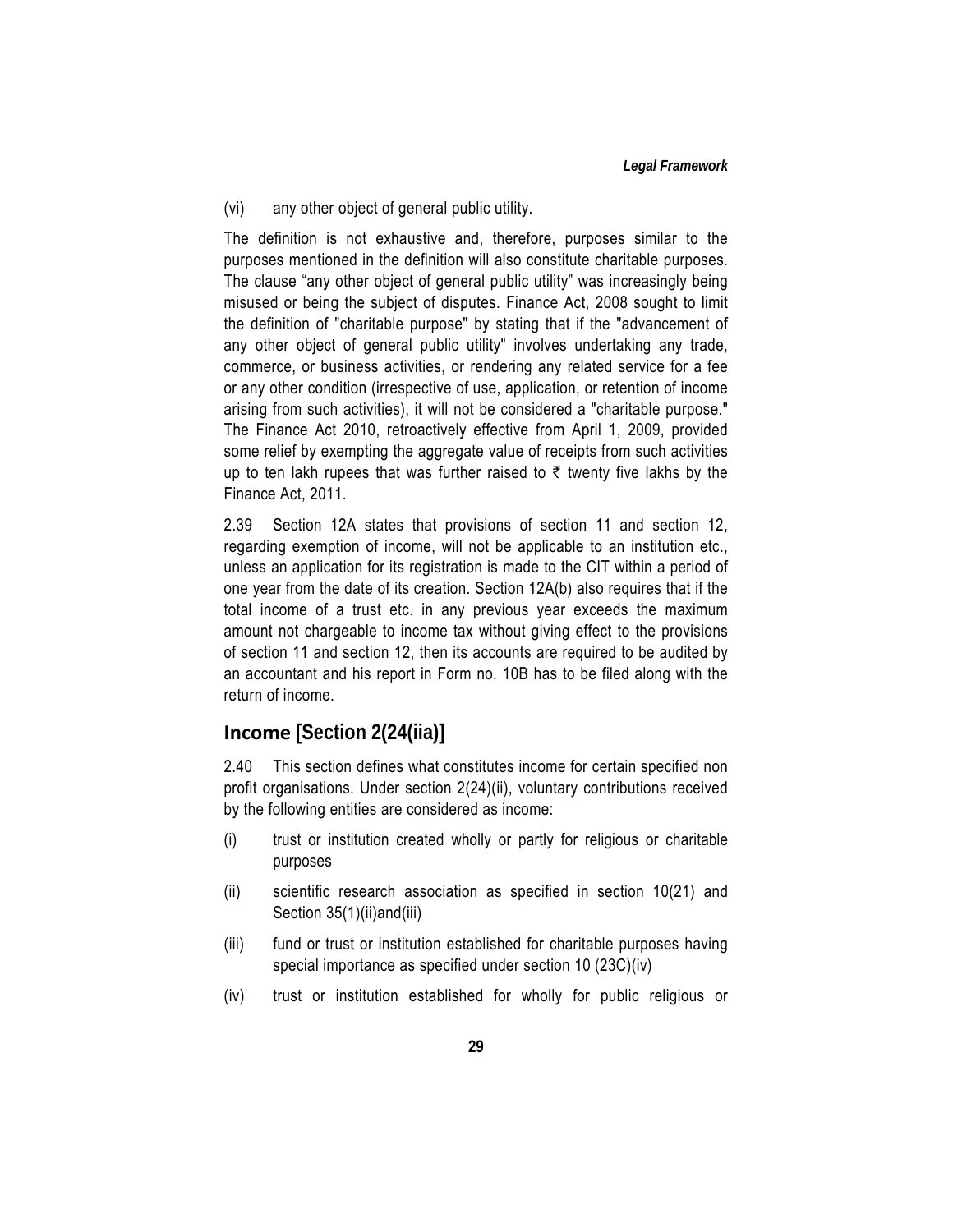(vi) any other object of general public utility.

The definition is not exhaustive and, therefore, purposes similar to the purposes mentioned in the definition will also constitute charitable purposes. The clause "any other object of general public utility" was increasingly being misused or being the subject of disputes. Finance Act, 2008 sought to limit the definition of "charitable purpose" by stating that if the "advancement of any other object of general public utility" involves undertaking any trade, commerce, or business activities, or rendering any related service for a fee or any other condition (irrespective of use, application, or retention of income arising from such activities), it will not be considered a "charitable purpose." The Finance Act 2010, retroactively effective from April 1, 2009, provided some relief by exempting the aggregate value of receipts from such activities up to ten lakh rupees that was further raised to ₹ twenty five lakhs by the Finance Act, 2011.

2.39 Section 12A states that provisions of section 11 and section 12, regarding exemption of income, will not be applicable to an institution etc., unless an application for its registration is made to the CIT within a period of one year from the date of its creation. Section 12A(b) also requires that if the total income of a trust etc. in any previous year exceeds the maximum amount not chargeable to income tax without giving effect to the provisions of section 11 and section 12, then its accounts are required to be audited by an accountant and his report in Form no. 10B has to be filed along with the return of income.

## Income [Section 2(24(iia)]

2.40 This section defines what constitutes income for certain specified non profit organisations. Under section 2(24)(ii), voluntary contributions received by the following entities are considered as income:

(i) trust or institution created wholly or partly for religious or charitable purposes

(ii) scientific research association as specified in section 10(21) and Section 35(1)(ii)and(iii)

(iii) fund or trust or institution established for charitable purposes having special importance as specified under section 10 (23C)(iv)

(iv) trust or institution established for wholly for public religious or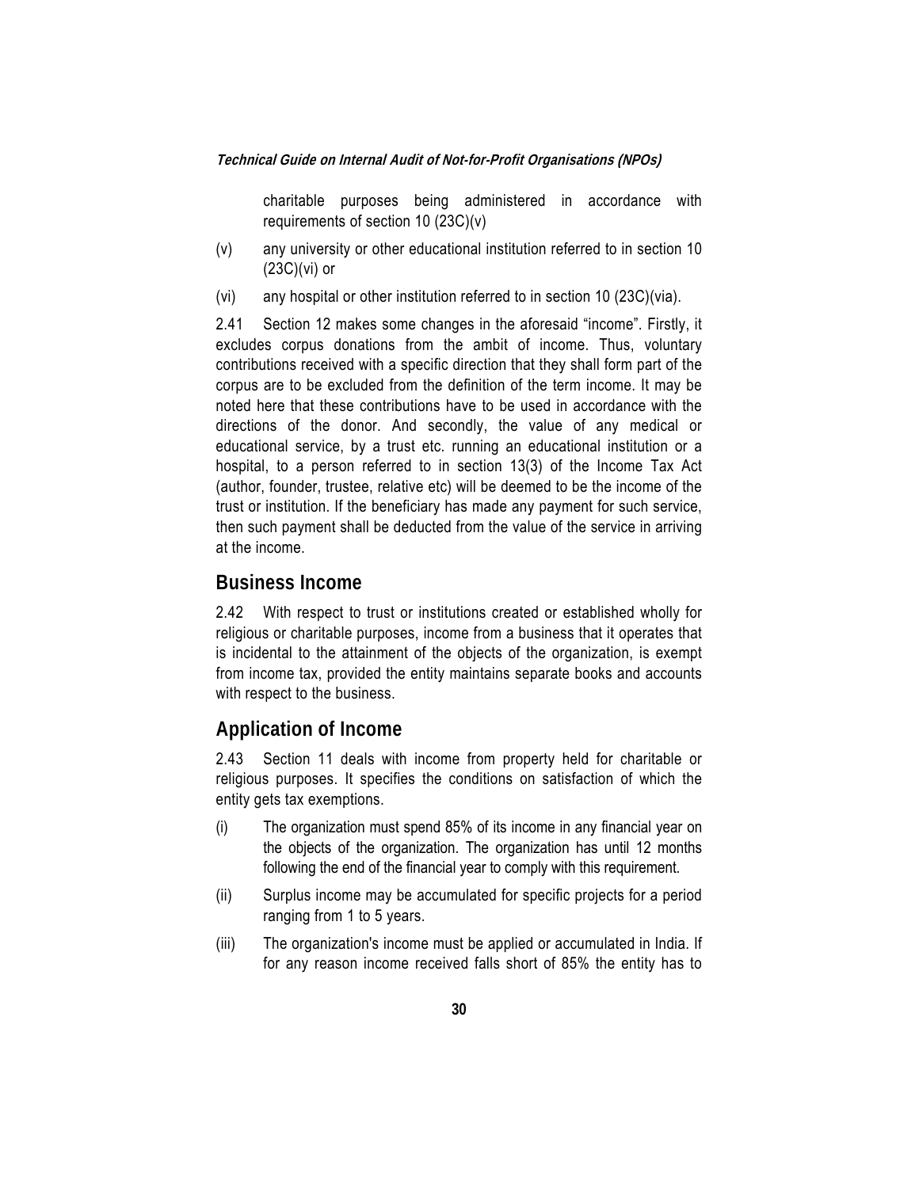charitable purposes being administered in accordance with requirements of section 10 (23C)(v)

(v) any university or other educational institution referred to in section 10 (23C)(vi) or

(vi) any hospital or other institution referred to in section 10 (23C)(via).

2.41 Section 12 makes some changes in the aforesaid "income". Firstly, it excludes corpus donations from the ambit of income. Thus, voluntary contributions received with a specific direction that they shall form part of the corpus are to be excluded from the definition of the term income. It may be noted here that these contributions have to be used in accordance with the directions of the donor. And secondly, the value of any medical or educational service, by a trust etc. running an educational institution or a hospital, to a person referred to in section 13(3) of the Income Tax Act (author, founder, trustee, relative etc) will be deemed to be the income of the trust or institution. If the beneficiary has made any payment for such service, then such payment shall be deducted from the value of the service in arriving at the income.

## Business Income

2.42 With respect to trust or institutions created or established wholly for religious or charitable purposes, income from a business that it operates that is incidental to the attainment of the objects of the organization, is exempt from income tax, provided the entity maintains separate books and accounts with respect to the business.

## Application of Income

2.43 Section 11 deals with income from property held for charitable or religious purposes. It specifies the conditions on satisfaction of which the entity gets tax exemptions.

(i) The organization must spend 85% of its income in any financial year on the objects of the organization. The organization has until 12 months following the end of the financial year to comply with this requirement.

(ii) Surplus income may be accumulated for specific projects for a period ranging from 1 to 5 years.

(iii) The organization's income must be applied or accumulated in India. If for any reason income received falls short of 85% the entity has to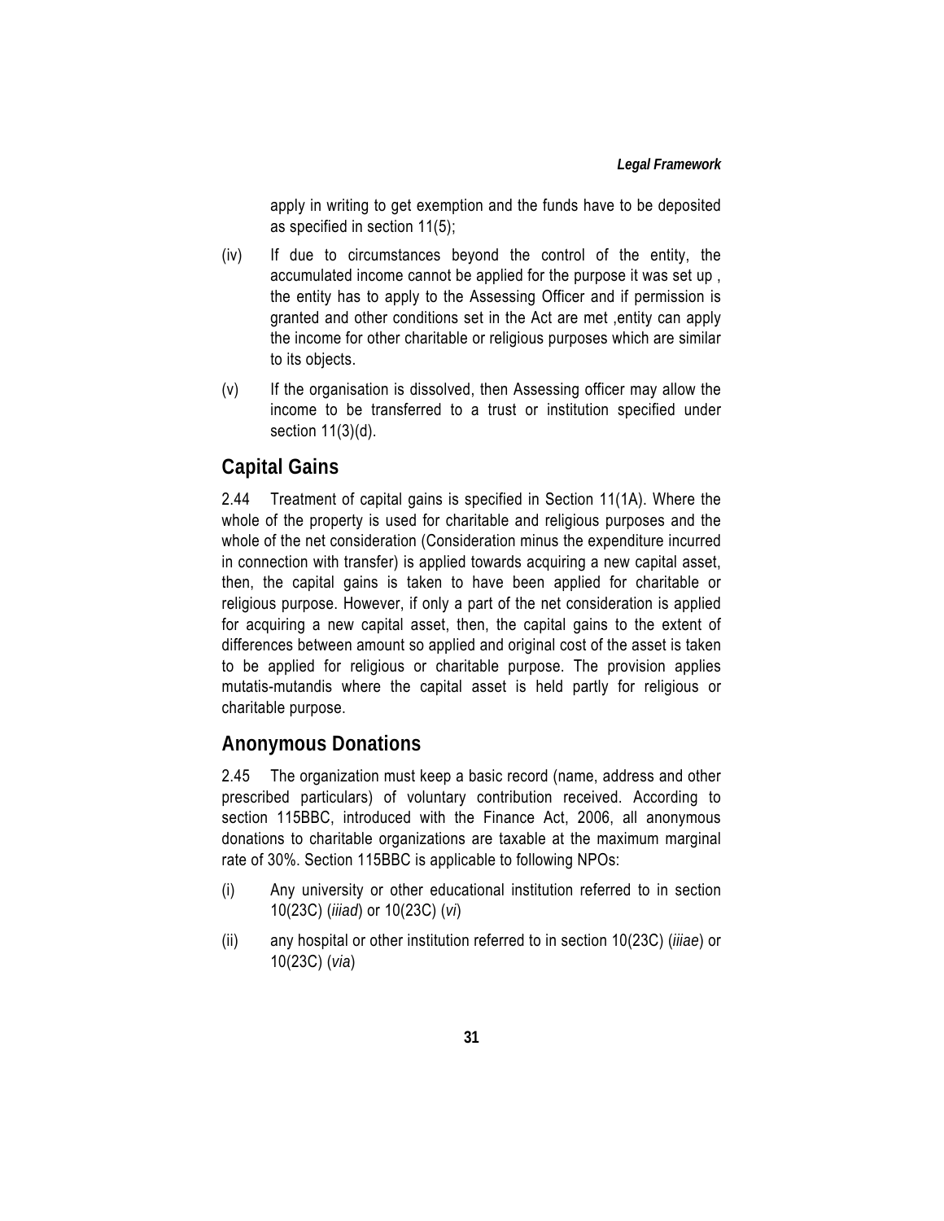apply in writing to get exemption and the funds have to be deposited as specified in section 11(5);

(iv) If due to circumstances beyond the control of the entity, the accumulated income cannot be applied for the purpose it was set up , the entity has to apply to the Assessing Officer and if permission is granted and other conditions set in the Act are met ,entity can apply the income for other charitable or religious purposes which are similar to its objects.

(v) If the organisation is dissolved, then Assessing officer may allow the income to be transferred to a trust or institution specified under section 11(3)(d).

## Capital Gains

2.44 Treatment of capital gains is specified in Section 11(1A). Where the whole of the property is used for charitable and religious purposes and the whole of the net consideration (Consideration minus the expenditure incurred in connection with transfer) is applied towards acquiring a new capital asset, then, the capital gains is taken to have been applied for charitable or religious purpose. However, if only a part of the net consideration is applied for acquiring a new capital asset, then, the capital gains to the extent of differences between amount so applied and original cost of the asset is taken to be applied for religious or charitable purpose. The provision applies mutatis-mutandis where the capital asset is held partly for religious or charitable purpose.

## Anonymous Donations

2.45 The organization must keep a basic record (name, address and other prescribed particulars) of voluntary contribution received. According to section 115BBC, introduced with the Finance Act, 2006, all anonymous donations to charitable organizations are taxable at the maximum marginal rate of 30%. Section 115BBC is applicable to following NPOs:

(i) Any university or other educational institution referred to in section 10(23C) (*iiiad*) or 10(23C) (*vi*)

(ii) any hospital or other institution referred to in section 10(23C) (*iiiae*) or 10(23C) (*via*)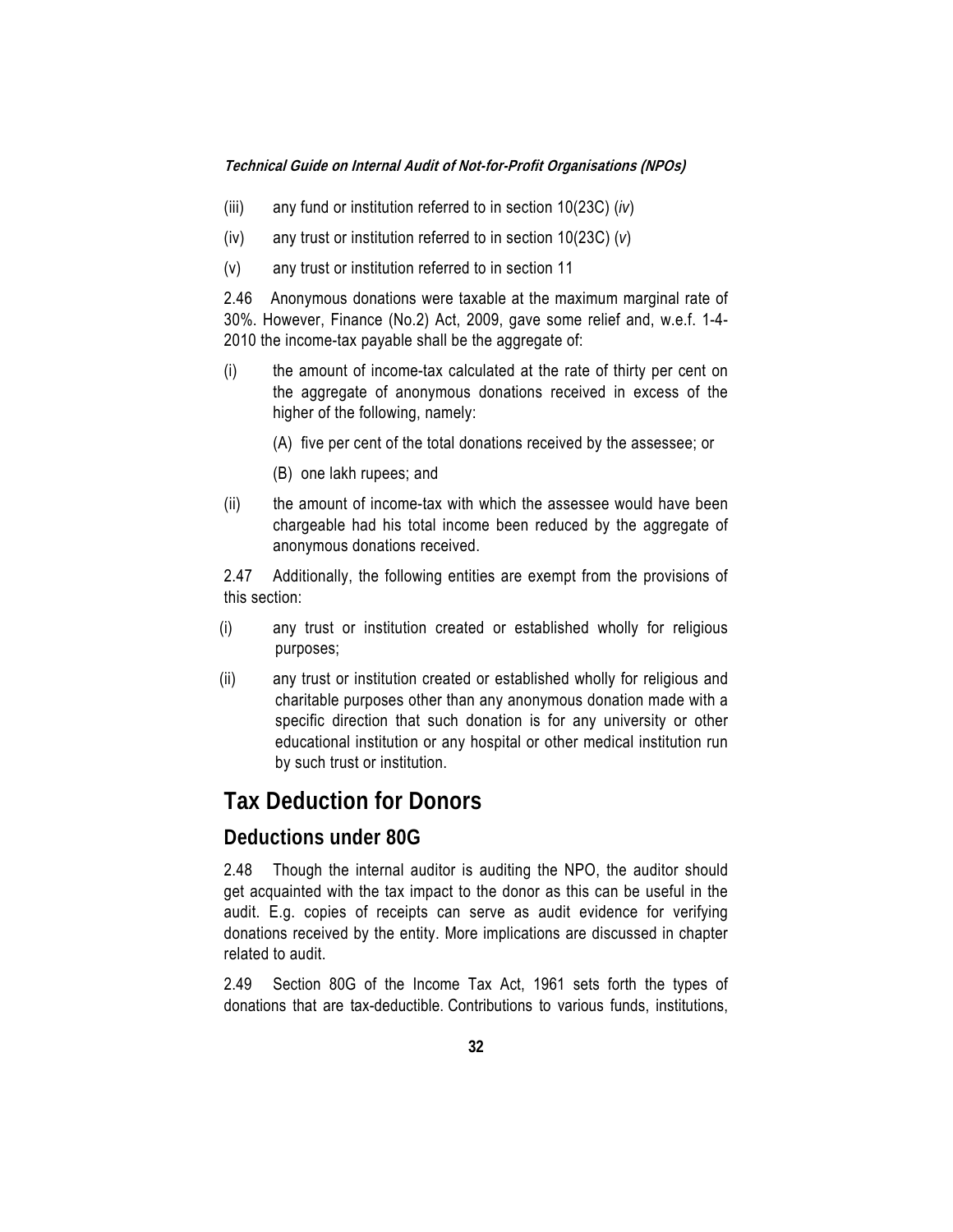(iii) any fund or institution referred to in section 10(23C) (*iv*)

(iv) any trust or institution referred to in section 10(23C) (*v*)

(v) any trust or institution referred to in section 11

2.46 Anonymous donations were taxable at the maximum marginal rate of 30%. However, Finance (No.2) Act, 2009, gave some relief and, w.e.f. 1-4-2010 the income-tax payable shall be the aggregate of:

(i) the amount of income-tax calculated at the rate of thirty per cent on the aggregate of anonymous donations received in excess of the higher of the following, namely:

  (A) five per cent of the total donations received by the assessee; or

  (B) one lakh rupees; and

(ii) the amount of income-tax with which the assessee would have been chargeable had his total income been reduced by the aggregate of anonymous donations received.

2.47 Additionally, the following entities are exempt from the provisions of this section:

(i) any trust or institution created or established wholly for religious purposes;

(ii) any trust or institution created or established wholly for religious and charitable purposes other than any anonymous donation made with a specific direction that such donation is for any university or other educational institution or any hospital or other medical institution run by such trust or institution.

## Tax Deduction for Donors

### Deductions under 80G

2.48 Though the internal auditor is auditing the NPO, the auditor should get acquainted with the tax impact to the donor as this can be useful in the audit. E.g. copies of receipts can serve as audit evidence for verifying donations received by the entity. More implications are discussed in chapter related to audit.

2.49 Section 80G of the Income Tax Act, 1961 sets forth the types of donations that are tax-deductible. Contributions to various funds, institutions,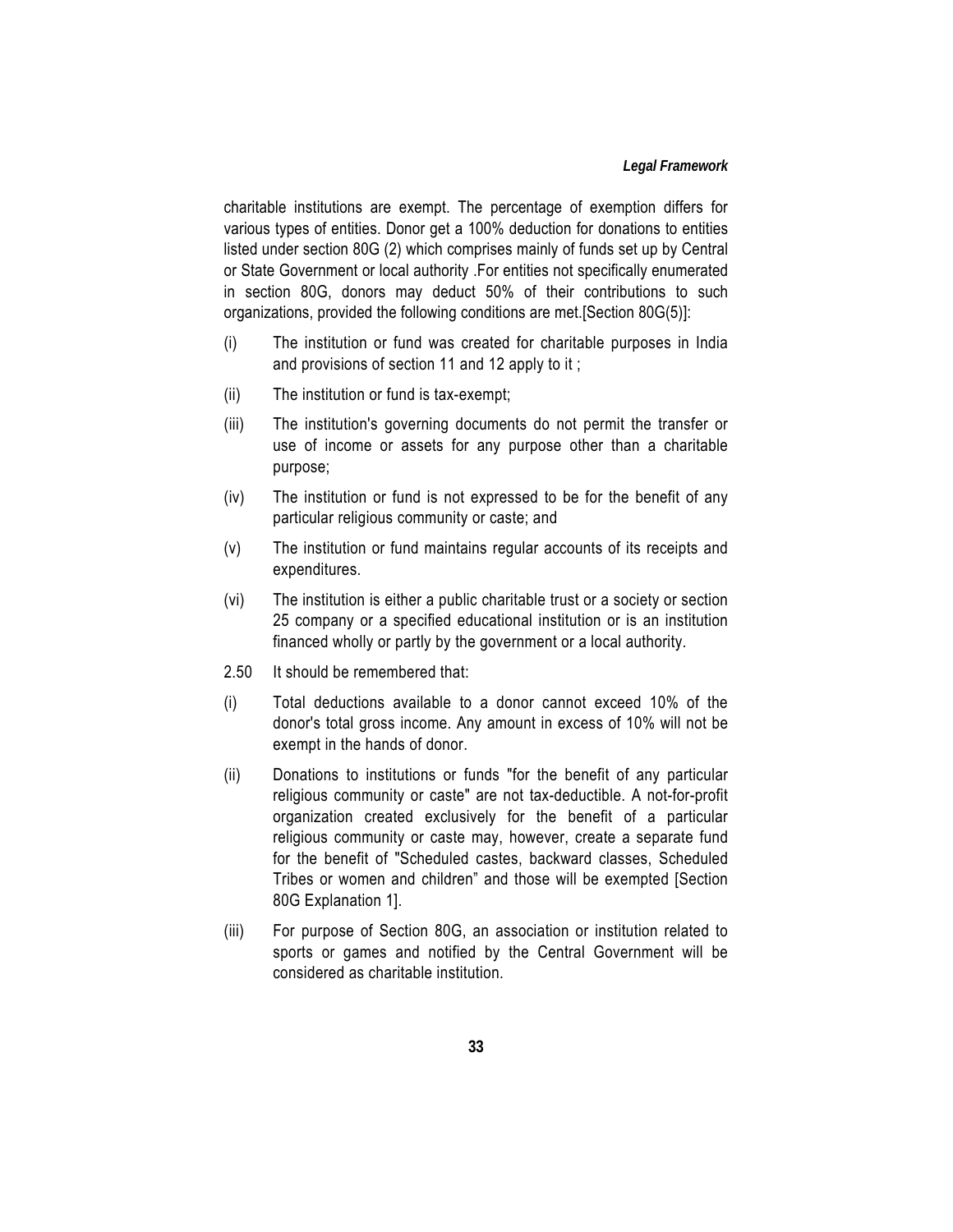charitable institutions are exempt. The percentage of exemption differs for various types of entities. Donor get a 100% deduction for donations to entities listed under section 80G (2) which comprises mainly of funds set up by Central or State Government or local authority .For entities not specifically enumerated in section 80G, donors may deduct 50% of their contributions to such organizations, provided the following conditions are met.[Section 80G(5)]:

(i) The institution or fund was created for charitable purposes in India and provisions of section 11 and 12 apply to it ;

(ii) The institution or fund is tax-exempt;

(iii) The institution's governing documents do not permit the transfer or use of income or assets for any purpose other than a charitable purpose;

(iv) The institution or fund is not expressed to be for the benefit of any particular religious community or caste; and

(v) The institution or fund maintains regular accounts of its receipts and expenditures.

(vi) The institution is either a public charitable trust or a society or section 25 company or a specified educational institution or is an institution financed wholly or partly by the government or a local authority.

2.50 It should be remembered that:

(i) Total deductions available to a donor cannot exceed 10% of the donor's total gross income. Any amount in excess of 10% will not be exempt in the hands of donor.

(ii) Donations to institutions or funds "for the benefit of any particular religious community or caste" are not tax-deductible. A not-for-profit organization created exclusively for the benefit of a particular religious community or caste may, however, create a separate fund for the benefit of "Scheduled castes, backward classes, Scheduled Tribes or women and children" and those will be exempted [Section 80G Explanation 1].

(iii) For purpose of Section 80G, an association or institution related to sports or games and notified by the Central Government will be considered as charitable institution.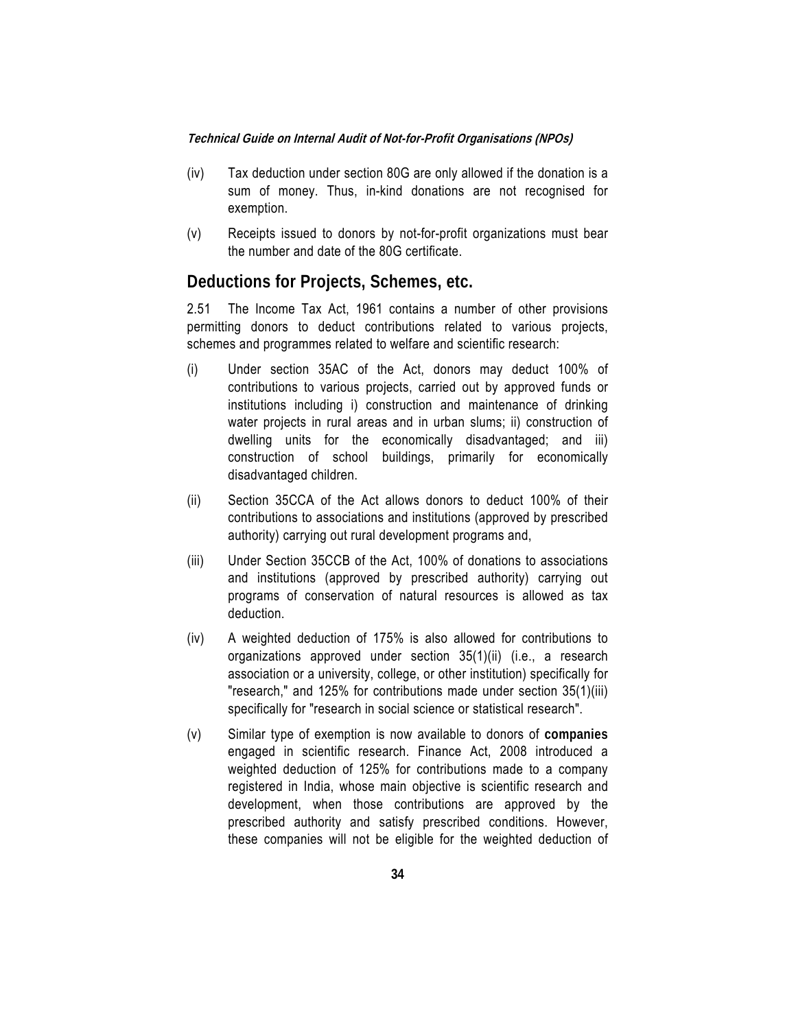(iv) Tax deduction under section 80G are only allowed if the donation is a sum of money. Thus, in-kind donations are not recognised for exemption.

(v) Receipts issued to donors by not-for-profit organizations must bear the number and date of the 80G certificate.

## Deductions for Projects, Schemes, etc.

2.51 The Income Tax Act, 1961 contains a number of other provisions permitting donors to deduct contributions related to various projects, schemes and programmes related to welfare and scientific research:

(i) Under section 35AC of the Act, donors may deduct 100% of contributions to various projects, carried out by approved funds or institutions including i) construction and maintenance of drinking water projects in rural areas and in urban slums; ii) construction of dwelling units for the economically disadvantaged; and iii) construction of school buildings, primarily for economically disadvantaged children.

(ii) Section 35CCA of the Act allows donors to deduct 100% of their contributions to associations and institutions (approved by prescribed authority) carrying out rural development programs and,

(iii) Under Section 35CCB of the Act, 100% of donations to associations and institutions (approved by prescribed authority) carrying out programs of conservation of natural resources is allowed as tax deduction.

(iv) A weighted deduction of 175% is also allowed for contributions to organizations approved under section 35(1)(ii) (i.e., a research association or a university, college, or other institution) specifically for "research," and 125% for contributions made under section 35(1)(iii) specifically for "research in social science or statistical research".

(v) Similar type of exemption is now available to donors of **companies** engaged in scientific research. Finance Act, 2008 introduced a weighted deduction of 125% for contributions made to a company registered in India, whose main objective is scientific research and development, when those contributions are approved by the prescribed authority and satisfy prescribed conditions. However, these companies will not be eligible for the weighted deduction of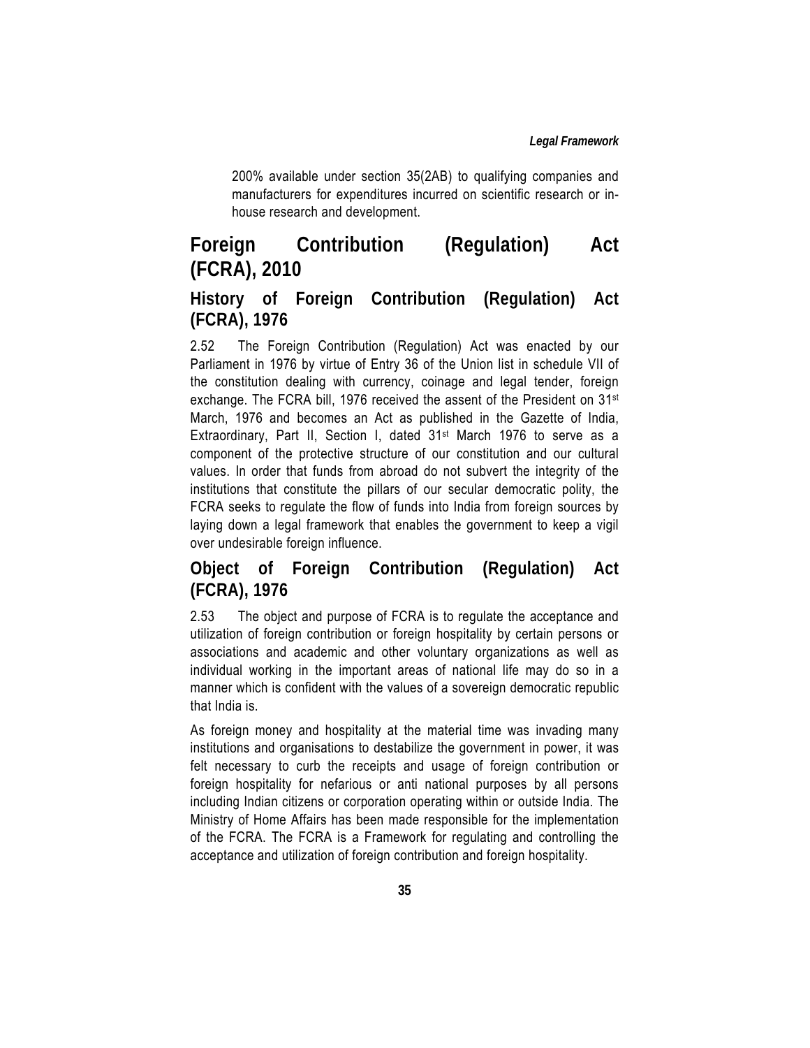200% available under section 35(2AB) to qualifying companies and manufacturers for expenditures incurred on scientific research or in-house research and development.

## Foreign Contribution (Regulation) Act (FCRA), 2010

### History of Foreign Contribution (Regulation) Act (FCRA), 1976

2.52 The Foreign Contribution (Regulation) Act was enacted by our Parliament in 1976 by virtue of Entry 36 of the Union list in schedule VII of the constitution dealing with currency, coinage and legal tender, foreign exchange. The FCRA bill, 1976 received the assent of the President on 31st March, 1976 and becomes an Act as published in the Gazette of India, Extraordinary, Part II, Section I, dated 31st March 1976 to serve as a component of the protective structure of our constitution and our cultural values. In order that funds from abroad do not subvert the integrity of the institutions that constitute the pillars of our secular democratic polity, the FCRA seeks to regulate the flow of funds into India from foreign sources by laying down a legal framework that enables the government to keep a vigil over undesirable foreign influence.

### Object of Foreign Contribution (Regulation) Act (FCRA), 1976

2.53 The object and purpose of FCRA is to regulate the acceptance and utilization of foreign contribution or foreign hospitality by certain persons or associations and academic and other voluntary organizations as well as individual working in the important areas of national life may do so in a manner which is confident with the values of a sovereign democratic republic that India is.

As foreign money and hospitality at the material time was invading many institutions and organisations to destabilize the government in power, it was felt necessary to curb the receipts and usage of foreign contribution or foreign hospitality for nefarious or anti national purposes by all persons including Indian citizens or corporation operating within or outside India. The Ministry of Home Affairs has been made responsible for the implementation of the FCRA. The FCRA is a Framework for regulating and controlling the acceptance and utilization of foreign contribution and foreign hospitality.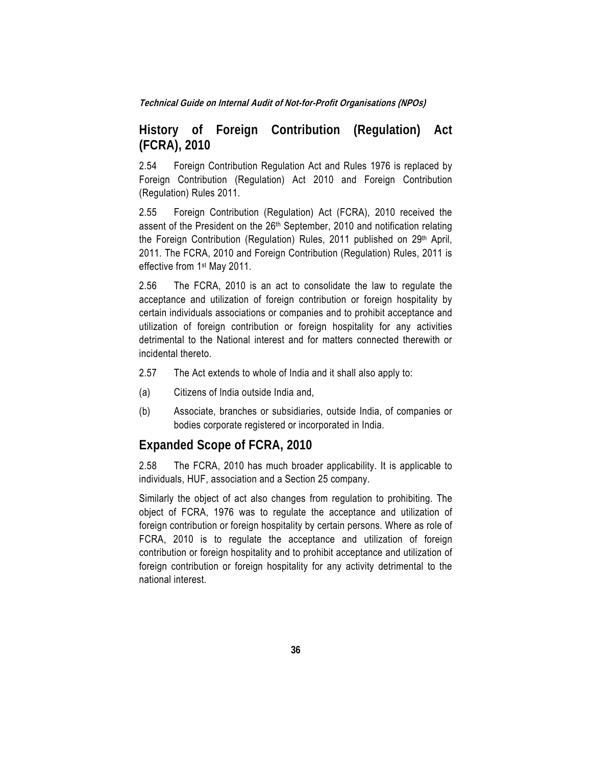## History of Foreign Contribution (Regulation) Act (FCRA), 2010

2.54 Foreign Contribution Regulation Act and Rules 1976 is replaced by Foreign Contribution (Regulation) Act 2010 and Foreign Contribution (Regulation) Rules 2011.

2.55 Foreign Contribution (Regulation) Act (FCRA), 2010 received the assent of the President on the 26th September, 2010 and notification relating the Foreign Contribution (Regulation) Rules, 2011 published on 29th April, 2011. The FCRA, 2010 and Foreign Contribution (Regulation) Rules, 2011 is effective from 1st May 2011.

2.56 The FCRA, 2010 is an act to consolidate the law to regulate the acceptance and utilization of foreign contribution or foreign hospitality by certain individuals associations or companies and to prohibit acceptance and utilization of foreign contribution or foreign hospitality for any activities detrimental to the National interest and for matters connected therewith or incidental thereto.

2.57 The Act extends to whole of India and it shall also apply to:

(a) Citizens of India outside India and,

(b) Associate, branches or subsidiaries, outside India, of companies or bodies corporate registered or incorporated in India.

## Expanded Scope of FCRA, 2010

2.58 The FCRA, 2010 has much broader applicability. It is applicable to individuals, HUF, association and a Section 25 company.

Similarly the object of act also changes from regulation to prohibiting. The object of FCRA, 1976 was to regulate the acceptance and utilization of foreign contribution or foreign hospitality by certain persons. Where as role of FCRA, 2010 is to regulate the acceptance and utilization of foreign contribution or foreign hospitality and to prohibit acceptance and utilization of foreign contribution or foreign hospitality for any activity detrimental to the national interest.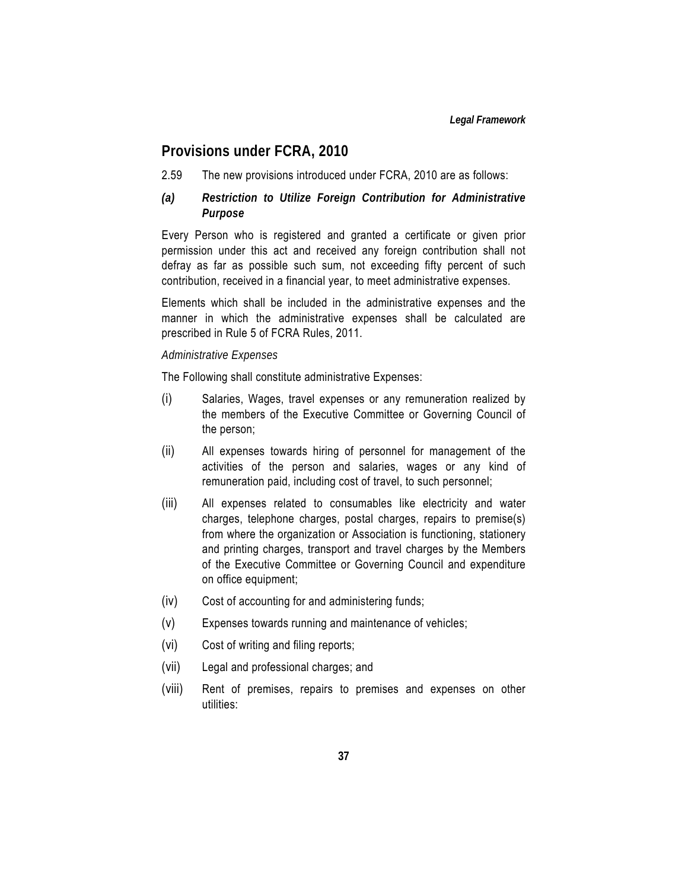## Provisions under FCRA, 2010

2.59 The new provisions introduced under FCRA, 2010 are as follows:

***(a) Restriction to Utilize Foreign Contribution for Administrative Purpose***

Every Person who is registered and granted a certificate or given prior permission under this act and received any foreign contribution shall not defray as far as possible such sum, not exceeding fifty percent of such contribution, received in a financial year, to meet administrative expenses.

Elements which shall be included in the administrative expenses and the manner in which the administrative expenses shall be calculated are prescribed in Rule 5 of FCRA Rules, 2011.

*Administrative Expenses*

The Following shall constitute administrative Expenses:

(i) Salaries, Wages, travel expenses or any remuneration realized by the members of the Executive Committee or Governing Council of the person;

(ii) All expenses towards hiring of personnel for management of the activities of the person and salaries, wages or any kind of remuneration paid, including cost of travel, to such personnel;

(iii) All expenses related to consumables like electricity and water charges, telephone charges, postal charges, repairs to premise(s) from where the organization or Association is functioning, stationery and printing charges, transport and travel charges by the Members of the Executive Committee or Governing Council and expenditure on office equipment;

(iv) Cost of accounting for and administering funds;

(v) Expenses towards running and maintenance of vehicles;

(vi) Cost of writing and filing reports;

(vii) Legal and professional charges; and

(viii) Rent of premises, repairs to premises and expenses on other utilities: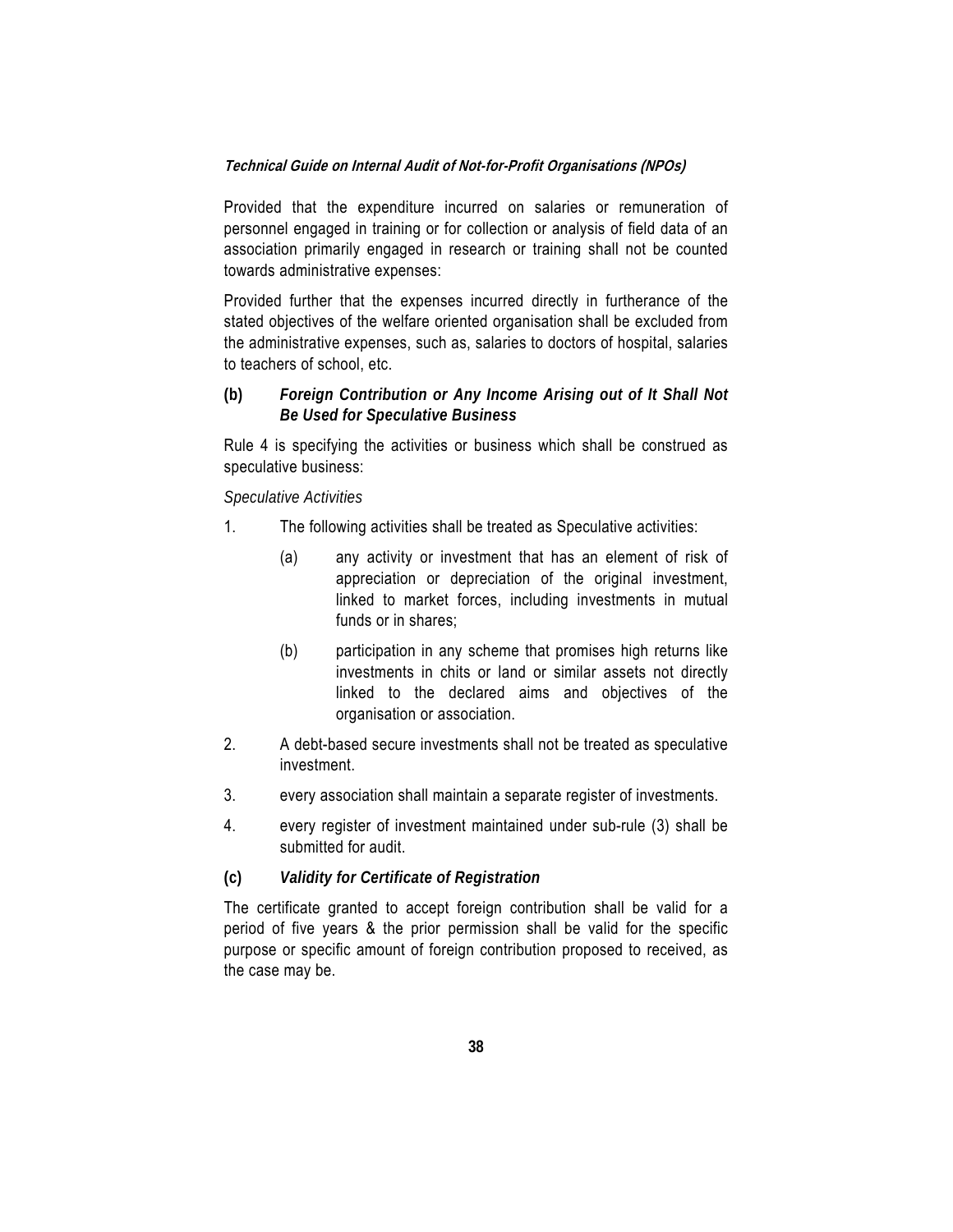Provided that the expenditure incurred on salaries or remuneration of personnel engaged in training or for collection or analysis of field data of an association primarily engaged in research or training shall not be counted towards administrative expenses:

Provided further that the expenses incurred directly in furtherance of the stated objectives of the welfare oriented organisation shall be excluded from the administrative expenses, such as, salaries to doctors of hospital, salaries to teachers of school, etc.

**(b) *Foreign Contribution or Any Income Arising out of It Shall Not Be Used for Speculative Business***

Rule 4 is specifying the activities or business which shall be construed as speculative business:

*Speculative Activities*

1. The following activities shall be treated as Speculative activities:

   (a) any activity or investment that has an element of risk of appreciation or depreciation of the original investment, linked to market forces, including investments in mutual funds or in shares;

   (b) participation in any scheme that promises high returns like investments in chits or land or similar assets not directly linked to the declared aims and objectives of the organisation or association.

2. A debt-based secure investments shall not be treated as speculative investment.

3. every association shall maintain a separate register of investments.

4. every register of investment maintained under sub-rule (3) shall be submitted for audit.

**(c) *Validity for Certificate of Registration***

The certificate granted to accept foreign contribution shall be valid for a period of five years & the prior permission shall be valid for the specific purpose or specific amount of foreign contribution proposed to received, as the case may be.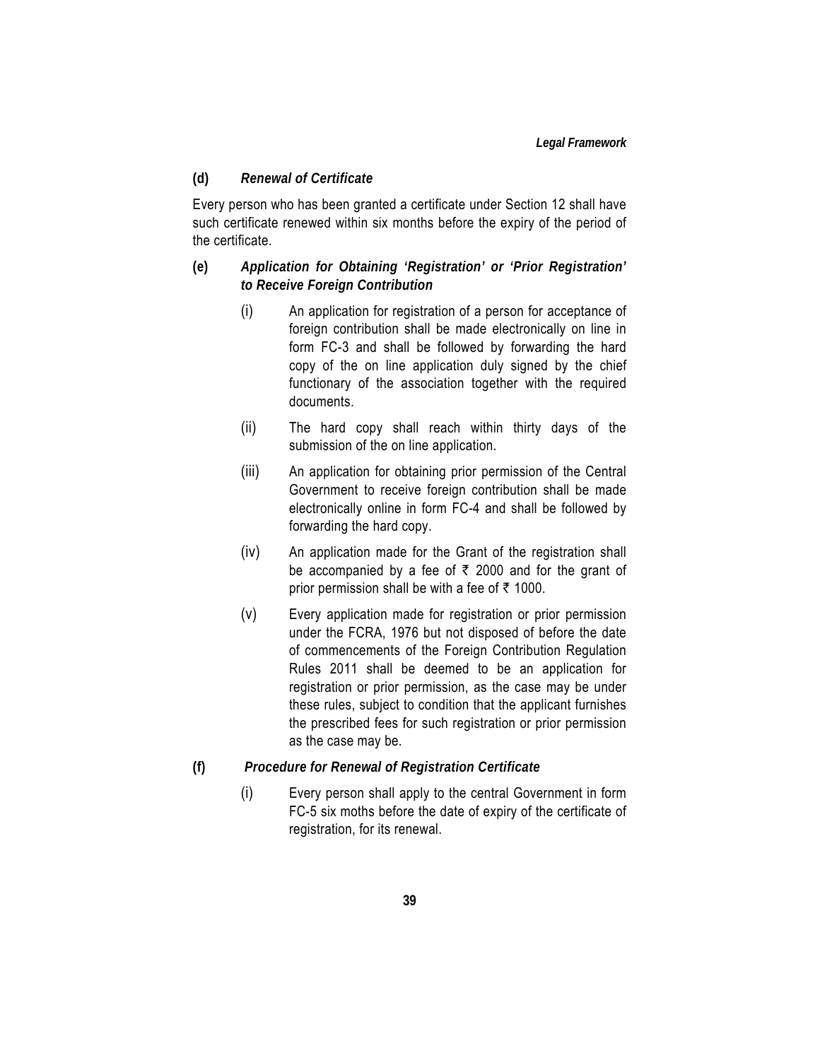**(d)** ***Renewal of Certificate***

Every person who has been granted a certificate under Section 12 shall have such certificate renewed within six months before the expiry of the period of the certificate.

**(e)** ***Application for Obtaining 'Registration' or 'Prior Registration' to Receive Foreign Contribution***

(i) An application for registration of a person for acceptance of foreign contribution shall be made electronically on line in form FC-3 and shall be followed by forwarding the hard copy of the on line application duly signed by the chief functionary of the association together with the required documents.

(ii) The hard copy shall reach within thirty days of the submission of the on line application.

(iii) An application for obtaining prior permission of the Central Government to receive foreign contribution shall be made electronically online in form FC-4 and shall be followed by forwarding the hard copy.

(iv) An application made for the Grant of the registration shall be accompanied by a fee of ₹ 2000 and for the grant of prior permission shall be with a fee of ₹ 1000.

(v) Every application made for registration or prior permission under the FCRA, 1976 but not disposed of before the date of commencements of the Foreign Contribution Regulation Rules 2011 shall be deemed to be an application for registration or prior permission, as the case may be under these rules, subject to condition that the applicant furnishes the prescribed fees for such registration or prior permission as the case may be.

**(f)** ***Procedure for Renewal of Registration Certificate***

(i) Every person shall apply to the central Government in form FC-5 six moths before the date of expiry of the certificate of registration, for its renewal.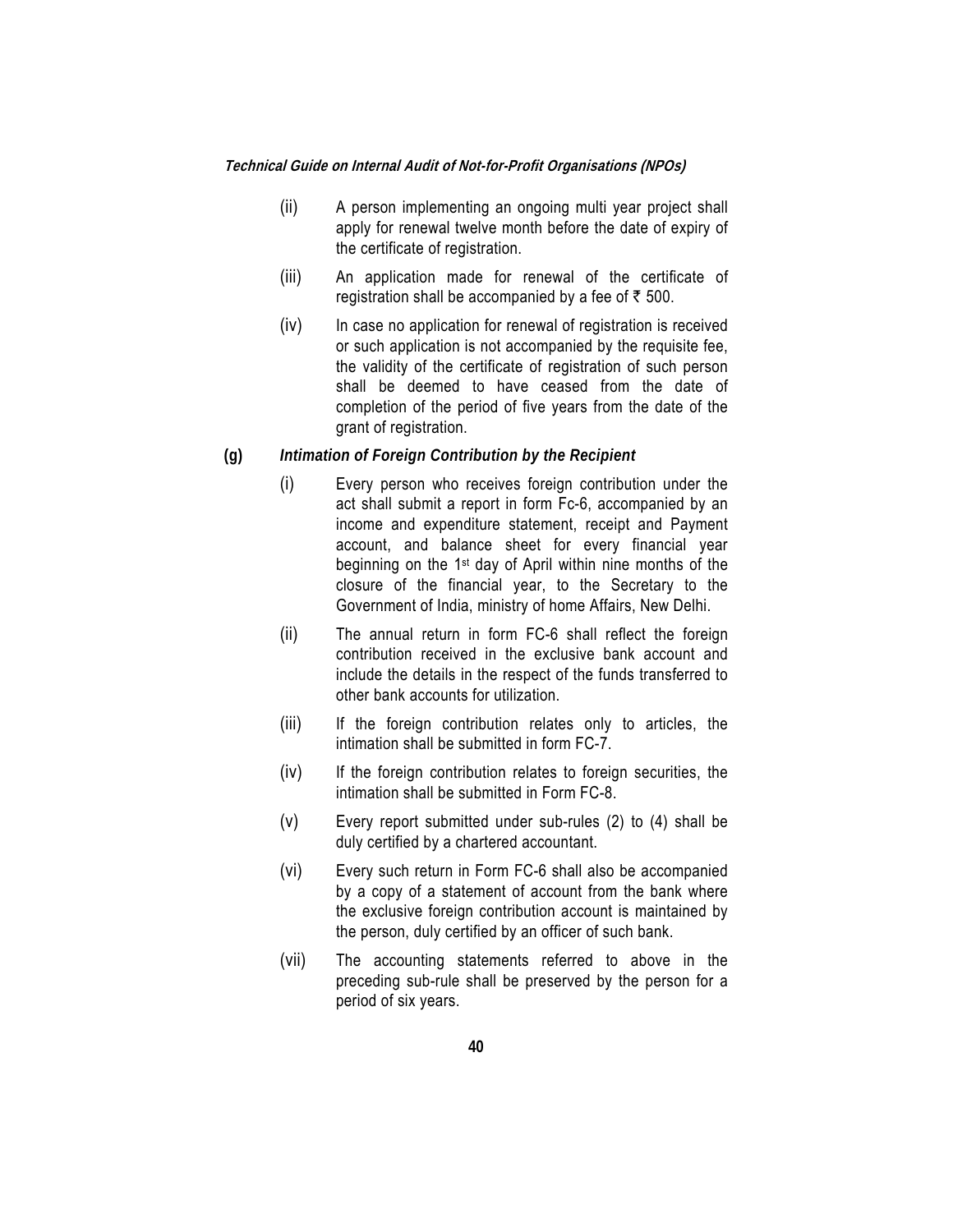(ii) A person implementing an ongoing multi year project shall apply for renewal twelve month before the date of expiry of the certificate of registration.

(iii) An application made for renewal of the certificate of registration shall be accompanied by a fee of ₹ 500.

(iv) In case no application for renewal of registration is received or such application is not accompanied by the requisite fee, the validity of the certificate of registration of such person shall be deemed to have ceased from the date of completion of the period of five years from the date of the grant of registration.

**(g) *Intimation of Foreign Contribution by the Recipient***

(i) Every person who receives foreign contribution under the act shall submit a report in form Fc-6, accompanied by an income and expenditure statement, receipt and Payment account, and balance sheet for every financial year beginning on the 1st day of April within nine months of the closure of the financial year, to the Secretary to the Government of India, ministry of home Affairs, New Delhi.

(ii) The annual return in form FC-6 shall reflect the foreign contribution received in the exclusive bank account and include the details in the respect of the funds transferred to other bank accounts for utilization.

(iii) If the foreign contribution relates only to articles, the intimation shall be submitted in form FC-7.

(iv) If the foreign contribution relates to foreign securities, the intimation shall be submitted in Form FC-8.

(v) Every report submitted under sub-rules (2) to (4) shall be duly certified by a chartered accountant.

(vi) Every such return in Form FC-6 shall also be accompanied by a copy of a statement of account from the bank where the exclusive foreign contribution account is maintained by the person, duly certified by an officer of such bank.

(vii) The accounting statements referred to above in the preceding sub-rule shall be preserved by the person for a period of six years.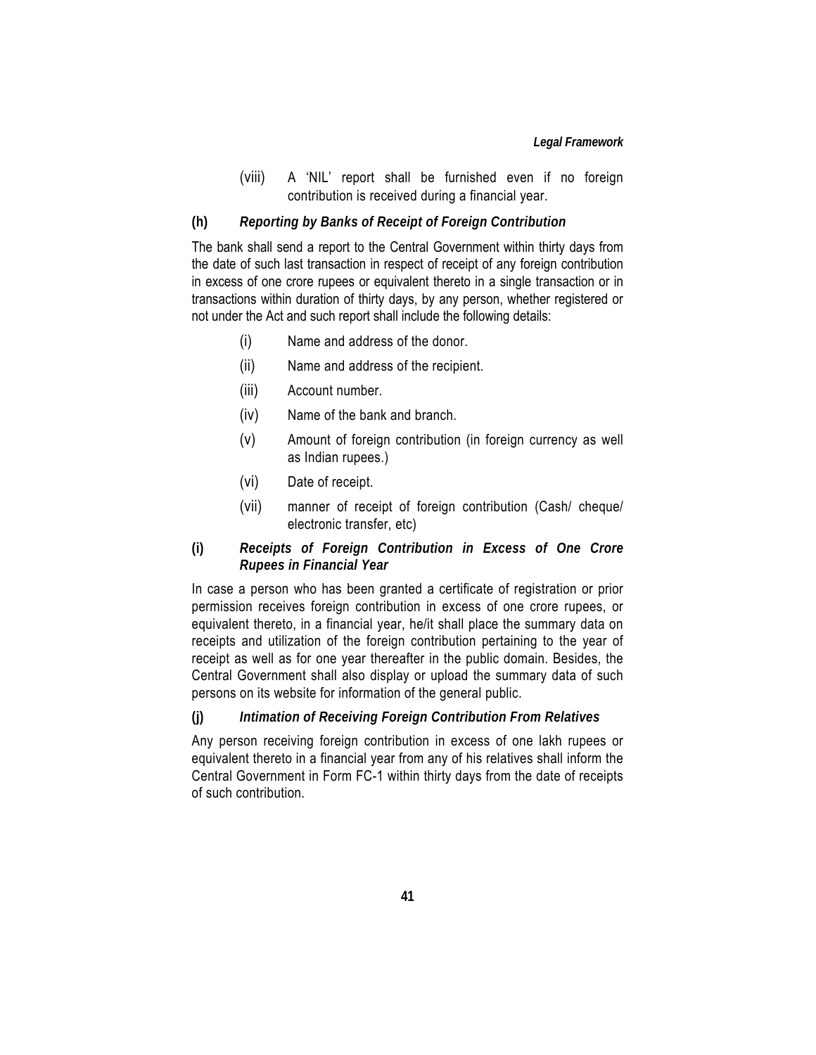(viii) A 'NIL' report shall be furnished even if no foreign contribution is received during a financial year.

### (h) *Reporting by Banks of Receipt of Foreign Contribution*

The bank shall send a report to the Central Government within thirty days from the date of such last transaction in respect of receipt of any foreign contribution in excess of one crore rupees or equivalent thereto in a single transaction or in transactions within duration of thirty days, by any person, whether registered or not under the Act and such report shall include the following details:

(i) Name and address of the donor.

(ii) Name and address of the recipient.

(iii) Account number.

(iv) Name of the bank and branch.

(v) Amount of foreign contribution (in foreign currency as well as Indian rupees.)

(vi) Date of receipt.

(vii) manner of receipt of foreign contribution (Cash/ cheque/ electronic transfer, etc)

### (i) *Receipts of Foreign Contribution in Excess of One Crore Rupees in Financial Year*

In case a person who has been granted a certificate of registration or prior permission receives foreign contribution in excess of one crore rupees, or equivalent thereto, in a financial year, he/it shall place the summary data on receipts and utilization of the foreign contribution pertaining to the year of receipt as well as for one year thereafter in the public domain. Besides, the Central Government shall also display or upload the summary data of such persons on its website for information of the general public.

### (j) *Intimation of Receiving Foreign Contribution From Relatives*

Any person receiving foreign contribution in excess of one lakh rupees or equivalent thereto in a financial year from any of his relatives shall inform the Central Government in Form FC-1 within thirty days from the date of receipts of such contribution.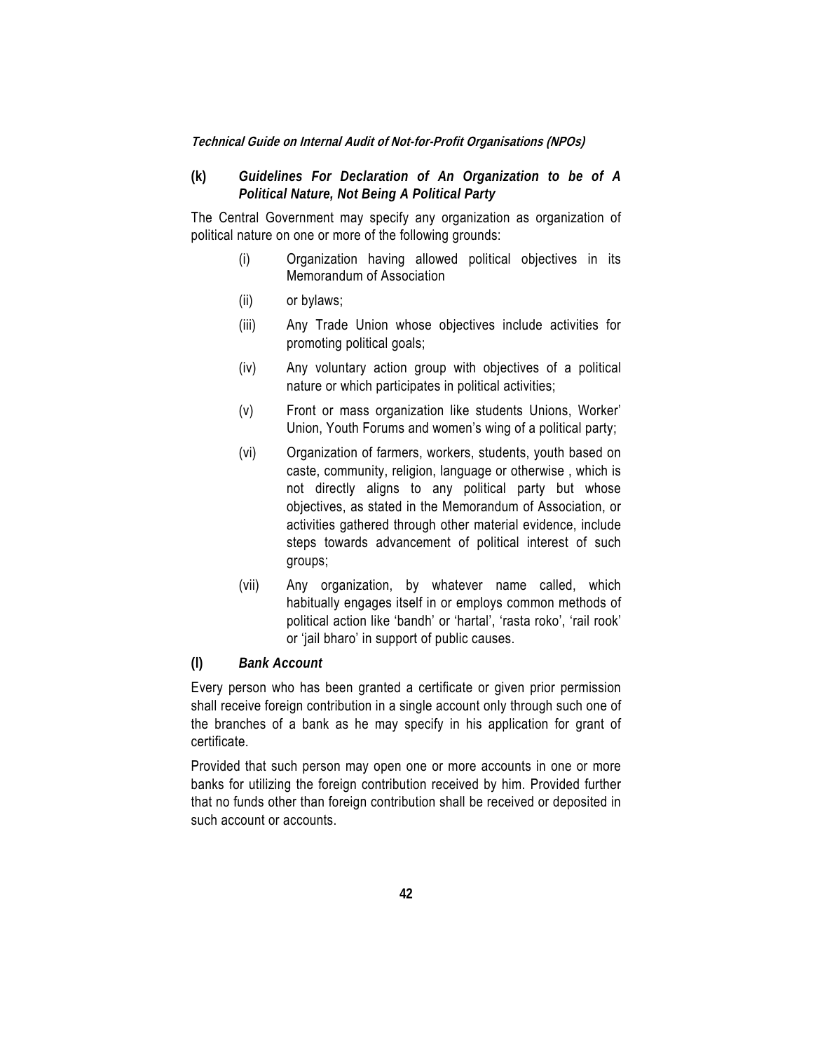**(k) *Guidelines For Declaration of An Organization to be of A Political Nature, Not Being A Political Party***

The Central Government may specify any organization as organization of political nature on one or more of the following grounds:

(i) Organization having allowed political objectives in its Memorandum of Association

(ii) or bylaws;

(iii) Any Trade Union whose objectives include activities for promoting political goals;

(iv) Any voluntary action group with objectives of a political nature or which participates in political activities;

(v) Front or mass organization like students Unions, Worker' Union, Youth Forums and women's wing of a political party;

(vi) Organization of farmers, workers, students, youth based on caste, community, religion, language or otherwise , which is not directly aligns to any political party but whose objectives, as stated in the Memorandum of Association, or activities gathered through other material evidence, include steps towards advancement of political interest of such groups;

(vii) Any organization, by whatever name called, which habitually engages itself in or employs common methods of political action like 'bandh' or 'hartal', 'rasta roko', 'rail rook' or 'jail bharo' in support of public causes.

**(l) *Bank Account***

Every person who has been granted a certificate or given prior permission shall receive foreign contribution in a single account only through such one of the branches of a bank as he may specify in his application for grant of certificate.

Provided that such person may open one or more accounts in one or more banks for utilizing the foreign contribution received by him. Provided further that no funds other than foreign contribution shall be received or deposited in such account or accounts.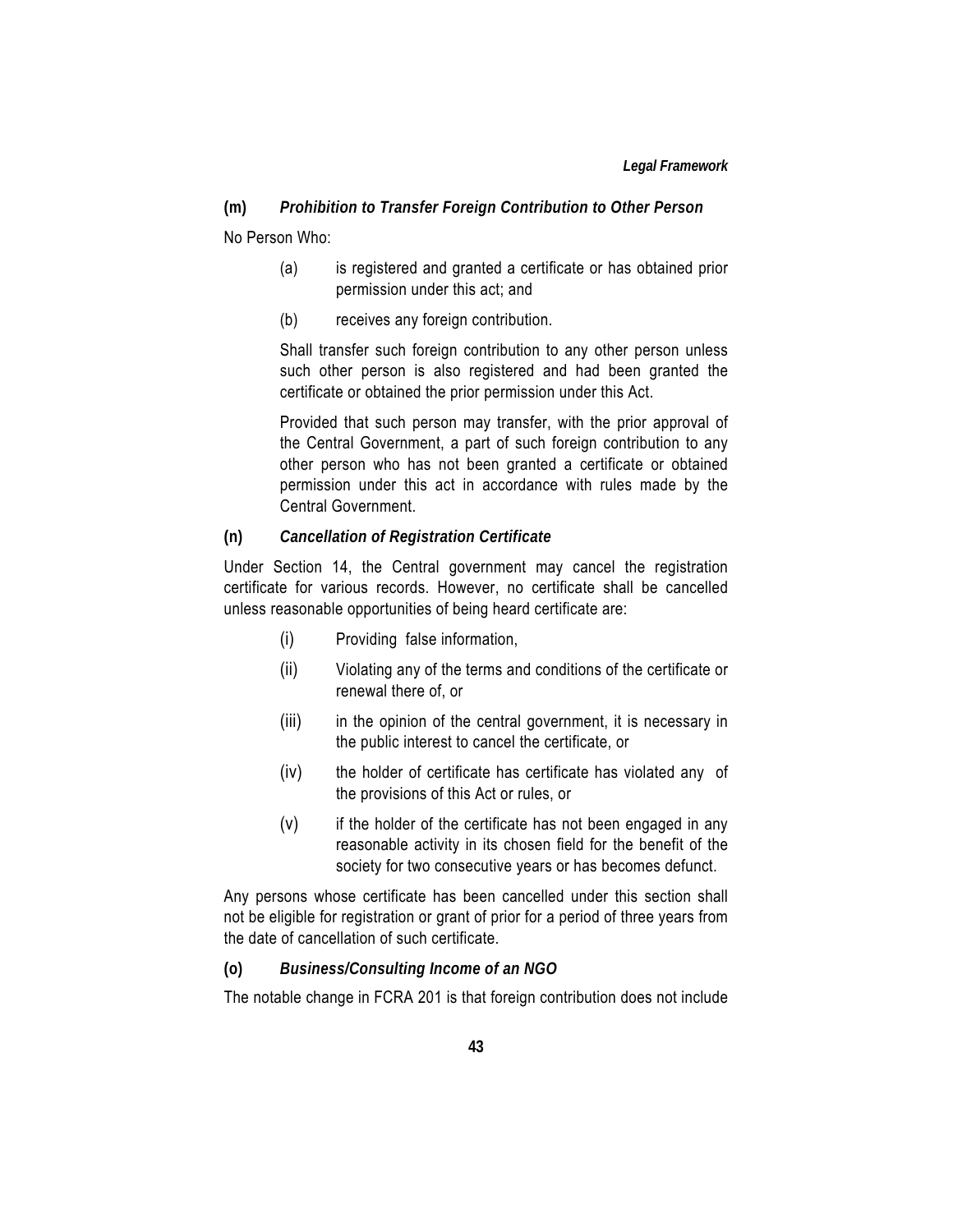### (m) *Prohibition to Transfer Foreign Contribution to Other Person*

No Person Who:

(a) is registered and granted a certificate or has obtained prior permission under this act; and

(b) receives any foreign contribution.

Shall transfer such foreign contribution to any other person unless such other person is also registered and had been granted the certificate or obtained the prior permission under this Act.

Provided that such person may transfer, with the prior approval of the Central Government, a part of such foreign contribution to any other person who has not been granted a certificate or obtained permission under this act in accordance with rules made by the Central Government.

### (n) *Cancellation of Registration Certificate*

Under Section 14, the Central government may cancel the registration certificate for various records. However, no certificate shall be cancelled unless reasonable opportunities of being heard certificate are:

(i) Providing false information,

(ii) Violating any of the terms and conditions of the certificate or renewal there of, or

(iii) in the opinion of the central government, it is necessary in the public interest to cancel the certificate, or

(iv) the holder of certificate has certificate has violated any of the provisions of this Act or rules, or

(v) if the holder of the certificate has not been engaged in any reasonable activity in its chosen field for the benefit of the society for two consecutive years or has becomes defunct.

Any persons whose certificate has been cancelled under this section shall not be eligible for registration or grant of prior for a period of three years from the date of cancellation of such certificate.

### (o) *Business/Consulting Income of an NGO*

The notable change in FCRA 201 is that foreign contribution does not include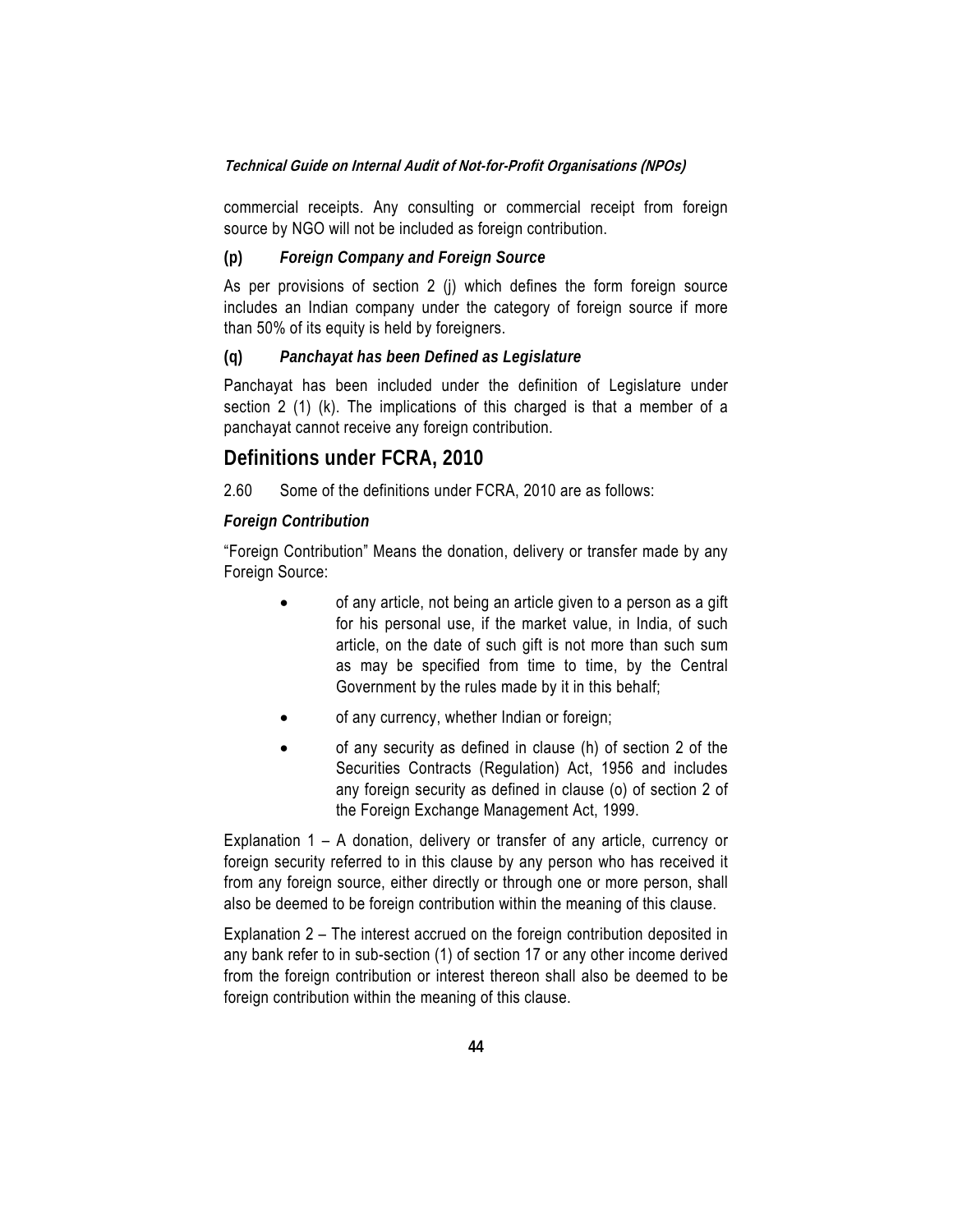commercial receipts. Any consulting or commercial receipt from foreign source by NGO will not be included as foreign contribution.

**(p)** ***Foreign Company and Foreign Source***

As per provisions of section 2 (j) which defines the form foreign source includes an Indian company under the category of foreign source if more than 50% of its equity is held by foreigners.

**(q)** ***Panchayat has been Defined as Legislature***

Panchayat has been included under the definition of Legislature under section 2 (1) (k). The implications of this charged is that a member of a panchayat cannot receive any foreign contribution.

## Definitions under FCRA, 2010

2.60 Some of the definitions under FCRA, 2010 are as follows:

***Foreign Contribution***

"Foreign Contribution" Means the donation, delivery or transfer made by any Foreign Source:

- of any article, not being an article given to a person as a gift for his personal use, if the market value, in India, of such article, on the date of such gift is not more than such sum as may be specified from time to time, by the Central Government by the rules made by it in this behalf;
- of any currency, whether Indian or foreign;
- of any security as defined in clause (h) of section 2 of the Securities Contracts (Regulation) Act, 1956 and includes any foreign security as defined in clause (o) of section 2 of the Foreign Exchange Management Act, 1999.

Explanation 1 – A donation, delivery or transfer of any article, currency or foreign security referred to in this clause by any person who has received it from any foreign source, either directly or through one or more person, shall also be deemed to be foreign contribution within the meaning of this clause.

Explanation 2 – The interest accrued on the foreign contribution deposited in any bank refer to in sub-section (1) of section 17 or any other income derived from the foreign contribution or interest thereon shall also be deemed to be foreign contribution within the meaning of this clause.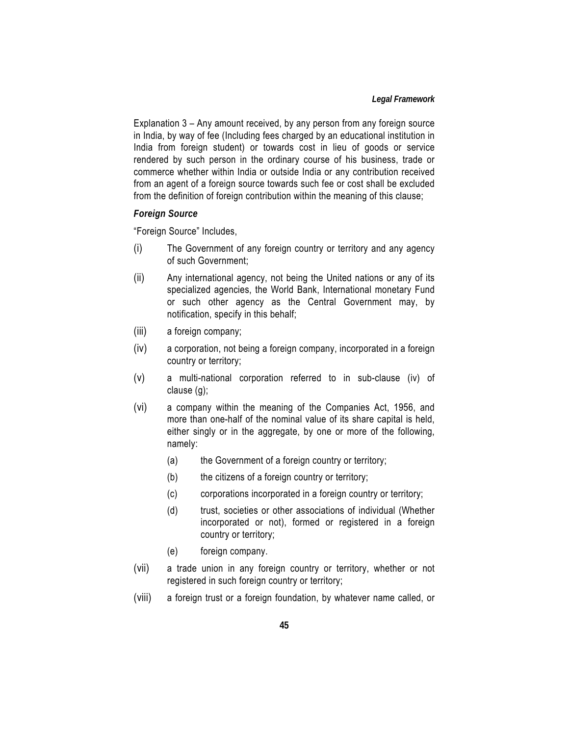Explanation 3 – Any amount received, by any person from any foreign source in India, by way of fee (Including fees charged by an educational institution in India from foreign student) or towards cost in lieu of goods or service rendered by such person in the ordinary course of his business, trade or commerce whether within India or outside India or any contribution received from an agent of a foreign source towards such fee or cost shall be excluded from the definition of foreign contribution within the meaning of this clause;

***Foreign Source***

"Foreign Source" Includes,

(i) The Government of any foreign country or territory and any agency of such Government;

(ii) Any international agency, not being the United nations or any of its specialized agencies, the World Bank, International monetary Fund or such other agency as the Central Government may, by notification, specify in this behalf;

(iii) a foreign company;

(iv) a corporation, not being a foreign company, incorporated in a foreign country or territory;

(v) a multi-national corporation referred to in sub-clause (iv) of clause (g);

(vi) a company within the meaning of the Companies Act, 1956, and more than one-half of the nominal value of its share capital is held, either singly or in the aggregate, by one or more of the following, namely:

    (a) the Government of a foreign country or territory;

    (b) the citizens of a foreign country or territory;

    (c) corporations incorporated in a foreign country or territory;

    (d) trust, societies or other associations of individual (Whether incorporated or not), formed or registered in a foreign country or territory;

    (e) foreign company.

(vii) a trade union in any foreign country or territory, whether or not registered in such foreign country or territory;

(viii) a foreign trust or a foreign foundation, by whatever name called, or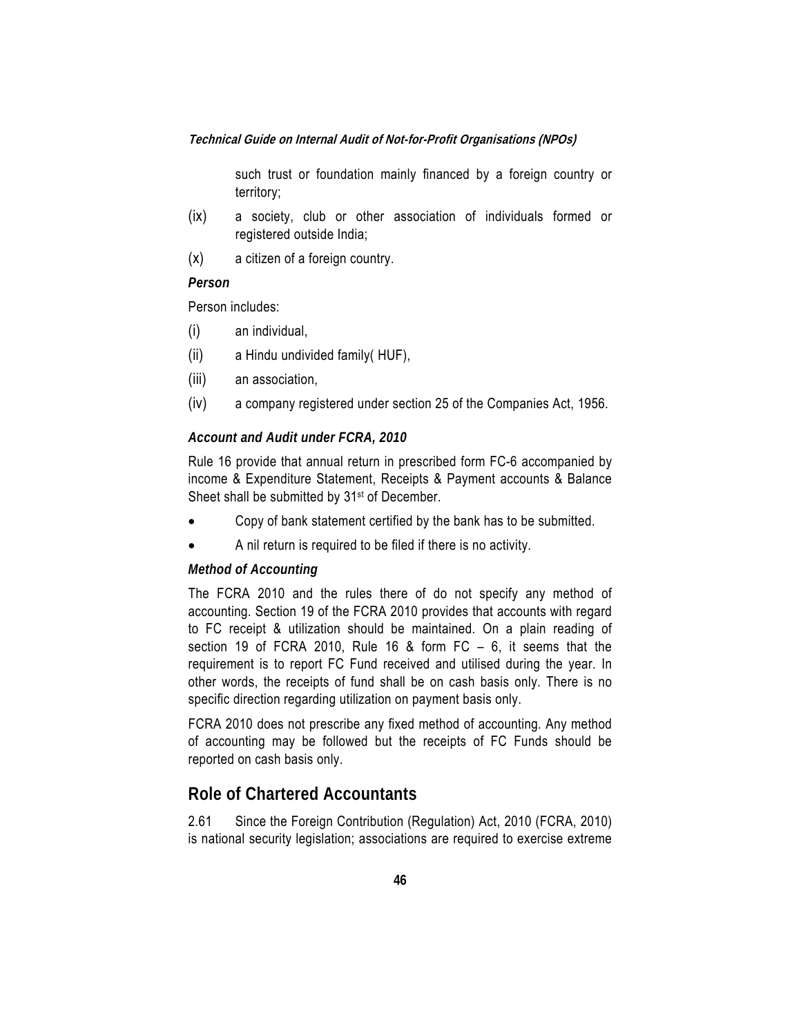such trust or foundation mainly financed by a foreign country or territory;

(ix) a society, club or other association of individuals formed or registered outside India;

(x) a citizen of a foreign country.

***Person***

Person includes:

(i) an individual,

(ii) a Hindu undivided family( HUF),

(iii) an association,

(iv) a company registered under section 25 of the Companies Act, 1956.

***Account and Audit under FCRA, 2010***

Rule 16 provide that annual return in prescribed form FC-6 accompanied by income & Expenditure Statement, Receipts & Payment accounts & Balance Sheet shall be submitted by 31st of December.

- Copy of bank statement certified by the bank has to be submitted.
- A nil return is required to be filed if there is no activity.

***Method of Accounting***

The FCRA 2010 and the rules there of do not specify any method of accounting. Section 19 of the FCRA 2010 provides that accounts with regard to FC receipt & utilization should be maintained. On a plain reading of section 19 of FCRA 2010, Rule 16 & form FC – 6, it seems that the requirement is to report FC Fund received and utilised during the year. In other words, the receipts of fund shall be on cash basis only. There is no specific direction regarding utilization on payment basis only.

FCRA 2010 does not prescribe any fixed method of accounting. Any method of accounting may be followed but the receipts of FC Funds should be reported on cash basis only.

## Role of Chartered Accountants

2.61 Since the Foreign Contribution (Regulation) Act, 2010 (FCRA, 2010) is national security legislation; associations are required to exercise extreme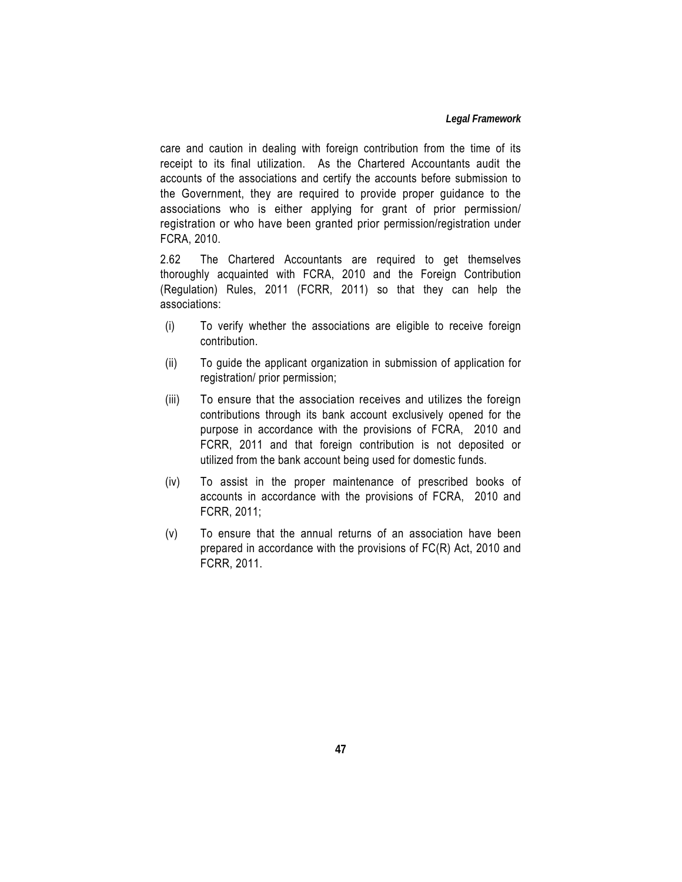care and caution in dealing with foreign contribution from the time of its receipt to its final utilization. As the Chartered Accountants audit the accounts of the associations and certify the accounts before submission to the Government, they are required to provide proper guidance to the associations who is either applying for grant of prior permission/ registration or who have been granted prior permission/registration under FCRA, 2010.

2.62 The Chartered Accountants are required to get themselves thoroughly acquainted with FCRA, 2010 and the Foreign Contribution (Regulation) Rules, 2011 (FCRR, 2011) so that they can help the associations:

(i) To verify whether the associations are eligible to receive foreign contribution.

(ii) To guide the applicant organization in submission of application for registration/ prior permission;

(iii) To ensure that the association receives and utilizes the foreign contributions through its bank account exclusively opened for the purpose in accordance with the provisions of FCRA, 2010 and FCRR, 2011 and that foreign contribution is not deposited or utilized from the bank account being used for domestic funds.

(iv) To assist in the proper maintenance of prescribed books of accounts in accordance with the provisions of FCRA, 2010 and FCRR, 2011;

(v) To ensure that the annual returns of an association have been prepared in accordance with the provisions of FC(R) Act, 2010 and FCRR, 2011.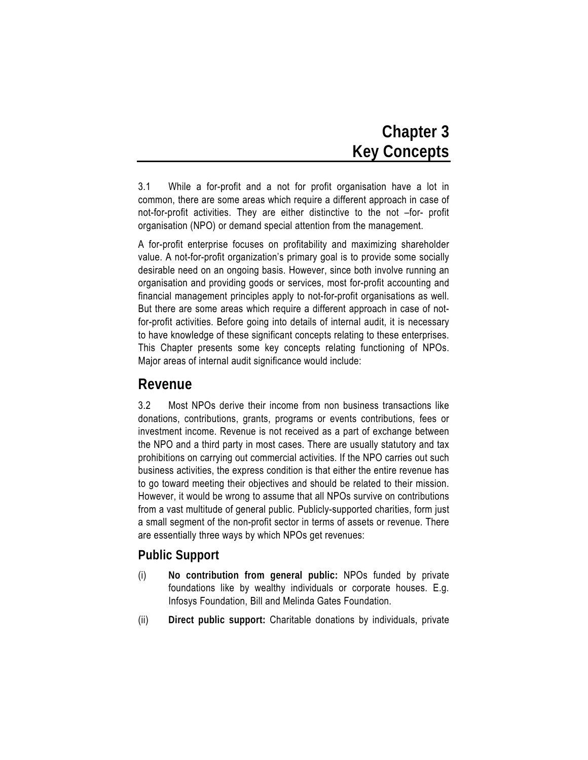# Chapter 3
# Key Concepts

3.1 While a for-profit and a not for profit organisation have a lot in common, there are some areas which require a different approach in case of not-for-profit activities. They are either distinctive to the not –for- profit organisation (NPO) or demand special attention from the management.

A for-profit enterprise focuses on profitability and maximizing shareholder value. A not-for-profit organization's primary goal is to provide some socially desirable need on an ongoing basis. However, since both involve running an organisation and providing goods or services, most for-profit accounting and financial management principles apply to not-for-profit organisations as well. But there are some areas which require a different approach in case of not-for-profit activities. Before going into details of internal audit, it is necessary to have knowledge of these significant concepts relating to these enterprises. This Chapter presents some key concepts relating functioning of NPOs. Major areas of internal audit significance would include:

## Revenue

3.2 Most NPOs derive their income from non business transactions like donations, contributions, grants, programs or events contributions, fees or investment income. Revenue is not received as a part of exchange between the NPO and a third party in most cases. There are usually statutory and tax prohibitions on carrying out commercial activities. If the NPO carries out such business activities, the express condition is that either the entire revenue has to go toward meeting their objectives and should be related to their mission. However, it would be wrong to assume that all NPOs survive on contributions from a vast multitude of general public. Publicly-supported charities, form just a small segment of the non-profit sector in terms of assets or revenue. There are essentially three ways by which NPOs get revenues:

### Public Support

(i) **No contribution from general public:** NPOs funded by private foundations like by wealthy individuals or corporate houses. E.g. Infosys Foundation, Bill and Melinda Gates Foundation.

(ii) **Direct public support:** Charitable donations by individuals, private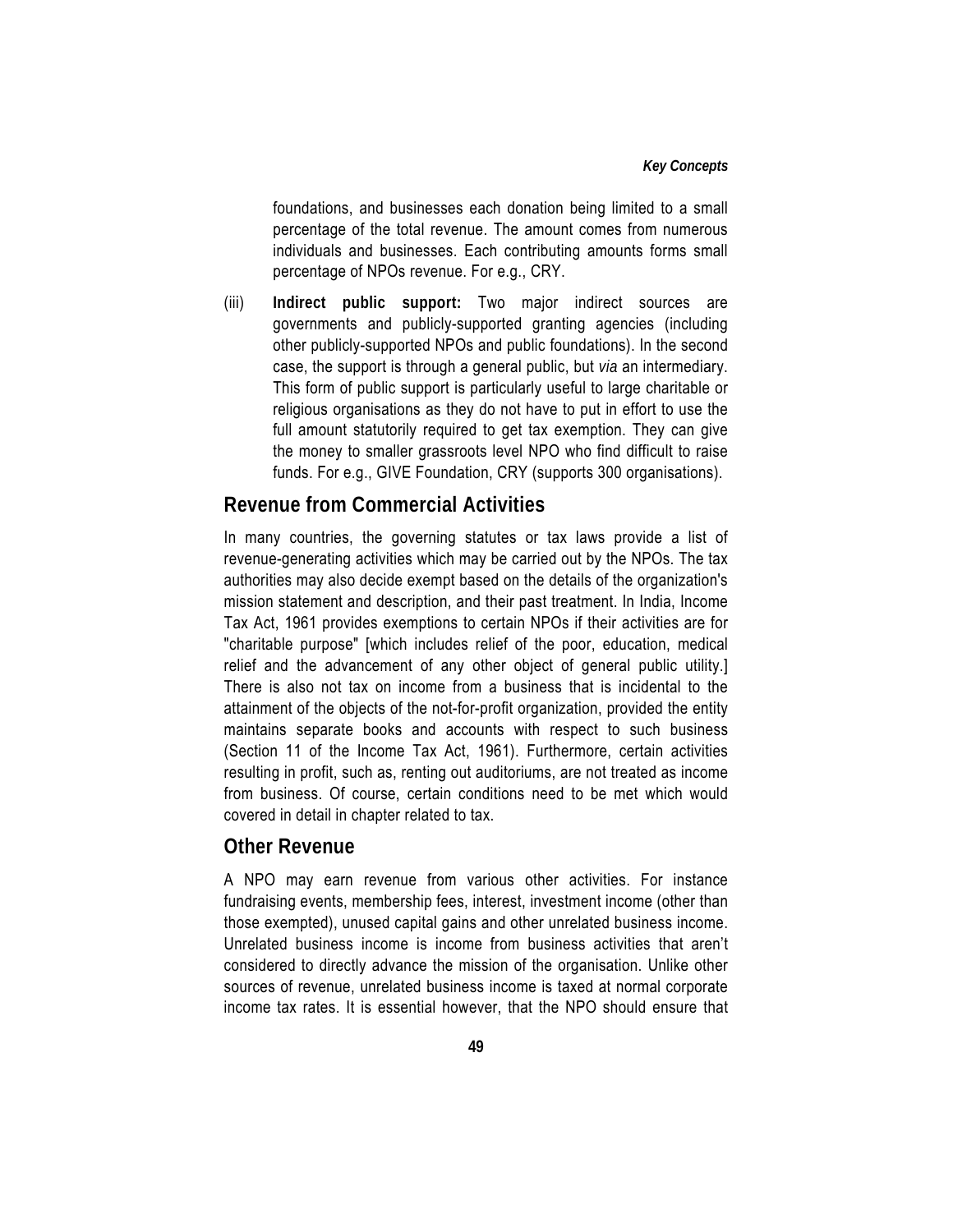foundations, and businesses each donation being limited to a small percentage of the total revenue. The amount comes from numerous individuals and businesses. Each contributing amounts forms small percentage of NPOs revenue. For e.g., CRY.

(iii) **Indirect public support:** Two major indirect sources are governments and publicly-supported granting agencies (including other publicly-supported NPOs and public foundations). In the second case, the support is through a general public, but *via* an intermediary. This form of public support is particularly useful to large charitable or religious organisations as they do not have to put in effort to use the full amount statutorily required to get tax exemption. They can give the money to smaller grassroots level NPO who find difficult to raise funds. For e.g., GIVE Foundation, CRY (supports 300 organisations).

## Revenue from Commercial Activities

In many countries, the governing statutes or tax laws provide a list of revenue-generating activities which may be carried out by the NPOs. The tax authorities may also decide exempt based on the details of the organization's mission statement and description, and their past treatment. In India, Income Tax Act, 1961 provides exemptions to certain NPOs if their activities are for "charitable purpose" [which includes relief of the poor, education, medical relief and the advancement of any other object of general public utility.] There is also not tax on income from a business that is incidental to the attainment of the objects of the not-for-profit organization, provided the entity maintains separate books and accounts with respect to such business (Section 11 of the Income Tax Act, 1961). Furthermore, certain activities resulting in profit, such as, renting out auditoriums, are not treated as income from business. Of course, certain conditions need to be met which would covered in detail in chapter related to tax.

## Other Revenue

A NPO may earn revenue from various other activities. For instance fundraising events, membership fees, interest, investment income (other than those exempted), unused capital gains and other unrelated business income. Unrelated business income is income from business activities that aren't considered to directly advance the mission of the organisation. Unlike other sources of revenue, unrelated business income is taxed at normal corporate income tax rates. It is essential however, that the NPO should ensure that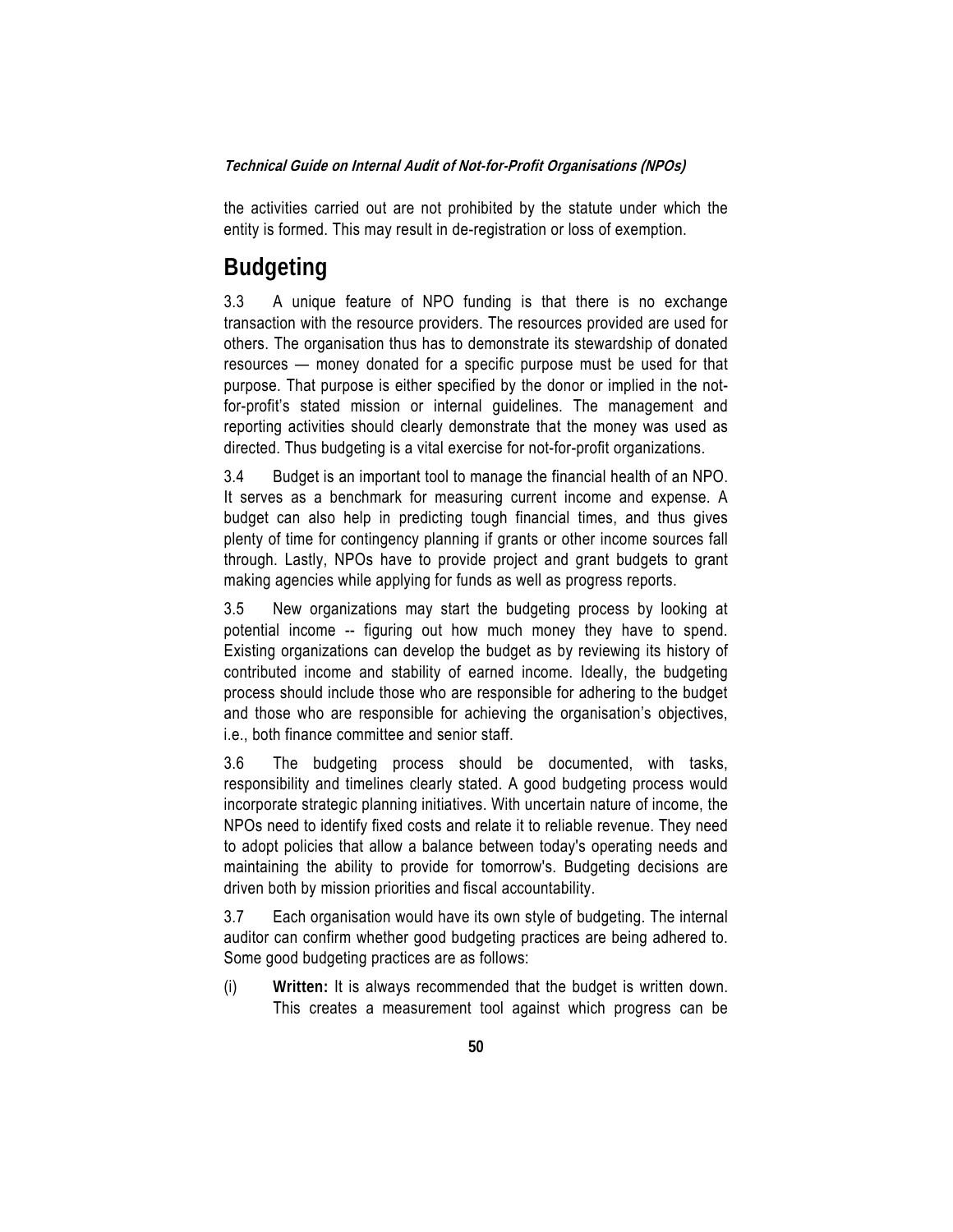the activities carried out are not prohibited by the statute under which the entity is formed. This may result in de-registration or loss of exemption.

## Budgeting

3.3 A unique feature of NPO funding is that there is no exchange transaction with the resource providers. The resources provided are used for others. The organisation thus has to demonstrate its stewardship of donated resources — money donated for a specific purpose must be used for that purpose. That purpose is either specified by the donor or implied in the not-for-profit's stated mission or internal guidelines. The management and reporting activities should clearly demonstrate that the money was used as directed. Thus budgeting is a vital exercise for not-for-profit organizations.

3.4 Budget is an important tool to manage the financial health of an NPO. It serves as a benchmark for measuring current income and expense. A budget can also help in predicting tough financial times, and thus gives plenty of time for contingency planning if grants or other income sources fall through. Lastly, NPOs have to provide project and grant budgets to grant making agencies while applying for funds as well as progress reports.

3.5 New organizations may start the budgeting process by looking at potential income -- figuring out how much money they have to spend. Existing organizations can develop the budget as by reviewing its history of contributed income and stability of earned income. Ideally, the budgeting process should include those who are responsible for adhering to the budget and those who are responsible for achieving the organisation's objectives, i.e., both finance committee and senior staff.

3.6 The budgeting process should be documented, with tasks, responsibility and timelines clearly stated. A good budgeting process would incorporate strategic planning initiatives. With uncertain nature of income, the NPOs need to identify fixed costs and relate it to reliable revenue. They need to adopt policies that allow a balance between today's operating needs and maintaining the ability to provide for tomorrow's. Budgeting decisions are driven both by mission priorities and fiscal accountability.

3.7 Each organisation would have its own style of budgeting. The internal auditor can confirm whether good budgeting practices are being adhered to. Some good budgeting practices are as follows:

(i) **Written:** It is always recommended that the budget is written down. This creates a measurement tool against which progress can be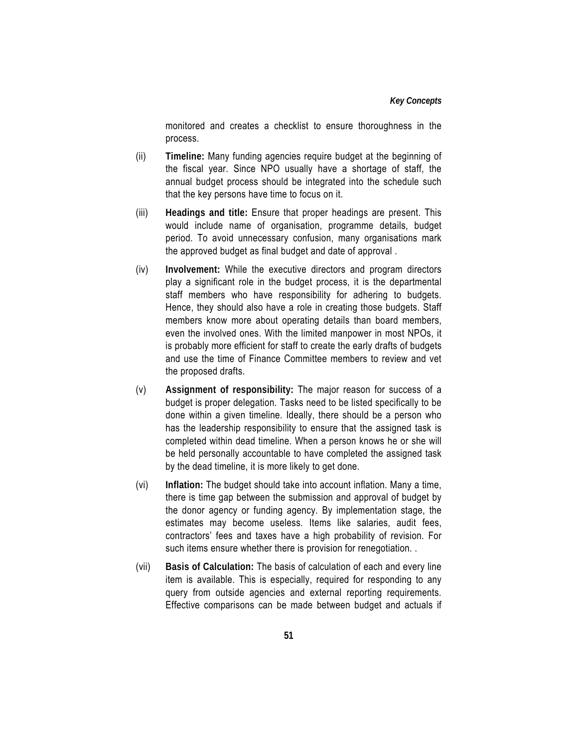monitored and creates a checklist to ensure thoroughness in the process.

(ii) **Timeline:** Many funding agencies require budget at the beginning of the fiscal year. Since NPO usually have a shortage of staff, the annual budget process should be integrated into the schedule such that the key persons have time to focus on it.

(iii) **Headings and title:** Ensure that proper headings are present. This would include name of organisation, programme details, budget period. To avoid unnecessary confusion, many organisations mark the approved budget as final budget and date of approval .

(iv) **Involvement:** While the executive directors and program directors play a significant role in the budget process, it is the departmental staff members who have responsibility for adhering to budgets. Hence, they should also have a role in creating those budgets. Staff members know more about operating details than board members, even the involved ones. With the limited manpower in most NPOs, it is probably more efficient for staff to create the early drafts of budgets and use the time of Finance Committee members to review and vet the proposed drafts.

(v) **Assignment of responsibility:** The major reason for success of a budget is proper delegation. Tasks need to be listed specifically to be done within a given timeline. Ideally, there should be a person who has the leadership responsibility to ensure that the assigned task is completed within dead timeline. When a person knows he or she will be held personally accountable to have completed the assigned task by the dead timeline, it is more likely to get done.

(vi) **Inflation:** The budget should take into account inflation. Many a time, there is time gap between the submission and approval of budget by the donor agency or funding agency. By implementation stage, the estimates may become useless. Items like salaries, audit fees, contractors' fees and taxes have a high probability of revision. For such items ensure whether there is provision for renegotiation. .

(vii) **Basis of Calculation:** The basis of calculation of each and every line item is available. This is especially, required for responding to any query from outside agencies and external reporting requirements. Effective comparisons can be made between budget and actuals if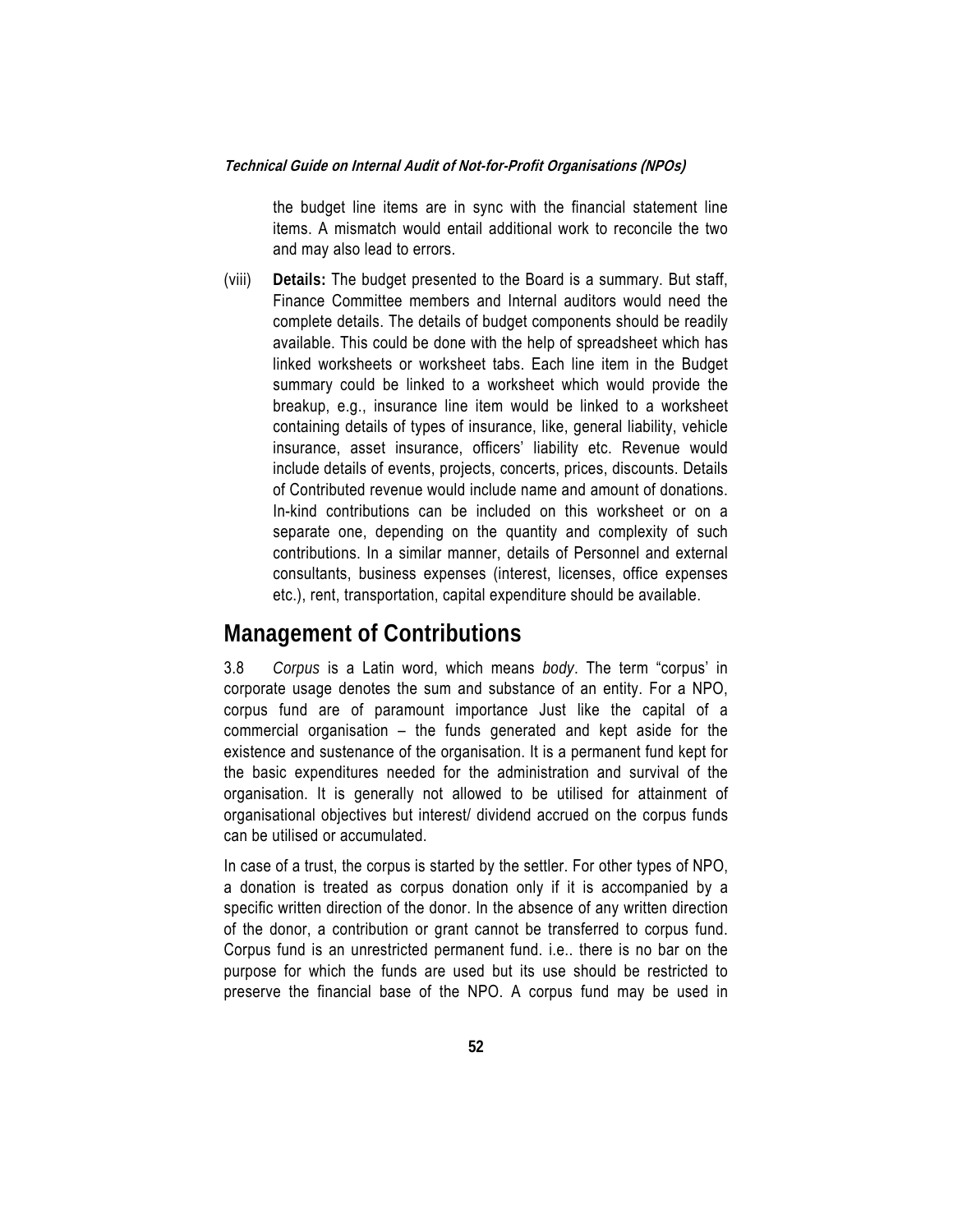the budget line items are in sync with the financial statement line items. A mismatch would entail additional work to reconcile the two and may also lead to errors.

(viii) **Details:** The budget presented to the Board is a summary. But staff, Finance Committee members and Internal auditors would need the complete details. The details of budget components should be readily available. This could be done with the help of spreadsheet which has linked worksheets or worksheet tabs. Each line item in the Budget summary could be linked to a worksheet which would provide the breakup, e.g., insurance line item would be linked to a worksheet containing details of types of insurance, like, general liability, vehicle insurance, asset insurance, officers' liability etc. Revenue would include details of events, projects, concerts, prices, discounts. Details of Contributed revenue would include name and amount of donations. In-kind contributions can be included on this worksheet or on a separate one, depending on the quantity and complexity of such contributions. In a similar manner, details of Personnel and external consultants, business expenses (interest, licenses, office expenses etc.), rent, transportation, capital expenditure should be available.

## Management of Contributions

3.8 *Corpus* is a Latin word, which means *body*. The term "corpus' in corporate usage denotes the sum and substance of an entity. For a NPO, corpus fund are of paramount importance Just like the capital of a commercial organisation – the funds generated and kept aside for the existence and sustenance of the organisation. It is a permanent fund kept for the basic expenditures needed for the administration and survival of the organisation. It is generally not allowed to be utilised for attainment of organisational objectives but interest/ dividend accrued on the corpus funds can be utilised or accumulated.

In case of a trust, the corpus is started by the settler. For other types of NPO, a donation is treated as corpus donation only if it is accompanied by a specific written direction of the donor. In the absence of any written direction of the donor, a contribution or grant cannot be transferred to corpus fund. Corpus fund is an unrestricted permanent fund. i.e.. there is no bar on the purpose for which the funds are used but its use should be restricted to preserve the financial base of the NPO. A corpus fund may be used in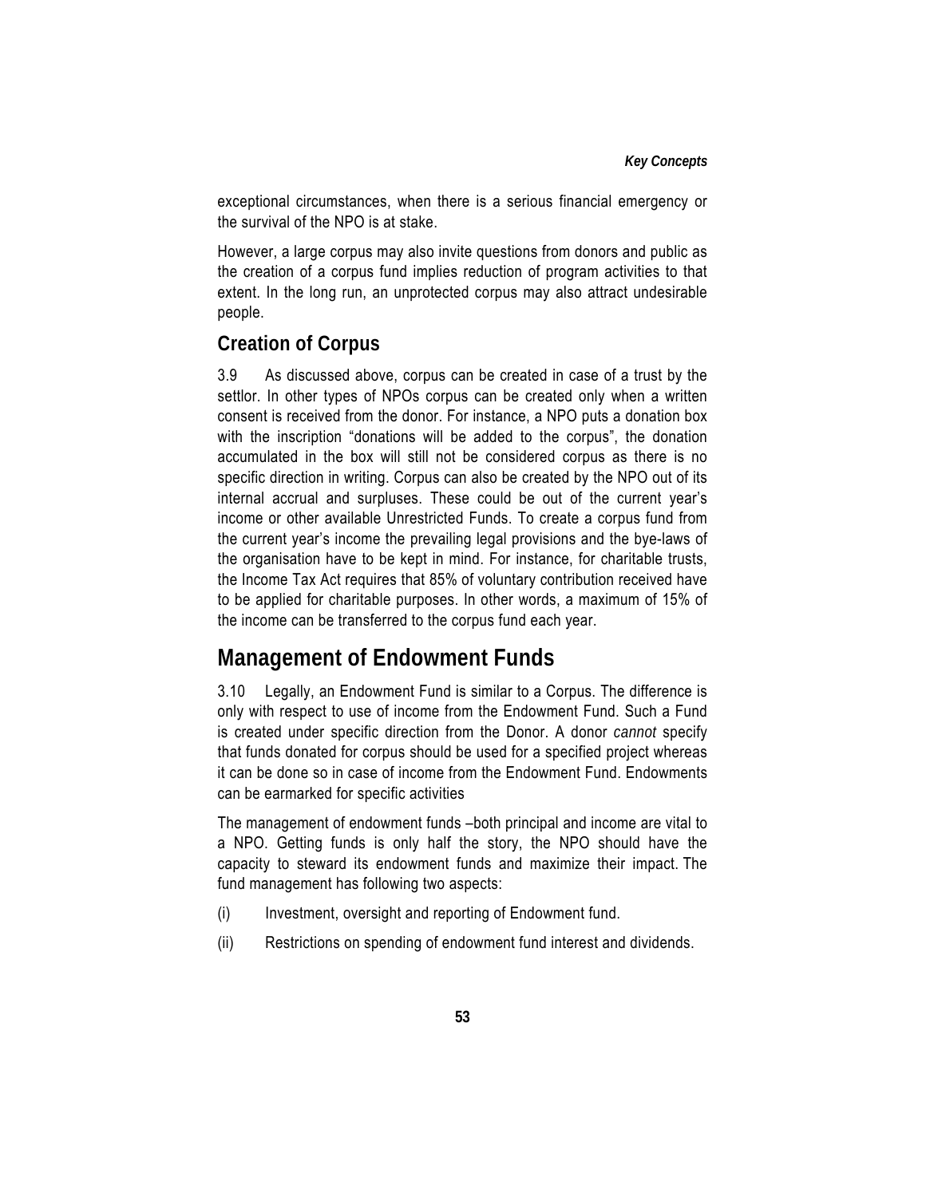exceptional circumstances, when there is a serious financial emergency or the survival of the NPO is at stake.

However, a large corpus may also invite questions from donors and public as the creation of a corpus fund implies reduction of program activities to that extent. In the long run, an unprotected corpus may also attract undesirable people.

### Creation of Corpus

3.9 As discussed above, corpus can be created in case of a trust by the settlor. In other types of NPOs corpus can be created only when a written consent is received from the donor. For instance, a NPO puts a donation box with the inscription "donations will be added to the corpus", the donation accumulated in the box will still not be considered corpus as there is no specific direction in writing. Corpus can also be created by the NPO out of its internal accrual and surpluses. These could be out of the current year's income or other available Unrestricted Funds. To create a corpus fund from the current year's income the prevailing legal provisions and the bye-laws of the organisation have to be kept in mind. For instance, for charitable trusts, the Income Tax Act requires that 85% of voluntary contribution received have to be applied for charitable purposes. In other words, a maximum of 15% of the income can be transferred to the corpus fund each year.

## Management of Endowment Funds

3.10 Legally, an Endowment Fund is similar to a Corpus. The difference is only with respect to use of income from the Endowment Fund. Such a Fund is created under specific direction from the Donor. A donor *cannot* specify that funds donated for corpus should be used for a specified project whereas it can be done so in case of income from the Endowment Fund. Endowments can be earmarked for specific activities

The management of endowment funds –both principal and income are vital to a NPO. Getting funds is only half the story, the NPO should have the capacity to steward its endowment funds and maximize their impact. The fund management has following two aspects:

(i) Investment, oversight and reporting of Endowment fund.

(ii) Restrictions on spending of endowment fund interest and dividends.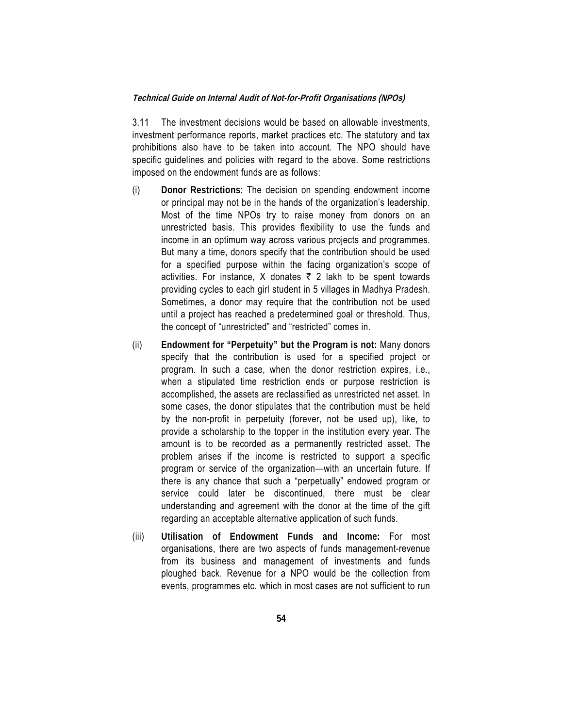3.11 The investment decisions would be based on allowable investments, investment performance reports, market practices etc. The statutory and tax prohibitions also have to be taken into account. The NPO should have specific guidelines and policies with regard to the above. Some restrictions imposed on the endowment funds are as follows:

(i) **Donor Restrictions**: The decision on spending endowment income or principal may not be in the hands of the organization's leadership. Most of the time NPOs try to raise money from donors on an unrestricted basis. This provides flexibility to use the funds and income in an optimum way across various projects and programmes. But many a time, donors specify that the contribution should be used for a specified purpose within the facing organization's scope of activities. For instance, X donates ₹ 2 lakh to be spent towards providing cycles to each girl student in 5 villages in Madhya Pradesh. Sometimes, a donor may require that the contribution not be used until a project has reached a predetermined goal or threshold. Thus, the concept of "unrestricted" and "restricted" comes in.

(ii) **Endowment for "Perpetuity" but the Program is not:** Many donors specify that the contribution is used for a specified project or program. In such a case, when the donor restriction expires, i.e., when a stipulated time restriction ends or purpose restriction is accomplished, the assets are reclassified as unrestricted net asset. In some cases, the donor stipulates that the contribution must be held by the non-profit in perpetuity (forever, not be used up), like, to provide a scholarship to the topper in the institution every year. The amount is to be recorded as a permanently restricted asset. The problem arises if the income is restricted to support a specific program or service of the organization—with an uncertain future. If there is any chance that such a "perpetually" endowed program or service could later be discontinued, there must be clear understanding and agreement with the donor at the time of the gift regarding an acceptable alternative application of such funds.

(iii) **Utilisation of Endowment Funds and Income:** For most organisations, there are two aspects of funds management-revenue from its business and management of investments and funds ploughed back. Revenue for a NPO would be the collection from events, programmes etc. which in most cases are not sufficient to run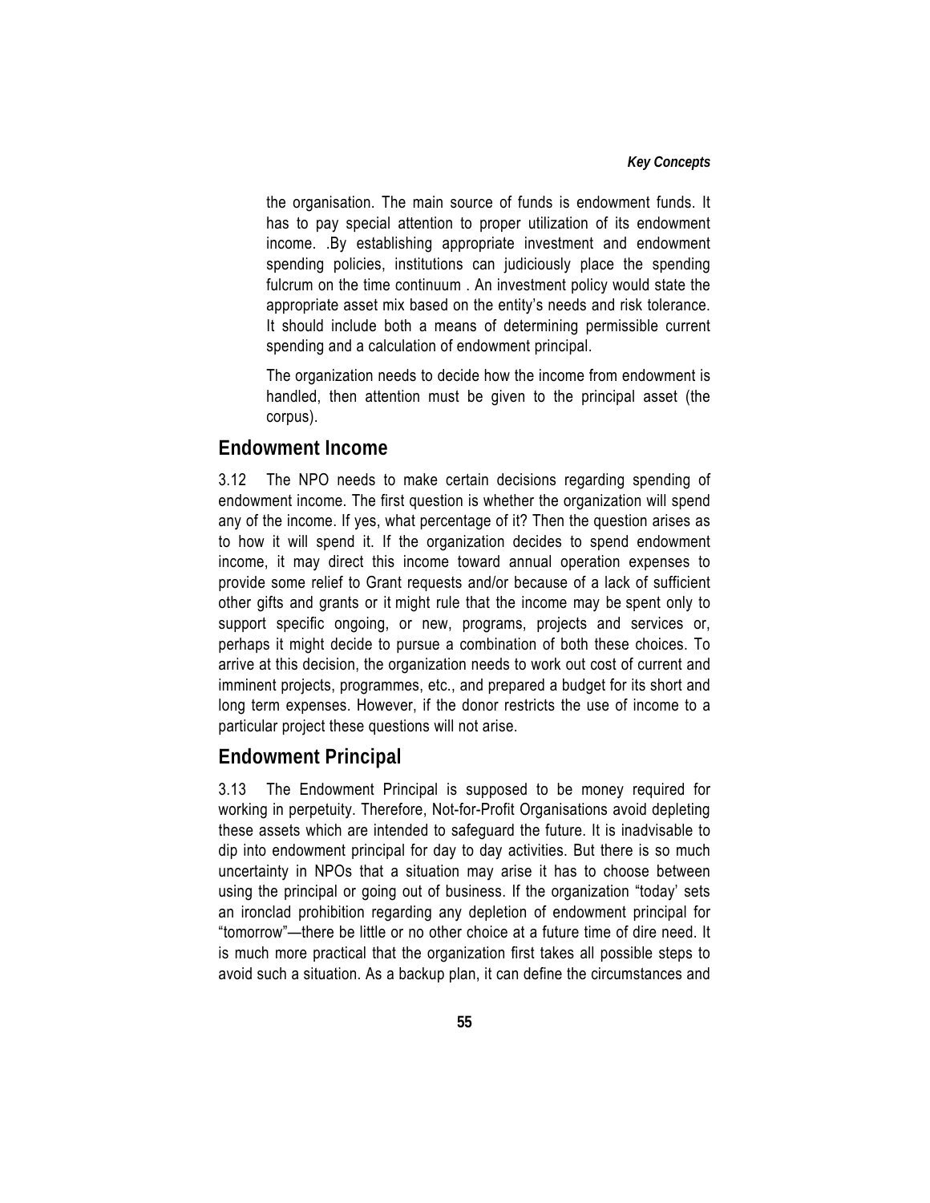the organisation. The main source of funds is endowment funds. It has to pay special attention to proper utilization of its endowment income. .By establishing appropriate investment and endowment spending policies, institutions can judiciously place the spending fulcrum on the time continuum . An investment policy would state the appropriate asset mix based on the entity's needs and risk tolerance. It should include both a means of determining permissible current spending and a calculation of endowment principal.

The organization needs to decide how the income from endowment is handled, then attention must be given to the principal asset (the corpus).

## Endowment Income

3.12 The NPO needs to make certain decisions regarding spending of endowment income. The first question is whether the organization will spend any of the income. If yes, what percentage of it? Then the question arises as to how it will spend it. If the organization decides to spend endowment income, it may direct this income toward annual operation expenses to provide some relief to Grant requests and/or because of a lack of sufficient other gifts and grants or it might rule that the income may be spent only to support specific ongoing, or new, programs, projects and services or, perhaps it might decide to pursue a combination of both these choices. To arrive at this decision, the organization needs to work out cost of current and imminent projects, programmes, etc., and prepared a budget for its short and long term expenses. However, if the donor restricts the use of income to a particular project these questions will not arise.

## Endowment Principal

3.13 The Endowment Principal is supposed to be money required for working in perpetuity. Therefore, Not-for-Profit Organisations avoid depleting these assets which are intended to safeguard the future. It is inadvisable to dip into endowment principal for day to day activities. But there is so much uncertainty in NPOs that a situation may arise it has to choose between using the principal or going out of business. If the organization "today' sets an ironclad prohibition regarding any depletion of endowment principal for "tomorrow"—there be little or no other choice at a future time of dire need. It is much more practical that the organization first takes all possible steps to avoid such a situation. As a backup plan, it can define the circumstances and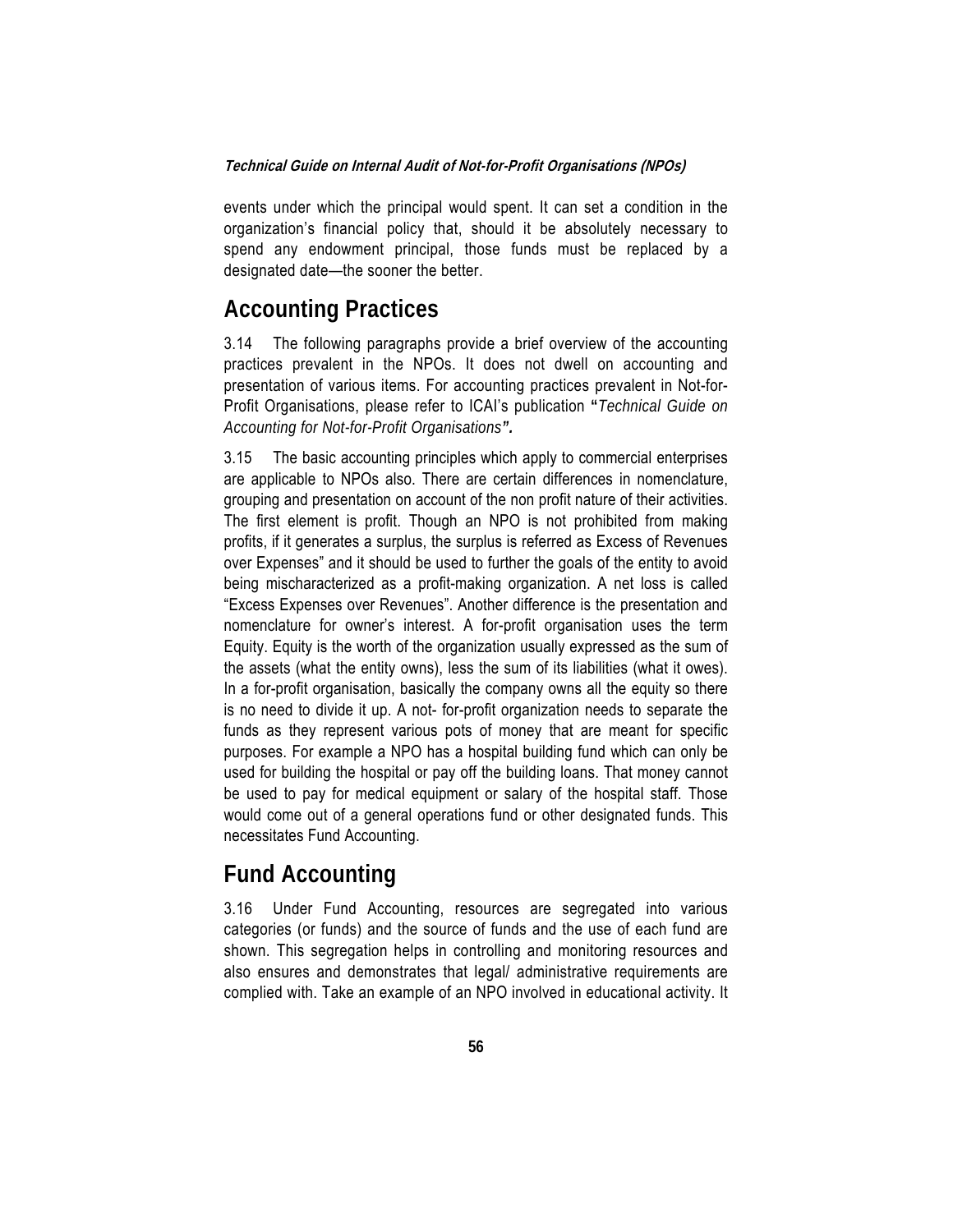events under which the principal would spent. It can set a condition in the organization's financial policy that, should it be absolutely necessary to spend any endowment principal, those funds must be replaced by a designated date—the sooner the better.

## Accounting Practices

3.14 The following paragraphs provide a brief overview of the accounting practices prevalent in the NPOs. It does not dwell on accounting and presentation of various items. For accounting practices prevalent in Not-for-Profit Organisations, please refer to ICAI's publication **"***Technical Guide on Accounting for Not-for-Profit Organisations***".**

3.15 The basic accounting principles which apply to commercial enterprises are applicable to NPOs also. There are certain differences in nomenclature, grouping and presentation on account of the non profit nature of their activities. The first element is profit. Though an NPO is not prohibited from making profits, if it generates a surplus, the surplus is referred as Excess of Revenues over Expenses" and it should be used to further the goals of the entity to avoid being mischaracterized as a profit-making organization. A net loss is called "Excess Expenses over Revenues". Another difference is the presentation and nomenclature for owner's interest. A for-profit organisation uses the term Equity. Equity is the worth of the organization usually expressed as the sum of the assets (what the entity owns), less the sum of its liabilities (what it owes). In a for-profit organisation, basically the company owns all the equity so there is no need to divide it up. A not- for-profit organization needs to separate the funds as they represent various pots of money that are meant for specific purposes. For example a NPO has a hospital building fund which can only be used for building the hospital or pay off the building loans. That money cannot be used to pay for medical equipment or salary of the hospital staff. Those would come out of a general operations fund or other designated funds. This necessitates Fund Accounting.

## Fund Accounting

3.16 Under Fund Accounting, resources are segregated into various categories (or funds) and the source of funds and the use of each fund are shown. This segregation helps in controlling and monitoring resources and also ensures and demonstrates that legal/ administrative requirements are complied with. Take an example of an NPO involved in educational activity. It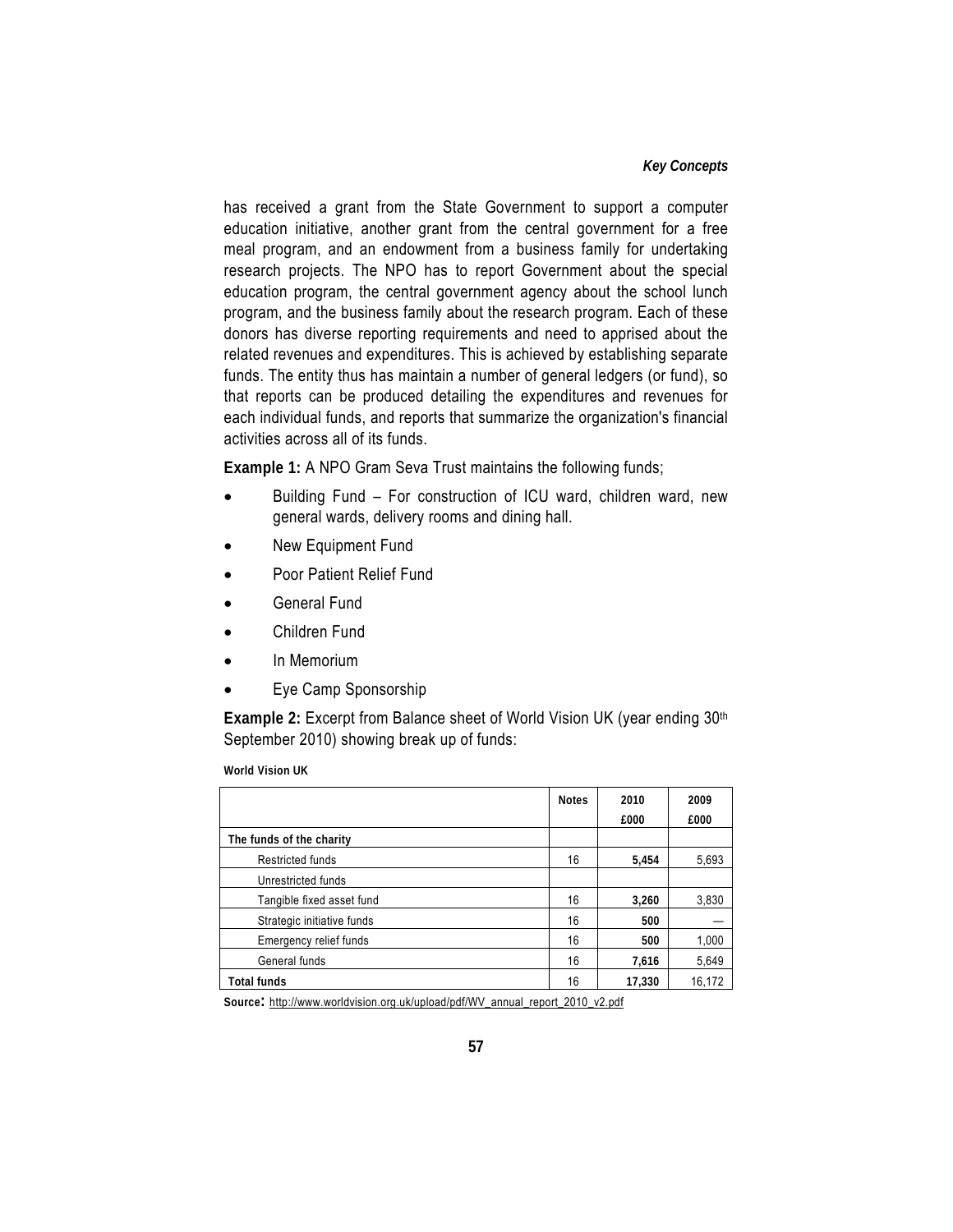has received a grant from the State Government to support a computer education initiative, another grant from the central government for a free meal program, and an endowment from a business family for undertaking research projects. The NPO has to report Government about the special education program, the central government agency about the school lunch program, and the business family about the research program. Each of these donors has diverse reporting requirements and need to apprised about the related revenues and expenditures. This is achieved by establishing separate funds. The entity thus has maintain a number of general ledgers (or fund), so that reports can be produced detailing the expenditures and revenues for each individual funds, and reports that summarize the organization's financial activities across all of its funds.

**Example 1:** A NPO Gram Seva Trust maintains the following funds;

- Building Fund – For construction of ICU ward, children ward, new general wards, delivery rooms and dining hall.
- New Equipment Fund
- Poor Patient Relief Fund
- General Fund
- Children Fund
- In Memorium
- Eye Camp Sponsorship

**Example 2:** Excerpt from Balance sheet of World Vision UK (year ending 30th September 2010) showing break up of funds:

**World Vision UK**

| | Notes | 2010 £000 | 2009 £000 |
|---|---|---|---|
| **The funds of the charity** | | | |
| Restricted funds | 16 | **5,454** | 5,693 |
| Unrestricted funds | | | |
| Tangible fixed asset fund | 16 | **3,260** | 3,830 |
| Strategic initiative funds | 16 | **500** | — |
| Emergency relief funds | 16 | **500** | 1,000 |
| General funds | 16 | **7,616** | 5,649 |
| **Total funds** | 16 | **17,330** | 16,172 |

**Source:** http://www.worldvision.org.uk/upload/pdf/WV_annual_report_2010_v2.pdf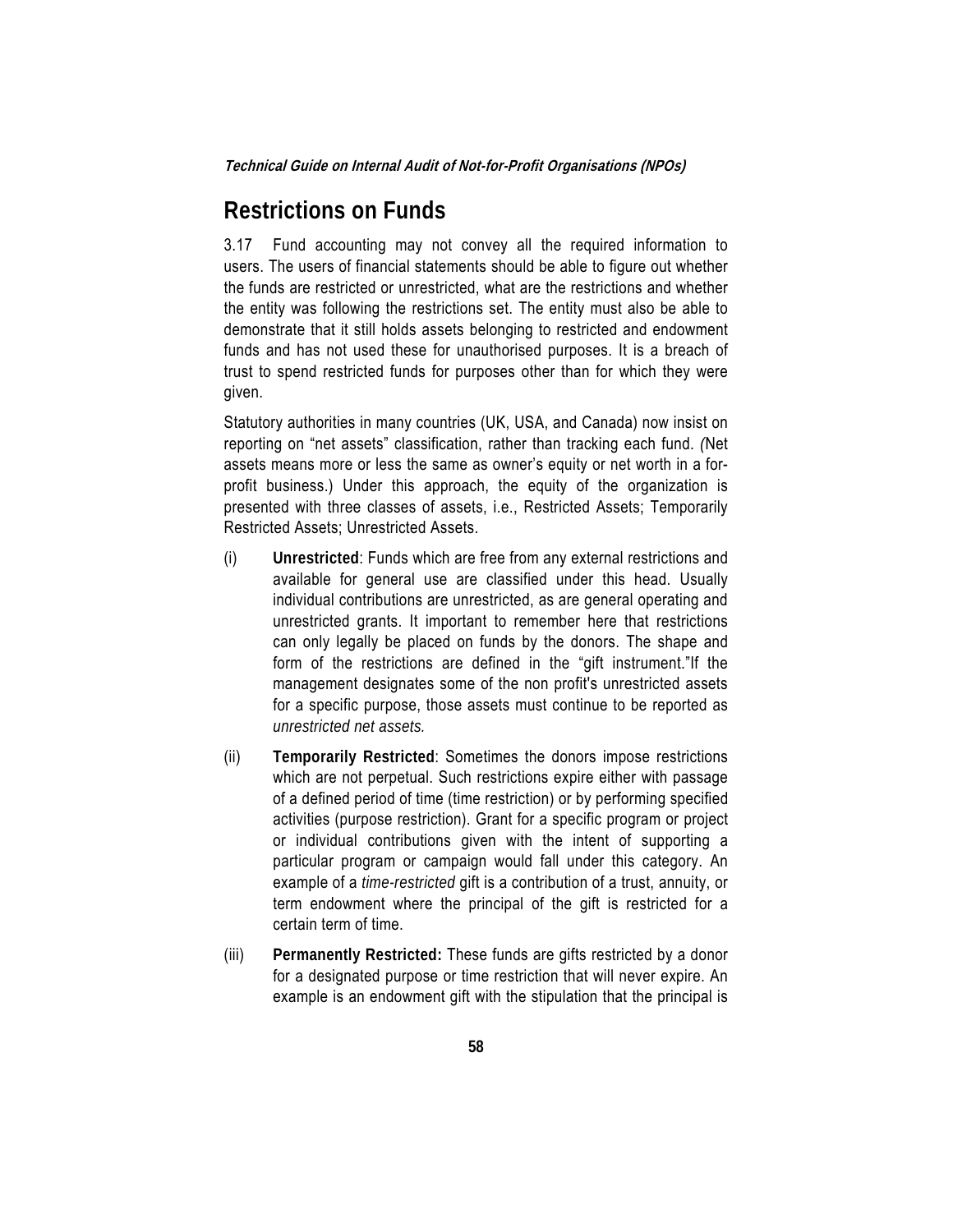## Restrictions on Funds

3.17 Fund accounting may not convey all the required information to users. The users of financial statements should be able to figure out whether the funds are restricted or unrestricted, what are the restrictions and whether the entity was following the restrictions set. The entity must also be able to demonstrate that it still holds assets belonging to restricted and endowment funds and has not used these for unauthorised purposes. It is a breach of trust to spend restricted funds for purposes other than for which they were given.

Statutory authorities in many countries (UK, USA, and Canada) now insist on reporting on "net assets" classification, rather than tracking each fund. *(*Net assets means more or less the same as owner's equity or net worth in a for-profit business.) Under this approach, the equity of the organization is presented with three classes of assets, i.e., Restricted Assets; Temporarily Restricted Assets; Unrestricted Assets.

(i) **Unrestricted**: Funds which are free from any external restrictions and available for general use are classified under this head. Usually individual contributions are unrestricted, as are general operating and unrestricted grants. It important to remember here that restrictions can only legally be placed on funds by the donors. The shape and form of the restrictions are defined in the "gift instrument."If the management designates some of the non profit's unrestricted assets for a specific purpose, those assets must continue to be reported as *unrestricted net assets.*

(ii) **Temporarily Restricted**: Sometimes the donors impose restrictions which are not perpetual. Such restrictions expire either with passage of a defined period of time (time restriction) or by performing specified activities (purpose restriction). Grant for a specific program or project or individual contributions given with the intent of supporting a particular program or campaign would fall under this category. An example of a *time-restricted* gift is a contribution of a trust, annuity, or term endowment where the principal of the gift is restricted for a certain term of time.

(iii) **Permanently Restricted:** These funds are gifts restricted by a donor for a designated purpose or time restriction that will never expire. An example is an endowment gift with the stipulation that the principal is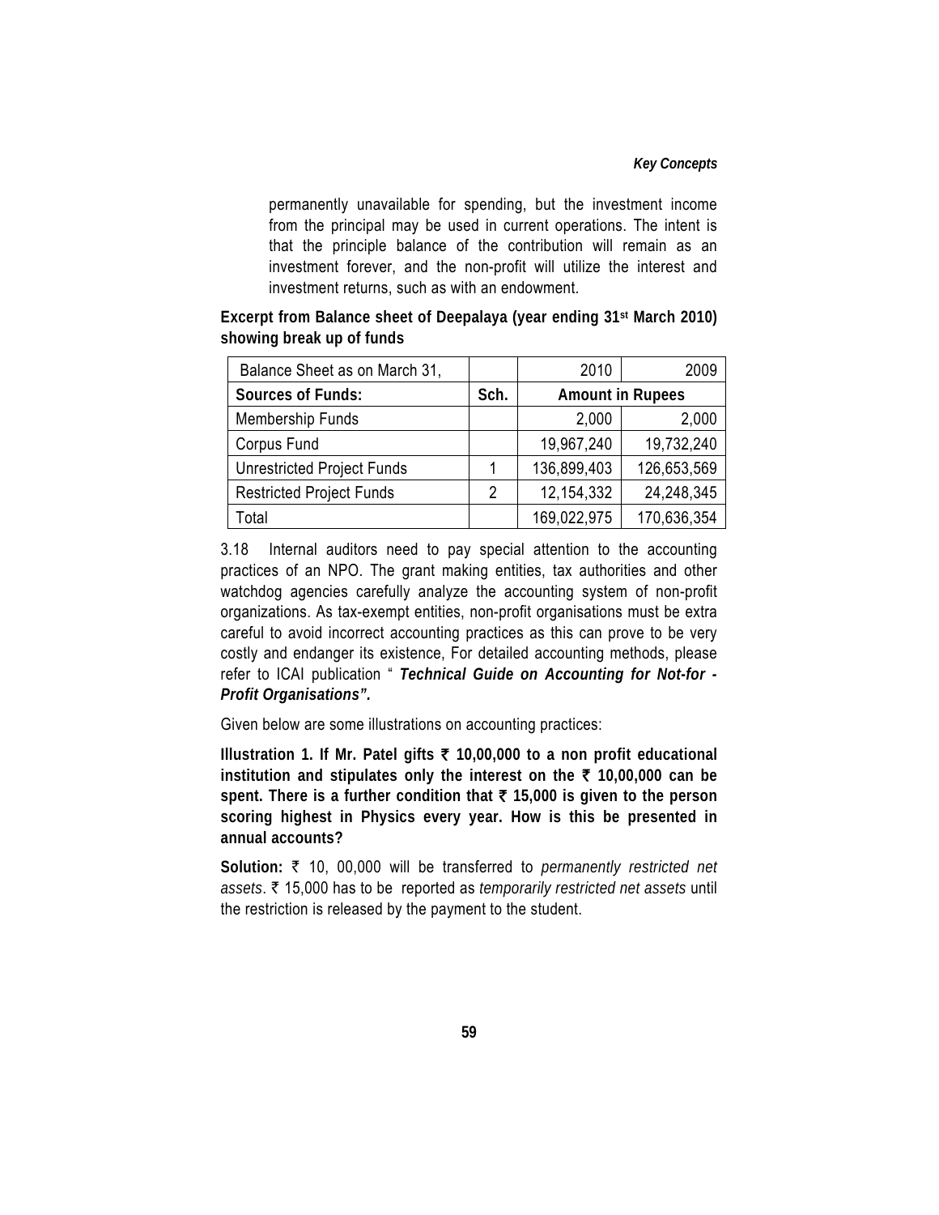permanently unavailable for spending, but the investment income from the principal may be used in current operations. The intent is that the principle balance of the contribution will remain as an investment forever, and the non-profit will utilize the interest and investment returns, such as with an endowment.

**Excerpt from Balance sheet of Deepalaya (year ending 31st March 2010) showing break up of funds**

| Balance Sheet as on March 31, | | 2010 | 2009 |
|---|---|---|---|
| **Sources of Funds:** | **Sch.** | **Amount in Rupees** | |
| Membership Funds | | 2,000 | 2,000 |
| Corpus Fund | | 19,967,240 | 19,732,240 |
| Unrestricted Project Funds | 1 | 136,899,403 | 126,653,569 |
| Restricted Project Funds | 2 | 12,154,332 | 24,248,345 |
| Total | | 169,022,975 | 170,636,354 |

3.18 Internal auditors need to pay special attention to the accounting practices of an NPO. The grant making entities, tax authorities and other watchdog agencies carefully analyze the accounting system of non-profit organizations. As tax-exempt entities, non-profit organisations must be extra careful to avoid incorrect accounting practices as this can prove to be very costly and endanger its existence, For detailed accounting methods, please refer to ICAI publication " ***Technical Guide on Accounting for Not-for - Profit Organisations".***

Given below are some illustrations on accounting practices:

**Illustration 1. If Mr. Patel gifts ₹ 10,00,000 to a non profit educational institution and stipulates only the interest on the ₹ 10,00,000 can be spent. There is a further condition that ₹ 15,000 is given to the person scoring highest in Physics every year. How is this be presented in annual accounts?**

**Solution:** ₹ 10, 00,000 will be transferred to *permanently restricted net assets*. ₹ 15,000 has to be reported as *temporarily restricted net assets* until the restriction is released by the payment to the student.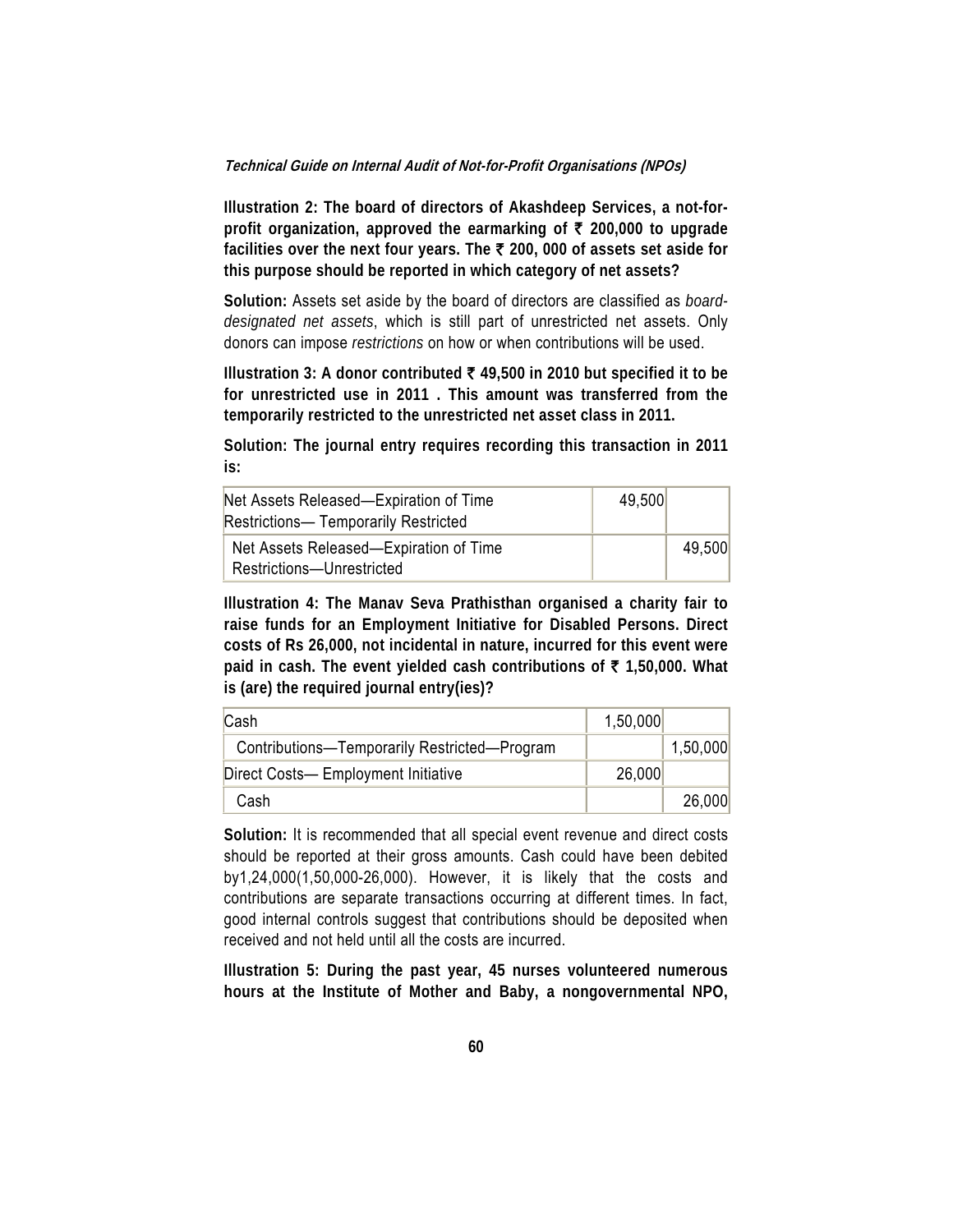**Illustration 2: The board of directors of Akashdeep Services, a not-for-profit organization, approved the earmarking of ₹ 200,000 to upgrade facilities over the next four years. The ₹ 200, 000 of assets set aside for this purpose should be reported in which category of net assets?**

**Solution:** Assets set aside by the board of directors are classified as *board-designated net assets*, which is still part of unrestricted net assets. Only donors can impose *restrictions* on how or when contributions will be used.

**Illustration 3: A donor contributed ₹ 49,500 in 2010 but specified it to be for unrestricted use in 2011 . This amount was transferred from the temporarily restricted to the unrestricted net asset class in 2011.**

**Solution: The journal entry requires recording this transaction in 2011 is:**

| | | |
|---|---|---|
| Net Assets Released—Expiration of Time Restrictions— Temporarily Restricted | 49,500 | |
| Net Assets Released—Expiration of Time Restrictions—Unrestricted | | 49,500 |

**Illustration 4: The Manav Seva Prathisthan organised a charity fair to raise funds for an Employment Initiative for Disabled Persons. Direct costs of Rs 26,000, not incidental in nature, incurred for this event were paid in cash. The event yielded cash contributions of ₹ 1,50,000. What is (are) the required journal entry(ies)?**

| | | |
|---|---|---|
| Cash | 1,50,000 | |
| Contributions—Temporarily Restricted—Program | | 1,50,000 |
| Direct Costs— Employment Initiative | 26,000 | |
| Cash | | 26,000 |

**Solution:** It is recommended that all special event revenue and direct costs should be reported at their gross amounts. Cash could have been debited by1,24,000(1,50,000-26,000). However, it is likely that the costs and contributions are separate transactions occurring at different times. In fact, good internal controls suggest that contributions should be deposited when received and not held until all the costs are incurred.

**Illustration 5: During the past year, 45 nurses volunteered numerous hours at the Institute of Mother and Baby, a nongovernmental NPO,**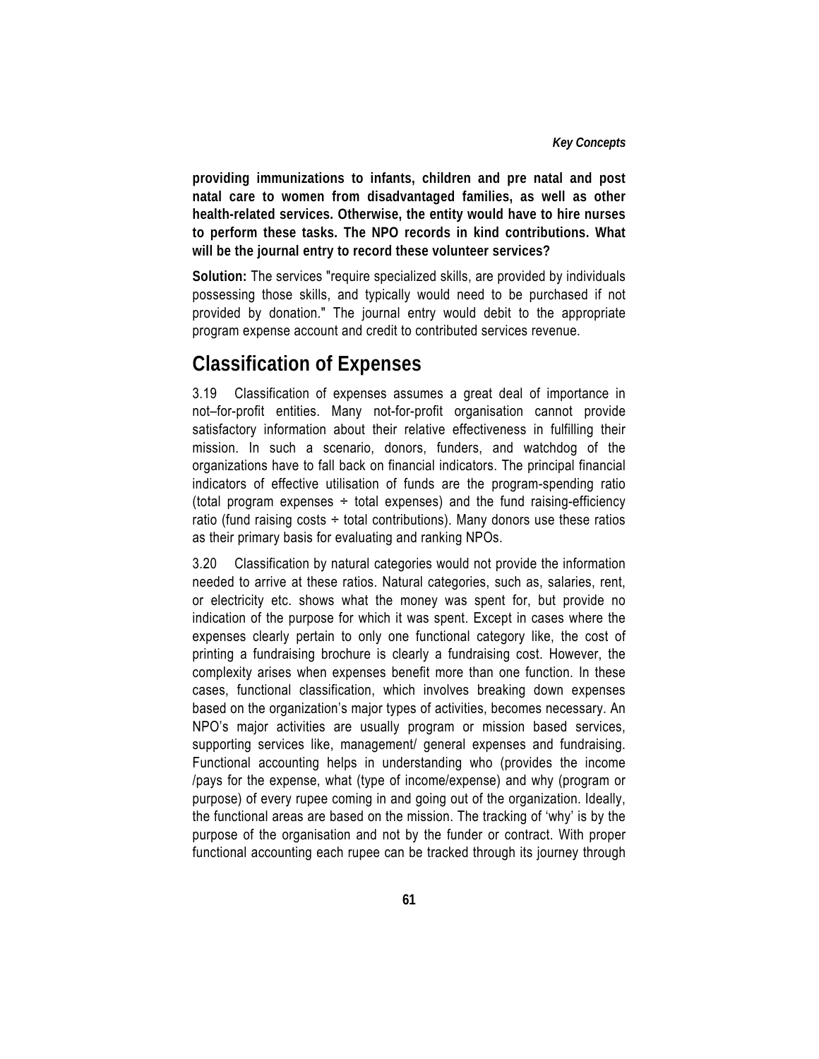**providing immunizations to infants, children and pre natal and post natal care to women from disadvantaged families, as well as other health-related services. Otherwise, the entity would have to hire nurses to perform these tasks. The NPO records in kind contributions. What will be the journal entry to record these volunteer services?**

**Solution:** The services "require specialized skills, are provided by individuals possessing those skills, and typically would need to be purchased if not provided by donation." The journal entry would debit to the appropriate program expense account and credit to contributed services revenue.

## Classification of Expenses

3.19 Classification of expenses assumes a great deal of importance in not–for-profit entities. Many not-for-profit organisation cannot provide satisfactory information about their relative effectiveness in fulfilling their mission. In such a scenario, donors, funders, and watchdog of the organizations have to fall back on financial indicators. The principal financial indicators of effective utilisation of funds are the program-spending ratio (total program expenses ÷ total expenses) and the fund raising-efficiency ratio (fund raising costs ÷ total contributions). Many donors use these ratios as their primary basis for evaluating and ranking NPOs.

3.20 Classification by natural categories would not provide the information needed to arrive at these ratios. Natural categories, such as, salaries, rent, or electricity etc. shows what the money was spent for, but provide no indication of the purpose for which it was spent. Except in cases where the expenses clearly pertain to only one functional category like, the cost of printing a fundraising brochure is clearly a fundraising cost. However, the complexity arises when expenses benefit more than one function. In these cases, functional classification, which involves breaking down expenses based on the organization's major types of activities, becomes necessary. An NPO's major activities are usually program or mission based services, supporting services like, management/ general expenses and fundraising. Functional accounting helps in understanding who (provides the income /pays for the expense, what (type of income/expense) and why (program or purpose) of every rupee coming in and going out of the organization. Ideally, the functional areas are based on the mission. The tracking of 'why' is by the purpose of the organisation and not by the funder or contract. With proper functional accounting each rupee can be tracked through its journey through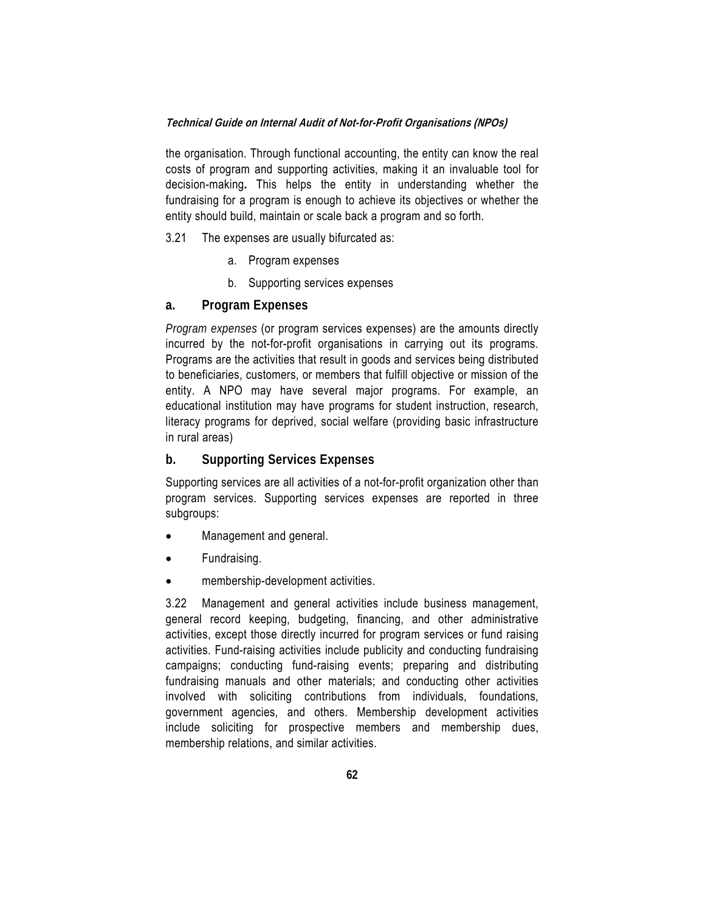the organisation. Through functional accounting, the entity can know the real costs of program and supporting activities, making it an invaluable tool for decision-making**.** This helps the entity in understanding whether the fundraising for a program is enough to achieve its objectives or whether the entity should build, maintain or scale back a program and so forth.

3.21 The expenses are usually bifurcated as:

a. Program expenses

b. Supporting services expenses

## a. Program Expenses

*Program expenses* (or program services expenses) are the amounts directly incurred by the not-for-profit organisations in carrying out its programs. Programs are the activities that result in goods and services being distributed to beneficiaries, customers, or members that fulfill objective or mission of the entity. A NPO may have several major programs. For example, an educational institution may have programs for student instruction, research, literacy programs for deprived, social welfare (providing basic infrastructure in rural areas)

## b. Supporting Services Expenses

Supporting services are all activities of a not-for-profit organization other than program services. Supporting services expenses are reported in three subgroups:

- Management and general.
- Fundraising.
- membership-development activities.

3.22 Management and general activities include business management, general record keeping, budgeting, financing, and other administrative activities, except those directly incurred for program services or fund raising activities. Fund-raising activities include publicity and conducting fundraising campaigns; conducting fund-raising events; preparing and distributing fundraising manuals and other materials; and conducting other activities involved with soliciting contributions from individuals, foundations, government agencies, and others. Membership development activities include soliciting for prospective members and membership dues, membership relations, and similar activities.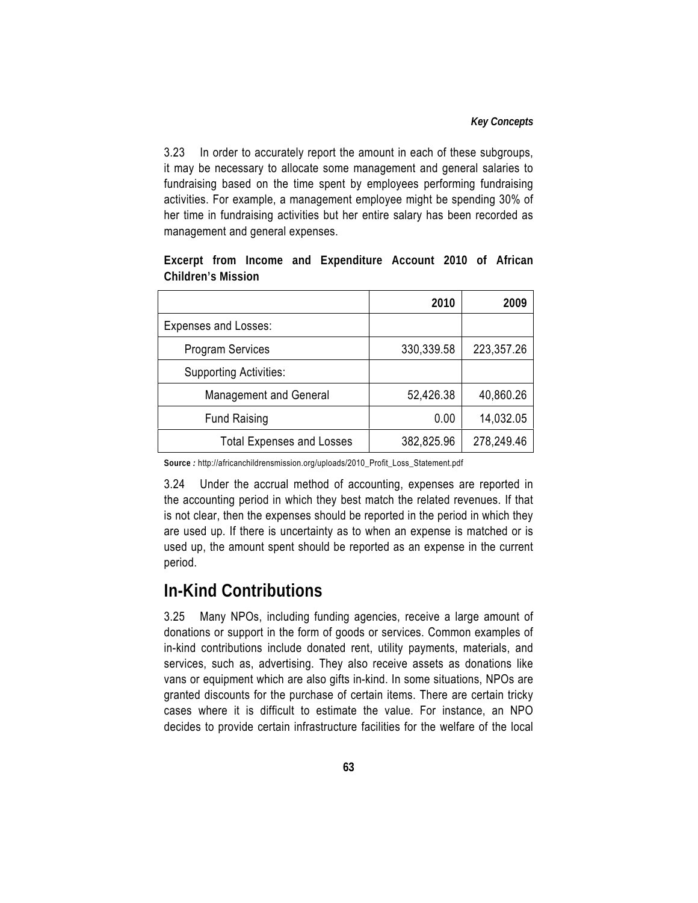3.23 In order to accurately report the amount in each of these subgroups, it may be necessary to allocate some management and general salaries to fundraising based on the time spent by employees performing fundraising activities. For example, a management employee might be spending 30% of her time in fundraising activities but her entire salary has been recorded as management and general expenses.

**Excerpt from Income and Expenditure Account 2010 of African Children's Mission**

| | 2010 | 2009 |
|---|---|---|
| Expenses and Losses: | | |
| Program Services | 330,339.58 | 223,357.26 |
| Supporting Activities: | | |
| Management and General | 52,426.38 | 40,860.26 |
| Fund Raising | 0.00 | 14,032.05 |
| Total Expenses and Losses | 382,825.96 | 278,249.46 |

**Source :** http://africanchildrensmission.org/uploads/2010_Profit_Loss_Statement.pdf

3.24 Under the accrual method of accounting, expenses are reported in the accounting period in which they best match the related revenues. If that is not clear, then the expenses should be reported in the period in which they are used up. If there is uncertainty as to when an expense is matched or is used up, the amount spent should be reported as an expense in the current period.

## In-Kind Contributions

3.25 Many NPOs, including funding agencies, receive a large amount of donations or support in the form of goods or services. Common examples of in-kind contributions include donated rent, utility payments, materials, and services, such as, advertising. They also receive assets as donations like vans or equipment which are also gifts in-kind. In some situations, NPOs are granted discounts for the purchase of certain items. There are certain tricky cases where it is difficult to estimate the value. For instance, an NPO decides to provide certain infrastructure facilities for the welfare of the local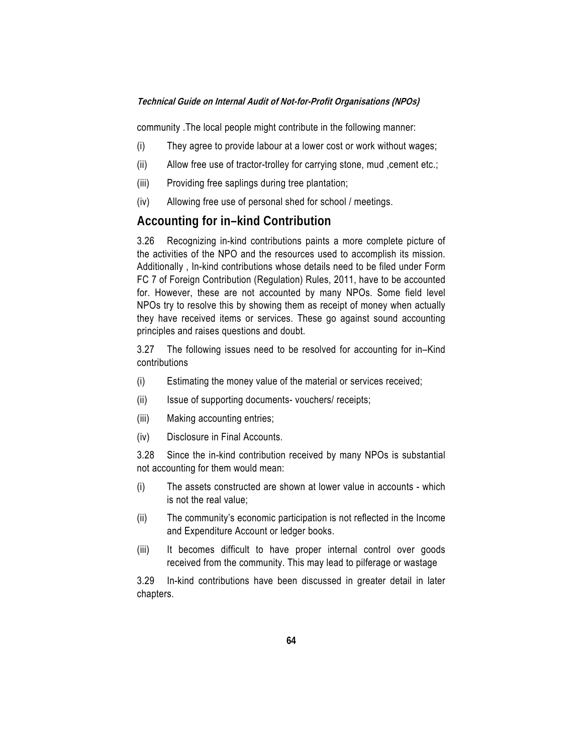community .The local people might contribute in the following manner:

(i) They agree to provide labour at a lower cost or work without wages;

(ii) Allow free use of tractor-trolley for carrying stone, mud ,cement etc.;

(iii) Providing free saplings during tree plantation;

(iv) Allowing free use of personal shed for school / meetings.

## Accounting for in–kind Contribution

3.26 Recognizing in-kind contributions paints a more complete picture of the activities of the NPO and the resources used to accomplish its mission. Additionally , In-kind contributions whose details need to be filed under Form FC 7 of Foreign Contribution (Regulation) Rules, 2011, have to be accounted for. However, these are not accounted by many NPOs. Some field level NPOs try to resolve this by showing them as receipt of money when actually they have received items or services. These go against sound accounting principles and raises questions and doubt.

3.27 The following issues need to be resolved for accounting for in–Kind contributions

(i) Estimating the money value of the material or services received;

(ii) Issue of supporting documents- vouchers/ receipts;

(iii) Making accounting entries;

(iv) Disclosure in Final Accounts.

3.28 Since the in-kind contribution received by many NPOs is substantial not accounting for them would mean:

(i) The assets constructed are shown at lower value in accounts - which is not the real value;

(ii) The community's economic participation is not reflected in the Income and Expenditure Account or ledger books.

(iii) It becomes difficult to have proper internal control over goods received from the community. This may lead to pilferage or wastage

3.29 In-kind contributions have been discussed in greater detail in later chapters.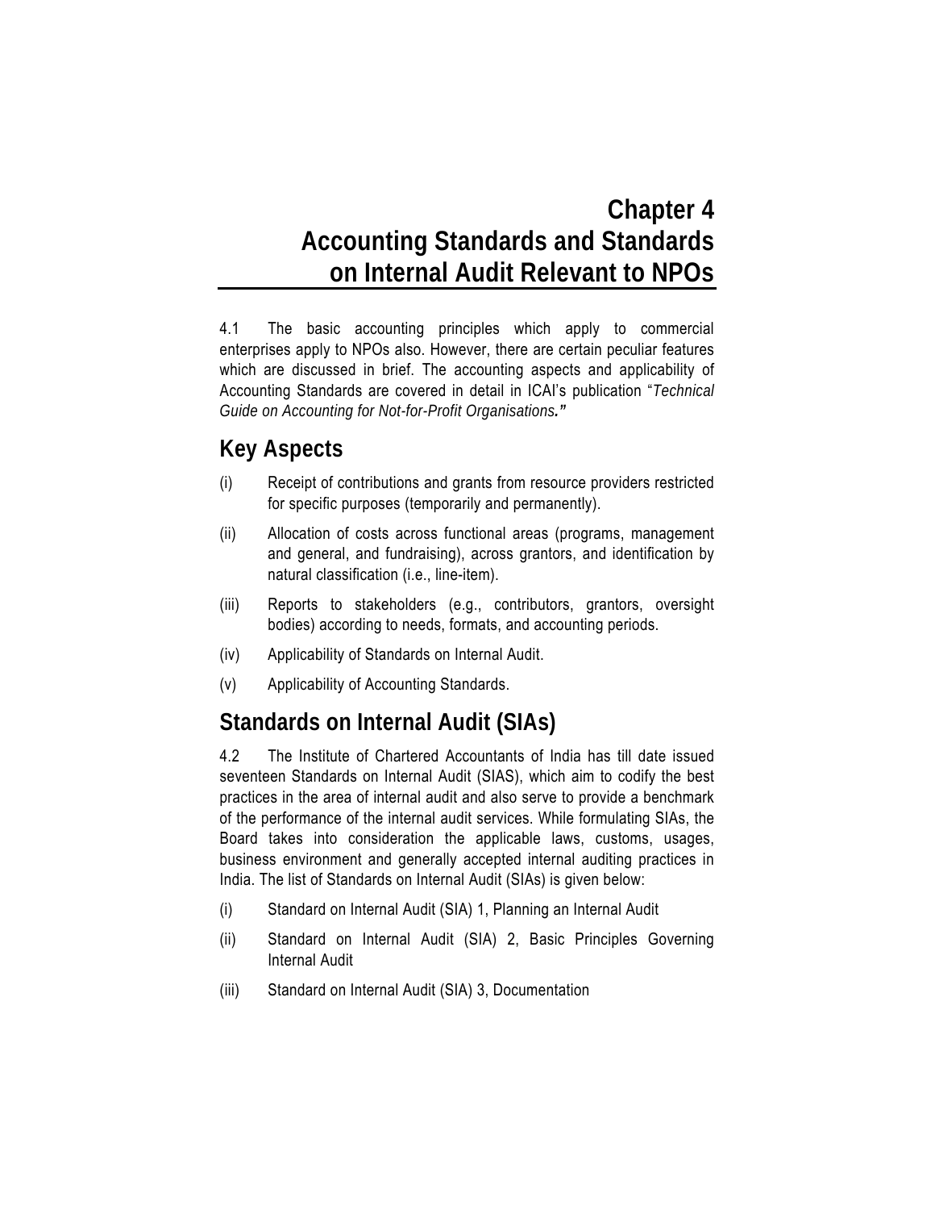# Chapter 4
# Accounting Standards and Standards on Internal Audit Relevant to NPOs

4.1 The basic accounting principles which apply to commercial enterprises apply to NPOs also. However, there are certain peculiar features which are discussed in brief. The accounting aspects and applicability of Accounting Standards are covered in detail in ICAI's publication "*Technical Guide on Accounting for Not-for-Profit Organisations.*"

## Key Aspects

(i) Receipt of contributions and grants from resource providers restricted for specific purposes (temporarily and permanently).

(ii) Allocation of costs across functional areas (programs, management and general, and fundraising), across grantors, and identification by natural classification (i.e., line-item).

(iii) Reports to stakeholders (e.g., contributors, grantors, oversight bodies) according to needs, formats, and accounting periods.

(iv) Applicability of Standards on Internal Audit.

(v) Applicability of Accounting Standards.

## Standards on Internal Audit (SIAs)

4.2 The Institute of Chartered Accountants of India has till date issued seventeen Standards on Internal Audit (SIAS), which aim to codify the best practices in the area of internal audit and also serve to provide a benchmark of the performance of the internal audit services. While formulating SIAs, the Board takes into consideration the applicable laws, customs, usages, business environment and generally accepted internal auditing practices in India. The list of Standards on Internal Audit (SIAs) is given below:

(i) Standard on Internal Audit (SIA) 1, Planning an Internal Audit

(ii) Standard on Internal Audit (SIA) 2, Basic Principles Governing Internal Audit

(iii) Standard on Internal Audit (SIA) 3, Documentation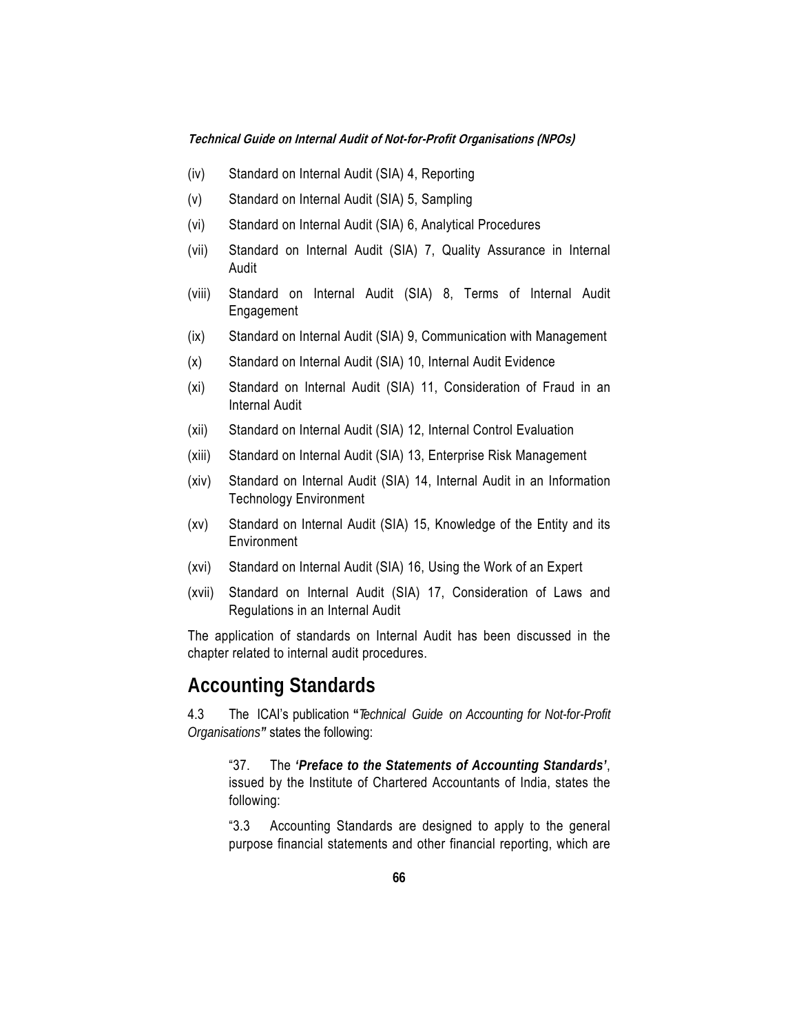(iv) Standard on Internal Audit (SIA) 4, Reporting

(v) Standard on Internal Audit (SIA) 5, Sampling

(vi) Standard on Internal Audit (SIA) 6, Analytical Procedures

(vii) Standard on Internal Audit (SIA) 7, Quality Assurance in Internal Audit

(viii) Standard on Internal Audit (SIA) 8, Terms of Internal Audit Engagement

(ix) Standard on Internal Audit (SIA) 9, Communication with Management

(x) Standard on Internal Audit (SIA) 10, Internal Audit Evidence

(xi) Standard on Internal Audit (SIA) 11, Consideration of Fraud in an Internal Audit

(xii) Standard on Internal Audit (SIA) 12, Internal Control Evaluation

(xiii) Standard on Internal Audit (SIA) 13, Enterprise Risk Management

(xiv) Standard on Internal Audit (SIA) 14, Internal Audit in an Information Technology Environment

(xv) Standard on Internal Audit (SIA) 15, Knowledge of the Entity and its Environment

(xvi) Standard on Internal Audit (SIA) 16, Using the Work of an Expert

(xvii) Standard on Internal Audit (SIA) 17, Consideration of Laws and Regulations in an Internal Audit

The application of standards on Internal Audit has been discussed in the chapter related to internal audit procedures.

## Accounting Standards

4.3 The ICAI's publication **"***Technical Guide on Accounting for Not-for-Profit Organisations***"** states the following:

> "37. The ***'Preface to the Statements of Accounting Standards'***, issued by the Institute of Chartered Accountants of India, states the following:
>
> "3.3 Accounting Standards are designed to apply to the general purpose financial statements and other financial reporting, which are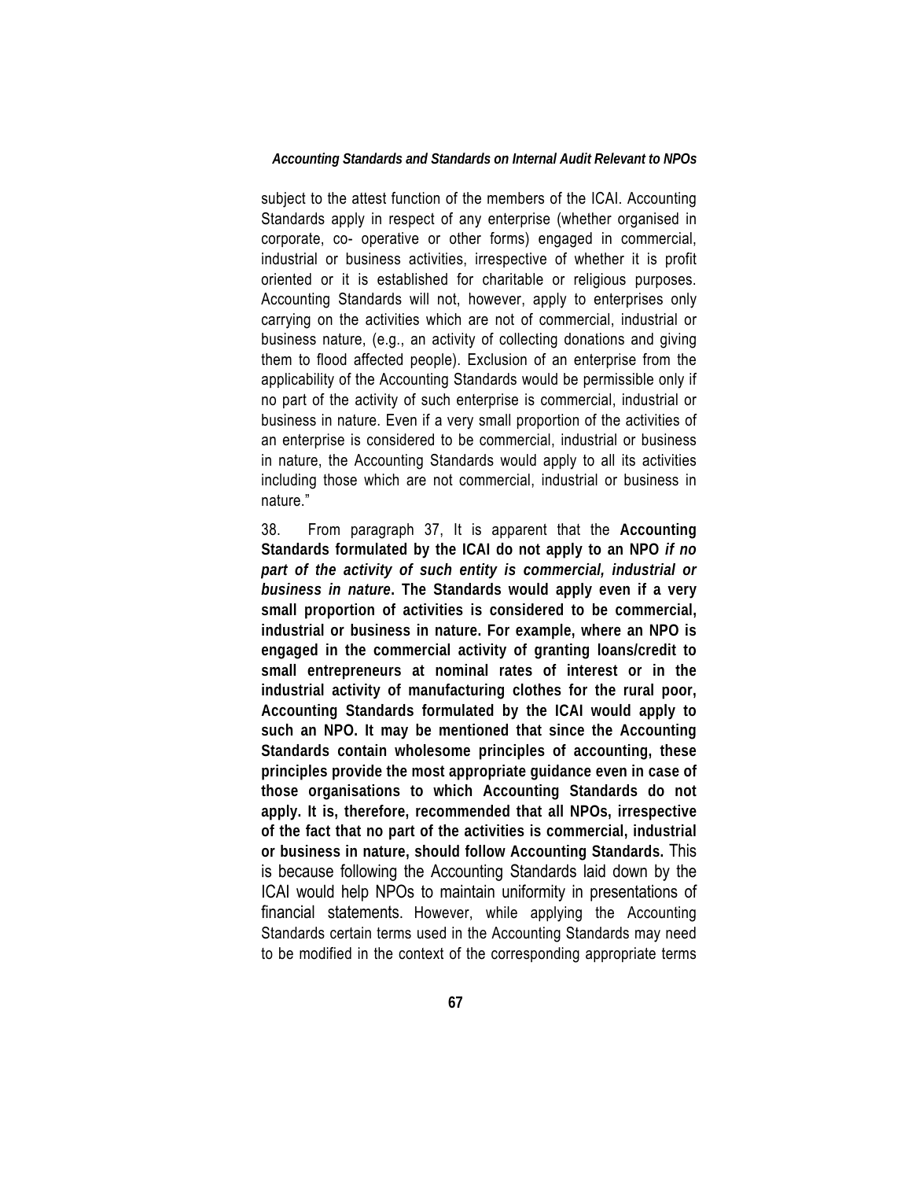subject to the attest function of the members of the ICAI. Accounting Standards apply in respect of any enterprise (whether organised in corporate, co- operative or other forms) engaged in commercial, industrial or business activities, irrespective of whether it is profit oriented or it is established for charitable or religious purposes. Accounting Standards will not, however, apply to enterprises only carrying on the activities which are not of commercial, industrial or business nature, (e.g., an activity of collecting donations and giving them to flood affected people). Exclusion of an enterprise from the applicability of the Accounting Standards would be permissible only if no part of the activity of such enterprise is commercial, industrial or business in nature. Even if a very small proportion of the activities of an enterprise is considered to be commercial, industrial or business in nature, the Accounting Standards would apply to all its activities including those which are not commercial, industrial or business in nature."

38. From paragraph 37, It is apparent that the **Accounting Standards formulated by the ICAI do not apply to an NPO *if no part of the activity of such entity is commercial, industrial or business in nature*. The Standards would apply even if a very small proportion of activities is considered to be commercial, industrial or business in nature. For example, where an NPO is engaged in the commercial activity of granting loans/credit to small entrepreneurs at nominal rates of interest or in the industrial activity of manufacturing clothes for the rural poor, Accounting Standards formulated by the ICAI would apply to such an NPO. It may be mentioned that since the Accounting Standards contain wholesome principles of accounting, these principles provide the most appropriate guidance even in case of those organisations to which Accounting Standards do not apply. It is, therefore, recommended that all NPOs, irrespective of the fact that no part of the activities is commercial, industrial or business in nature, should follow Accounting Standards.** This is because following the Accounting Standards laid down by the ICAI would help NPOs to maintain uniformity in presentations of financial statements. However, while applying the Accounting Standards certain terms used in the Accounting Standards may need to be modified in the context of the corresponding appropriate terms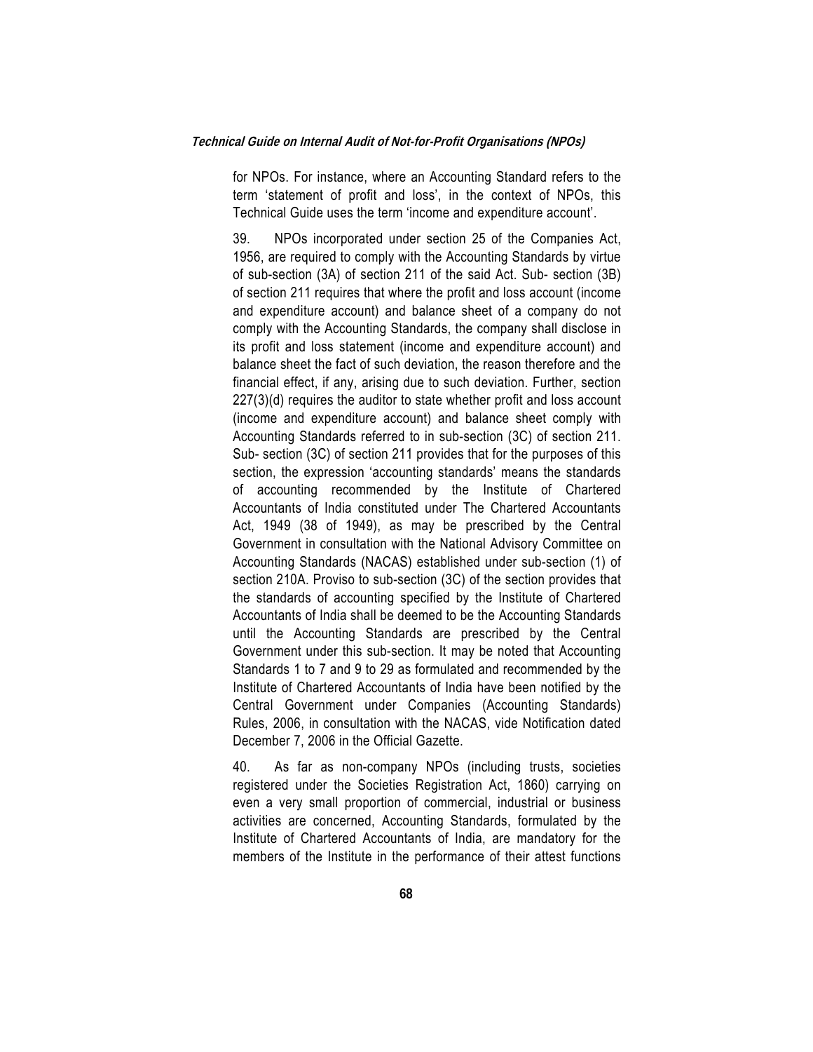for NPOs. For instance, where an Accounting Standard refers to the term 'statement of profit and loss', in the context of NPOs, this Technical Guide uses the term 'income and expenditure account'.

39. NPOs incorporated under section 25 of the Companies Act, 1956, are required to comply with the Accounting Standards by virtue of sub-section (3A) of section 211 of the said Act. Sub- section (3B) of section 211 requires that where the profit and loss account (income and expenditure account) and balance sheet of a company do not comply with the Accounting Standards, the company shall disclose in its profit and loss statement (income and expenditure account) and balance sheet the fact of such deviation, the reason therefore and the financial effect, if any, arising due to such deviation. Further, section 227(3)(d) requires the auditor to state whether profit and loss account (income and expenditure account) and balance sheet comply with Accounting Standards referred to in sub-section (3C) of section 211. Sub- section (3C) of section 211 provides that for the purposes of this section, the expression 'accounting standards' means the standards of accounting recommended by the Institute of Chartered Accountants of India constituted under The Chartered Accountants Act, 1949 (38 of 1949), as may be prescribed by the Central Government in consultation with the National Advisory Committee on Accounting Standards (NACAS) established under sub-section (1) of section 210A. Proviso to sub-section (3C) of the section provides that the standards of accounting specified by the Institute of Chartered Accountants of India shall be deemed to be the Accounting Standards until the Accounting Standards are prescribed by the Central Government under this sub-section. It may be noted that Accounting Standards 1 to 7 and 9 to 29 as formulated and recommended by the Institute of Chartered Accountants of India have been notified by the Central Government under Companies (Accounting Standards) Rules, 2006, in consultation with the NACAS, vide Notification dated December 7, 2006 in the Official Gazette.

40. As far as non-company NPOs (including trusts, societies registered under the Societies Registration Act, 1860) carrying on even a very small proportion of commercial, industrial or business activities are concerned, Accounting Standards, formulated by the Institute of Chartered Accountants of India, are mandatory for the members of the Institute in the performance of their attest functions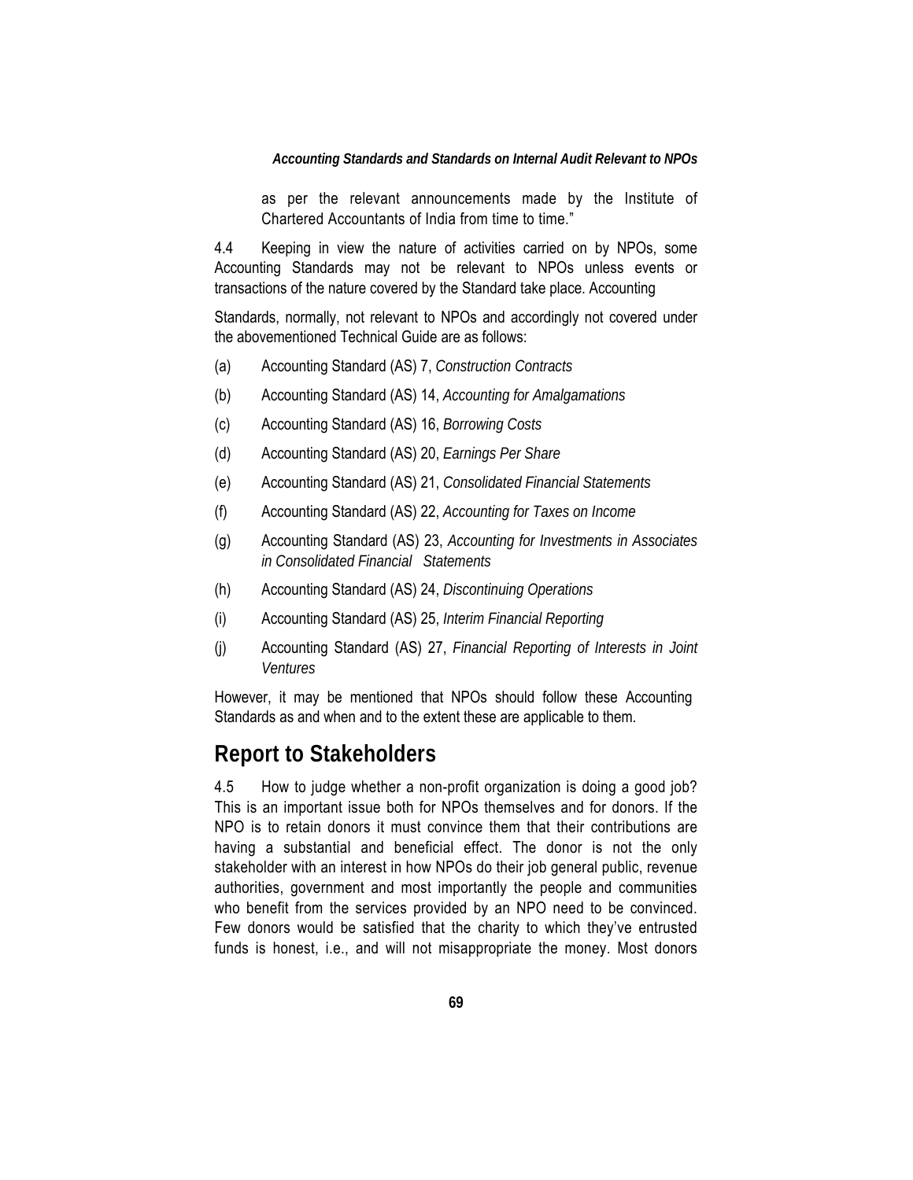as per the relevant announcements made by the Institute of Chartered Accountants of India from time to time."

4.4 Keeping in view the nature of activities carried on by NPOs, some Accounting Standards may not be relevant to NPOs unless events or transactions of the nature covered by the Standard take place. Accounting

Standards, normally, not relevant to NPOs and accordingly not covered under the abovementioned Technical Guide are as follows:

(a) Accounting Standard (AS) 7, *Construction Contracts*

(b) Accounting Standard (AS) 14, *Accounting for Amalgamations*

(c) Accounting Standard (AS) 16, *Borrowing Costs*

(d) Accounting Standard (AS) 20, *Earnings Per Share*

(e) Accounting Standard (AS) 21, *Consolidated Financial Statements*

(f) Accounting Standard (AS) 22, *Accounting for Taxes on Income*

(g) Accounting Standard (AS) 23, *Accounting for Investments in Associates in Consolidated Financial Statements*

(h) Accounting Standard (AS) 24, *Discontinuing Operations*

(i) Accounting Standard (AS) 25, *Interim Financial Reporting*

(j) Accounting Standard (AS) 27, *Financial Reporting of Interests in Joint Ventures*

However, it may be mentioned that NPOs should follow these Accounting Standards as and when and to the extent these are applicable to them.

## Report to Stakeholders

4.5 How to judge whether a non-profit organization is doing a good job? This is an important issue both for NPOs themselves and for donors. If the NPO is to retain donors it must convince them that their contributions are having a substantial and beneficial effect. The donor is not the only stakeholder with an interest in how NPOs do their job general public, revenue authorities, government and most importantly the people and communities who benefit from the services provided by an NPO need to be convinced. Few donors would be satisfied that the charity to which they've entrusted funds is honest, i.e., and will not misappropriate the money. Most donors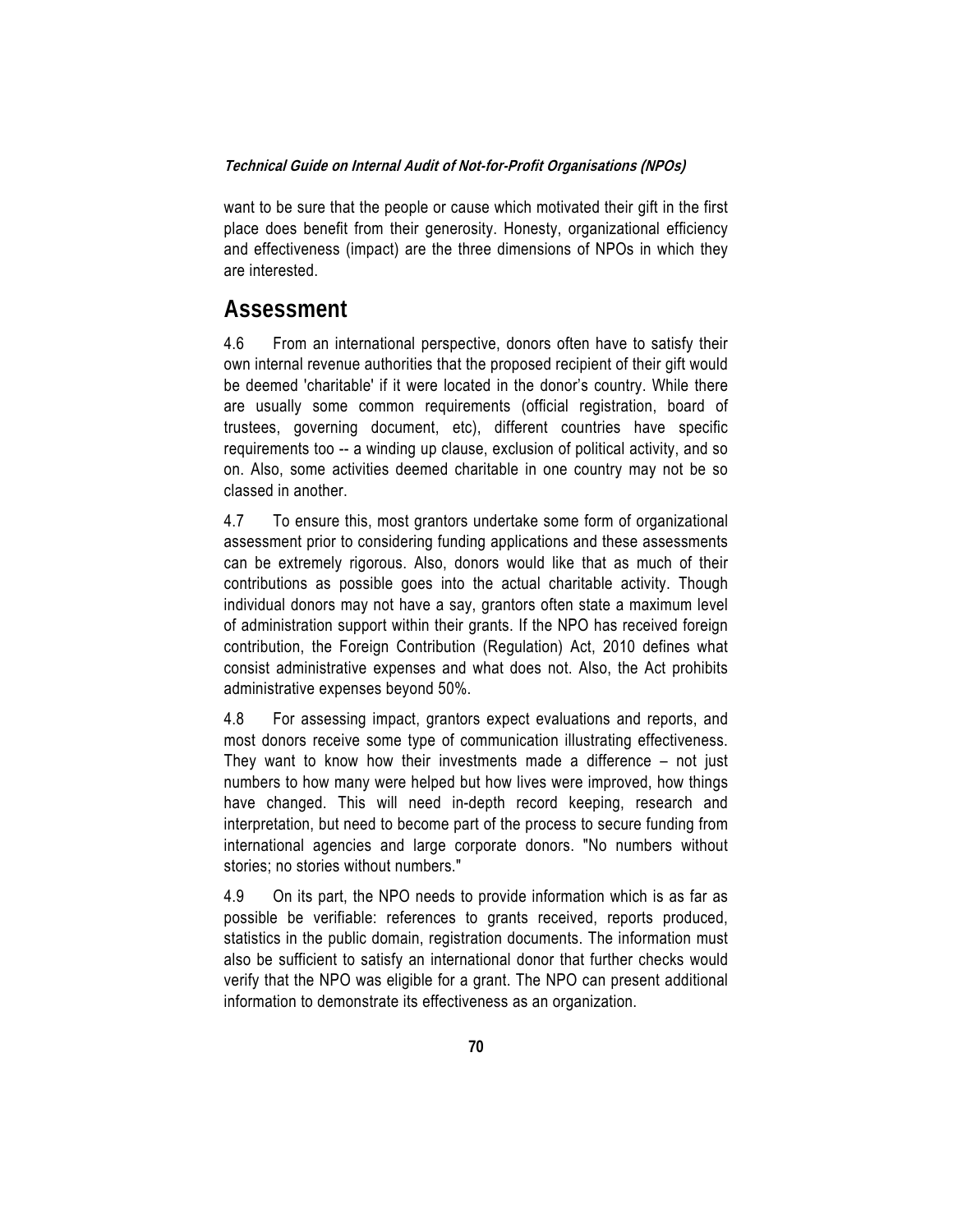want to be sure that the people or cause which motivated their gift in the first place does benefit from their generosity. Honesty, organizational efficiency and effectiveness (impact) are the three dimensions of NPOs in which they are interested.

## Assessment

4.6 From an international perspective, donors often have to satisfy their own internal revenue authorities that the proposed recipient of their gift would be deemed 'charitable' if it were located in the donor's country. While there are usually some common requirements (official registration, board of trustees, governing document, etc), different countries have specific requirements too -- a winding up clause, exclusion of political activity, and so on. Also, some activities deemed charitable in one country may not be so classed in another.

4.7 To ensure this, most grantors undertake some form of organizational assessment prior to considering funding applications and these assessments can be extremely rigorous. Also, donors would like that as much of their contributions as possible goes into the actual charitable activity. Though individual donors may not have a say, grantors often state a maximum level of administration support within their grants. If the NPO has received foreign contribution, the Foreign Contribution (Regulation) Act, 2010 defines what consist administrative expenses and what does not. Also, the Act prohibits administrative expenses beyond 50%.

4.8 For assessing impact, grantors expect evaluations and reports, and most donors receive some type of communication illustrating effectiveness. They want to know how their investments made a difference – not just numbers to how many were helped but how lives were improved, how things have changed. This will need in-depth record keeping, research and interpretation, but need to become part of the process to secure funding from international agencies and large corporate donors. "No numbers without stories; no stories without numbers."

4.9 On its part, the NPO needs to provide information which is as far as possible be verifiable: references to grants received, reports produced, statistics in the public domain, registration documents. The information must also be sufficient to satisfy an international donor that further checks would verify that the NPO was eligible for a grant. The NPO can present additional information to demonstrate its effectiveness as an organization.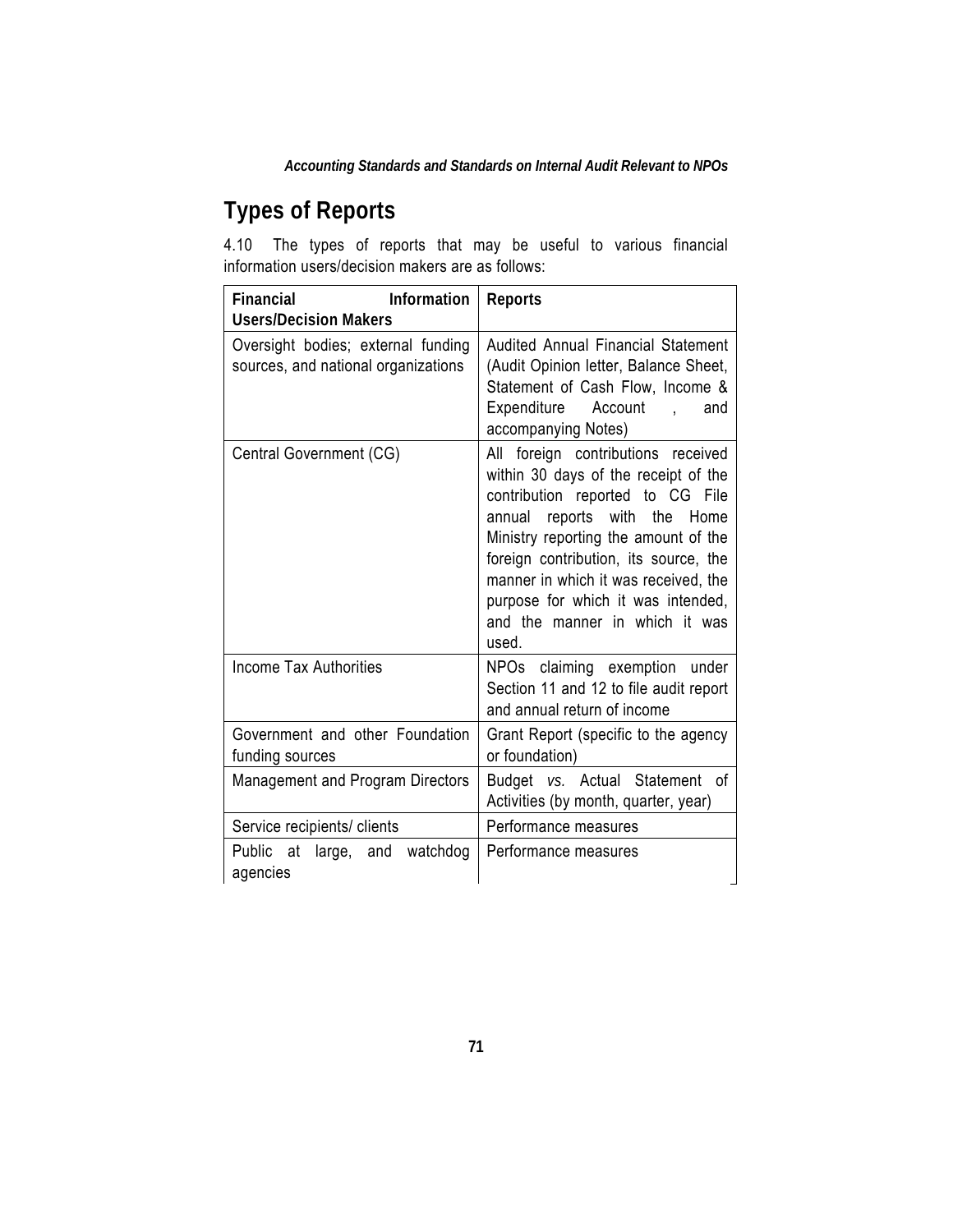## Types of Reports

4.10 The types of reports that may be useful to various financial information users/decision makers are as follows:

| Financial Information Users/Decision Makers | Reports |
|---|---|
| Oversight bodies; external funding sources, and national organizations | Audited Annual Financial Statement (Audit Opinion letter, Balance Sheet, Statement of Cash Flow, Income & Expenditure Account , and accompanying Notes) |
| Central Government (CG) | All foreign contributions received within 30 days of the receipt of the contribution reported to CG File annual reports with the Home Ministry reporting the amount of the foreign contribution, its source, the manner in which it was received, the purpose for which it was intended, and the manner in which it was used. |
| Income Tax Authorities | NPOs claiming exemption under Section 11 and 12 to file audit report and annual return of income |
| Government and other Foundation funding sources | Grant Report (specific to the agency or foundation) |
| Management and Program Directors | Budget *vs.* Actual Statement of Activities (by month, quarter, year) |
| Service recipients/ clients | Performance measures |
| Public at large, and watchdog agencies | Performance measures |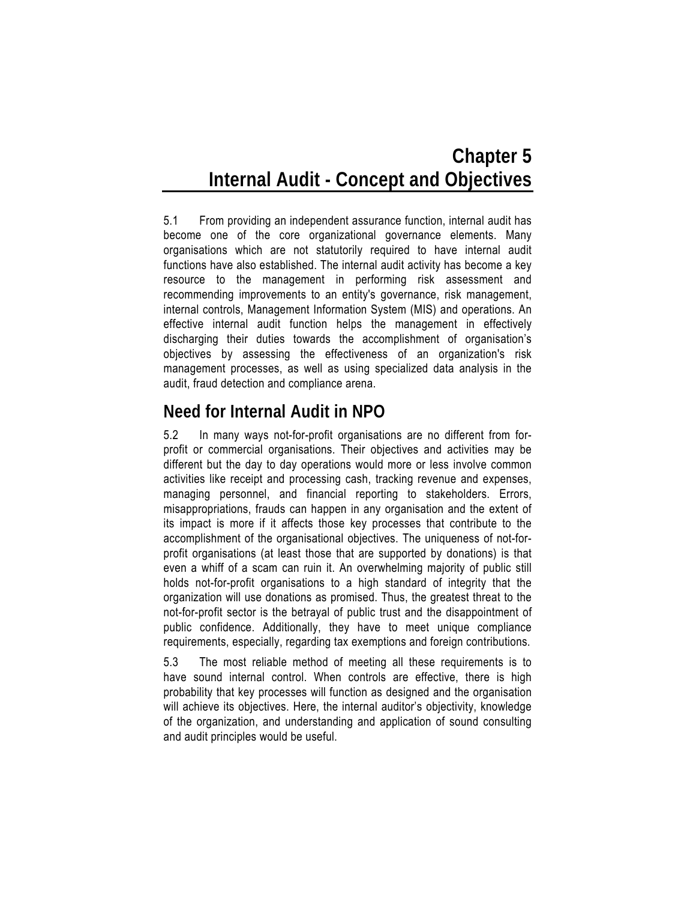# Chapter 5
# Internal Audit - Concept and Objectives

5.1 From providing an independent assurance function, internal audit has become one of the core organizational governance elements. Many organisations which are not statutorily required to have internal audit functions have also established. The internal audit activity has become a key resource to the management in performing risk assessment and recommending improvements to an entity's governance, risk management, internal controls, Management Information System (MIS) and operations. An effective internal audit function helps the management in effectively discharging their duties towards the accomplishment of organisation's objectives by assessing the effectiveness of an organization's risk management processes, as well as using specialized data analysis in the audit, fraud detection and compliance arena.

## Need for Internal Audit in NPO

5.2 In many ways not-for-profit organisations are no different from for-profit or commercial organisations. Their objectives and activities may be different but the day to day operations would more or less involve common activities like receipt and processing cash, tracking revenue and expenses, managing personnel, and financial reporting to stakeholders. Errors, misappropriations, frauds can happen in any organisation and the extent of its impact is more if it affects those key processes that contribute to the accomplishment of the organisational objectives. The uniqueness of not-for-profit organisations (at least those that are supported by donations) is that even a whiff of a scam can ruin it. An overwhelming majority of public still holds not-for-profit organisations to a high standard of integrity that the organization will use donations as promised. Thus, the greatest threat to the not-for-profit sector is the betrayal of public trust and the disappointment of public confidence. Additionally, they have to meet unique compliance requirements, especially, regarding tax exemptions and foreign contributions.

5.3 The most reliable method of meeting all these requirements is to have sound internal control. When controls are effective, there is high probability that key processes will function as designed and the organisation will achieve its objectives. Here, the internal auditor's objectivity, knowledge of the organization, and understanding and application of sound consulting and audit principles would be useful.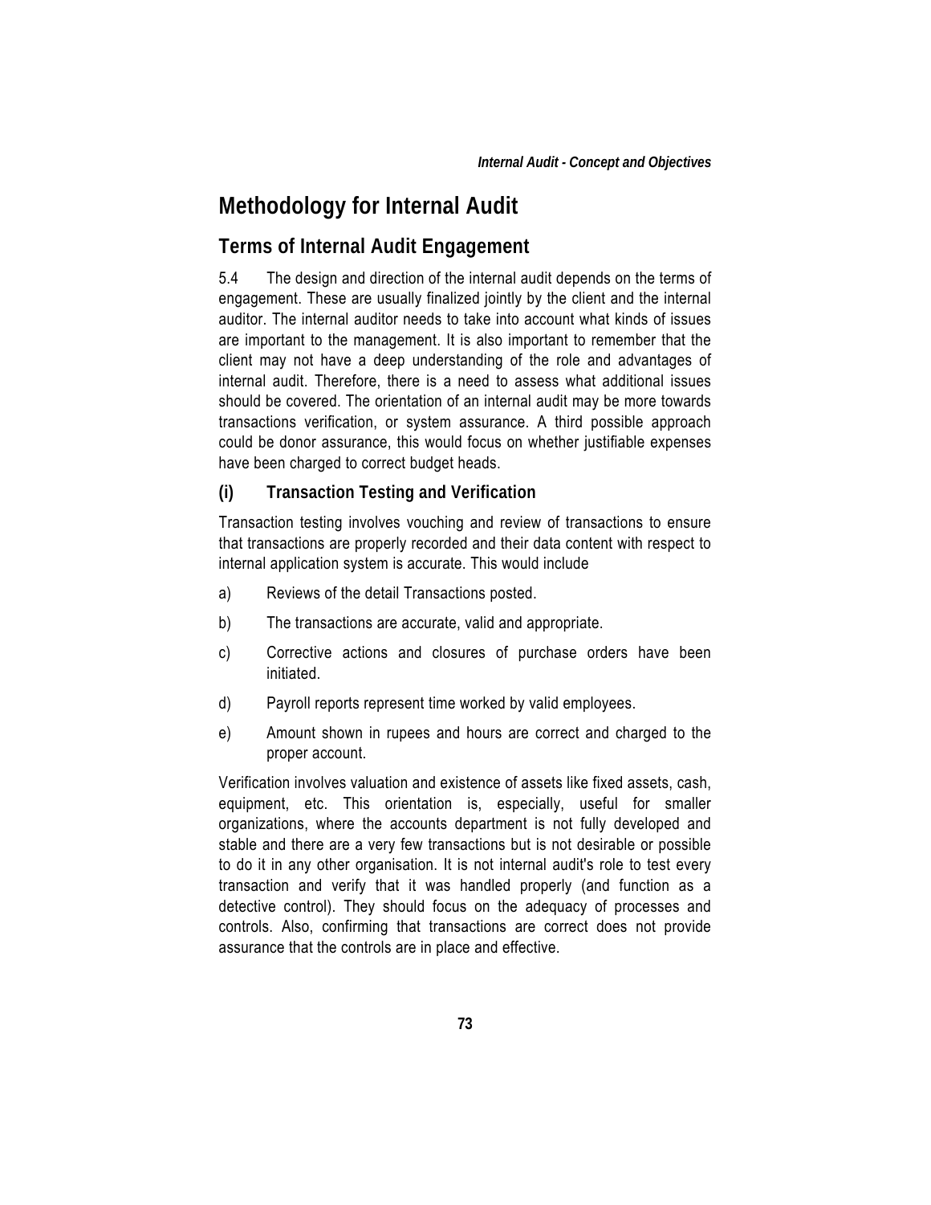# Methodology for Internal Audit

## Terms of Internal Audit Engagement

5.4 The design and direction of the internal audit depends on the terms of engagement. These are usually finalized jointly by the client and the internal auditor. The internal auditor needs to take into account what kinds of issues are important to the management. It is also important to remember that the client may not have a deep understanding of the role and advantages of internal audit. Therefore, there is a need to assess what additional issues should be covered. The orientation of an internal audit may be more towards transactions verification, or system assurance. A third possible approach could be donor assurance, this would focus on whether justifiable expenses have been charged to correct budget heads.

### (i) Transaction Testing and Verification

Transaction testing involves vouching and review of transactions to ensure that transactions are properly recorded and their data content with respect to internal application system is accurate. This would include

a) Reviews of the detail Transactions posted.

b) The transactions are accurate, valid and appropriate.

c) Corrective actions and closures of purchase orders have been initiated.

d) Payroll reports represent time worked by valid employees.

e) Amount shown in rupees and hours are correct and charged to the proper account.

Verification involves valuation and existence of assets like fixed assets, cash, equipment, etc. This orientation is, especially, useful for smaller organizations, where the accounts department is not fully developed and stable and there are a very few transactions but is not desirable or possible to do it in any other organisation. It is not internal audit's role to test every transaction and verify that it was handled properly (and function as a detective control). They should focus on the adequacy of processes and controls. Also, confirming that transactions are correct does not provide assurance that the controls are in place and effective.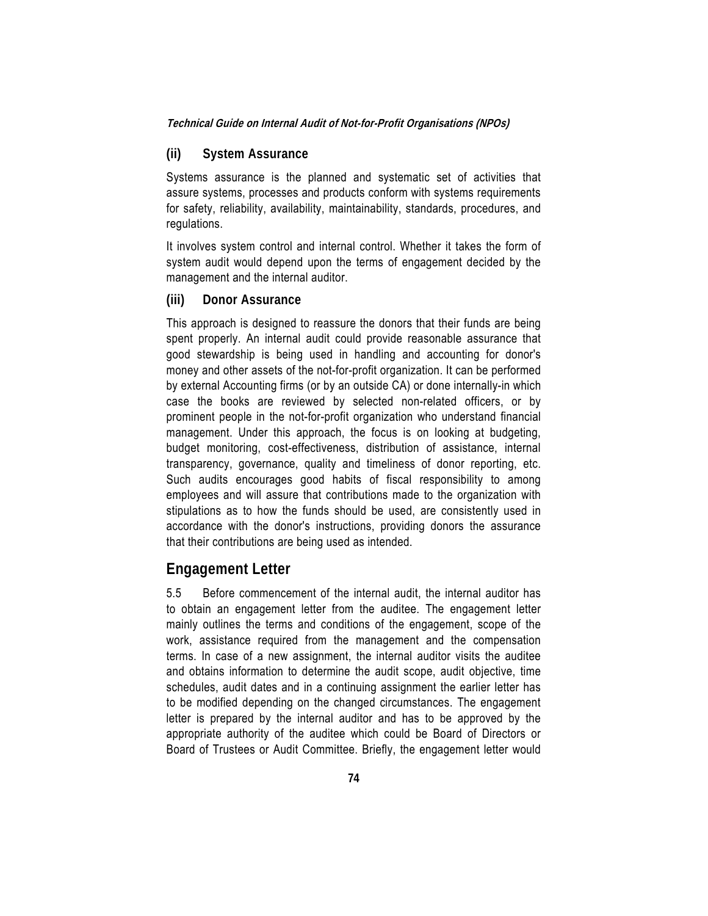### (ii) System Assurance

Systems assurance is the planned and systematic set of activities that assure systems, processes and products conform with systems requirements for safety, reliability, availability, maintainability, standards, procedures, and regulations.

It involves system control and internal control. Whether it takes the form of system audit would depend upon the terms of engagement decided by the management and the internal auditor.

### (iii) Donor Assurance

This approach is designed to reassure the donors that their funds are being spent properly. An internal audit could provide reasonable assurance that good stewardship is being used in handling and accounting for donor's money and other assets of the not-for-profit organization. It can be performed by external Accounting firms (or by an outside CA) or done internally-in which case the books are reviewed by selected non-related officers, or by prominent people in the not-for-profit organization who understand financial management. Under this approach, the focus is on looking at budgeting, budget monitoring, cost-effectiveness, distribution of assistance, internal transparency, governance, quality and timeliness of donor reporting, etc. Such audits encourages good habits of fiscal responsibility to among employees and will assure that contributions made to the organization with stipulations as to how the funds should be used, are consistently used in accordance with the donor's instructions, providing donors the assurance that their contributions are being used as intended.

## Engagement Letter

5.5 Before commencement of the internal audit, the internal auditor has to obtain an engagement letter from the auditee. The engagement letter mainly outlines the terms and conditions of the engagement, scope of the work, assistance required from the management and the compensation terms. In case of a new assignment, the internal auditor visits the auditee and obtains information to determine the audit scope, audit objective, time schedules, audit dates and in a continuing assignment the earlier letter has to be modified depending on the changed circumstances. The engagement letter is prepared by the internal auditor and has to be approved by the appropriate authority of the auditee which could be Board of Directors or Board of Trustees or Audit Committee. Briefly, the engagement letter would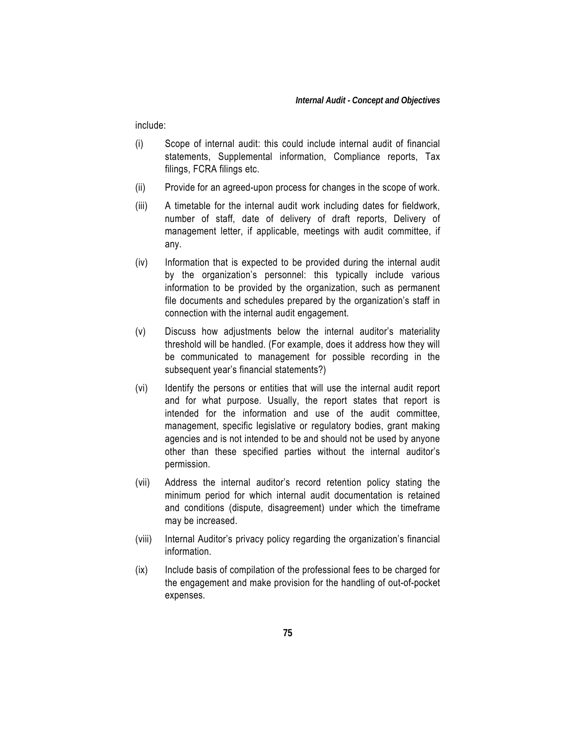include:

(i) Scope of internal audit: this could include internal audit of financial statements, Supplemental information, Compliance reports, Tax filings, FCRA filings etc.

(ii) Provide for an agreed-upon process for changes in the scope of work.

(iii) A timetable for the internal audit work including dates for fieldwork, number of staff, date of delivery of draft reports, Delivery of management letter, if applicable, meetings with audit committee, if any.

(iv) Information that is expected to be provided during the internal audit by the organization's personnel: this typically include various information to be provided by the organization, such as permanent file documents and schedules prepared by the organization's staff in connection with the internal audit engagement.

(v) Discuss how adjustments below the internal auditor's materiality threshold will be handled. (For example, does it address how they will be communicated to management for possible recording in the subsequent year's financial statements?)

(vi) Identify the persons or entities that will use the internal audit report and for what purpose. Usually, the report states that report is intended for the information and use of the audit committee, management, specific legislative or regulatory bodies, grant making agencies and is not intended to be and should not be used by anyone other than these specified parties without the internal auditor's permission.

(vii) Address the internal auditor's record retention policy stating the minimum period for which internal audit documentation is retained and conditions (dispute, disagreement) under which the timeframe may be increased.

(viii) Internal Auditor's privacy policy regarding the organization's financial information.

(ix) Include basis of compilation of the professional fees to be charged for the engagement and make provision for the handling of out-of-pocket expenses.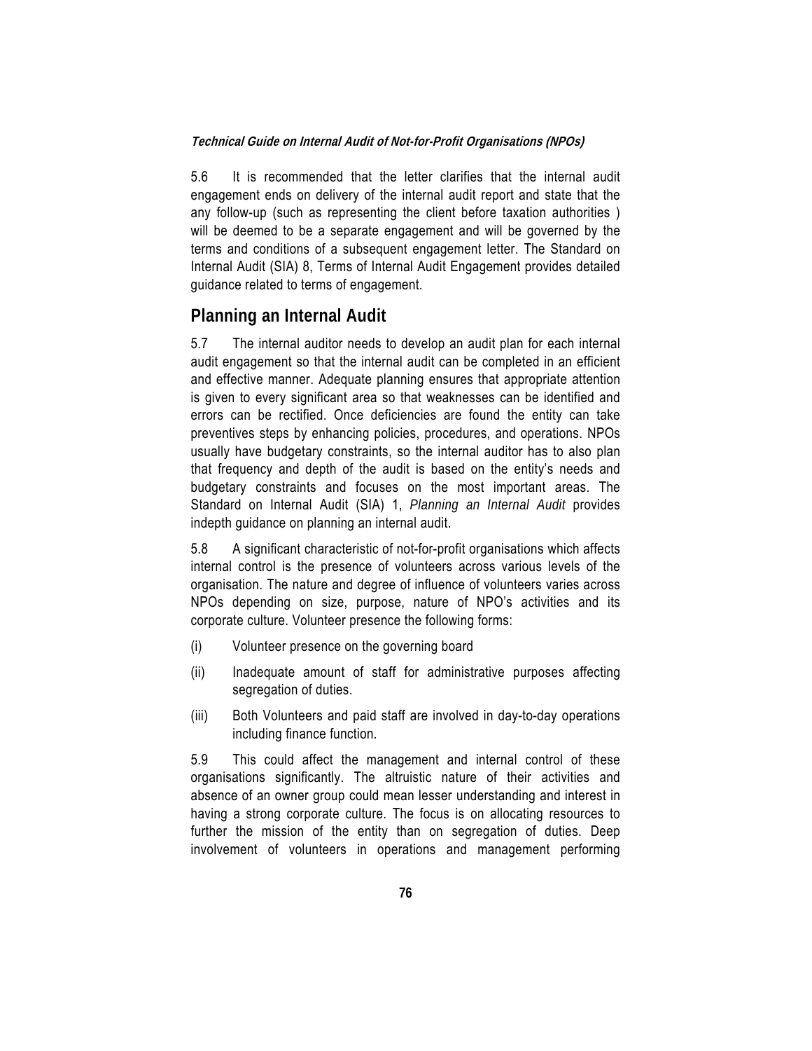5.6 It is recommended that the letter clarifies that the internal audit engagement ends on delivery of the internal audit report and state that the any follow-up (such as representing the client before taxation authorities ) will be deemed to be a separate engagement and will be governed by the terms and conditions of a subsequent engagement letter. The Standard on Internal Audit (SIA) 8, Terms of Internal Audit Engagement provides detailed guidance related to terms of engagement.

## Planning an Internal Audit

5.7 The internal auditor needs to develop an audit plan for each internal audit engagement so that the internal audit can be completed in an efficient and effective manner. Adequate planning ensures that appropriate attention is given to every significant area so that weaknesses can be identified and errors can be rectified. Once deficiencies are found the entity can take preventives steps by enhancing policies, procedures, and operations. NPOs usually have budgetary constraints, so the internal auditor has to also plan that frequency and depth of the audit is based on the entity's needs and budgetary constraints and focuses on the most important areas. The Standard on Internal Audit (SIA) 1, *Planning an Internal Audit* provides indepth guidance on planning an internal audit.

5.8 A significant characteristic of not-for-profit organisations which affects internal control is the presence of volunteers across various levels of the organisation. The nature and degree of influence of volunteers varies across NPOs depending on size, purpose, nature of NPO's activities and its corporate culture. Volunteer presence the following forms:

(i) Volunteer presence on the governing board

(ii) Inadequate amount of staff for administrative purposes affecting segregation of duties.

(iii) Both Volunteers and paid staff are involved in day-to-day operations including finance function.

5.9 This could affect the management and internal control of these organisations significantly. The altruistic nature of their activities and absence of an owner group could mean lesser understanding and interest in having a strong corporate culture. The focus is on allocating resources to further the mission of the entity than on segregation of duties. Deep involvement of volunteers in operations and management performing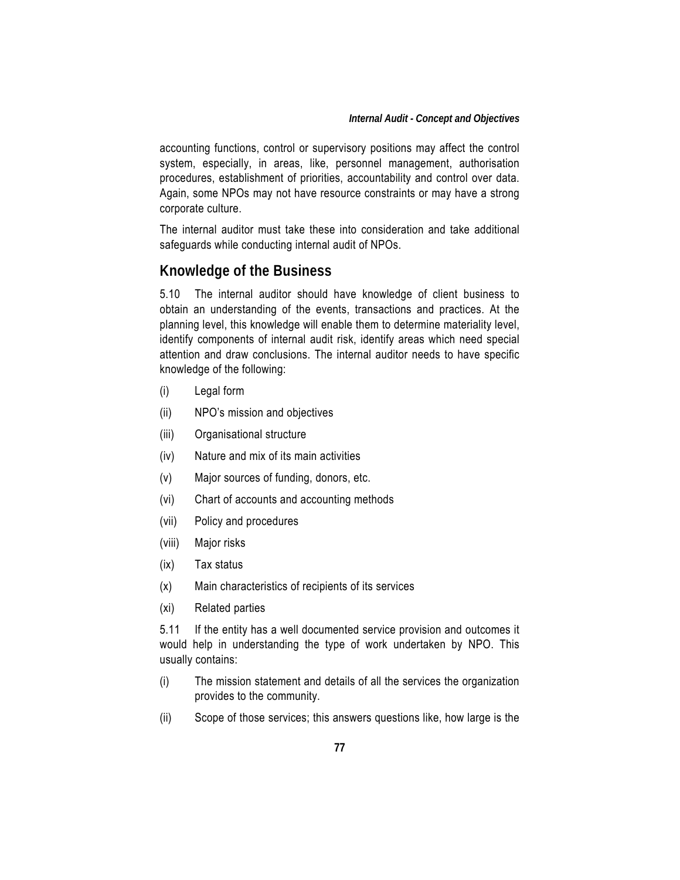accounting functions, control or supervisory positions may affect the control system, especially, in areas, like, personnel management, authorisation procedures, establishment of priorities, accountability and control over data. Again, some NPOs may not have resource constraints or may have a strong corporate culture.

The internal auditor must take these into consideration and take additional safeguards while conducting internal audit of NPOs.

## Knowledge of the Business

5.10 The internal auditor should have knowledge of client business to obtain an understanding of the events, transactions and practices. At the planning level, this knowledge will enable them to determine materiality level, identify components of internal audit risk, identify areas which need special attention and draw conclusions. The internal auditor needs to have specific knowledge of the following:

(i) Legal form

(ii) NPO's mission and objectives

(iii) Organisational structure

(iv) Nature and mix of its main activities

(v) Major sources of funding, donors, etc.

(vi) Chart of accounts and accounting methods

(vii) Policy and procedures

(viii) Major risks

(ix) Tax status

(x) Main characteristics of recipients of its services

(xi) Related parties

5.11 If the entity has a well documented service provision and outcomes it would help in understanding the type of work undertaken by NPO. This usually contains:

(i) The mission statement and details of all the services the organization provides to the community.

(ii) Scope of those services; this answers questions like, how large is the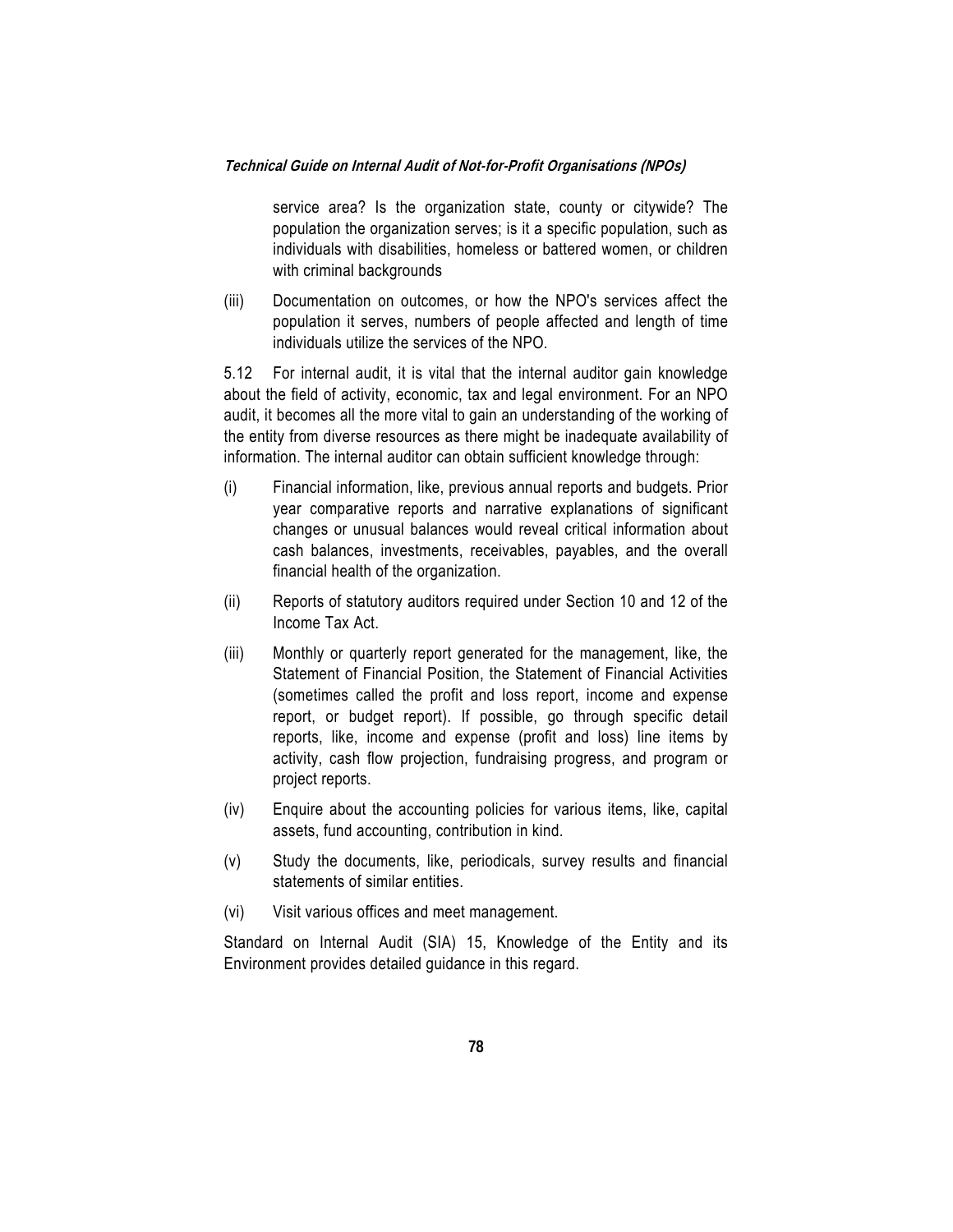service area? Is the organization state, county or citywide? The population the organization serves; is it a specific population, such as individuals with disabilities, homeless or battered women, or children with criminal backgrounds

(iii) Documentation on outcomes, or how the NPO's services affect the population it serves, numbers of people affected and length of time individuals utilize the services of the NPO.

5.12 For internal audit, it is vital that the internal auditor gain knowledge about the field of activity, economic, tax and legal environment. For an NPO audit, it becomes all the more vital to gain an understanding of the working of the entity from diverse resources as there might be inadequate availability of information. The internal auditor can obtain sufficient knowledge through:

(i) Financial information, like, previous annual reports and budgets. Prior year comparative reports and narrative explanations of significant changes or unusual balances would reveal critical information about cash balances, investments, receivables, payables, and the overall financial health of the organization.

(ii) Reports of statutory auditors required under Section 10 and 12 of the Income Tax Act.

(iii) Monthly or quarterly report generated for the management, like, the Statement of Financial Position, the Statement of Financial Activities (sometimes called the profit and loss report, income and expense report, or budget report). If possible, go through specific detail reports, like, income and expense (profit and loss) line items by activity, cash flow projection, fundraising progress, and program or project reports.

(iv) Enquire about the accounting policies for various items, like, capital assets, fund accounting, contribution in kind.

(v) Study the documents, like, periodicals, survey results and financial statements of similar entities.

(vi) Visit various offices and meet management.

Standard on Internal Audit (SIA) 15, Knowledge of the Entity and its Environment provides detailed guidance in this regard.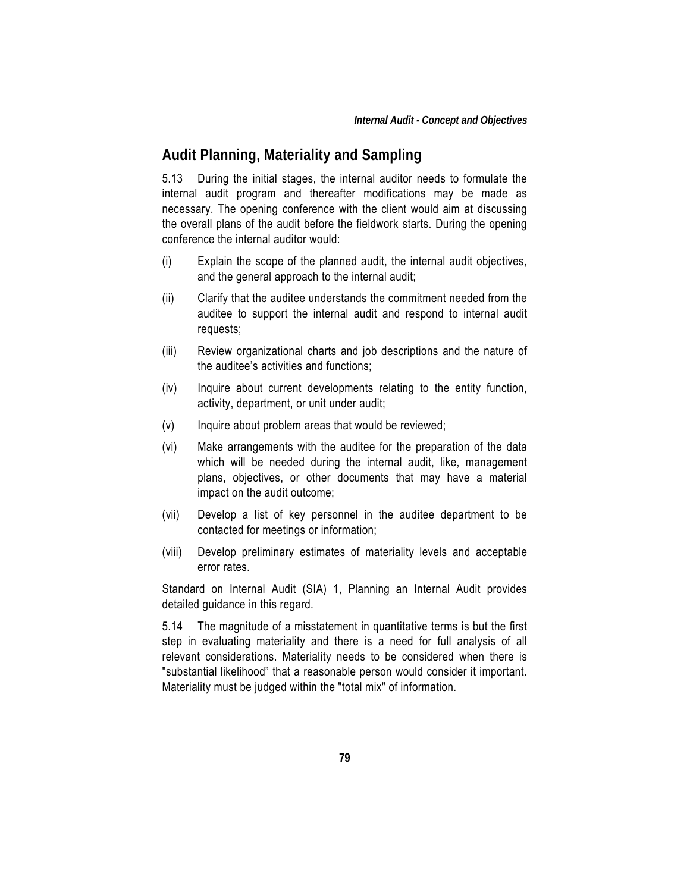## Audit Planning, Materiality and Sampling

5.13 During the initial stages, the internal auditor needs to formulate the internal audit program and thereafter modifications may be made as necessary. The opening conference with the client would aim at discussing the overall plans of the audit before the fieldwork starts. During the opening conference the internal auditor would:

(i) Explain the scope of the planned audit, the internal audit objectives, and the general approach to the internal audit;

(ii) Clarify that the auditee understands the commitment needed from the auditee to support the internal audit and respond to internal audit requests;

(iii) Review organizational charts and job descriptions and the nature of the auditee's activities and functions;

(iv) Inquire about current developments relating to the entity function, activity, department, or unit under audit;

(v) Inquire about problem areas that would be reviewed;

(vi) Make arrangements with the auditee for the preparation of the data which will be needed during the internal audit, like, management plans, objectives, or other documents that may have a material impact on the audit outcome;

(vii) Develop a list of key personnel in the auditee department to be contacted for meetings or information;

(viii) Develop preliminary estimates of materiality levels and acceptable error rates.

Standard on Internal Audit (SIA) 1, Planning an Internal Audit provides detailed guidance in this regard.

5.14 The magnitude of a misstatement in quantitative terms is but the first step in evaluating materiality and there is a need for full analysis of all relevant considerations. Materiality needs to be considered when there is "substantial likelihood" that a reasonable person would consider it important. Materiality must be judged within the "total mix" of information.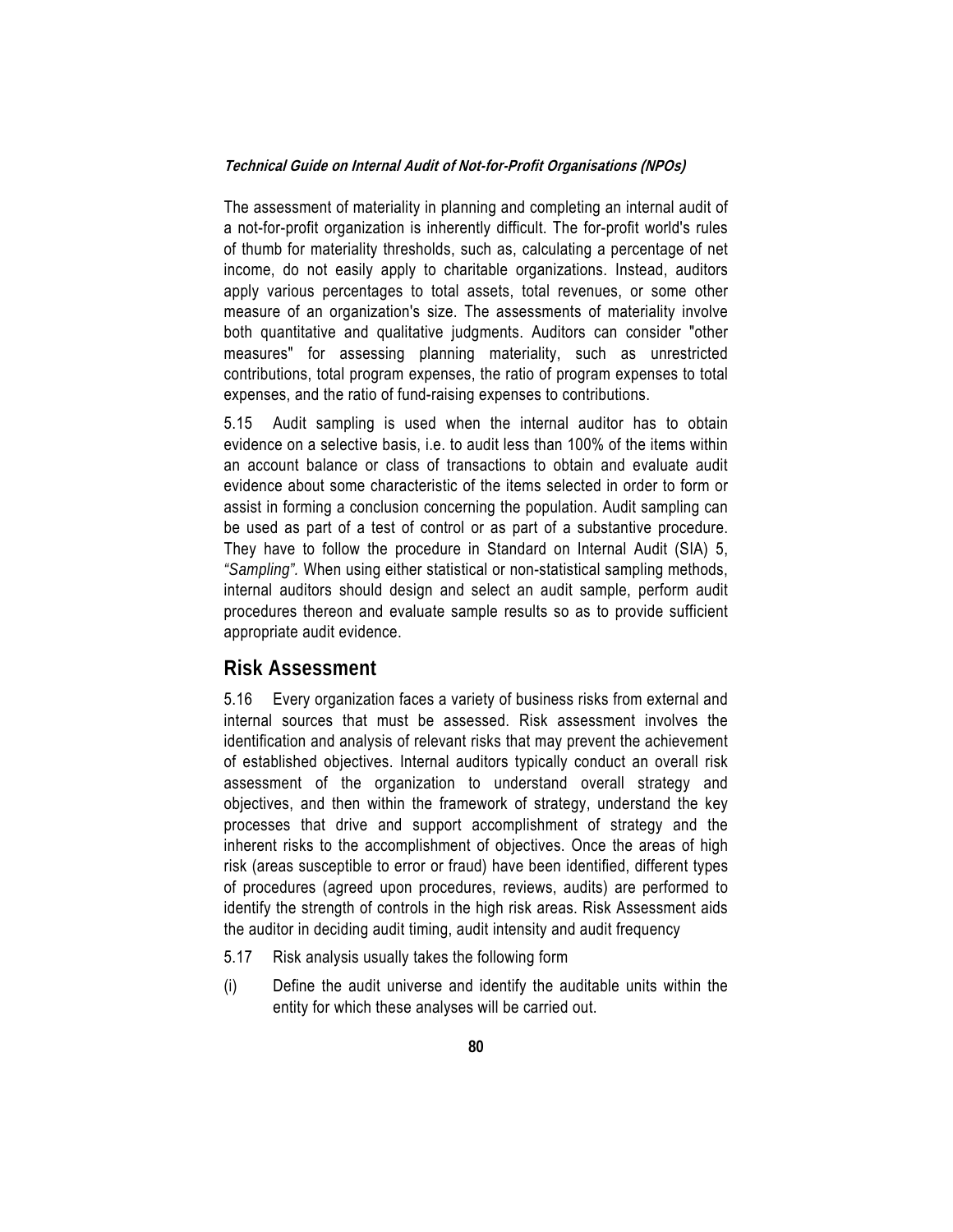The assessment of materiality in planning and completing an internal audit of a not-for-profit organization is inherently difficult. The for-profit world's rules of thumb for materiality thresholds, such as, calculating a percentage of net income, do not easily apply to charitable organizations. Instead, auditors apply various percentages to total assets, total revenues, or some other measure of an organization's size. The assessments of materiality involve both quantitative and qualitative judgments. Auditors can consider "other measures" for assessing planning materiality, such as unrestricted contributions, total program expenses, the ratio of program expenses to total expenses, and the ratio of fund-raising expenses to contributions.

5.15 Audit sampling is used when the internal auditor has to obtain evidence on a selective basis, i.e. to audit less than 100% of the items within an account balance or class of transactions to obtain and evaluate audit evidence about some characteristic of the items selected in order to form or assist in forming a conclusion concerning the population. Audit sampling can be used as part of a test of control or as part of a substantive procedure. They have to follow the procedure in Standard on Internal Audit (SIA) 5, *"Sampling".* When using either statistical or non-statistical sampling methods, internal auditors should design and select an audit sample, perform audit procedures thereon and evaluate sample results so as to provide sufficient appropriate audit evidence.

## Risk Assessment

5.16 Every organization faces a variety of business risks from external and internal sources that must be assessed. Risk assessment involves the identification and analysis of relevant risks that may prevent the achievement of established objectives. Internal auditors typically conduct an overall risk assessment of the organization to understand overall strategy and objectives, and then within the framework of strategy, understand the key processes that drive and support accomplishment of strategy and the inherent risks to the accomplishment of objectives. Once the areas of high risk (areas susceptible to error or fraud) have been identified, different types of procedures (agreed upon procedures, reviews, audits) are performed to identify the strength of controls in the high risk areas. Risk Assessment aids the auditor in deciding audit timing, audit intensity and audit frequency

5.17 Risk analysis usually takes the following form

(i) Define the audit universe and identify the auditable units within the entity for which these analyses will be carried out.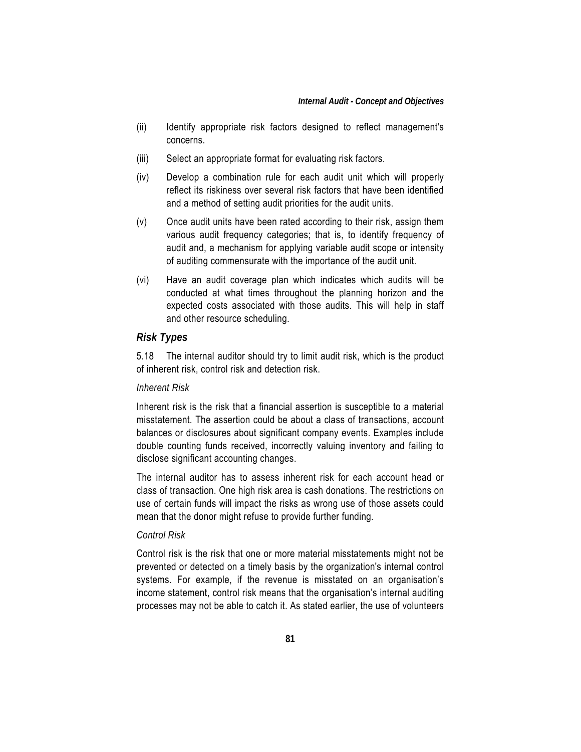(ii) Identify appropriate risk factors designed to reflect management's concerns.

(iii) Select an appropriate format for evaluating risk factors.

(iv) Develop a combination rule for each audit unit which will properly reflect its riskiness over several risk factors that have been identified and a method of setting audit priorities for the audit units.

(v) Once audit units have been rated according to their risk, assign them various audit frequency categories; that is, to identify frequency of audit and, a mechanism for applying variable audit scope or intensity of auditing commensurate with the importance of the audit unit.

(vi) Have an audit coverage plan which indicates which audits will be conducted at what times throughout the planning horizon and the expected costs associated with those audits. This will help in staff and other resource scheduling.

### *Risk Types*

5.18 The internal auditor should try to limit audit risk, which is the product of inherent risk, control risk and detection risk.

*Inherent Risk*

Inherent risk is the risk that a financial assertion is susceptible to a material misstatement. The assertion could be about a class of transactions, account balances or disclosures about significant company events. Examples include double counting funds received, incorrectly valuing inventory and failing to disclose significant accounting changes.

The internal auditor has to assess inherent risk for each account head or class of transaction. One high risk area is cash donations. The restrictions on use of certain funds will impact the risks as wrong use of those assets could mean that the donor might refuse to provide further funding.

*Control Risk*

Control risk is the risk that one or more material misstatements might not be prevented or detected on a timely basis by the organization's internal control systems. For example, if the revenue is misstated on an organisation's income statement, control risk means that the organisation's internal auditing processes may not be able to catch it. As stated earlier, the use of volunteers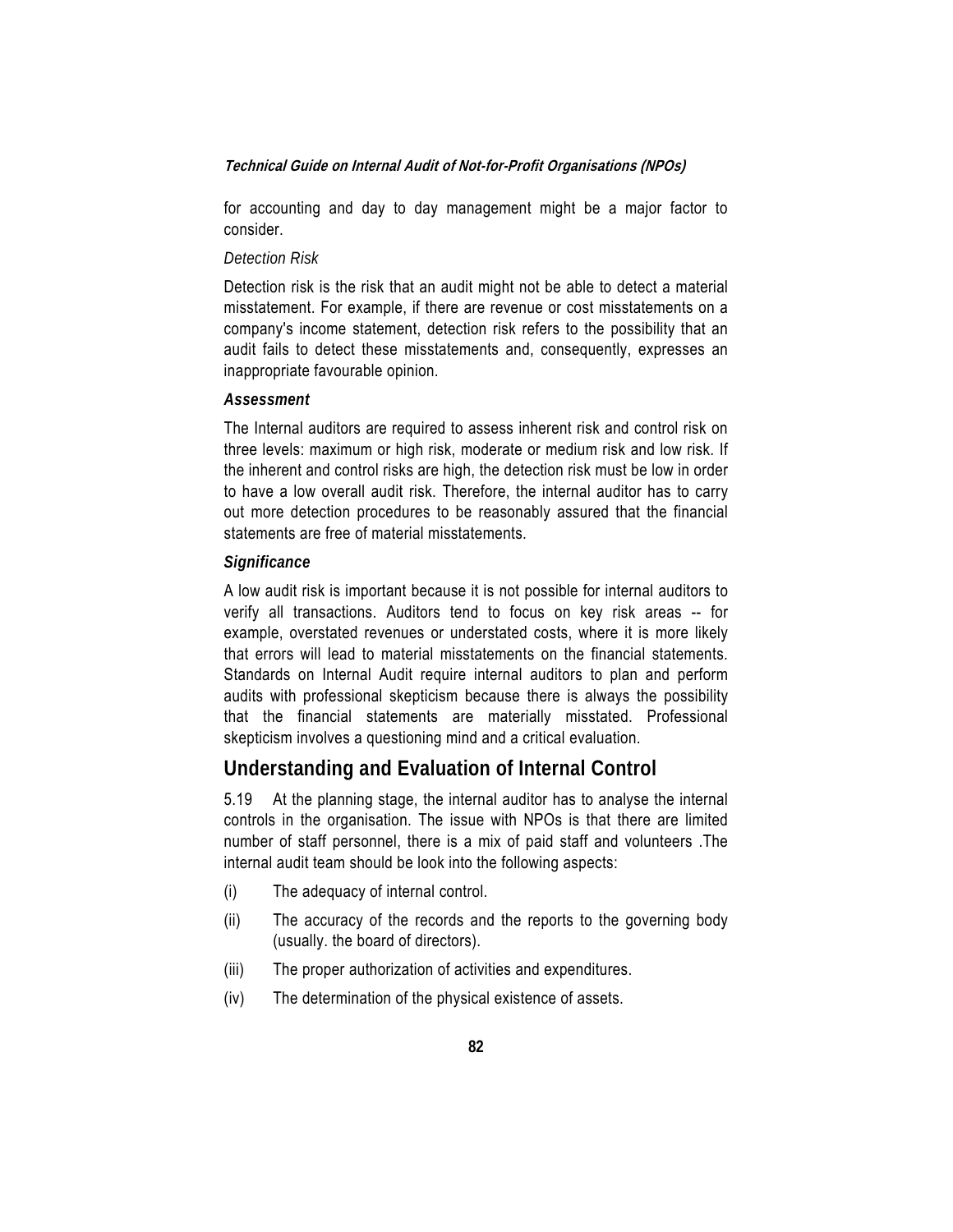for accounting and day to day management might be a major factor to consider.

*Detection Risk*

Detection risk is the risk that an audit might not be able to detect a material misstatement. For example, if there are revenue or cost misstatements on a company's income statement, detection risk refers to the possibility that an audit fails to detect these misstatements and, consequently, expresses an inappropriate favourable opinion.

***Assessment***

The Internal auditors are required to assess inherent risk and control risk on three levels: maximum or high risk, moderate or medium risk and low risk. If the inherent and control risks are high, the detection risk must be low in order to have a low overall audit risk. Therefore, the internal auditor has to carry out more detection procedures to be reasonably assured that the financial statements are free of material misstatements.

***Significance***

A low audit risk is important because it is not possible for internal auditors to verify all transactions. Auditors tend to focus on key risk areas -- for example, overstated revenues or understated costs, where it is more likely that errors will lead to material misstatements on the financial statements. Standards on Internal Audit require internal auditors to plan and perform audits with professional skepticism because there is always the possibility that the financial statements are materially misstated. Professional skepticism involves a questioning mind and a critical evaluation.

## Understanding and Evaluation of Internal Control

5.19 At the planning stage, the internal auditor has to analyse the internal controls in the organisation. The issue with NPOs is that there are limited number of staff personnel, there is a mix of paid staff and volunteers .The internal audit team should be look into the following aspects:

(i) The adequacy of internal control.

(ii) The accuracy of the records and the reports to the governing body (usually. the board of directors).

(iii) The proper authorization of activities and expenditures.

(iv) The determination of the physical existence of assets.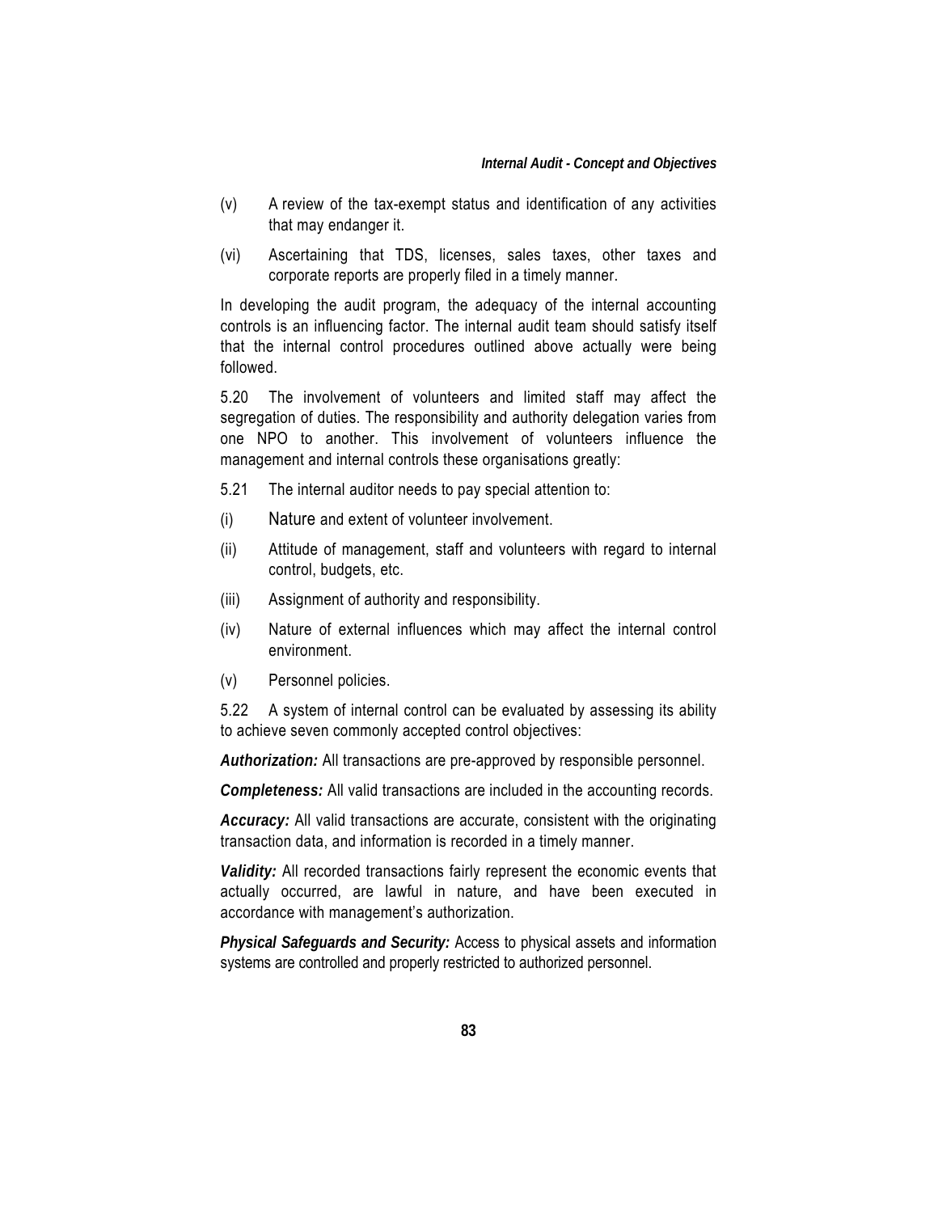(v) A review of the tax-exempt status and identification of any activities that may endanger it.

(vi) Ascertaining that TDS, licenses, sales taxes, other taxes and corporate reports are properly filed in a timely manner.

In developing the audit program, the adequacy of the internal accounting controls is an influencing factor. The internal audit team should satisfy itself that the internal control procedures outlined above actually were being followed.

5.20 The involvement of volunteers and limited staff may affect the segregation of duties. The responsibility and authority delegation varies from one NPO to another. This involvement of volunteers influence the management and internal controls these organisations greatly:

5.21 The internal auditor needs to pay special attention to:

(i) Nature and extent of volunteer involvement.

(ii) Attitude of management, staff and volunteers with regard to internal control, budgets, etc.

(iii) Assignment of authority and responsibility.

(iv) Nature of external influences which may affect the internal control environment.

(v) Personnel policies.

5.22 A system of internal control can be evaluated by assessing its ability to achieve seven commonly accepted control objectives:

***Authorization:*** All transactions are pre-approved by responsible personnel.

***Completeness:*** All valid transactions are included in the accounting records.

***Accuracy:*** All valid transactions are accurate, consistent with the originating transaction data, and information is recorded in a timely manner.

***Validity:*** All recorded transactions fairly represent the economic events that actually occurred, are lawful in nature, and have been executed in accordance with management's authorization.

***Physical Safeguards and Security:*** Access to physical assets and information systems are controlled and properly restricted to authorized personnel.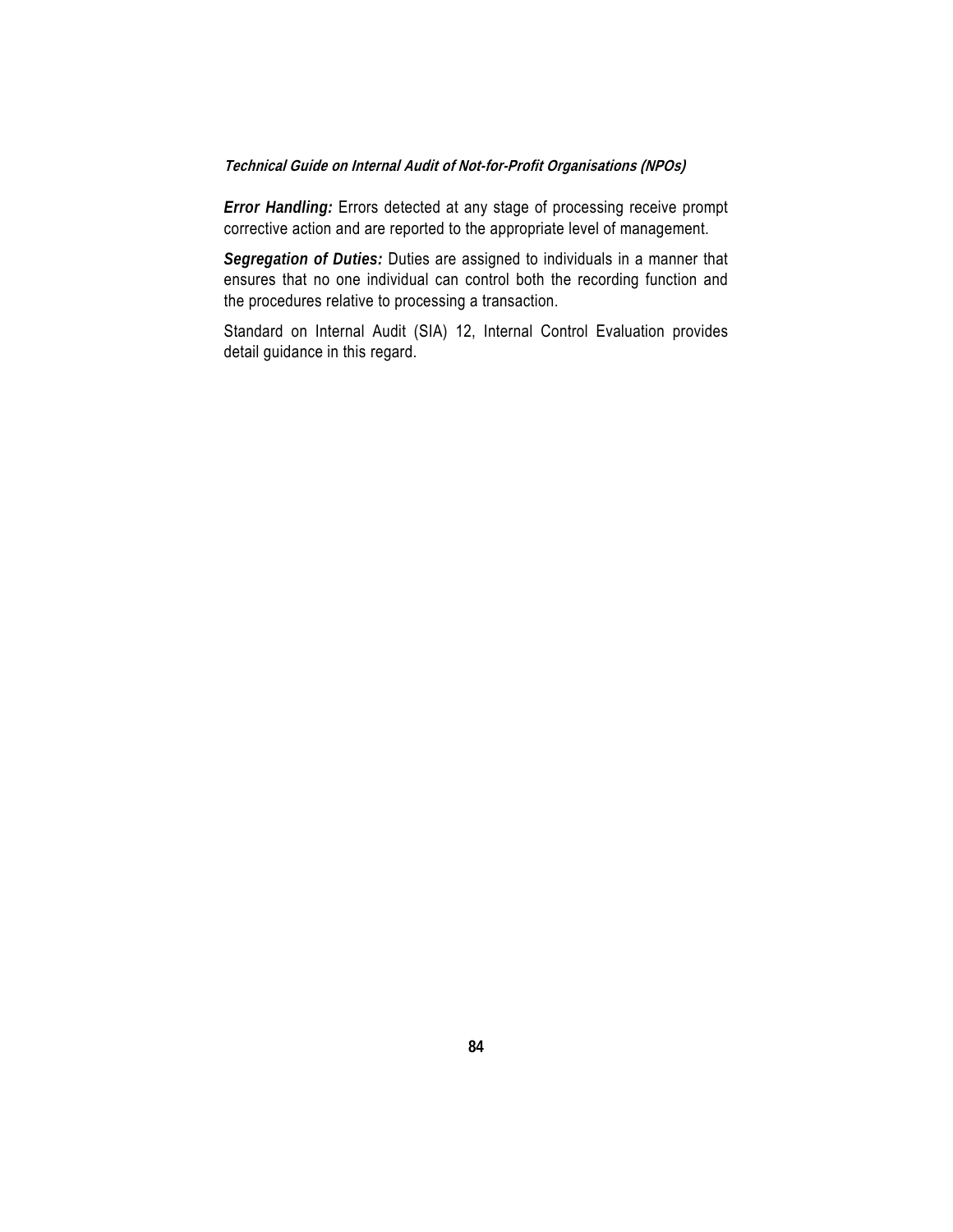***Error Handling:*** Errors detected at any stage of processing receive prompt corrective action and are reported to the appropriate level of management.

***Segregation of Duties:*** Duties are assigned to individuals in a manner that ensures that no one individual can control both the recording function and the procedures relative to processing a transaction.

Standard on Internal Audit (SIA) 12, Internal Control Evaluation provides detail guidance in this regard.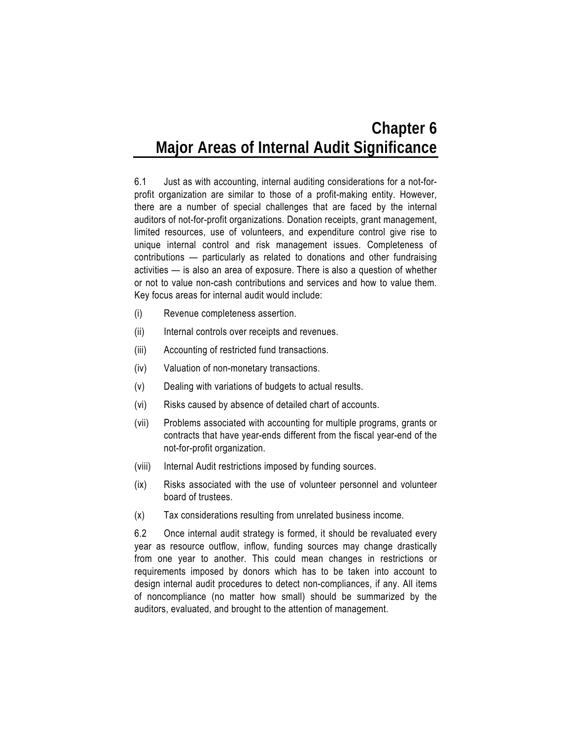# Chapter 6
# Major Areas of Internal Audit Significance

6.1 Just as with accounting, internal auditing considerations for a not-for-profit organization are similar to those of a profit-making entity. However, there are a number of special challenges that are faced by the internal auditors of not-for-profit organizations. Donation receipts, grant management, limited resources, use of volunteers, and expenditure control give rise to unique internal control and risk management issues. Completeness of contributions — particularly as related to donations and other fundraising activities — is also an area of exposure. There is also a question of whether or not to value non-cash contributions and services and how to value them. Key focus areas for internal audit would include:

(i) Revenue completeness assertion.

(ii) Internal controls over receipts and revenues.

(iii) Accounting of restricted fund transactions.

(iv) Valuation of non-monetary transactions.

(v) Dealing with variations of budgets to actual results.

(vi) Risks caused by absence of detailed chart of accounts.

(vii) Problems associated with accounting for multiple programs, grants or contracts that have year-ends different from the fiscal year-end of the not-for-profit organization.

(viii) Internal Audit restrictions imposed by funding sources.

(ix) Risks associated with the use of volunteer personnel and volunteer board of trustees.

(x) Tax considerations resulting from unrelated business income.

6.2 Once internal audit strategy is formed, it should be revaluated every year as resource outflow, inflow, funding sources may change drastically from one year to another. This could mean changes in restrictions or requirements imposed by donors which has to be taken into account to design internal audit procedures to detect non-compliances, if any. All items of noncompliance (no matter how small) should be summarized by the auditors, evaluated, and brought to the attention of management.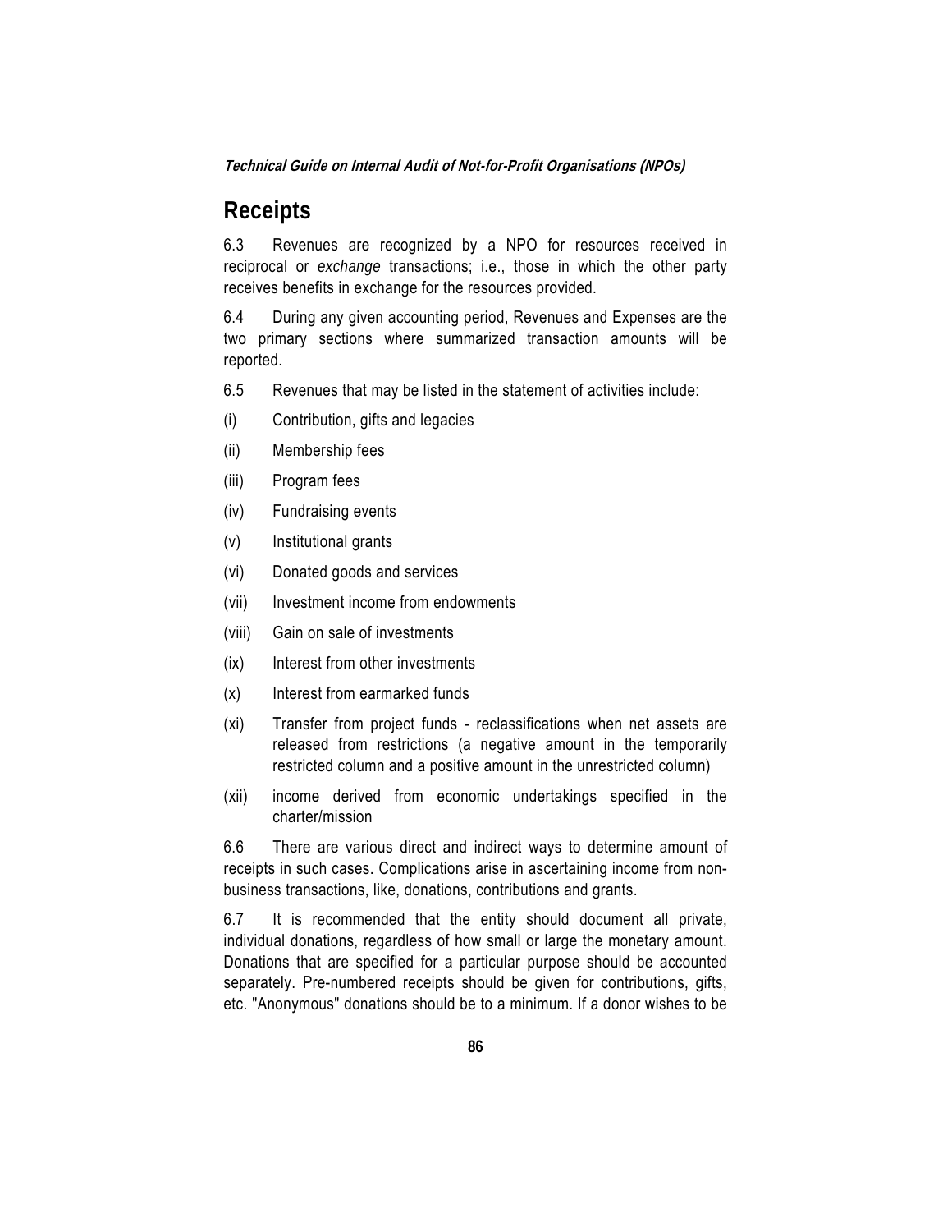## Receipts

6.3 Revenues are recognized by a NPO for resources received in reciprocal or *exchange* transactions; i.e., those in which the other party receives benefits in exchange for the resources provided.

6.4 During any given accounting period, Revenues and Expenses are the two primary sections where summarized transaction amounts will be reported.

6.5 Revenues that may be listed in the statement of activities include:

(i) Contribution, gifts and legacies

(ii) Membership fees

(iii) Program fees

(iv) Fundraising events

(v) Institutional grants

(vi) Donated goods and services

(vii) Investment income from endowments

(viii) Gain on sale of investments

(ix) Interest from other investments

(x) Interest from earmarked funds

(xi) Transfer from project funds - reclassifications when net assets are released from restrictions (a negative amount in the temporarily restricted column and a positive amount in the unrestricted column)

(xii) income derived from economic undertakings specified in the charter/mission

6.6 There are various direct and indirect ways to determine amount of receipts in such cases. Complications arise in ascertaining income from non-business transactions, like, donations, contributions and grants.

6.7 It is recommended that the entity should document all private, individual donations, regardless of how small or large the monetary amount. Donations that are specified for a particular purpose should be accounted separately. Pre-numbered receipts should be given for contributions, gifts, etc. "Anonymous" donations should be to a minimum. If a donor wishes to be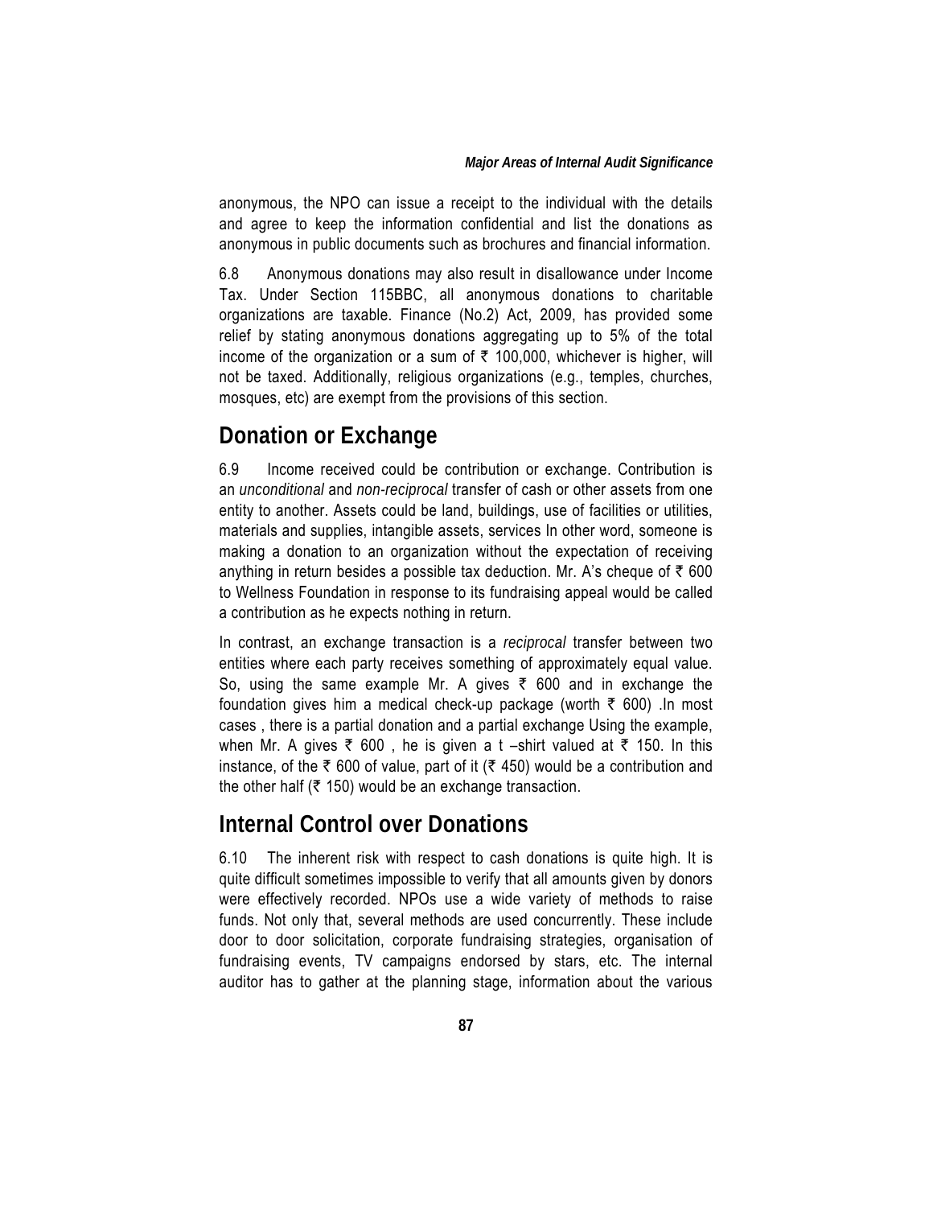anonymous, the NPO can issue a receipt to the individual with the details and agree to keep the information confidential and list the donations as anonymous in public documents such as brochures and financial information.

6.8 Anonymous donations may also result in disallowance under Income Tax. Under Section 115BBC, all anonymous donations to charitable organizations are taxable. Finance (No.2) Act, 2009, has provided some relief by stating anonymous donations aggregating up to 5% of the total income of the organization or a sum of ₹ 100,000, whichever is higher, will not be taxed. Additionally, religious organizations (e.g., temples, churches, mosques, etc) are exempt from the provisions of this section.

## Donation or Exchange

6.9 Income received could be contribution or exchange. Contribution is an *unconditional* and *non-reciprocal* transfer of cash or other assets from one entity to another. Assets could be land, buildings, use of facilities or utilities, materials and supplies, intangible assets, services In other word, someone is making a donation to an organization without the expectation of receiving anything in return besides a possible tax deduction. Mr. A's cheque of ₹ 600 to Wellness Foundation in response to its fundraising appeal would be called a contribution as he expects nothing in return.

In contrast, an exchange transaction is a *reciprocal* transfer between two entities where each party receives something of approximately equal value. So, using the same example Mr. A gives ₹ 600 and in exchange the foundation gives him a medical check-up package (worth ₹ 600) .In most cases , there is a partial donation and a partial exchange Using the example, when Mr. A gives ₹ 600 , he is given a t –shirt valued at ₹ 150. In this instance, of the ₹ 600 of value, part of it (₹ 450) would be a contribution and the other half (₹ 150) would be an exchange transaction.

## Internal Control over Donations

6.10 The inherent risk with respect to cash donations is quite high. It is quite difficult sometimes impossible to verify that all amounts given by donors were effectively recorded. NPOs use a wide variety of methods to raise funds. Not only that, several methods are used concurrently. These include door to door solicitation, corporate fundraising strategies, organisation of fundraising events, TV campaigns endorsed by stars, etc. The internal auditor has to gather at the planning stage, information about the various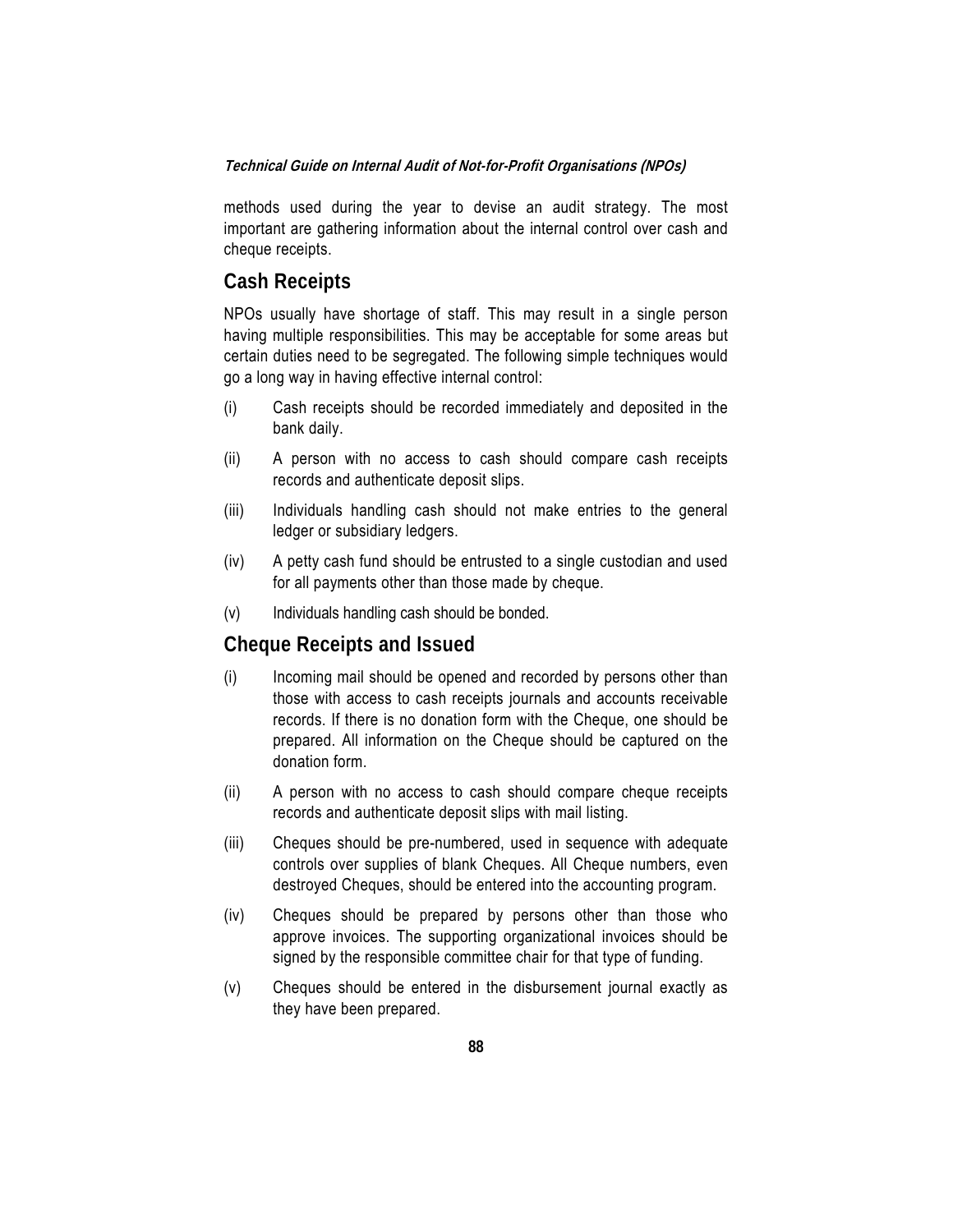methods used during the year to devise an audit strategy. The most important are gathering information about the internal control over cash and cheque receipts.

## Cash Receipts

NPOs usually have shortage of staff. This may result in a single person having multiple responsibilities. This may be acceptable for some areas but certain duties need to be segregated. The following simple techniques would go a long way in having effective internal control:

(i) Cash receipts should be recorded immediately and deposited in the bank daily.

(ii) A person with no access to cash should compare cash receipts records and authenticate deposit slips.

(iii) Individuals handling cash should not make entries to the general ledger or subsidiary ledgers.

(iv) A petty cash fund should be entrusted to a single custodian and used for all payments other than those made by cheque.

(v) Individuals handling cash should be bonded.

## Cheque Receipts and Issued

(i) Incoming mail should be opened and recorded by persons other than those with access to cash receipts journals and accounts receivable records. If there is no donation form with the Cheque, one should be prepared. All information on the Cheque should be captured on the donation form.

(ii) A person with no access to cash should compare cheque receipts records and authenticate deposit slips with mail listing.

(iii) Cheques should be pre-numbered, used in sequence with adequate controls over supplies of blank Cheques. All Cheque numbers, even destroyed Cheques, should be entered into the accounting program.

(iv) Cheques should be prepared by persons other than those who approve invoices. The supporting organizational invoices should be signed by the responsible committee chair for that type of funding.

(v) Cheques should be entered in the disbursement journal exactly as they have been prepared.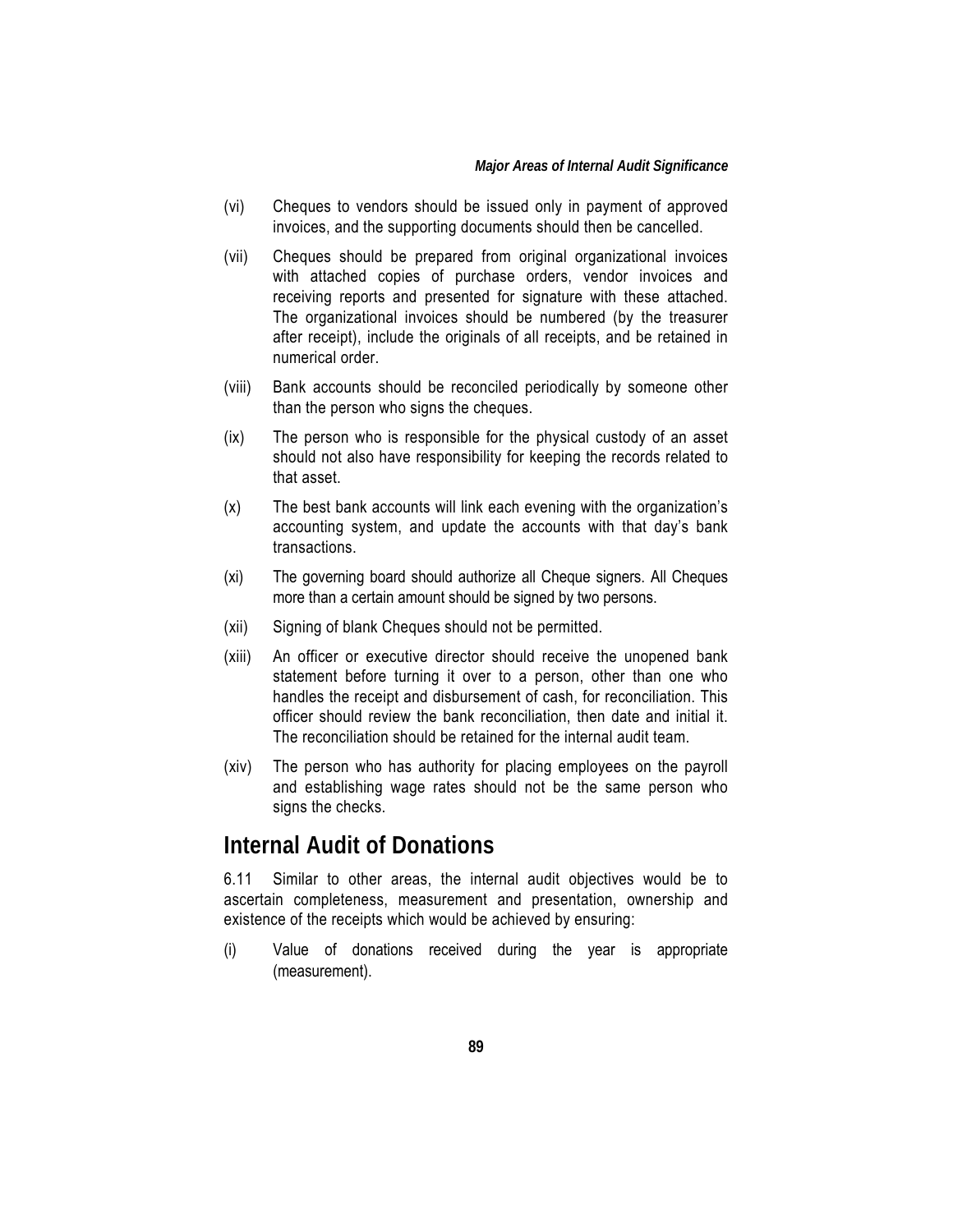(vi) Cheques to vendors should be issued only in payment of approved invoices, and the supporting documents should then be cancelled.

(vii) Cheques should be prepared from original organizational invoices with attached copies of purchase orders, vendor invoices and receiving reports and presented for signature with these attached. The organizational invoices should be numbered (by the treasurer after receipt), include the originals of all receipts, and be retained in numerical order.

(viii) Bank accounts should be reconciled periodically by someone other than the person who signs the cheques.

(ix) The person who is responsible for the physical custody of an asset should not also have responsibility for keeping the records related to that asset.

(x) The best bank accounts will link each evening with the organization's accounting system, and update the accounts with that day's bank transactions.

(xi) The governing board should authorize all Cheque signers. All Cheques more than a certain amount should be signed by two persons.

(xii) Signing of blank Cheques should not be permitted.

(xiii) An officer or executive director should receive the unopened bank statement before turning it over to a person, other than one who handles the receipt and disbursement of cash, for reconciliation. This officer should review the bank reconciliation, then date and initial it. The reconciliation should be retained for the internal audit team.

(xiv) The person who has authority for placing employees on the payroll and establishing wage rates should not be the same person who signs the checks.

## Internal Audit of Donations

6.11 Similar to other areas, the internal audit objectives would be to ascertain completeness, measurement and presentation, ownership and existence of the receipts which would be achieved by ensuring:

(i) Value of donations received during the year is appropriate (measurement).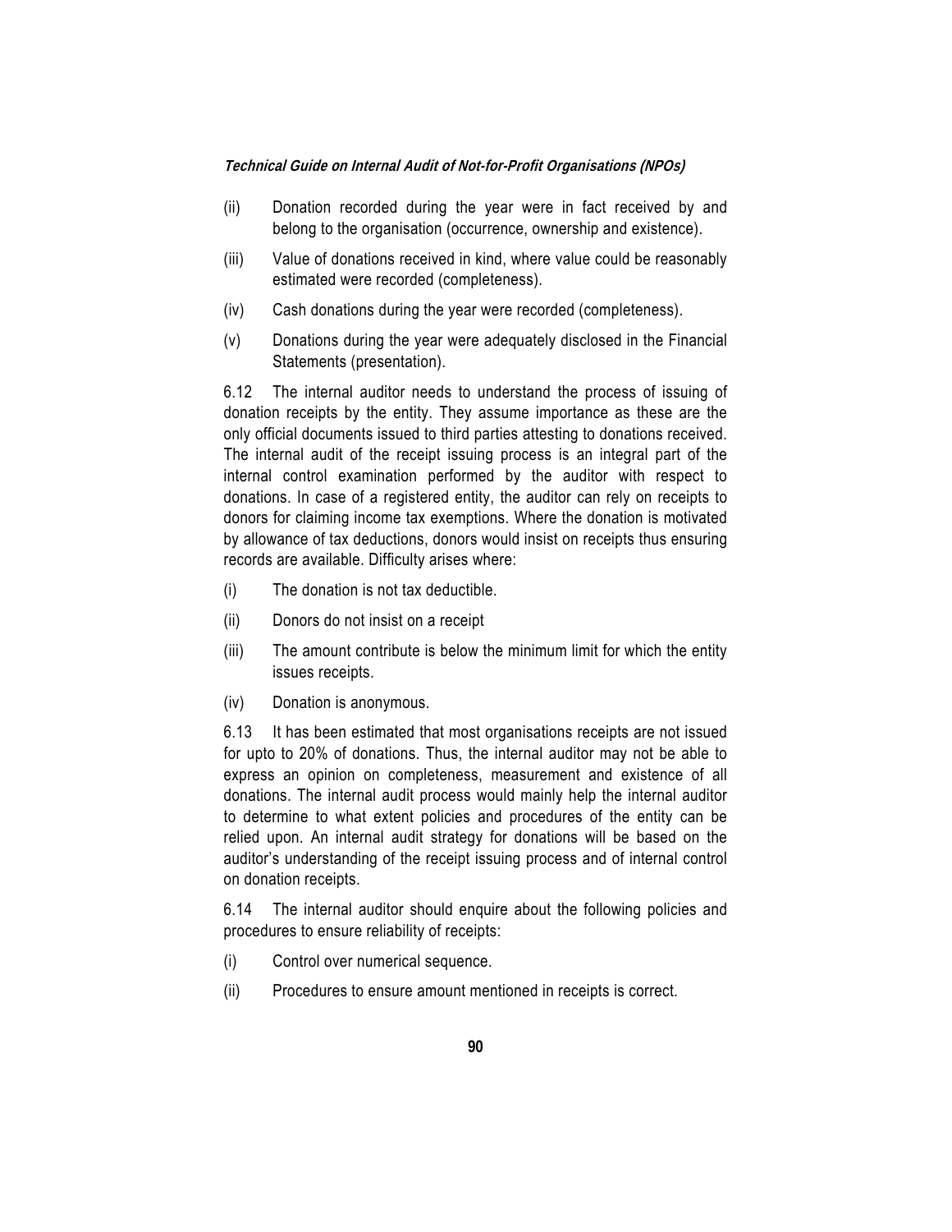(ii) Donation recorded during the year were in fact received by and belong to the organisation (occurrence, ownership and existence).

(iii) Value of donations received in kind, where value could be reasonably estimated were recorded (completeness).

(iv) Cash donations during the year were recorded (completeness).

(v) Donations during the year were adequately disclosed in the Financial Statements (presentation).

6.12 The internal auditor needs to understand the process of issuing of donation receipts by the entity. They assume importance as these are the only official documents issued to third parties attesting to donations received. The internal audit of the receipt issuing process is an integral part of the internal control examination performed by the auditor with respect to donations. In case of a registered entity, the auditor can rely on receipts to donors for claiming income tax exemptions. Where the donation is motivated by allowance of tax deductions, donors would insist on receipts thus ensuring records are available. Difficulty arises where:

(i) The donation is not tax deductible.

(ii) Donors do not insist on a receipt

(iii) The amount contribute is below the minimum limit for which the entity issues receipts.

(iv) Donation is anonymous.

6.13 It has been estimated that most organisations receipts are not issued for upto to 20% of donations. Thus, the internal auditor may not be able to express an opinion on completeness, measurement and existence of all donations. The internal audit process would mainly help the internal auditor to determine to what extent policies and procedures of the entity can be relied upon. An internal audit strategy for donations will be based on the auditor's understanding of the receipt issuing process and of internal control on donation receipts.

6.14 The internal auditor should enquire about the following policies and procedures to ensure reliability of receipts:

(i) Control over numerical sequence.

(ii) Procedures to ensure amount mentioned in receipts is correct.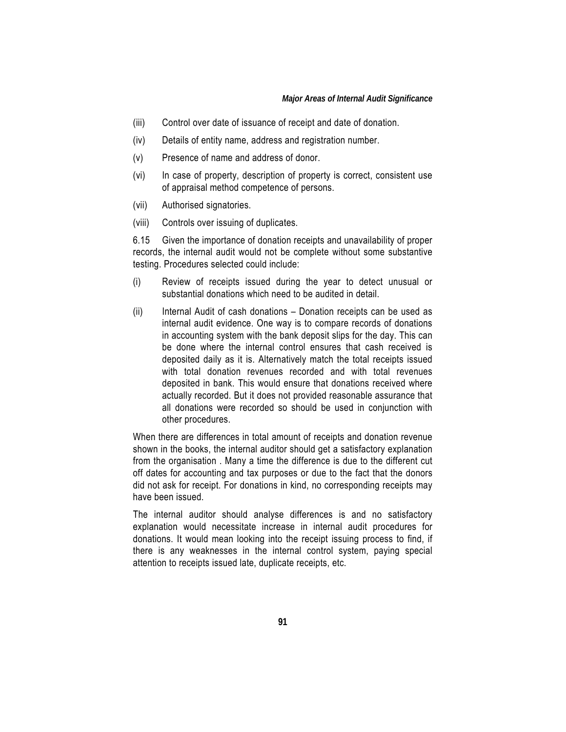(iii) Control over date of issuance of receipt and date of donation.

(iv) Details of entity name, address and registration number.

(v) Presence of name and address of donor.

(vi) In case of property, description of property is correct, consistent use of appraisal method competence of persons.

(vii) Authorised signatories.

(viii) Controls over issuing of duplicates.

6.15 Given the importance of donation receipts and unavailability of proper records, the internal audit would not be complete without some substantive testing. Procedures selected could include:

(i) Review of receipts issued during the year to detect unusual or substantial donations which need to be audited in detail.

(ii) Internal Audit of cash donations – Donation receipts can be used as internal audit evidence. One way is to compare records of donations in accounting system with the bank deposit slips for the day. This can be done where the internal control ensures that cash received is deposited daily as it is. Alternatively match the total receipts issued with total donation revenues recorded and with total revenues deposited in bank. This would ensure that donations received where actually recorded. But it does not provided reasonable assurance that all donations were recorded so should be used in conjunction with other procedures.

When there are differences in total amount of receipts and donation revenue shown in the books, the internal auditor should get a satisfactory explanation from the organisation . Many a time the difference is due to the different cut off dates for accounting and tax purposes or due to the fact that the donors did not ask for receipt. For donations in kind, no corresponding receipts may have been issued.

The internal auditor should analyse differences is and no satisfactory explanation would necessitate increase in internal audit procedures for donations. It would mean looking into the receipt issuing process to find, if there is any weaknesses in the internal control system, paying special attention to receipts issued late, duplicate receipts, etc.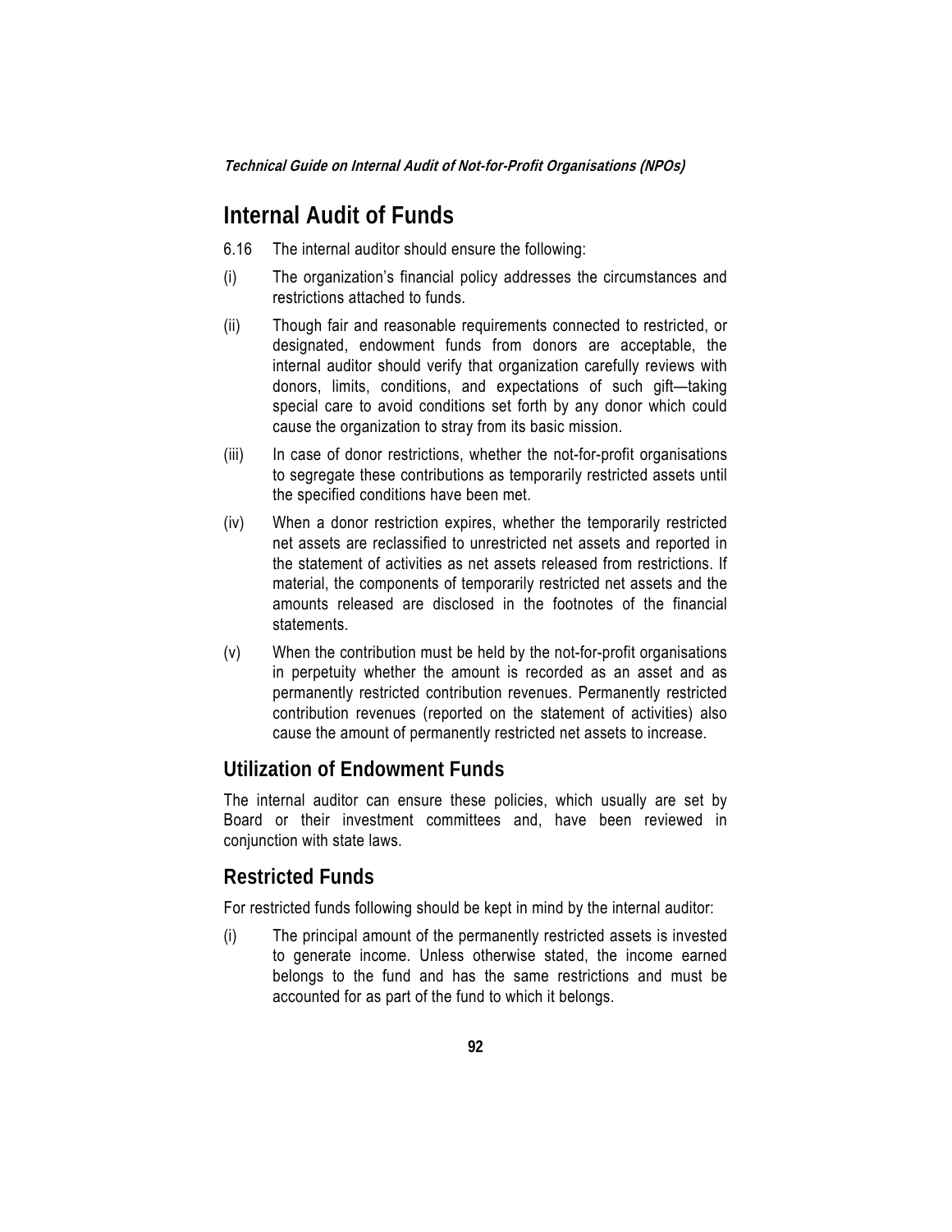## Internal Audit of Funds

6.16 The internal auditor should ensure the following:

(i) The organization's financial policy addresses the circumstances and restrictions attached to funds.

(ii) Though fair and reasonable requirements connected to restricted, or designated, endowment funds from donors are acceptable, the internal auditor should verify that organization carefully reviews with donors, limits, conditions, and expectations of such gift—taking special care to avoid conditions set forth by any donor which could cause the organization to stray from its basic mission.

(iii) In case of donor restrictions, whether the not-for-profit organisations to segregate these contributions as temporarily restricted assets until the specified conditions have been met.

(iv) When a donor restriction expires, whether the temporarily restricted net assets are reclassified to unrestricted net assets and reported in the statement of activities as net assets released from restrictions. If material, the components of temporarily restricted net assets and the amounts released are disclosed in the footnotes of the financial statements.

(v) When the contribution must be held by the not-for-profit organisations in perpetuity whether the amount is recorded as an asset and as permanently restricted contribution revenues. Permanently restricted contribution revenues (reported on the statement of activities) also cause the amount of permanently restricted net assets to increase.

## Utilization of Endowment Funds

The internal auditor can ensure these policies, which usually are set by Board or their investment committees and, have been reviewed in conjunction with state laws.

## Restricted Funds

For restricted funds following should be kept in mind by the internal auditor:

(i) The principal amount of the permanently restricted assets is invested to generate income. Unless otherwise stated, the income earned belongs to the fund and has the same restrictions and must be accounted for as part of the fund to which it belongs.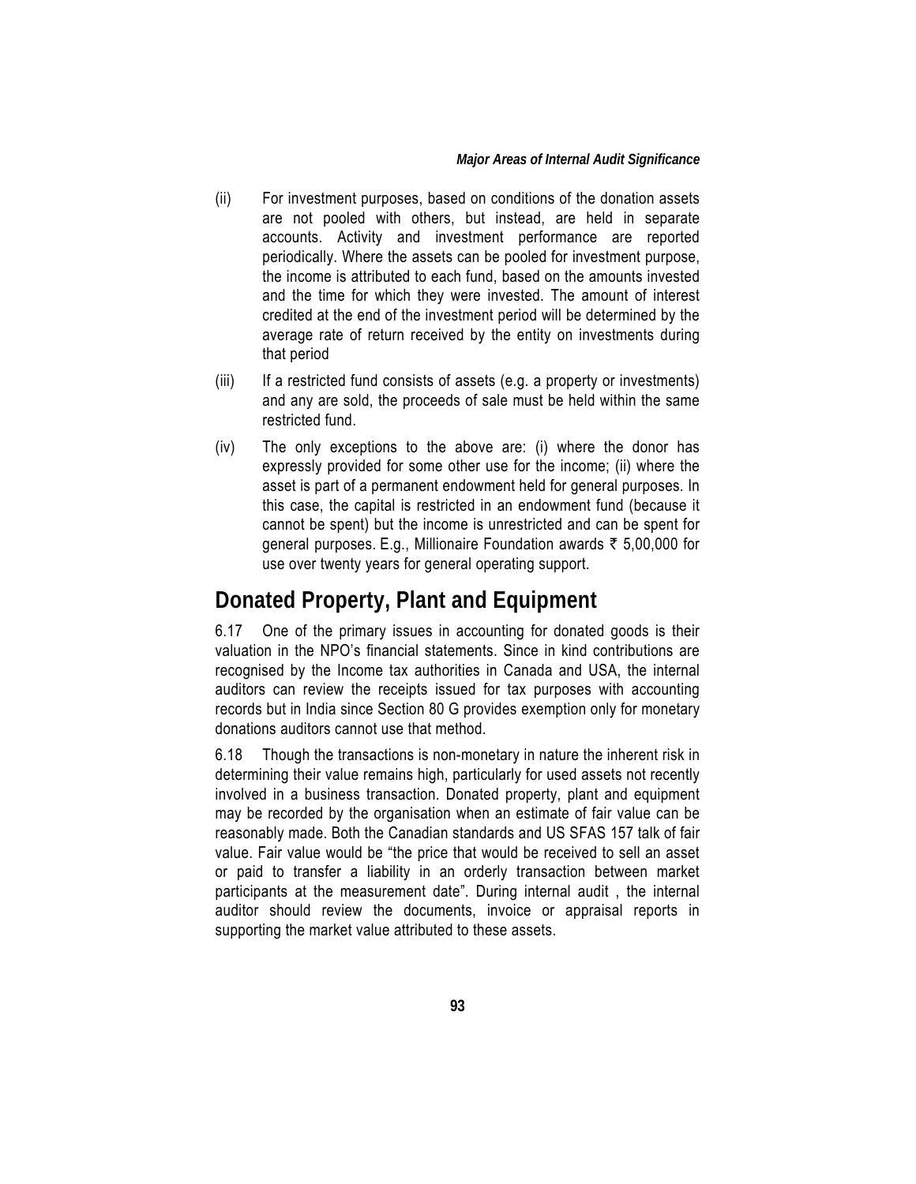(ii) For investment purposes, based on conditions of the donation assets are not pooled with others, but instead, are held in separate accounts. Activity and investment performance are reported periodically. Where the assets can be pooled for investment purpose, the income is attributed to each fund, based on the amounts invested and the time for which they were invested. The amount of interest credited at the end of the investment period will be determined by the average rate of return received by the entity on investments during that period

(iii) If a restricted fund consists of assets (e.g. a property or investments) and any are sold, the proceeds of sale must be held within the same restricted fund.

(iv) The only exceptions to the above are: (i) where the donor has expressly provided for some other use for the income; (ii) where the asset is part of a permanent endowment held for general purposes. In this case, the capital is restricted in an endowment fund (because it cannot be spent) but the income is unrestricted and can be spent for general purposes. E.g., Millionaire Foundation awards ₹ 5,00,000 for use over twenty years for general operating support.

## Donated Property, Plant and Equipment

6.17 One of the primary issues in accounting for donated goods is their valuation in the NPO's financial statements. Since in kind contributions are recognised by the Income tax authorities in Canada and USA, the internal auditors can review the receipts issued for tax purposes with accounting records but in India since Section 80 G provides exemption only for monetary donations auditors cannot use that method.

6.18 Though the transactions is non-monetary in nature the inherent risk in determining their value remains high, particularly for used assets not recently involved in a business transaction. Donated property, plant and equipment may be recorded by the organisation when an estimate of fair value can be reasonably made. Both the Canadian standards and US SFAS 157 talk of fair value. Fair value would be "the price that would be received to sell an asset or paid to transfer a liability in an orderly transaction between market participants at the measurement date". During internal audit , the internal auditor should review the documents, invoice or appraisal reports in supporting the market value attributed to these assets.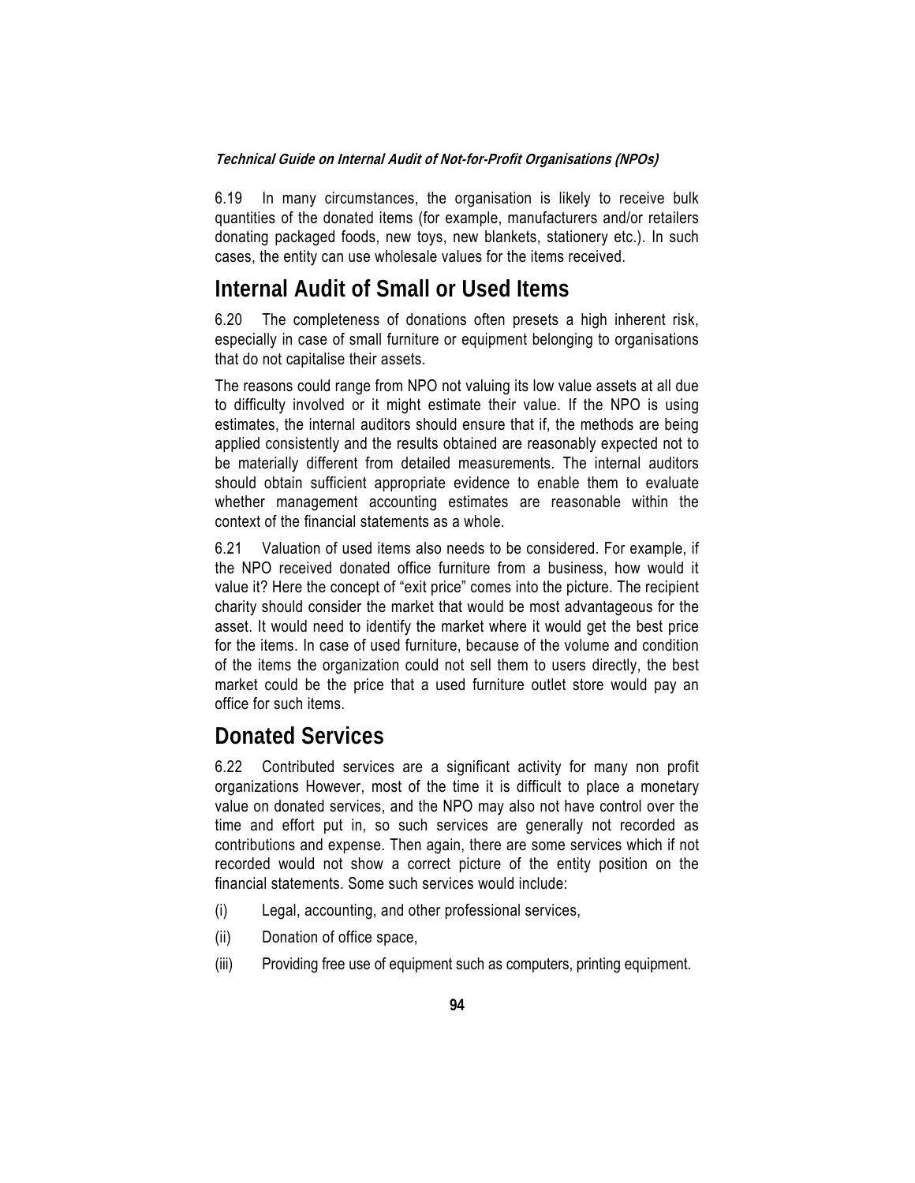6.19 In many circumstances, the organisation is likely to receive bulk quantities of the donated items (for example, manufacturers and/or retailers donating packaged foods, new toys, new blankets, stationery etc.). In such cases, the entity can use wholesale values for the items received.

## Internal Audit of Small or Used Items

6.20 The completeness of donations often presets a high inherent risk, especially in case of small furniture or equipment belonging to organisations that do not capitalise their assets.

The reasons could range from NPO not valuing its low value assets at all due to difficulty involved or it might estimate their value. If the NPO is using estimates, the internal auditors should ensure that if, the methods are being applied consistently and the results obtained are reasonably expected not to be materially different from detailed measurements. The internal auditors should obtain sufficient appropriate evidence to enable them to evaluate whether management accounting estimates are reasonable within the context of the financial statements as a whole.

6.21 Valuation of used items also needs to be considered. For example, if the NPO received donated office furniture from a business, how would it value it? Here the concept of "exit price" comes into the picture. The recipient charity should consider the market that would be most advantageous for the asset. It would need to identify the market where it would get the best price for the items. In case of used furniture, because of the volume and condition of the items the organization could not sell them to users directly, the best market could be the price that a used furniture outlet store would pay an office for such items.

## Donated Services

6.22 Contributed services are a significant activity for many non profit organizations However, most of the time it is difficult to place a monetary value on donated services, and the NPO may also not have control over the time and effort put in, so such services are generally not recorded as contributions and expense. Then again, there are some services which if not recorded would not show a correct picture of the entity position on the financial statements. Some such services would include:

(i) Legal, accounting, and other professional services,

(ii) Donation of office space,

(iii) Providing free use of equipment such as computers, printing equipment.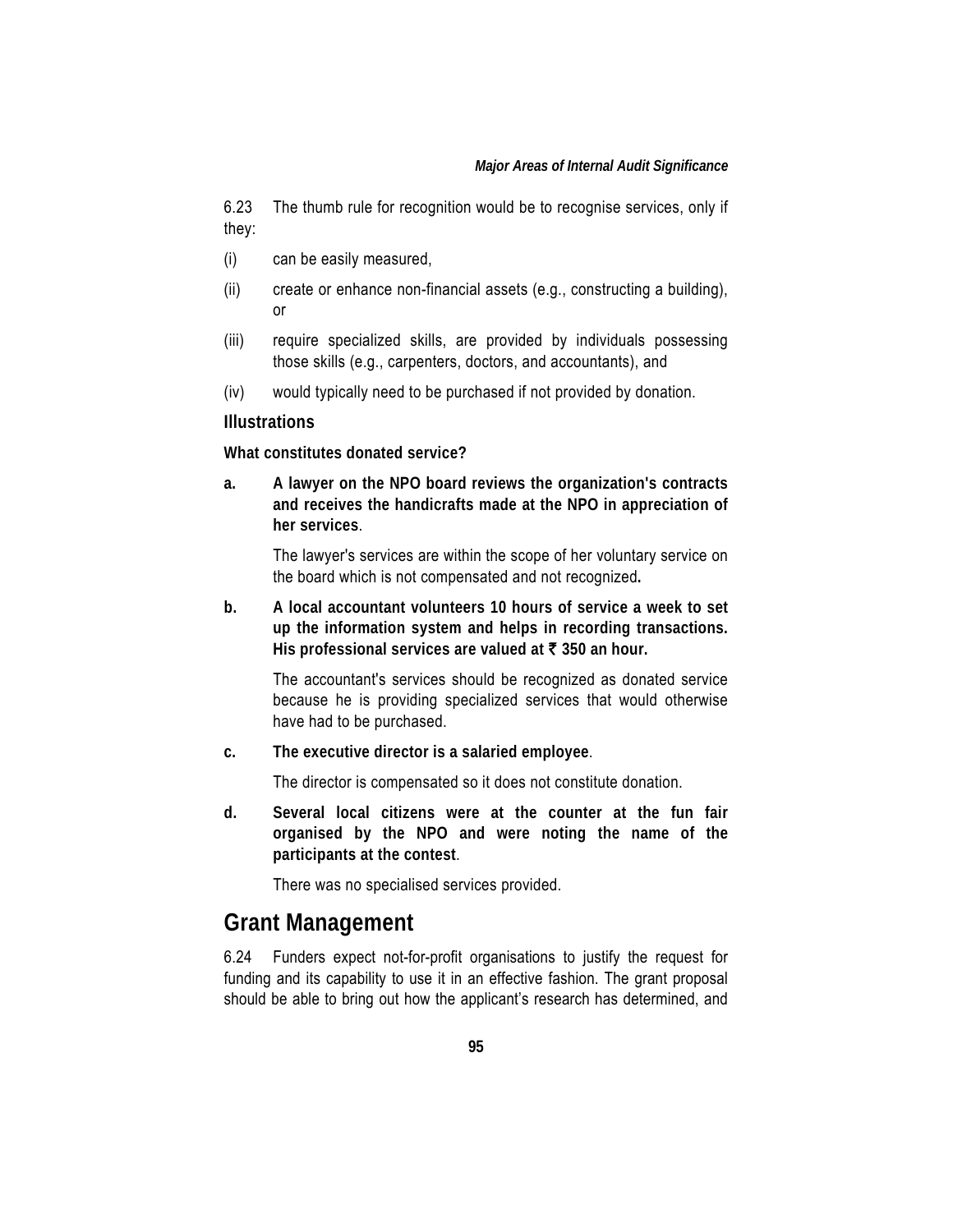6.23 The thumb rule for recognition would be to recognise services, only if they:

(i) can be easily measured,

(ii) create or enhance non-financial assets (e.g., constructing a building), or

(iii) require specialized skills, are provided by individuals possessing those skills (e.g., carpenters, doctors, and accountants), and

(iv) would typically need to be purchased if not provided by donation.

### Illustrations

**What constitutes donated service?**

**a. A lawyer on the NPO board reviews the organization's contracts and receives the handicrafts made at the NPO in appreciation of her services**.

The lawyer's services are within the scope of her voluntary service on the board which is not compensated and not recognized**.**

**b. A local accountant volunteers 10 hours of service a week to set up the information system and helps in recording transactions. His professional services are valued at ₹ 350 an hour.**

The accountant's services should be recognized as donated service because he is providing specialized services that would otherwise have had to be purchased.

**c. The executive director is a salaried employee**.

The director is compensated so it does not constitute donation.

**d. Several local citizens were at the counter at the fun fair organised by the NPO and were noting the name of the participants at the contest**.

There was no specialised services provided.

## Grant Management

6.24 Funders expect not-for-profit organisations to justify the request for funding and its capability to use it in an effective fashion. The grant proposal should be able to bring out how the applicant's research has determined, and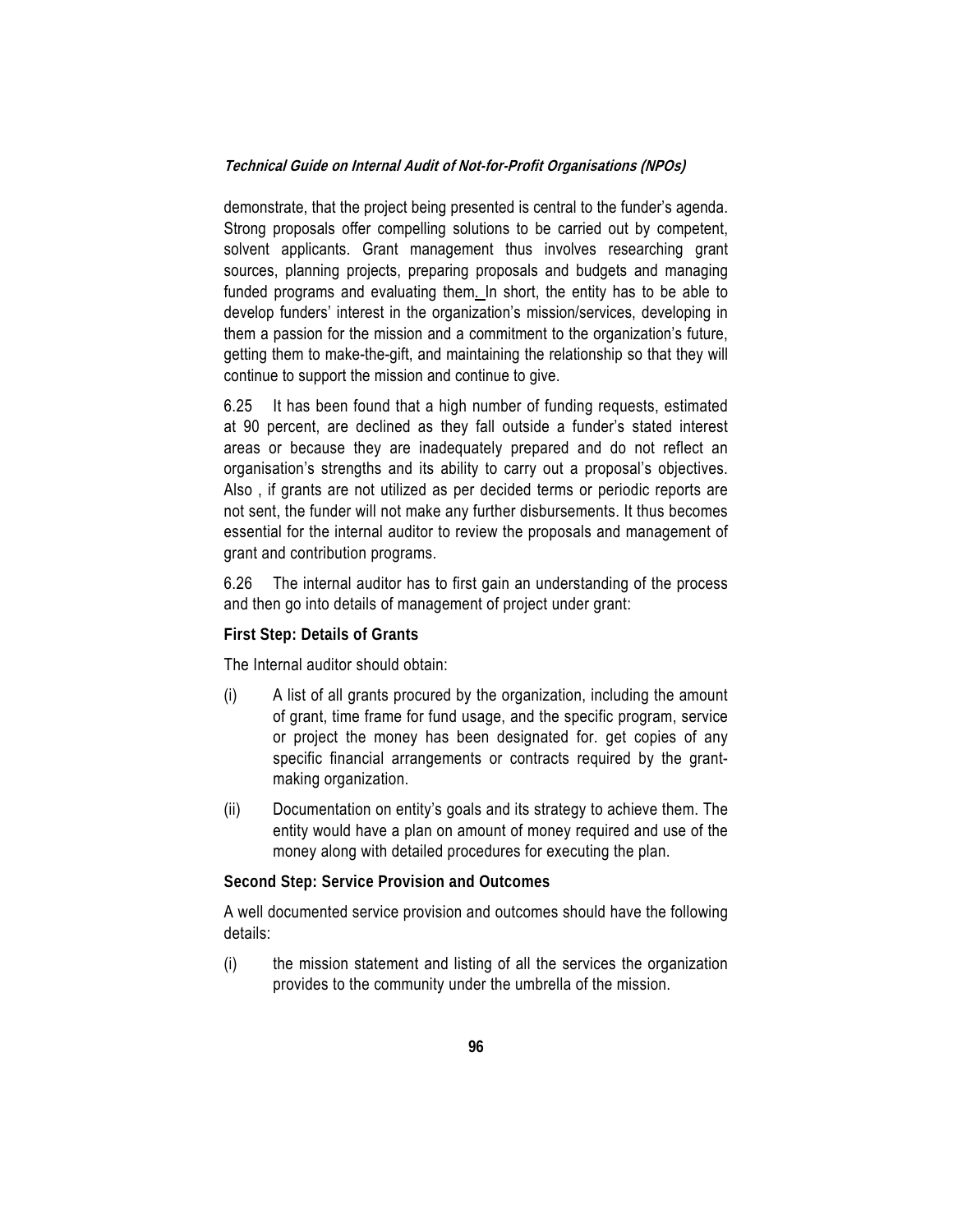demonstrate, that the project being presented is central to the funder's agenda. Strong proposals offer compelling solutions to be carried out by competent, solvent applicants. Grant management thus involves researching grant sources, planning projects, preparing proposals and budgets and managing funded programs and evaluating them. In short, the entity has to be able to develop funders' interest in the organization's mission/services, developing in them a passion for the mission and a commitment to the organization's future, getting them to make-the-gift, and maintaining the relationship so that they will continue to support the mission and continue to give.

6.25 It has been found that a high number of funding requests, estimated at 90 percent, are declined as they fall outside a funder's stated interest areas or because they are inadequately prepared and do not reflect an organisation's strengths and its ability to carry out a proposal's objectives. Also , if grants are not utilized as per decided terms or periodic reports are not sent, the funder will not make any further disbursements. It thus becomes essential for the internal auditor to review the proposals and management of grant and contribution programs.

6.26 The internal auditor has to first gain an understanding of the process and then go into details of management of project under grant:

**First Step: Details of Grants**

The Internal auditor should obtain:

(i) A list of all grants procured by the organization, including the amount of grant, time frame for fund usage, and the specific program, service or project the money has been designated for. get copies of any specific financial arrangements or contracts required by the grant-making organization.

(ii) Documentation on entity's goals and its strategy to achieve them. The entity would have a plan on amount of money required and use of the money along with detailed procedures for executing the plan.

**Second Step: Service Provision and Outcomes**

A well documented service provision and outcomes should have the following details:

(i) the mission statement and listing of all the services the organization provides to the community under the umbrella of the mission.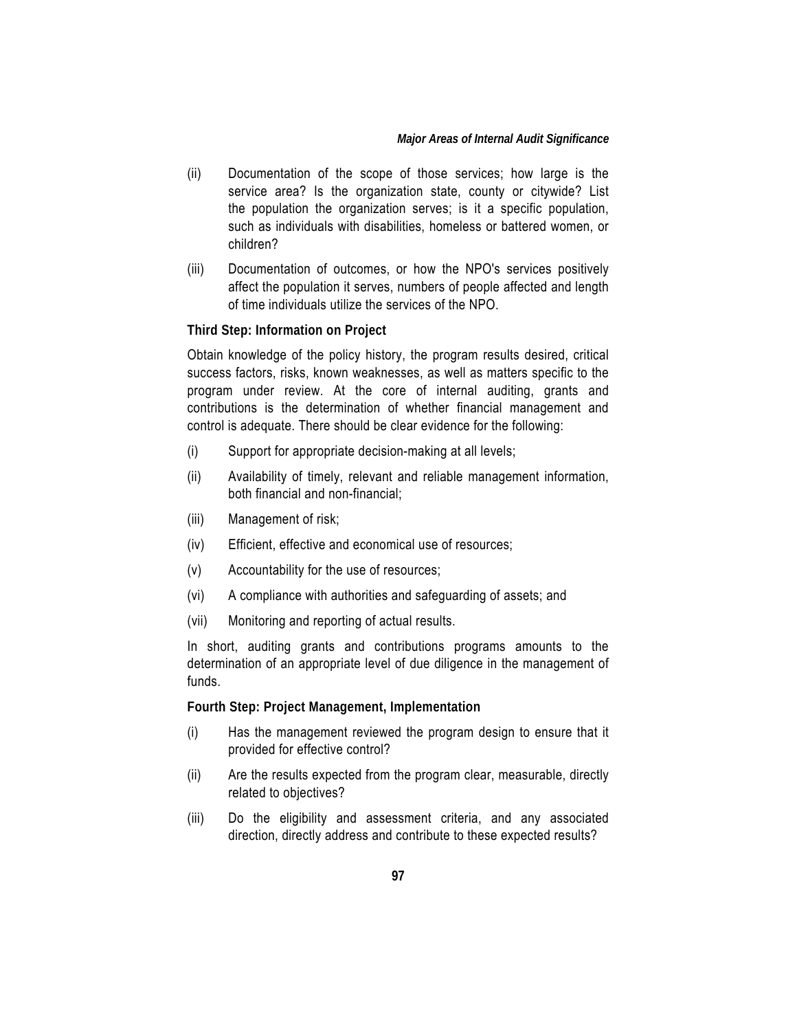(ii) Documentation of the scope of those services; how large is the service area? Is the organization state, county or citywide? List the population the organization serves; is it a specific population, such as individuals with disabilities, homeless or battered women, or children?

(iii) Documentation of outcomes, or how the NPO's services positively affect the population it serves, numbers of people affected and length of time individuals utilize the services of the NPO.

**Third Step: Information on Project**

Obtain knowledge of the policy history, the program results desired, critical success factors, risks, known weaknesses, as well as matters specific to the program under review. At the core of internal auditing, grants and contributions is the determination of whether financial management and control is adequate. There should be clear evidence for the following:

(i) Support for appropriate decision-making at all levels;

(ii) Availability of timely, relevant and reliable management information, both financial and non-financial;

(iii) Management of risk;

(iv) Efficient, effective and economical use of resources;

(v) Accountability for the use of resources;

(vi) A compliance with authorities and safeguarding of assets; and

(vii) Monitoring and reporting of actual results.

In short, auditing grants and contributions programs amounts to the determination of an appropriate level of due diligence in the management of funds.

**Fourth Step: Project Management, Implementation**

(i) Has the management reviewed the program design to ensure that it provided for effective control?

(ii) Are the results expected from the program clear, measurable, directly related to objectives?

(iii) Do the eligibility and assessment criteria, and any associated direction, directly address and contribute to these expected results?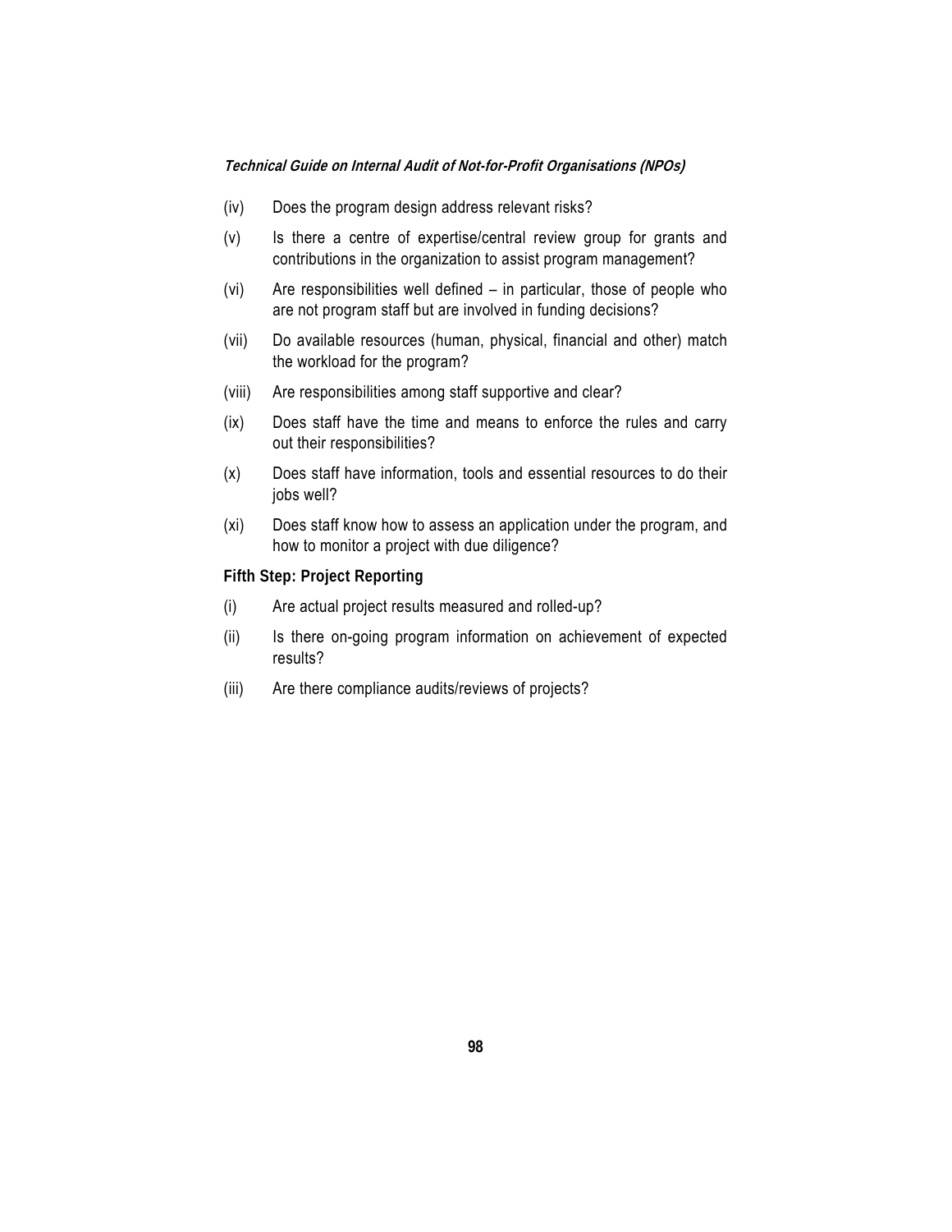(iv) Does the program design address relevant risks?

(v) Is there a centre of expertise/central review group for grants and contributions in the organization to assist program management?

(vi) Are responsibilities well defined – in particular, those of people who are not program staff but are involved in funding decisions?

(vii) Do available resources (human, physical, financial and other) match the workload for the program?

(viii) Are responsibilities among staff supportive and clear?

(ix) Does staff have the time and means to enforce the rules and carry out their responsibilities?

(x) Does staff have information, tools and essential resources to do their jobs well?

(xi) Does staff know how to assess an application under the program, and how to monitor a project with due diligence?

**Fifth Step: Project Reporting**

(i) Are actual project results measured and rolled-up?

(ii) Is there on-going program information on achievement of expected results?

(iii) Are there compliance audits/reviews of projects?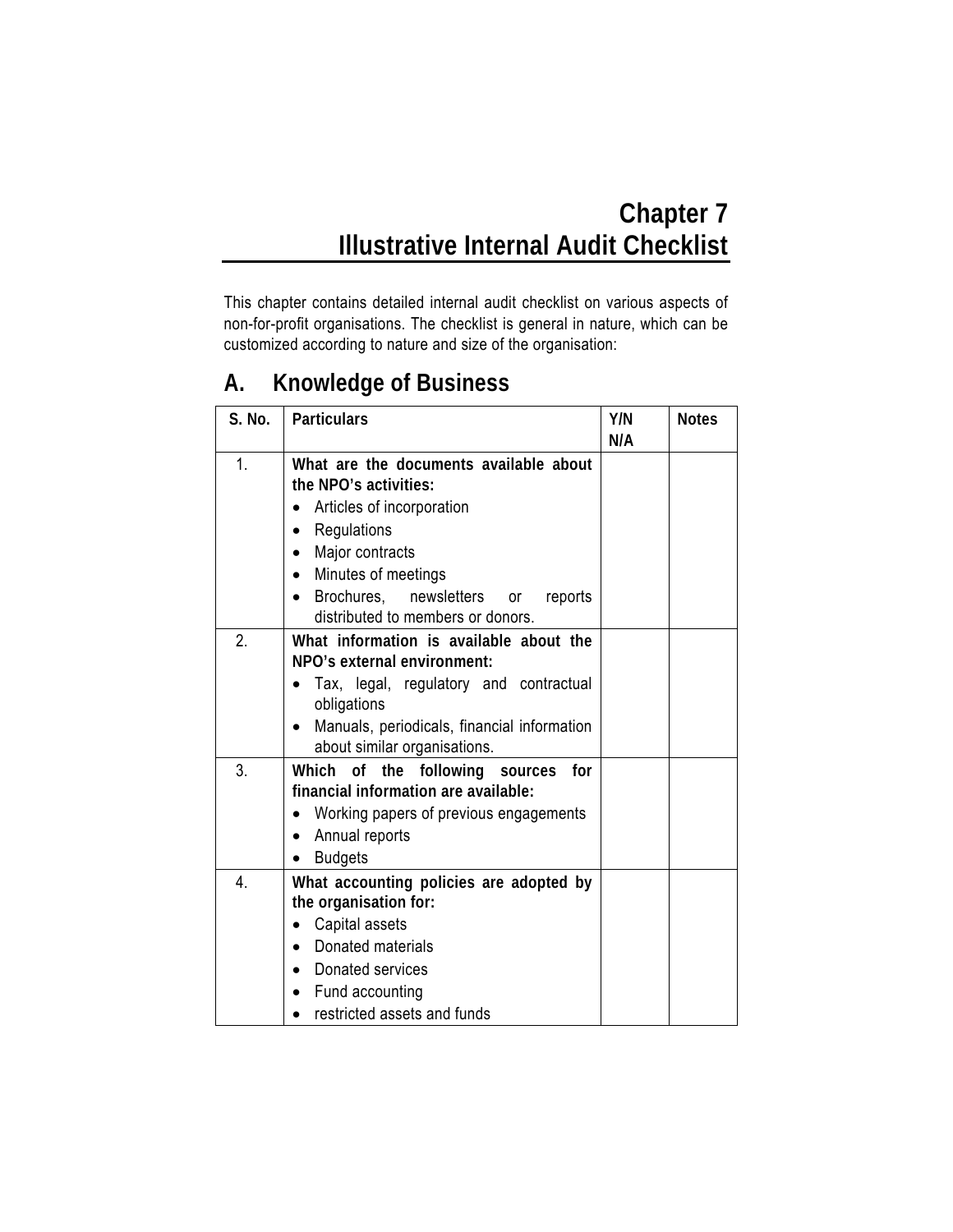# Chapter 7
# Illustrative Internal Audit Checklist

This chapter contains detailed internal audit checklist on various aspects of non-for-profit organisations. The checklist is general in nature, which can be customized according to nature and size of the organisation:

## A. Knowledge of Business

| S. No. | Particulars | Y/N N/A | Notes |
|---|---|---|---|
| 1. | **What are the documents available about the NPO's activities:**<br>• Articles of incorporation<br>• Regulations<br>• Major contracts<br>• Minutes of meetings<br>• Brochures, newsletters or reports distributed to members or donors. | | |
| 2. | **What information is available about the NPO's external environment:**<br>• Tax, legal, regulatory and contractual obligations<br>• Manuals, periodicals, financial information about similar organisations. | | |
| 3. | **Which of the following sources for financial information are available:**<br>• Working papers of previous engagements<br>• Annual reports<br>• Budgets | | |
| 4. | **What accounting policies are adopted by the organisation for:**<br>• Capital assets<br>• Donated materials<br>• Donated services<br>• Fund accounting<br>• restricted assets and funds | | |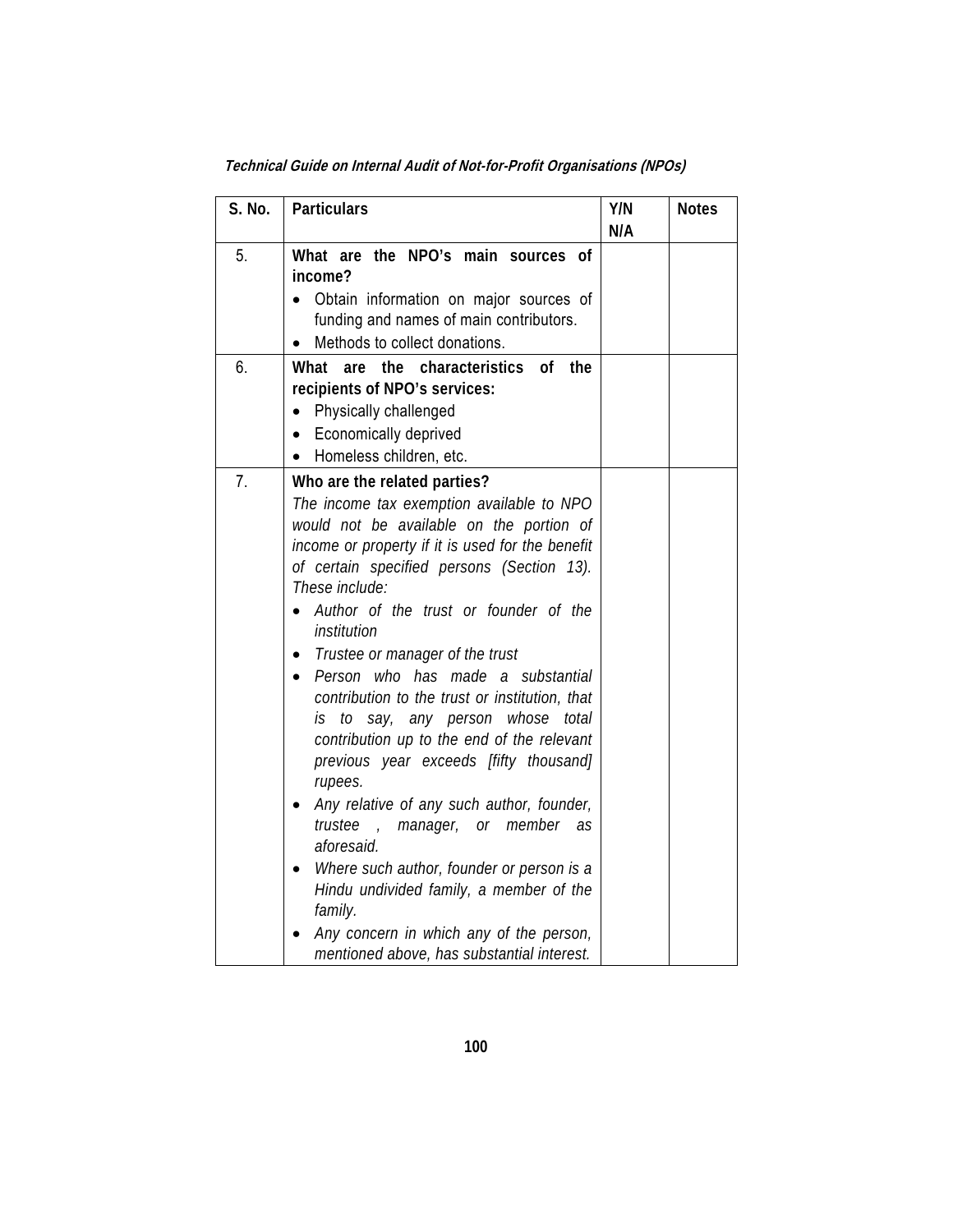| S. No. | Particulars | Y/N N/A | Notes |
|---|---|---|---|
| 5. | **What are the NPO's main sources of income?**<br>• Obtain information on major sources of funding and names of main contributors.<br>• Methods to collect donations. | | |
| 6. | **What are the characteristics of the recipients of NPO's services:**<br>• Physically challenged<br>• Economically deprived<br>• Homeless children, etc. | | |
| 7. | **Who are the related parties?**<br>*The income tax exemption available to NPO would not be available on the portion of income or property if it is used for the benefit of certain specified persons (Section 13). These include:*<br>• *Author of the trust or founder of the institution*<br>• *Trustee or manager of the trust*<br>• *Person who has made a substantial contribution to the trust or institution, that is to say, any person whose total contribution up to the end of the relevant previous year exceeds [fifty thousand] rupees.*<br>• *Any relative of any such author, founder, trustee , manager, or member as aforesaid.*<br>• *Where such author, founder or person is a Hindu undivided family, a member of the family.*<br>• *Any concern in which any of the person, mentioned above, has substantial interest.* | | |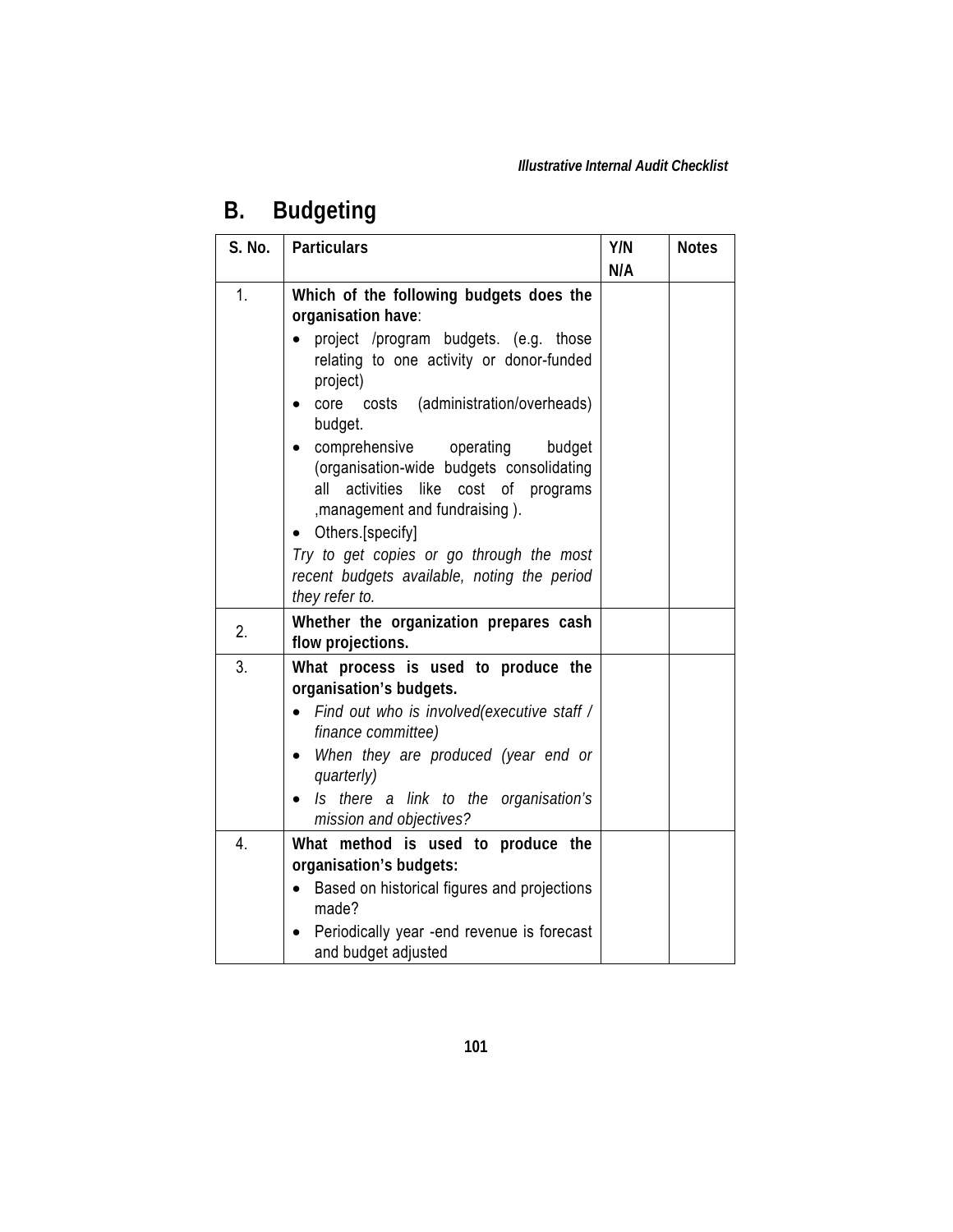## B. Budgeting

| S. No. | Particulars | Y/N N/A | Notes |
|---|---|---|---|
| 1. | **Which of the following budgets does the organisation have**:<br>• project /program budgets. (e.g. those relating to one activity or donor-funded project)<br>• core costs (administration/overheads) budget.<br>• comprehensive operating budget (organisation-wide budgets consolidating all activities like cost of programs ,management and fundraising ).<br>• Others.[specify]<br>*Try to get copies or go through the most recent budgets available, noting the period they refer to.* | | |
| 2. | **Whether the organization prepares cash flow projections.** | | |
| 3. | **What process is used to produce the organisation's budgets.**<br>• *Find out who is involved(executive staff / finance committee)*<br>• *When they are produced (year end or quarterly)*<br>• *Is there a link to the organisation's mission and objectives?* | | |
| 4. | **What method is used to produce the organisation's budgets:**<br>• Based on historical figures and projections made?<br>• Periodically year -end revenue is forecast and budget adjusted | | |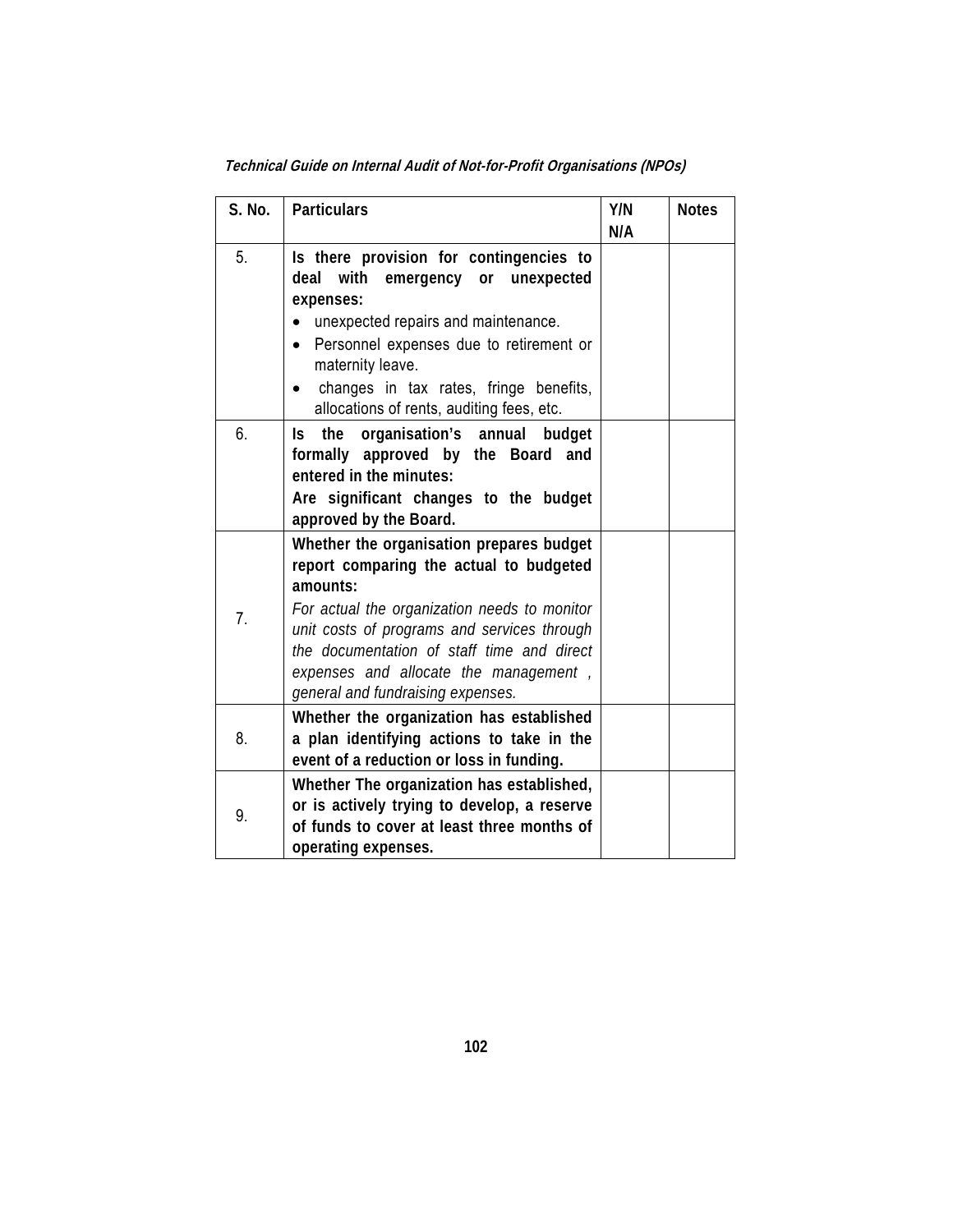| S. No. | Particulars | Y/N N/A | Notes |
|---|---|---|---|
| 5. | **Is there provision for contingencies to deal with emergency or unexpected expenses:**<br>• unexpected repairs and maintenance.<br>• Personnel expenses due to retirement or maternity leave.<br>• changes in tax rates, fringe benefits, allocations of rents, auditing fees, etc. | | |
| 6. | **Is the organisation's annual budget formally approved by the Board and entered in the minutes:**<br>**Are significant changes to the budget approved by the Board.** | | |
| 7. | **Whether the organisation prepares budget report comparing the actual to budgeted amounts:**<br>*For actual the organization needs to monitor unit costs of programs and services through the documentation of staff time and direct expenses and allocate the management , general and fundraising expenses.* | | |
| 8. | **Whether the organization has established a plan identifying actions to take in the event of a reduction or loss in funding.** | | |
| 9. | **Whether The organization has established, or is actively trying to develop, a reserve of funds to cover at least three months of operating expenses.** | | |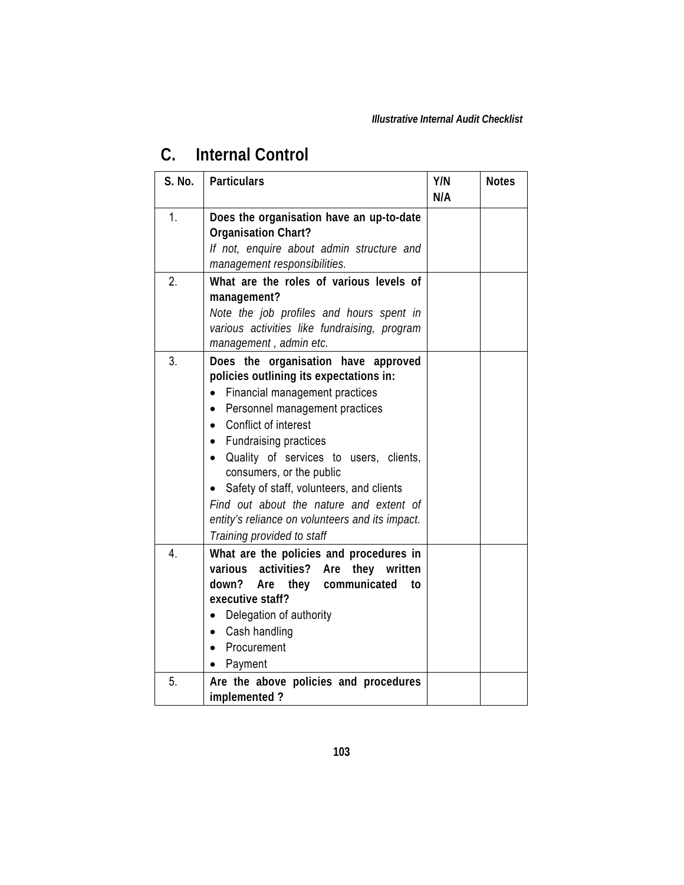## C. Internal Control

| S. No. | Particulars | Y/N N/A | Notes |
|---|---|---|---|
| 1. | **Does the organisation have an up-to-date Organisation Chart?** *If not, enquire about admin structure and management responsibilities.* | | |
| 2. | **What are the roles of various levels of management?** *Note the job profiles and hours spent in various activities like fundraising, program management , admin etc.* | | |
| 3. | **Does the organisation have approved policies outlining its expectations in:** <br>• Financial management practices <br>• Personnel management practices <br>• Conflict of interest <br>• Fundraising practices <br>• Quality of services to users, clients, consumers, or the public <br>• Safety of staff, volunteers, and clients <br>*Find out about the nature and extent of entity's reliance on volunteers and its impact.* <br>*Training provided to staff* | | |
| 4. | **What are the policies and procedures in various activities? Are they written down? Are they communicated to executive staff?** <br>• Delegation of authority <br>• Cash handling <br>• Procurement <br>• Payment | | |
| 5. | **Are the above policies and procedures implemented ?** | | |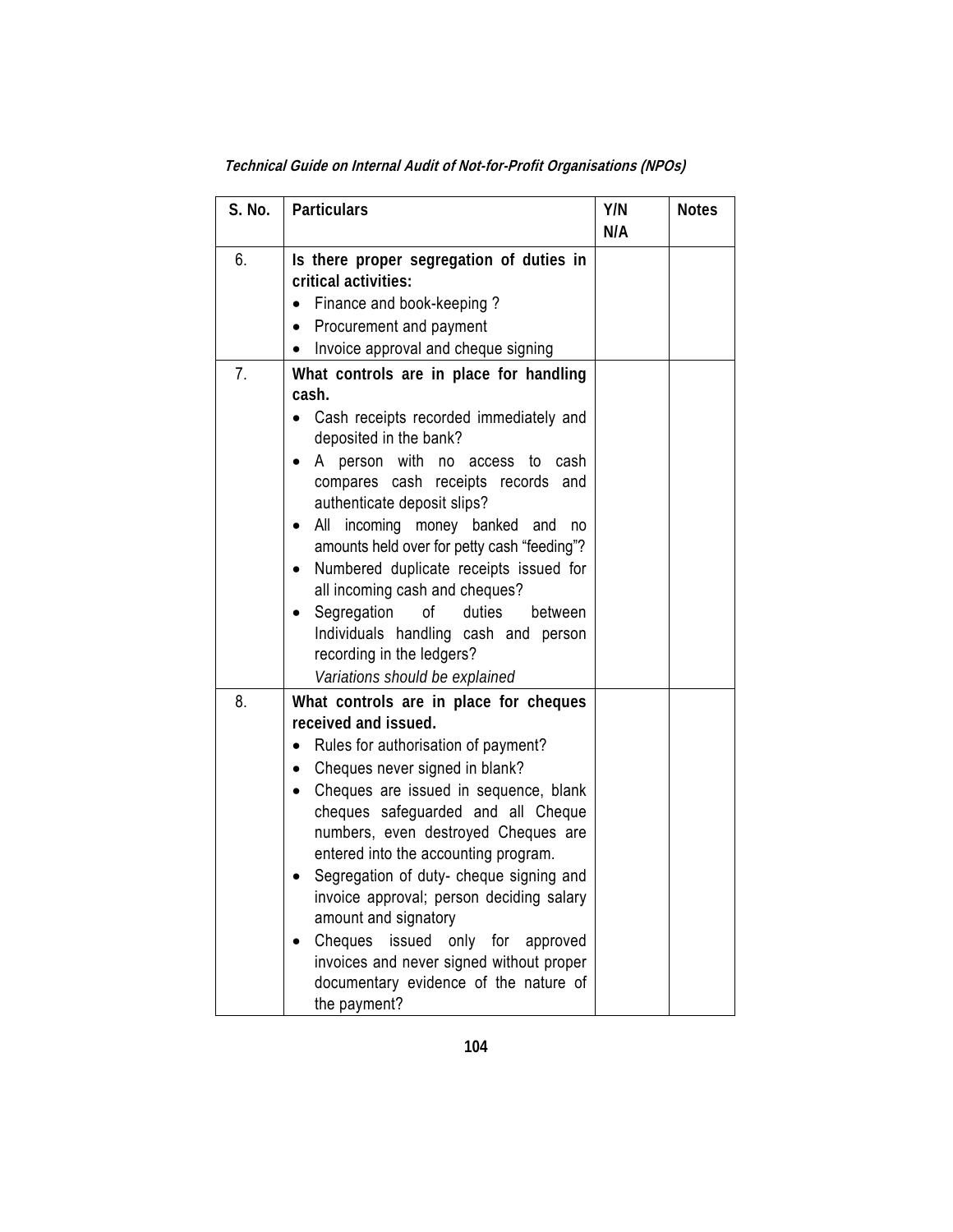| S. No. | Particulars | Y/N N/A | Notes |
|---|---|---|---|
| 6. | **Is there proper segregation of duties in critical activities:**<br>• Finance and book-keeping ?<br>• Procurement and payment<br>• Invoice approval and cheque signing | | |
| 7. | **What controls are in place for handling cash.**<br>• Cash receipts recorded immediately and deposited in the bank?<br>• A person with no access to cash compares cash receipts records and authenticate deposit slips?<br>• All incoming money banked and no amounts held over for petty cash "feeding"?<br>• Numbered duplicate receipts issued for all incoming cash and cheques?<br>• Segregation of duties between Individuals handling cash and person recording in the ledgers?<br>*Variations should be explained* | | |
| 8. | **What controls are in place for cheques received and issued.**<br>• Rules for authorisation of payment?<br>• Cheques never signed in blank?<br>• Cheques are issued in sequence, blank cheques safeguarded and all Cheque numbers, even destroyed Cheques are entered into the accounting program.<br>• Segregation of duty- cheque signing and invoice approval; person deciding salary amount and signatory<br>• Cheques issued only for approved invoices and never signed without proper documentary evidence of the nature of the payment? | | |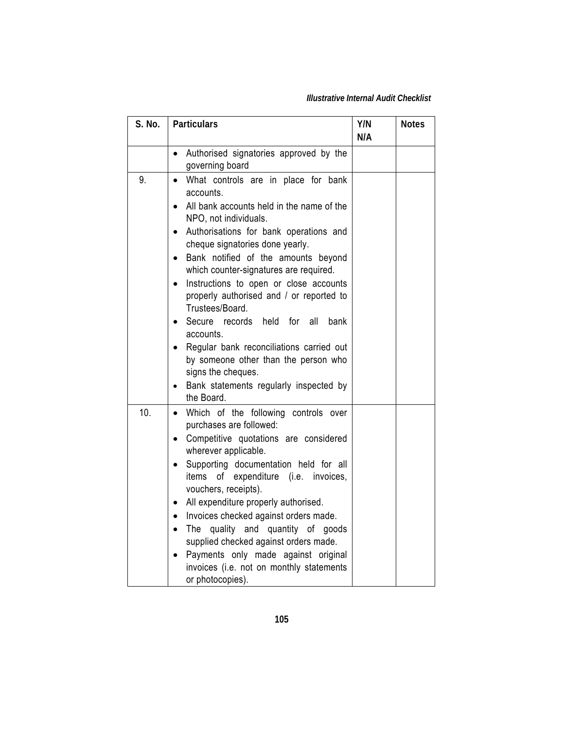| S. No. | Particulars | Y/N N/A | Notes |
|---|---|---|---|
| | • Authorised signatories approved by the governing board | | |
| 9. | • What controls are in place for bank accounts.<br>• All bank accounts held in the name of the NPO, not individuals.<br>• Authorisations for bank operations and cheque signatories done yearly.<br>• Bank notified of the amounts beyond which counter-signatures are required.<br>• Instructions to open or close accounts properly authorised and / or reported to Trustees/Board.<br>• Secure records held for all bank accounts.<br>• Regular bank reconciliations carried out by someone other than the person who signs the cheques.<br>• Bank statements regularly inspected by the Board. | | |
| 10. | • Which of the following controls over purchases are followed:<br>• Competitive quotations are considered wherever applicable.<br>• Supporting documentation held for all items of expenditure (i.e. invoices, vouchers, receipts).<br>• All expenditure properly authorised.<br>• Invoices checked against orders made.<br>• The quality and quantity of goods supplied checked against orders made.<br>• Payments only made against original invoices (i.e. not on monthly statements or photocopies). | | |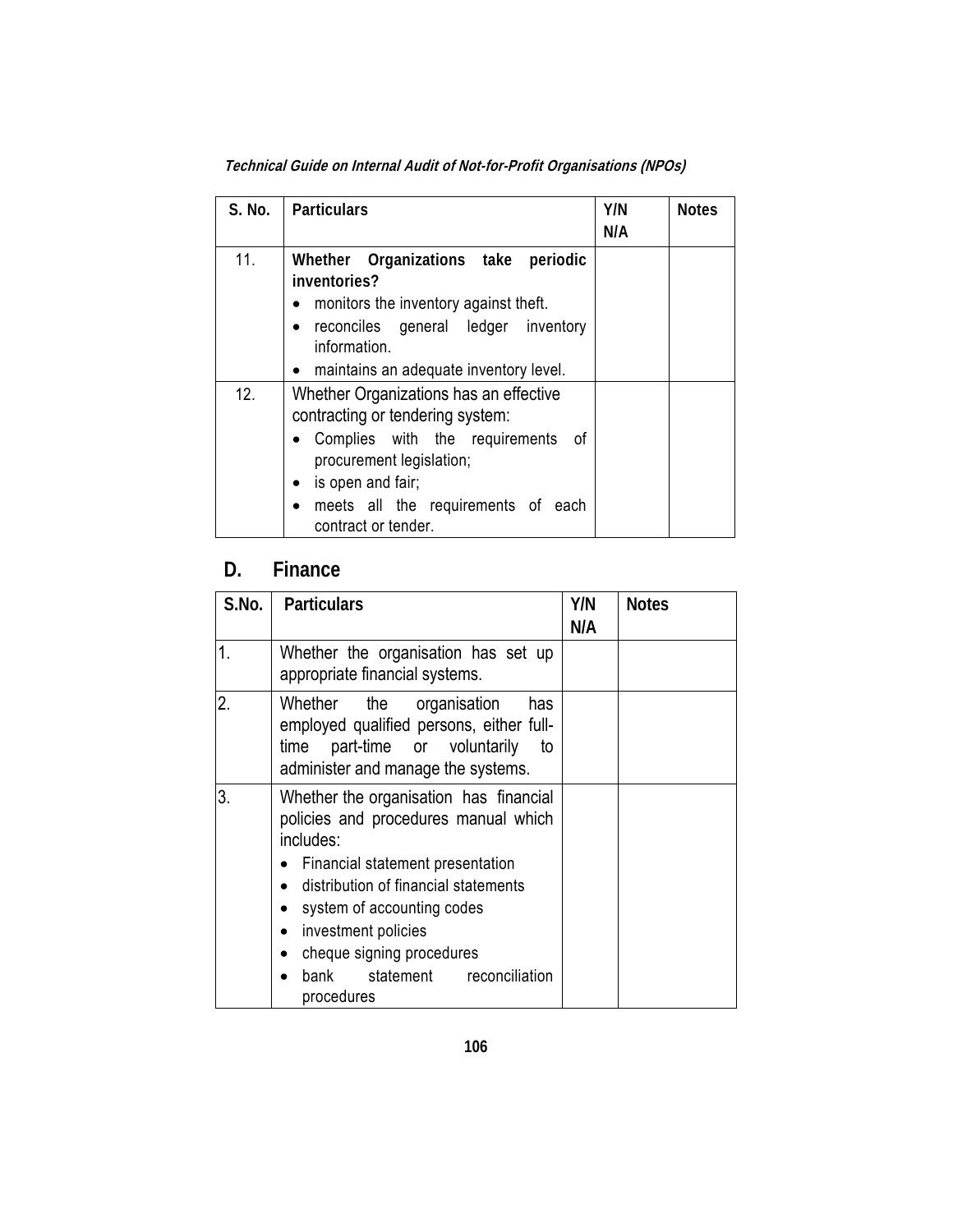| S. No. | Particulars | Y/N N/A | Notes |
|---|---|---|---|
| 11. | **Whether Organizations take periodic inventories?**<br>• monitors the inventory against theft.<br>• reconciles general ledger inventory information.<br>• maintains an adequate inventory level. | | |
| 12. | Whether Organizations has an effective contracting or tendering system:<br>• Complies with the requirements of procurement legislation;<br>• is open and fair;<br>• meets all the requirements of each contract or tender. | | |

## D. Finance

| S.No. | Particulars | Y/N N/A | Notes |
|---|---|---|---|
| 1. | Whether the organisation has set up appropriate financial systems. | | |
| 2. | Whether the organisation has employed qualified persons, either full-time part-time or voluntarily to administer and manage the systems. | | |
| 3. | Whether the organisation has financial policies and procedures manual which includes:<br>• Financial statement presentation<br>• distribution of financial statements<br>• system of accounting codes<br>• investment policies<br>• cheque signing procedures<br>• bank statement reconciliation procedures | | |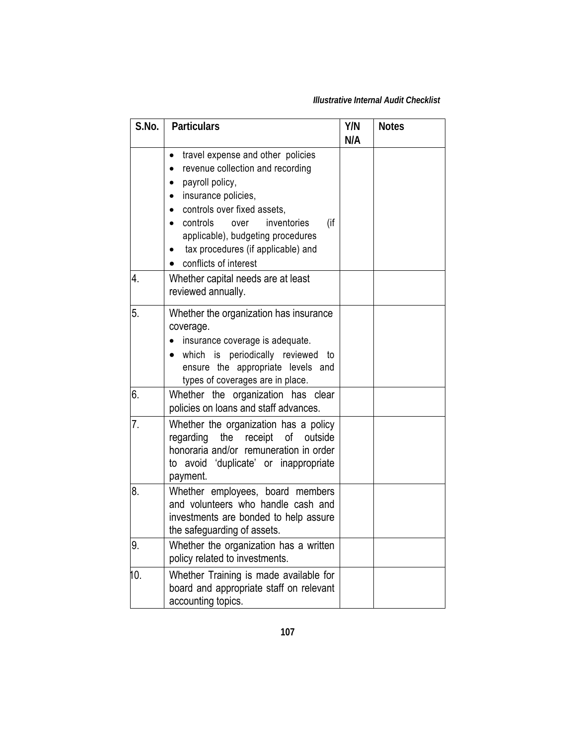| S.No. | Particulars | Y/N N/A | Notes |
|---|---|---|---|
| | • travel expense and other policies<br>• revenue collection and recording<br>• payroll policy,<br>• insurance policies,<br>• controls over fixed assets,<br>• controls over inventories (if applicable), budgeting procedures<br>• tax procedures (if applicable) and<br>• conflicts of interest | | |
| 4. | Whether capital needs are at least reviewed annually. | | |
| 5. | Whether the organization has insurance coverage.<br>• insurance coverage is adequate.<br>• which is periodically reviewed to ensure the appropriate levels and types of coverages are in place. | | |
| 6. | Whether the organization has clear policies on loans and staff advances. | | |
| 7. | Whether the organization has a policy regarding the receipt of outside honoraria and/or remuneration in order to avoid 'duplicate' or inappropriate payment. | | |
| 8. | Whether employees, board members and volunteers who handle cash and investments are bonded to help assure the safeguarding of assets. | | |
| 9. | Whether the organization has a written policy related to investments. | | |
| 10. | Whether Training is made available for board and appropriate staff on relevant accounting topics. | | |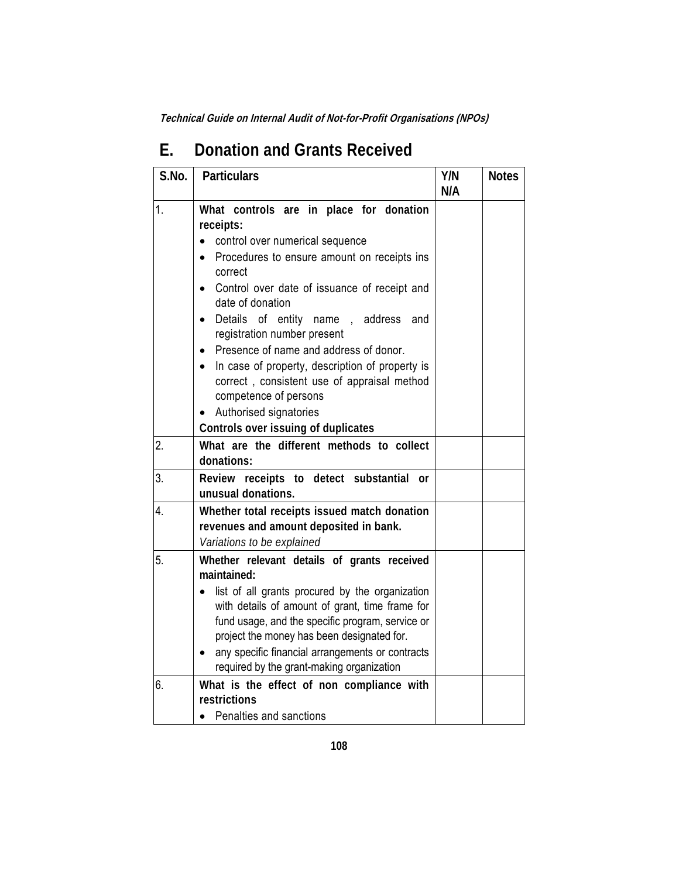## E. Donation and Grants Received

| S.No. | Particulars | Y/N N/A | Notes |
|---|---|---|---|
| 1. | **What controls are in place for donation receipts:**<br>• control over numerical sequence<br>• Procedures to ensure amount on receipts ins correct<br>• Control over date of issuance of receipt and date of donation<br>• Details of entity name , address and registration number present<br>• Presence of name and address of donor.<br>• In case of property, description of property is correct , consistent use of appraisal method competence of persons<br>• Authorised signatories<br>**Controls over issuing of duplicates** | | |
| 2. | **What are the different methods to collect donations:** | | |
| 3. | **Review receipts to detect substantial or unusual donations.** | | |
| 4. | **Whether total receipts issued match donation revenues and amount deposited in bank.**<br>*Variations to be explained* | | |
| 5. | **Whether relevant details of grants received maintained:**<br>• list of all grants procured by the organization with details of amount of grant, time frame for fund usage, and the specific program, service or project the money has been designated for.<br>• any specific financial arrangements or contracts required by the grant-making organization | | |
| 6. | **What is the effect of non compliance with restrictions**<br>• Penalties and sanctions | | |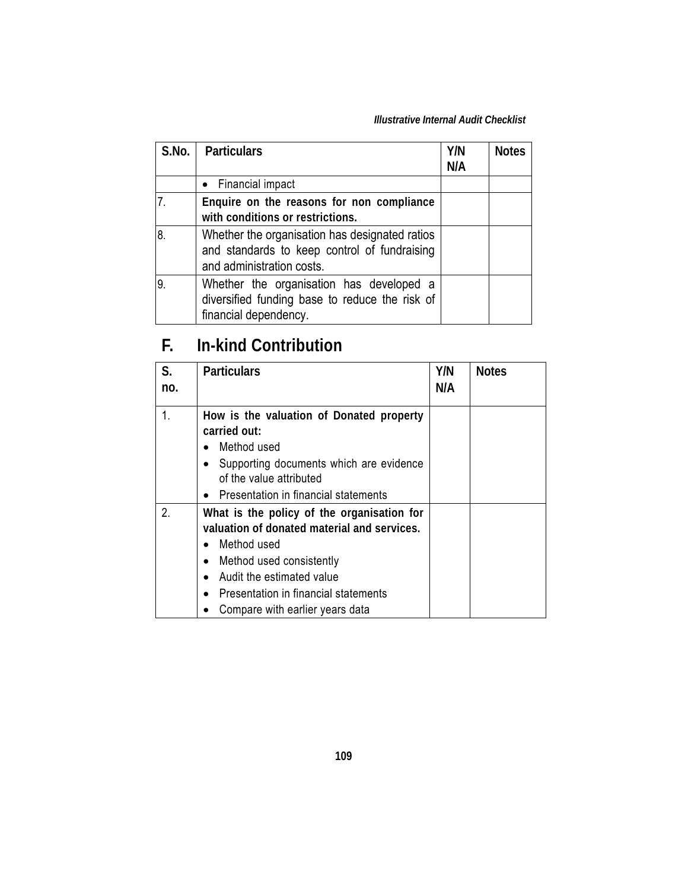| S.No. | Particulars | Y/N N/A | Notes |
|---|---|---|---|
| | • Financial impact | | |
| 7. | **Enquire on the reasons for non compliance with conditions or restrictions.** | | |
| 8. | Whether the organisation has designated ratios and standards to keep control of fundraising and administration costs. | | |
| 9. | Whether the organisation has developed a diversified funding base to reduce the risk of financial dependency. | | |

## F. In-kind Contribution

| S. no. | Particulars | Y/N N/A | Notes |
|---|---|---|---|
| 1. | **How is the valuation of Donated property carried out:** <br> • Method used <br> • Supporting documents which are evidence of the value attributed <br> • Presentation in financial statements | | |
| 2. | **What is the policy of the organisation for valuation of donated material and services.** <br> • Method used <br> • Method used consistently <br> • Audit the estimated value <br> • Presentation in financial statements <br> • Compare with earlier years data | | |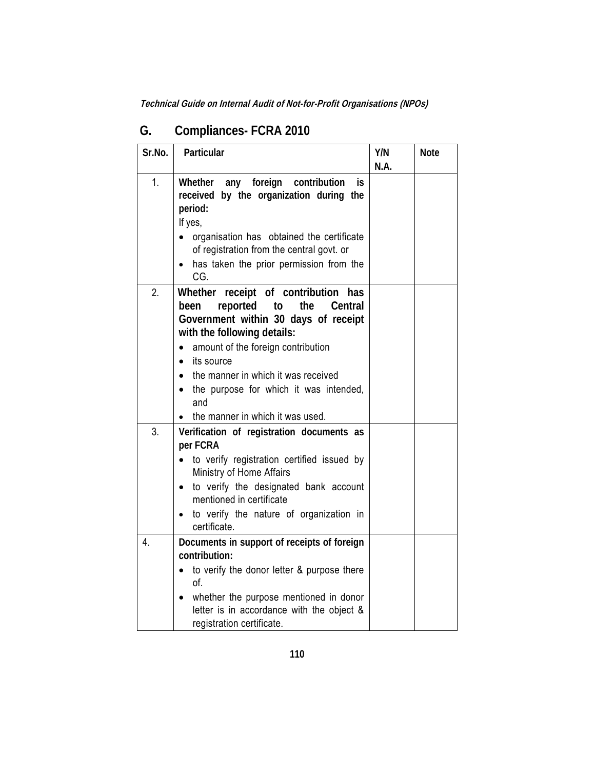## G. Compliances- FCRA 2010

| Sr.No. | Particular | Y/N N.A. | Note |
|---|---|---|---|
| 1. | **Whether any foreign contribution is received by the organization during the period:**<br>If yes,<br>• organisation has obtained the certificate of registration from the central govt. or<br>• has taken the prior permission from the CG. | | |
| 2. | **Whether receipt of contribution has been reported to the Central Government within 30 days of receipt with the following details:**<br>• amount of the foreign contribution<br>• its source<br>• the manner in which it was received<br>• the purpose for which it was intended, and<br>• the manner in which it was used. | | |
| 3. | **Verification of registration documents as per FCRA**<br>• to verify registration certified issued by Ministry of Home Affairs<br>• to verify the designated bank account mentioned in certificate<br>• to verify the nature of organization in certificate. | | |
| 4. | **Documents in support of receipts of foreign contribution:**<br>• to verify the donor letter & purpose there of.<br>• whether the purpose mentioned in donor letter is in accordance with the object & registration certificate. | | |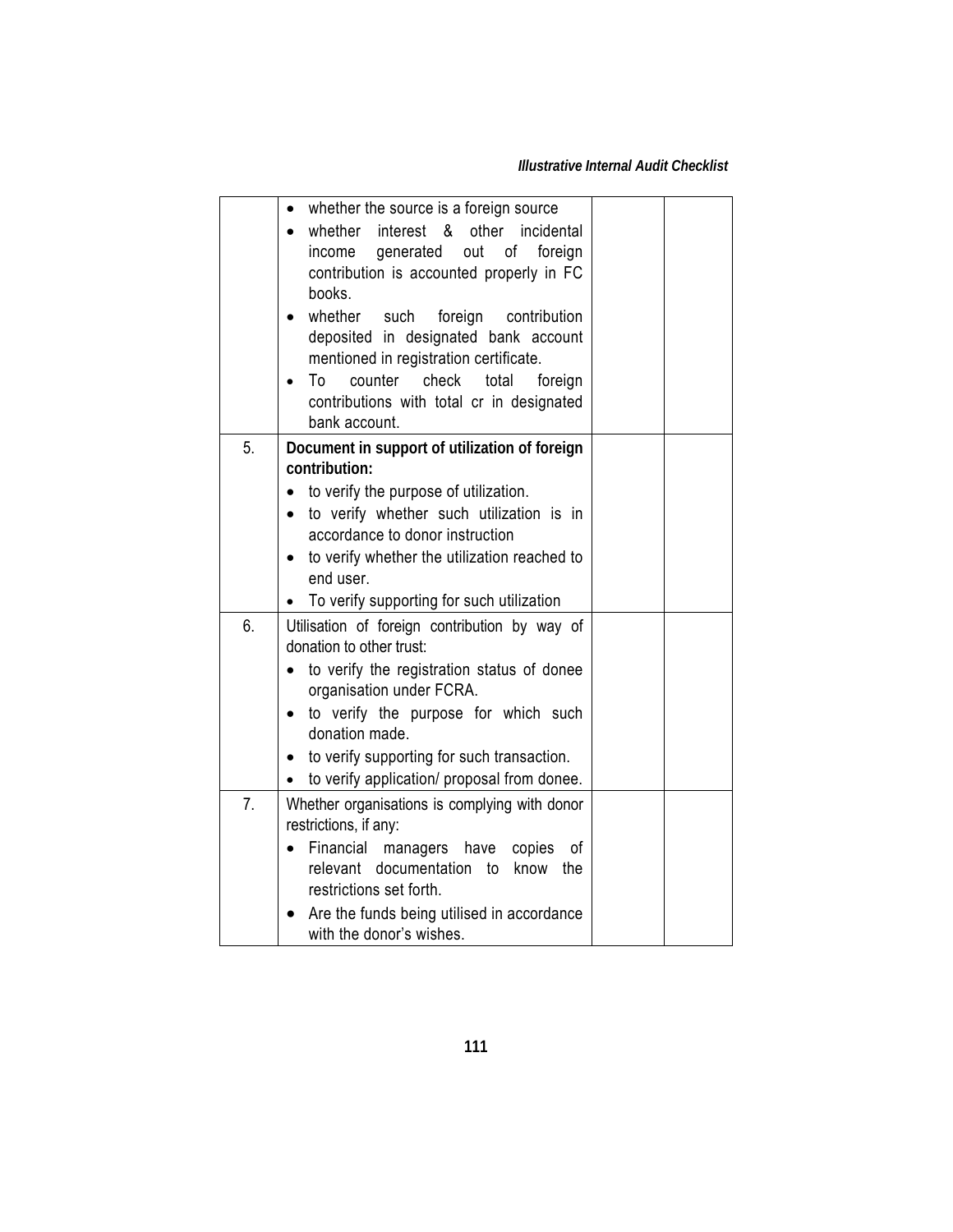| | | | |
|---|---|---|---|
| | • whether the source is a foreign source<br>• whether interest & other incidental income generated out of foreign contribution is accounted properly in FC books.<br>• whether such foreign contribution deposited in designated bank account mentioned in registration certificate.<br>• To counter check total foreign contributions with total cr in designated bank account. | | |
| 5. | **Document in support of utilization of foreign contribution:**<br>• to verify the purpose of utilization.<br>• to verify whether such utilization is in accordance to donor instruction<br>• to verify whether the utilization reached to end user.<br>• To verify supporting for such utilization | | |
| 6. | Utilisation of foreign contribution by way of donation to other trust:<br>• to verify the registration status of donee organisation under FCRA.<br>• to verify the purpose for which such donation made.<br>• to verify supporting for such transaction.<br>• to verify application/ proposal from donee. | | |
| 7. | Whether organisations is complying with donor restrictions, if any:<br>• Financial managers have copies of relevant documentation to know the restrictions set forth.<br>• Are the funds being utilised in accordance with the donor's wishes. | | |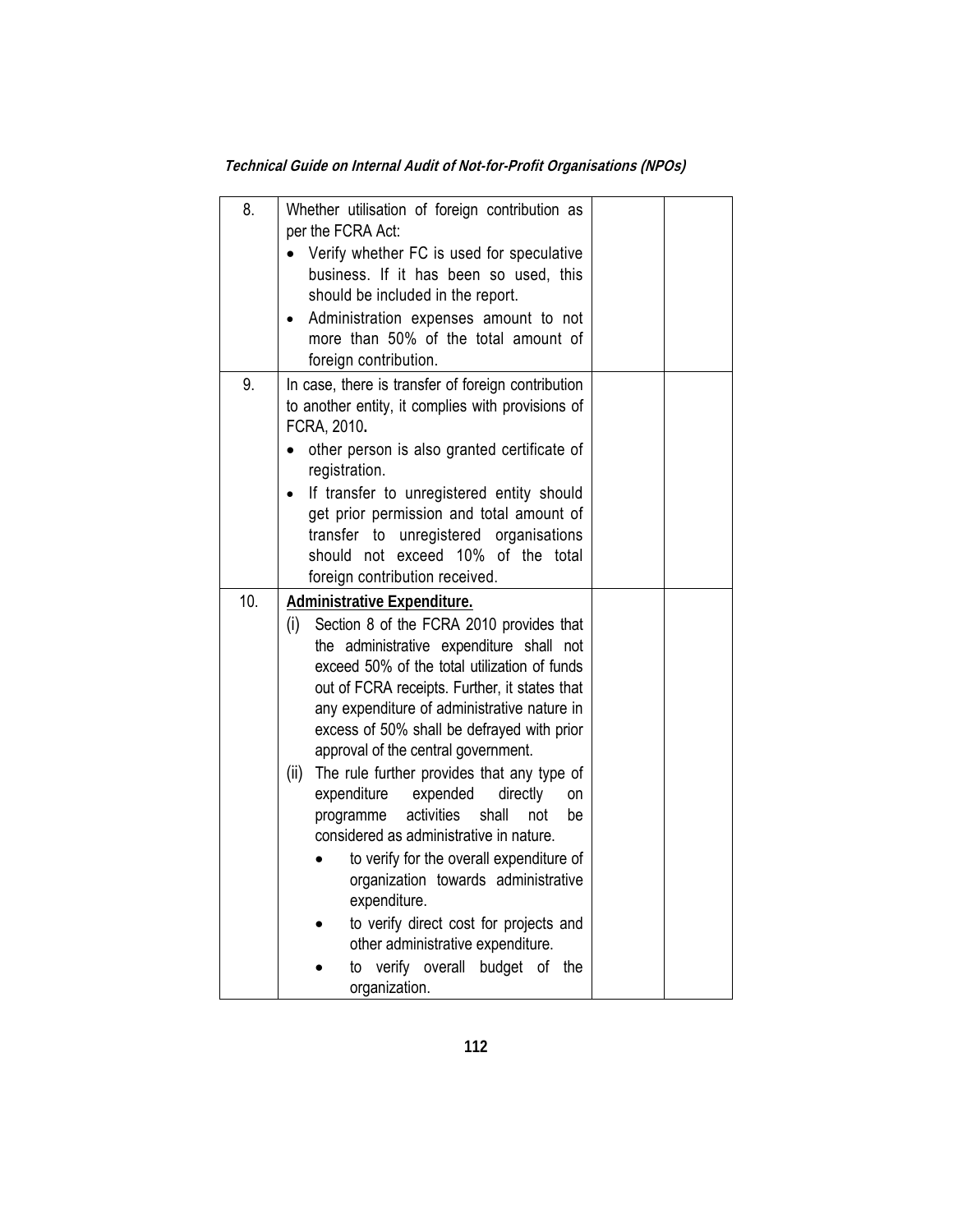| | | | |
|---|---|---|---|
| 8. | Whether utilisation of foreign contribution as per the FCRA Act:<br>• Verify whether FC is used for speculative business. If it has been so used, this should be included in the report.<br>• Administration expenses amount to not more than 50% of the total amount of foreign contribution. | | |
| 9. | In case, there is transfer of foreign contribution to another entity, it complies with provisions of FCRA, 2010.<br>• other person is also granted certificate of registration.<br>• If transfer to unregistered entity should get prior permission and total amount of transfer to unregistered organisations should not exceed 10% of the total foreign contribution received. | | |
| 10. | **Administrative Expenditure.**<br>(i) Section 8 of the FCRA 2010 provides that the administrative expenditure shall not exceed 50% of the total utilization of funds out of FCRA receipts. Further, it states that any expenditure of administrative nature in excess of 50% shall be defrayed with prior approval of the central government.<br>(ii) The rule further provides that any type of expenditure expended directly on programme activities shall not be considered as administrative in nature.<br>• to verify for the overall expenditure of organization towards administrative expenditure.<br>• to verify direct cost for projects and other administrative expenditure.<br>• to verify overall budget of the organization. | | |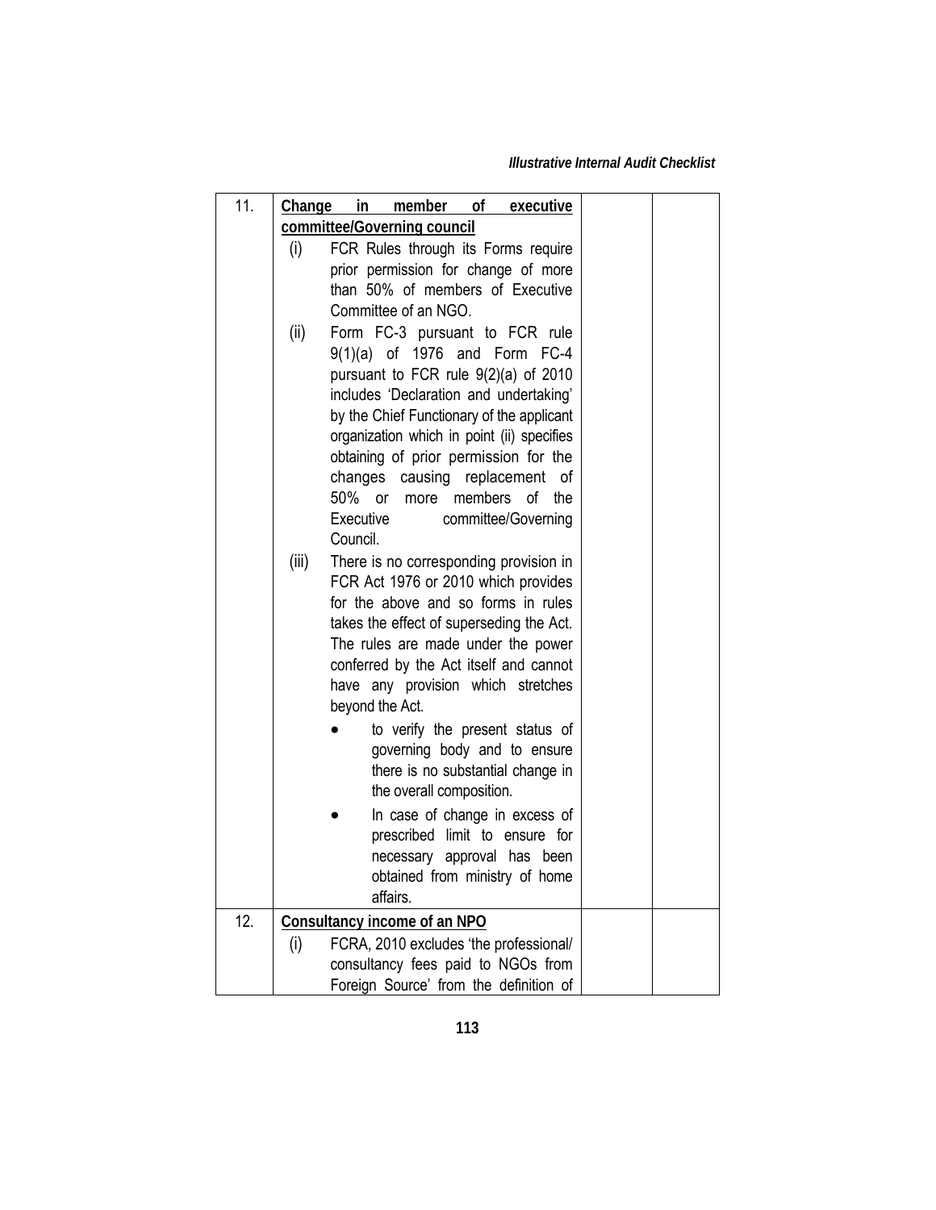| | | | |
|---|---|---|---|
| 11. | **<u>Change in member of executive committee/Governing council</u>**<br>(i) FCR Rules through its Forms require prior permission for change of more than 50% of members of Executive Committee of an NGO.<br>(ii) Form FC-3 pursuant to FCR rule 9(1)(a) of 1976 and Form FC-4 pursuant to FCR rule 9(2)(a) of 2010 includes 'Declaration and undertaking' by the Chief Functionary of the applicant organization which in point (ii) specifies obtaining of prior permission for the changes causing replacement of 50% or more members of the Executive committee/Governing Council.<br>(iii) There is no corresponding provision in FCR Act 1976 or 2010 which provides for the above and so forms in rules takes the effect of superseding the Act. The rules are made under the power conferred by the Act itself and cannot have any provision which stretches beyond the Act.<br>• to verify the present status of governing body and to ensure there is no substantial change in the overall composition.<br>• In case of change in excess of prescribed limit to ensure for necessary approval has been obtained from ministry of home affairs. | | |
| 12. | **<u>Consultancy income of an NPO</u>**<br>(i) FCRA, 2010 excludes 'the professional/ consultancy fees paid to NGOs from Foreign Source' from the definition of | | |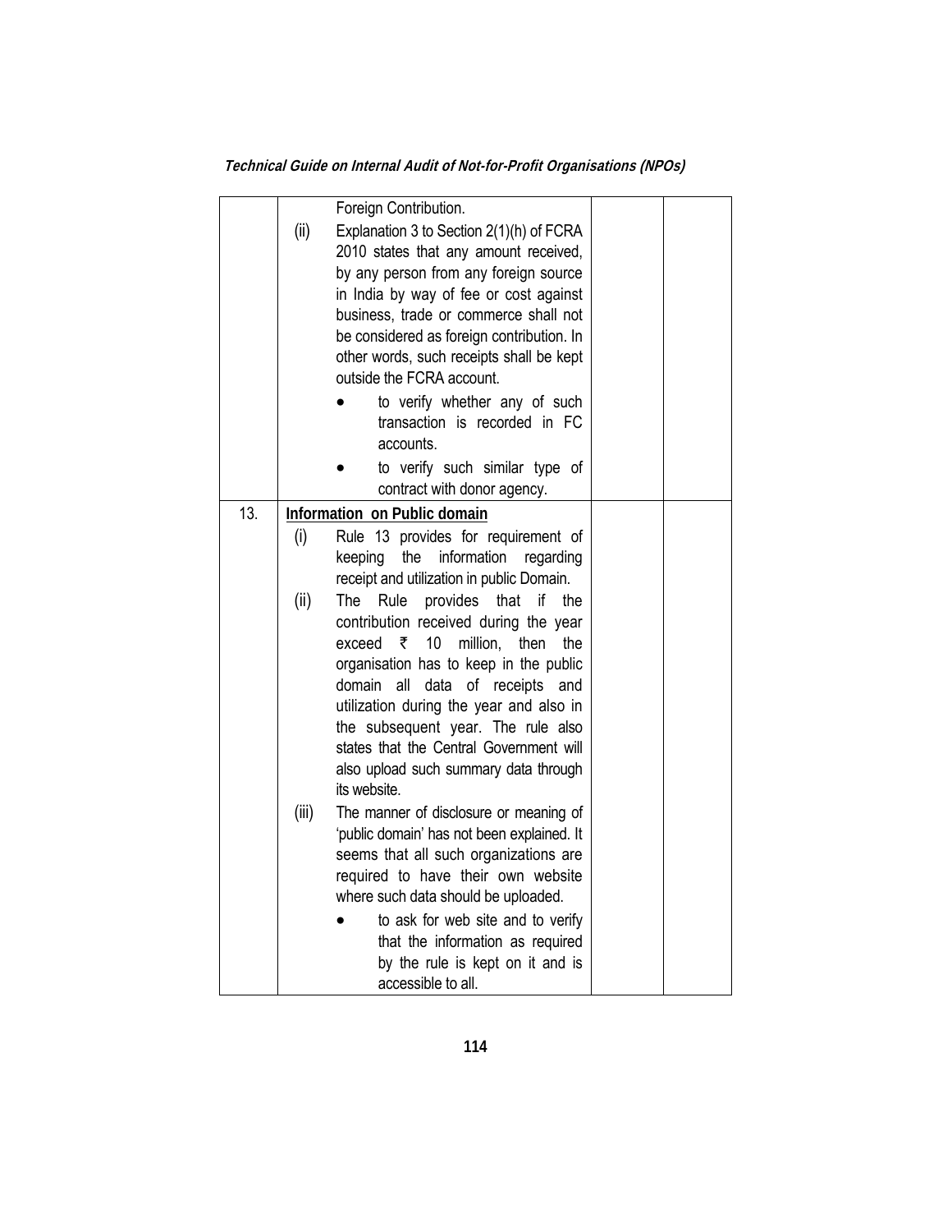| | | | |
|---|---|---|---|
| | Foreign Contribution.<br>(ii) Explanation 3 to Section 2(1)(h) of FCRA 2010 states that any amount received, by any person from any foreign source in India by way of fee or cost against business, trade or commerce shall not be considered as foreign contribution. In other words, such receipts shall be kept outside the FCRA account.<br>• to verify whether any of such transaction is recorded in FC accounts.<br>• to verify such similar type of contract with donor agency. | | |
| 13. | **<u>Information on Public domain</u>**<br>(i) Rule 13 provides for requirement of keeping the information regarding receipt and utilization in public Domain.<br>(ii) The Rule provides that if the contribution received during the year exceed ₹ 10 million, then the organisation has to keep in the public domain all data of receipts and utilization during the year and also in the subsequent year. The rule also states that the Central Government will also upload such summary data through its website.<br>(iii) The manner of disclosure or meaning of 'public domain' has not been explained. It seems that all such organizations are required to have their own website where such data should be uploaded.<br>• to ask for web site and to verify that the information as required by the rule is kept on it and is accessible to all. | | |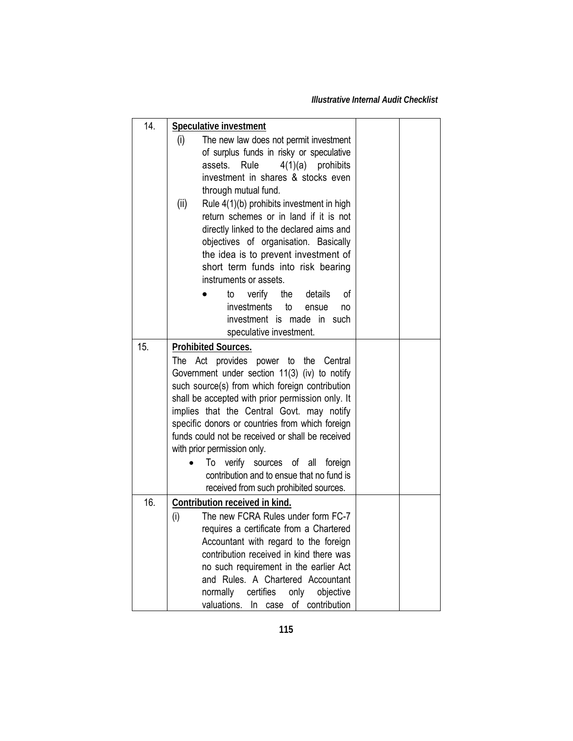| | | | |
|---|---|---|---|
| 14. | **Speculative investment**<br>(i) The new law does not permit investment of surplus funds in risky or speculative assets. Rule 4(1)(a) prohibits investment in shares & stocks even through mutual fund.<br>(ii) Rule 4(1)(b) prohibits investment in high return schemes or in land if it is not directly linked to the declared aims and objectives of organisation. Basically the idea is to prevent investment of short term funds into risk bearing instruments or assets.<br>• to verify the details of investments to ensue no investment is made in such speculative investment. | | |
| 15. | **Prohibited Sources.**<br>The Act provides power to the Central Government under section 11(3) (iv) to notify such source(s) from which foreign contribution shall be accepted with prior permission only. It implies that the Central Govt. may notify specific donors or countries from which foreign funds could not be received or shall be received with prior permission only.<br>• To verify sources of all foreign contribution and to ensue that no fund is received from such prohibited sources. | | |
| 16. | **Contribution received in kind.**<br>(i) The new FCRA Rules under form FC-7 requires a certificate from a Chartered Accountant with regard to the foreign contribution received in kind there was no such requirement in the earlier Act and Rules. A Chartered Accountant normally certifies only objective valuations. In case of contribution | | |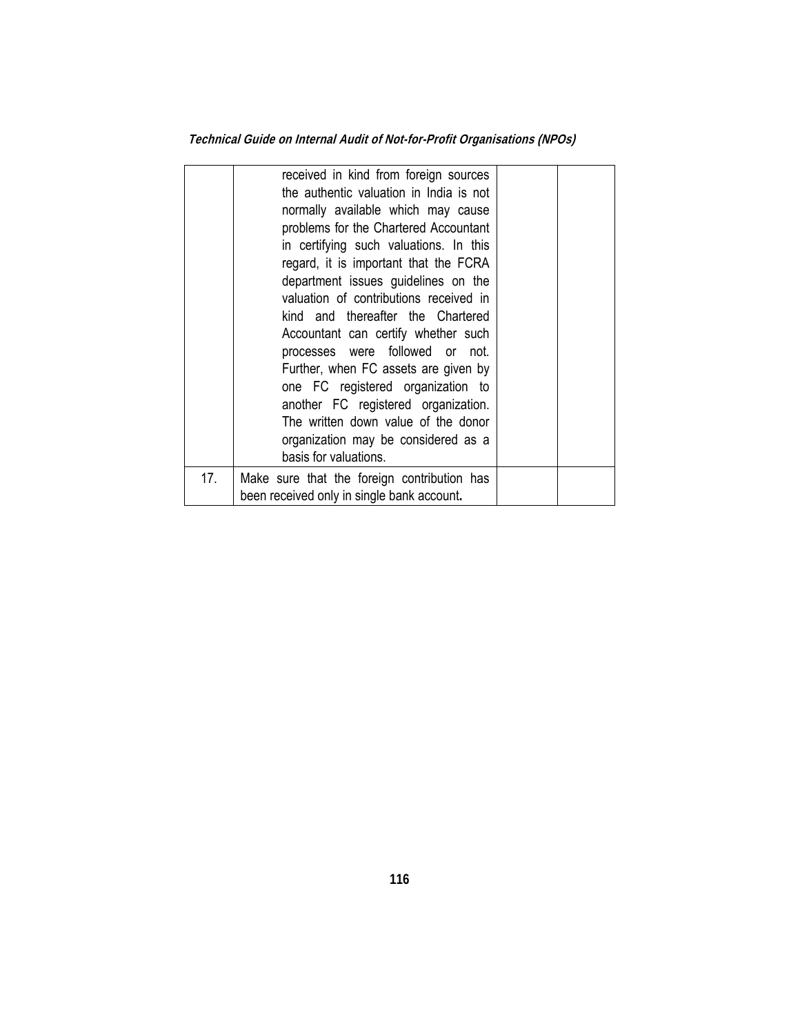| | | | |
|---|---|---|---|
| | received in kind from foreign sources the authentic valuation in India is not normally available which may cause problems for the Chartered Accountant in certifying such valuations. In this regard, it is important that the FCRA department issues guidelines on the valuation of contributions received in kind and thereafter the Chartered Accountant can certify whether such processes were followed or not. Further, when FC assets are given by one FC registered organization to another FC registered organization. The written down value of the donor organization may be considered as a basis for valuations. | | |
| 17. | Make sure that the foreign contribution has been received only in single bank account**.** | | |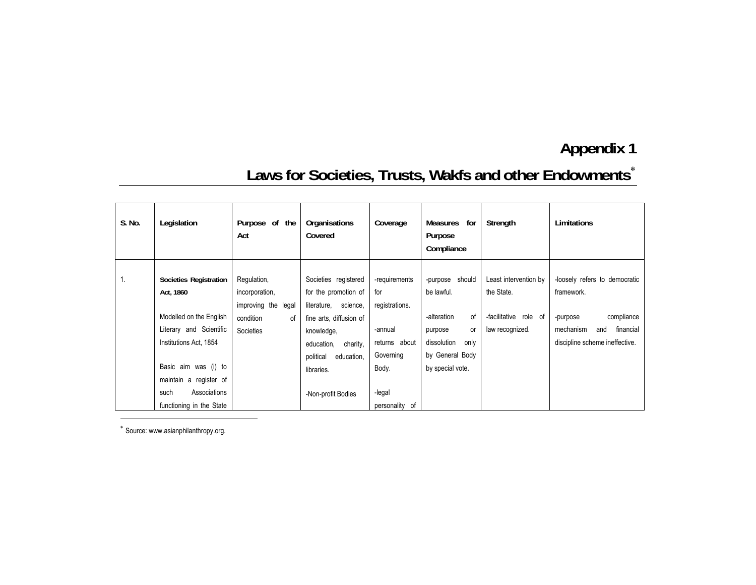# Appendix 1

## Laws for Societies, Trusts, Wakfs and other Endowments*

| S. No. | Legislation | Purpose of the Act | Organisations Covered | Coverage | Measures for Purpose Compliance | Strength | Limitations |
|---|---|---|---|---|---|---|---|
| 1. | **Societies Registration Act, 1860**<br><br>Modelled on the English Literary and Scientific Institutions Act, 1854<br><br>Basic aim was (i) to maintain a register of such Associations functioning in the State | Regulation, incorporation, improving the legal condition of Societies | Societies registered for the promotion of literature, science, fine arts, diffusion of knowledge, education, charity, political education, libraries.<br><br>-Non-profit Bodies | -requirements for registrations.<br><br>-annual returns about Governing Body.<br><br>-legal personality of | -purpose should be lawful.<br><br>-alteration of purpose or dissolution only by General Body by special vote. | Least intervention by the State.<br><br>-facilitative role of law recognized. | -loosely refers to democratic framework.<br><br>-purpose compliance mechanism and financial discipline scheme ineffective. |

* Source: www.asianphilanthropy.org.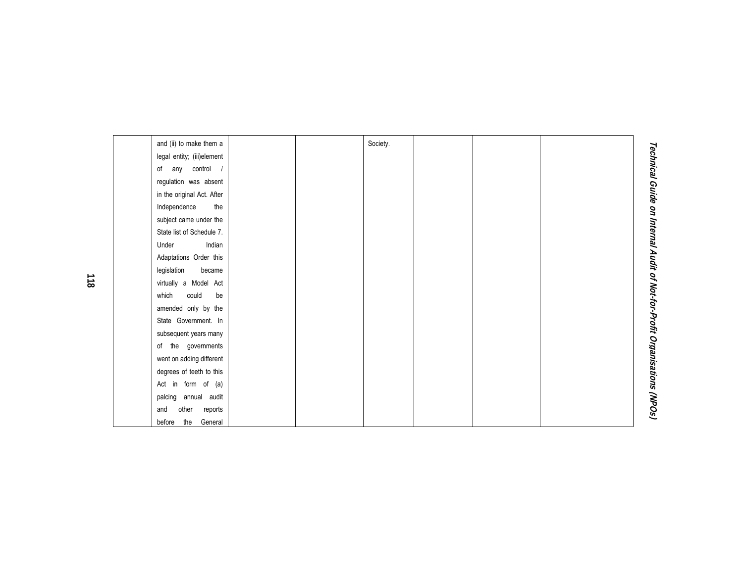| | | | | | | | |
|---|---|---|---|---|---|---|---|
| | and (ii) to make them a legal entity; (iii)element of any control / regulation was absent in the original Act. After Independence the subject came under the State list of Schedule 7. Under Indian Adaptations Order this legislation became virtually a Model Act which could be amended only by the State Government. In subsequent years many of the governments went on adding different degrees of teeth to this Act in form of (a) palcing annual audit and other reports before the General | | | Society. | | | |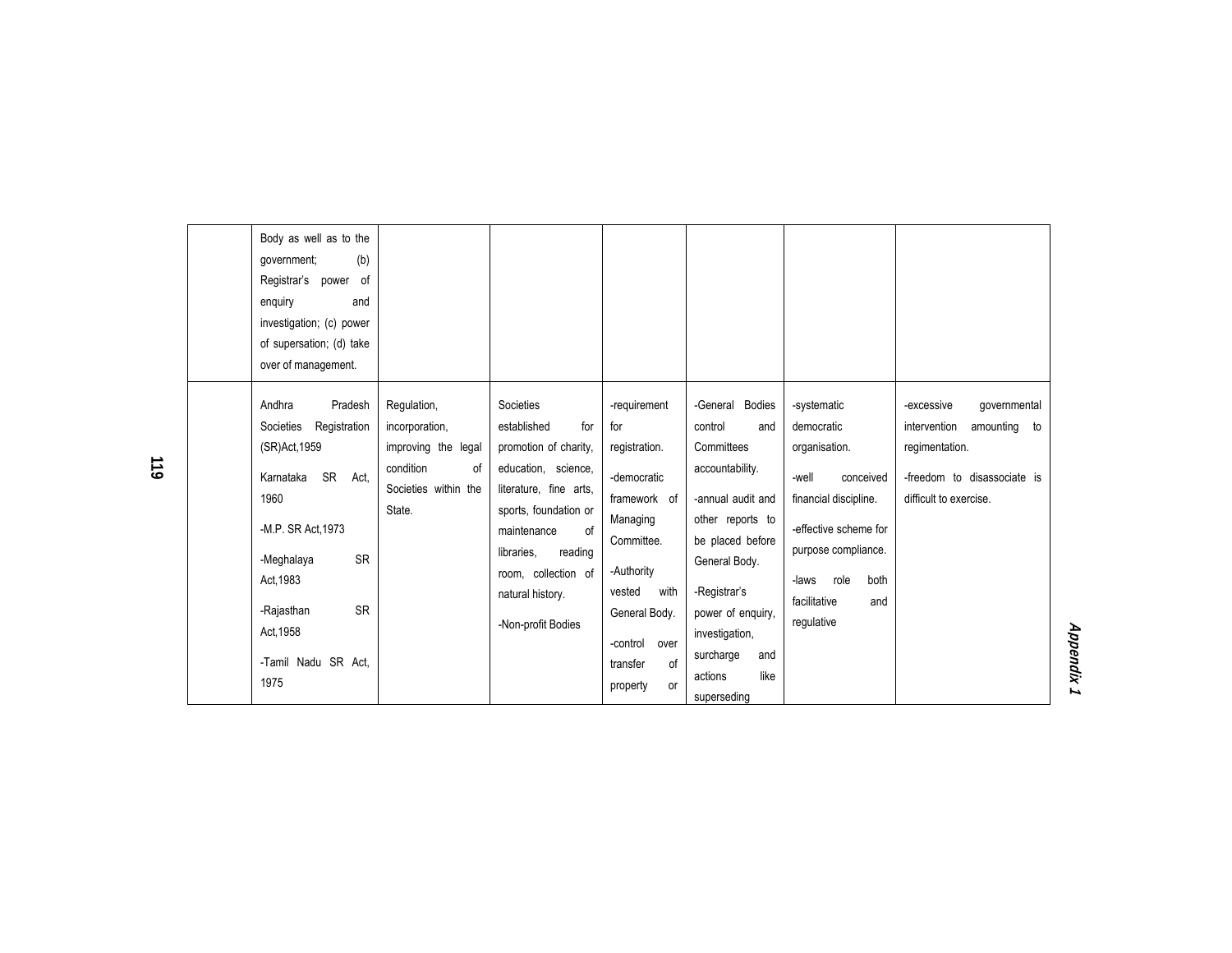| | | | | | | | |
|---|---|---|---|---|---|---|---|
| | Body as well as to the government; (b) Registrar's power of enquiry and investigation; (c) power of supersation; (d) take over of management. | | | | | | |
| | Andhra Pradesh Societies Registration (SR)Act,1959<br><br>Karnataka SR Act, 1960<br><br>-M.P. SR Act,1973<br><br>-Meghalaya SR Act,1983<br><br>-Rajasthan SR Act,1958<br><br>-Tamil Nadu SR Act, 1975 | Regulation, incorporation, improving the legal condition of Societies within the State. | Societies established for promotion of charity, education, science, literature, fine arts, sports, foundation or maintenance of libraries, reading room, collection of natural history.<br><br>-Non-profit Bodies | -requirement for registration.<br><br>-democratic framework of Managing Committee.<br><br>-Authority vested with General Body.<br><br>-control over transfer of property or | -General Bodies control and Committees accountability.<br><br>-annual audit and other reports to be placed before General Body.<br><br>-Registrar's power of enquiry, investigation, surcharge and actions like superseding | -systematic democratic organisation.<br><br>-well conceived financial discipline.<br><br>-effective scheme for purpose compliance.<br><br>-laws role both facilitative and regulative | -excessive governmental intervention amounting to regimentation.<br><br>-freedom to disassociate is difficult to exercise. |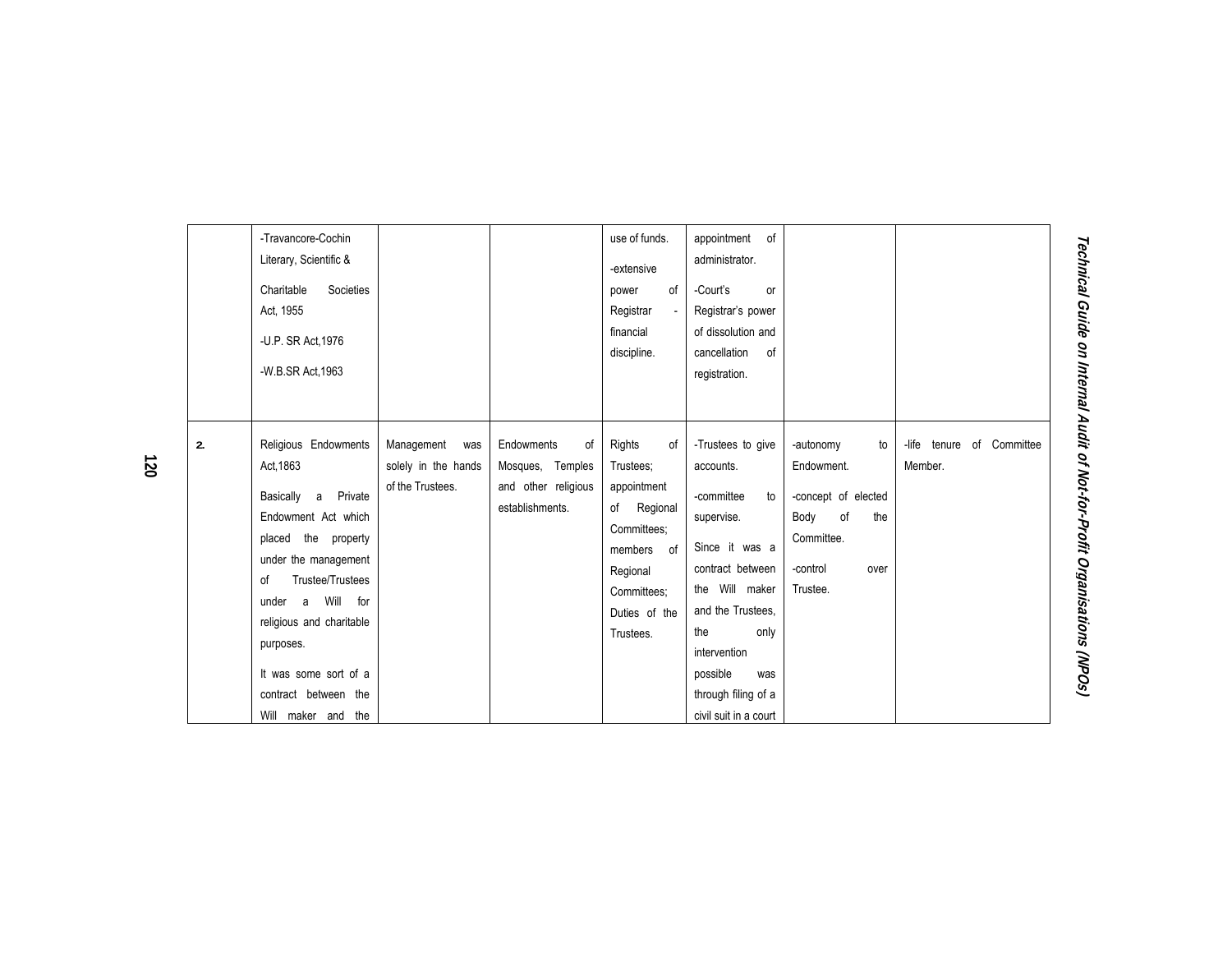| | | | | | | | |
|---|---|---|---|---|---|---|---|
| | -Travancore-Cochin Literary, Scientific & Charitable Societies Act, 1955<br>-U.P. SR Act,1976<br>-W.B.SR Act,1963 | | | use of funds.<br>-extensive power of Registrar - financial discipline. | appointment of administrator.<br>-Court's or Registrar's power of dissolution and cancellation of registration. | | |
| 2. | Religious Endowments Act,1863<br>Basically a Private Endowment Act which placed the property under the management of Trustee/Trustees under a Will for religious and charitable purposes.<br>It was some sort of a contract between the Will maker and the | Management was solely in the hands of the Trustees. | Endowments of Mosques, Temples and other religious establishments. | Rights of Trustees; appointment of Regional Committees; members of Regional Committees; Duties of the Trustees. | -Trustees to give accounts.<br>-committee to supervise.<br>Since it was a contract between the Will maker and the Trustees, the only intervention possible was through filing of a civil suit in a court | -autonomy to Endowment.<br>-concept of elected Body of the Committee.<br>-control over Trustee. | -life tenure of Committee Member. |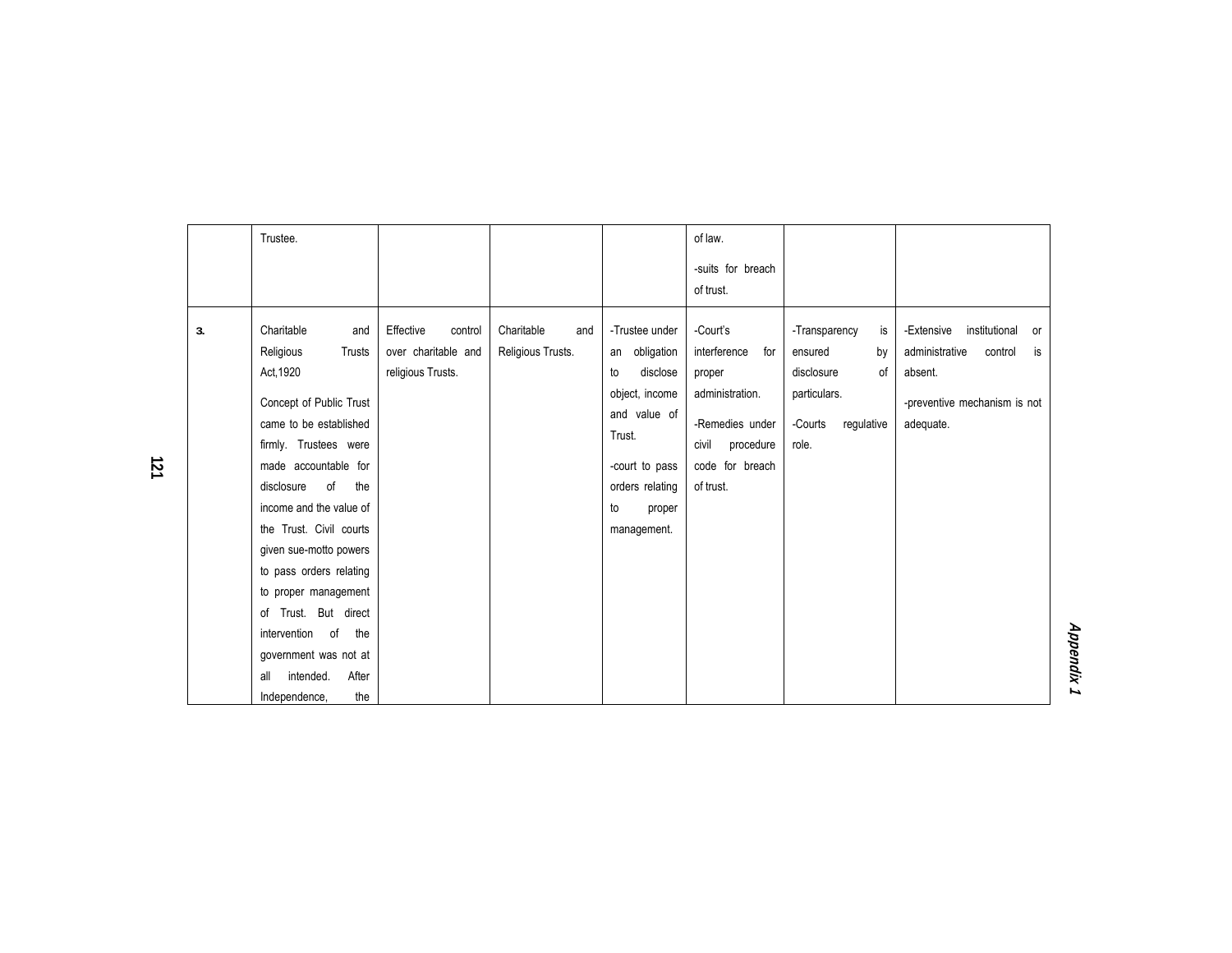|  |  |  |  |  |  |  |  |
|---|---|---|---|---|---|---|---|
|  | Trustee. |  |  |  | of law. -suits for breach of trust. |  |  |
| 3. | Charitable and Religious Trusts Act,1920 Concept of Public Trust came to be established firmly. Trustees were made accountable for disclosure of the income and the value of the Trust. Civil courts given sue-motto powers to pass orders relating to proper management of Trust. But direct intervention of the government was not at all intended. After Independence, the | Effective control over charitable and religious Trusts. | Charitable and Religious Trusts. | -Trustee under an obligation to disclose object, income and value of Trust. -court to pass orders relating to proper management. | -Court's interference for proper administration. -Remedies under civil procedure code for breach of trust. | -Transparency is ensured by disclosure of particulars. -Courts regulative role. | -Extensive institutional or administrative control is absent. -preventive mechanism is not adequate. |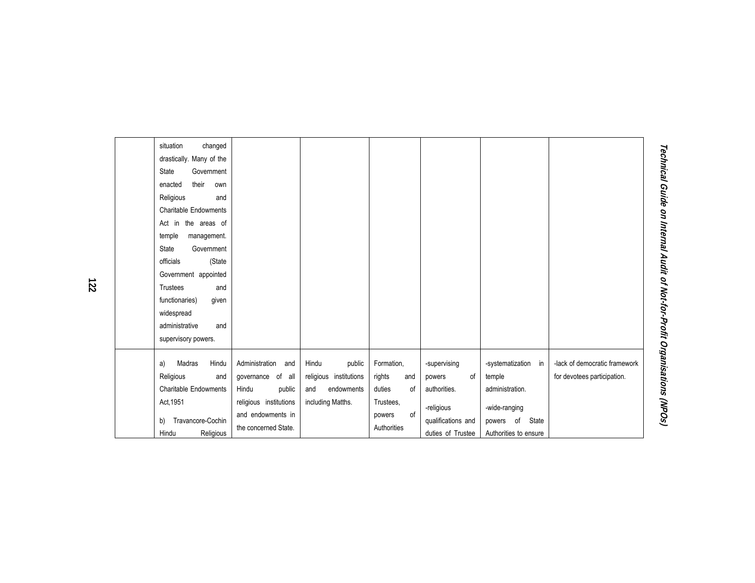| | | | | | | | |
|---|---|---|---|---|---|---|---|
| | situation changed drastically. Many of the State Government enacted their own Religious and Charitable Endowments Act in the areas of temple management. State Government officials (State Government appointed Trustees and functionaries) given widespread administrative and supervisory powers. | | | | | | |
| | a) Madras Hindu Religious and Charitable Endowments Act,1951<br><br>b) Travancore-Cochin Hindu Religious | Administration and governance of all Hindu public religious institutions and endowments in the concerned State. | Hindu public religious institutions and endowments including Matths. | Formation, rights and duties of Trustees, powers of Authorities | -supervising powers of authorities.<br><br>-religious qualifications and duties of Trustee | -systematization in temple administration.<br><br>-wide-ranging powers of State Authorities to ensure | -lack of democratic framework for devotees participation. |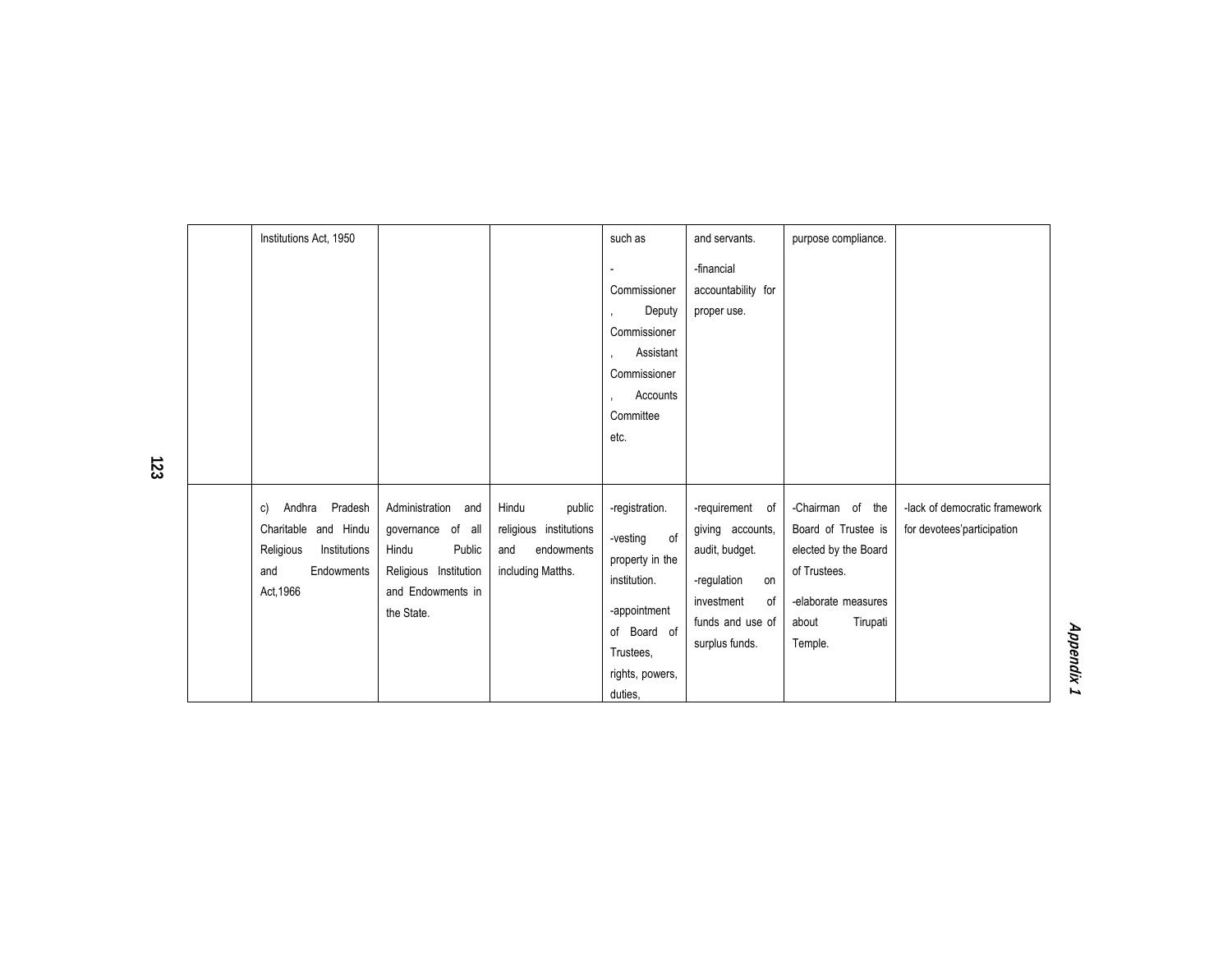| | | | | | | | |
|---|---|---|---|---|---|---|---|
| | Institutions Act, 1950 | | | such as<br><br>-Commissioner, Deputy Commissioner, Assistant Commissioner, Accounts Committee etc. | and servants.<br><br>-financial accountability for proper use. | purpose compliance. | |
| | c) Andhra Pradesh Charitable and Hindu Religious Institutions and Endowments Act,1966 | Administration and governance of all Hindu Public Religious Institution and Endowments in the State. | Hindu public religious institutions and endowments including Matths. | -registration.<br><br>-vesting of property in the institution.<br><br>-appointment of Board of Trustees, rights, powers, duties, | -requirement of giving accounts, audit, budget.<br><br>-regulation on investment of funds and use of surplus funds. | -Chairman of the Board of Trustee is elected by the Board of Trustees.<br><br>-elaborate measures about Tirupati Temple. | -lack of democratic framework for devotees'participation |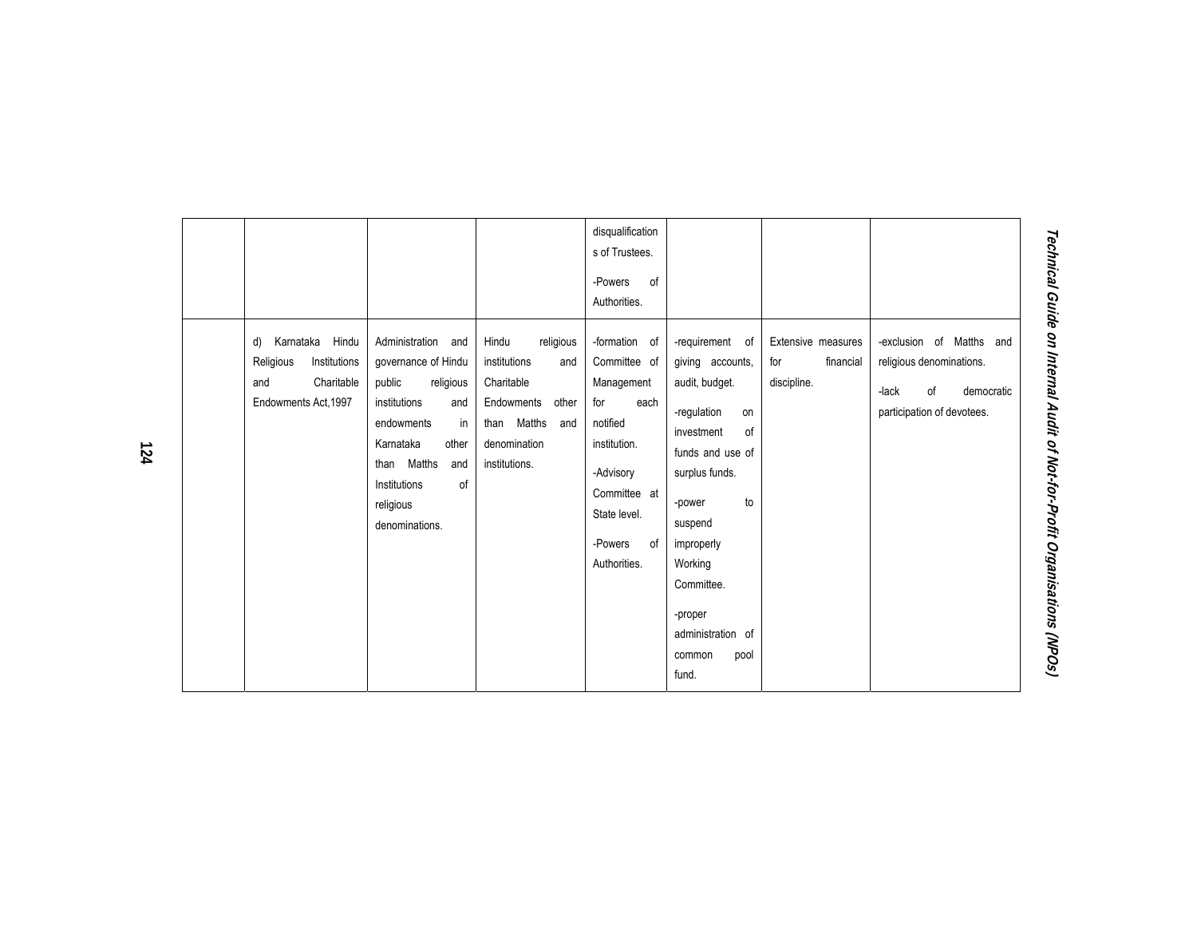|  |  |  |  | disqualifications of Trustees.<br><br>-Powers of Authorities. |  |  |  |
|---|---|---|---|---|---|---|---|
|  | d) Karnataka Hindu Religious Institutions and Charitable Endowments Act,1997 | Administration and governance of Hindu public religious institutions and endowments in Karnataka other than Matths and Institutions of religious denominations. | Hindu religious institutions and Charitable Endowments other than Matths and denomination institutions. | -formation of Committee of Management for each notified institution.<br><br>-Advisory Committee at State level.<br><br>-Powers of Authorities. | -requirement of giving accounts, audit, budget.<br><br>-regulation on investment of funds and use of surplus funds.<br><br>-power to suspend improperly Working Committee.<br><br>-proper administration of common pool fund. | Extensive measures for financial discipline. | -exclusion of Matths and religious denominations.<br><br>-lack of democratic participation of devotees. |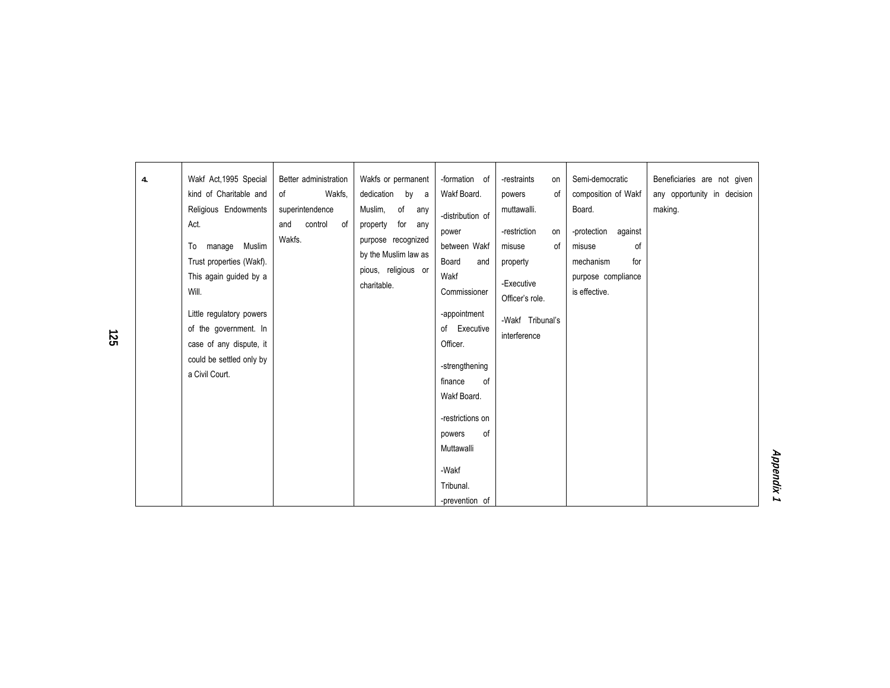| 4. | Wakf Act,1995 Special kind of Charitable and Religious Endowments Act.<br><br>To manage Muslim Trust properties (Wakf). This again guided by a Will.<br><br>Little regulatory powers of the government. In case of any dispute, it could be settled only by a Civil Court. | Better administration of Wakfs, superintendence and control of Wakfs. | Wakfs or permanent dedication by a Muslim, of any property for any purpose recognized by the Muslim law as pious, religious or charitable. | -formation of Wakf Board.<br><br>-distribution of power between Wakf Board and Wakf Commissioner<br><br>-appointment of Executive Officer.<br><br>-strengthening finance of Wakf Board.<br><br>-restrictions on powers of Muttawalli<br><br>-Wakf Tribunal.<br>-prevention of | -restraints on powers of muttawalli.<br><br>-restriction on misuse of property<br><br>-Executive Officer's role.<br><br>-Wakf Tribunal's interference | Semi-democratic composition of Wakf Board.<br><br>-protection against misuse of mechanism for purpose compliance is effective. | Beneficiaries are not given any opportunity in decision making. |
|---|---|---|---|---|---|---|---|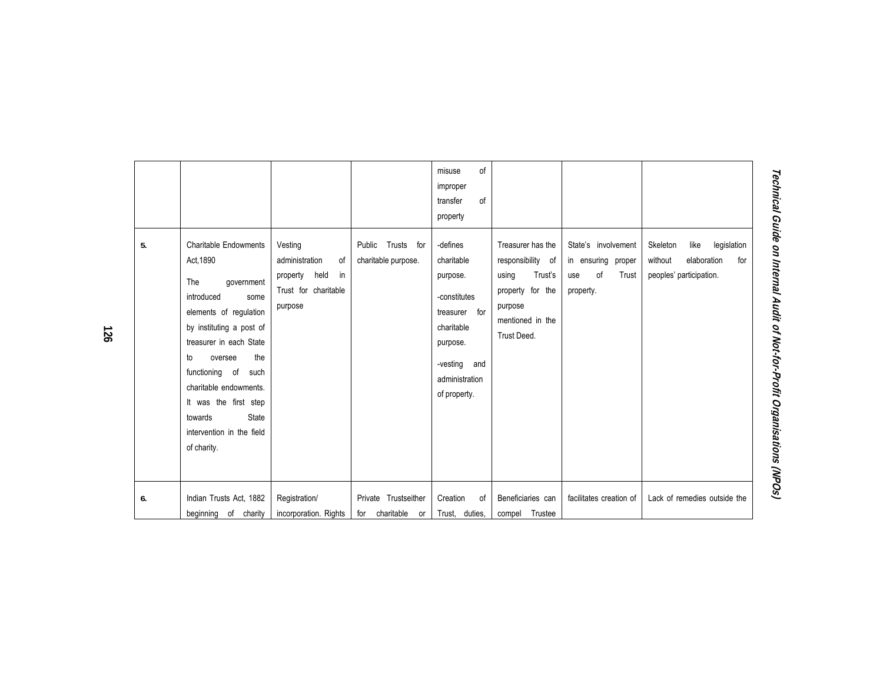| | | | | misuse of improper transfer of property | | | |
|---|---|---|---|---|---|---|---|
| 5. | Charitable Endowments Act,1890<br><br>The government introduced some elements of regulation by instituting a post of treasurer in each State to oversee the functioning of such charitable endowments. It was the first step towards State intervention in the field of charity. | Vesting administration of property held in Trust for charitable purpose | Public Trusts for charitable purpose. | -defines charitable purpose.<br><br>-constitutes treasurer for charitable purpose.<br><br>-vesting and administration of property. | Treasurer has the responsibility of using Trust's property for the purpose mentioned in the Trust Deed. | State's involvement in ensuring proper use of Trust property. | Skeleton like legislation without elaboration for peoples' participation. |
| 6. | Indian Trusts Act, 1882 beginning of charity | Registration/ incorporation. Rights | Private Trustseither for charitable or | Creation of Trust, duties, | Beneficiaries can compel Trustee | facilitates creation of | Lack of remedies outside the |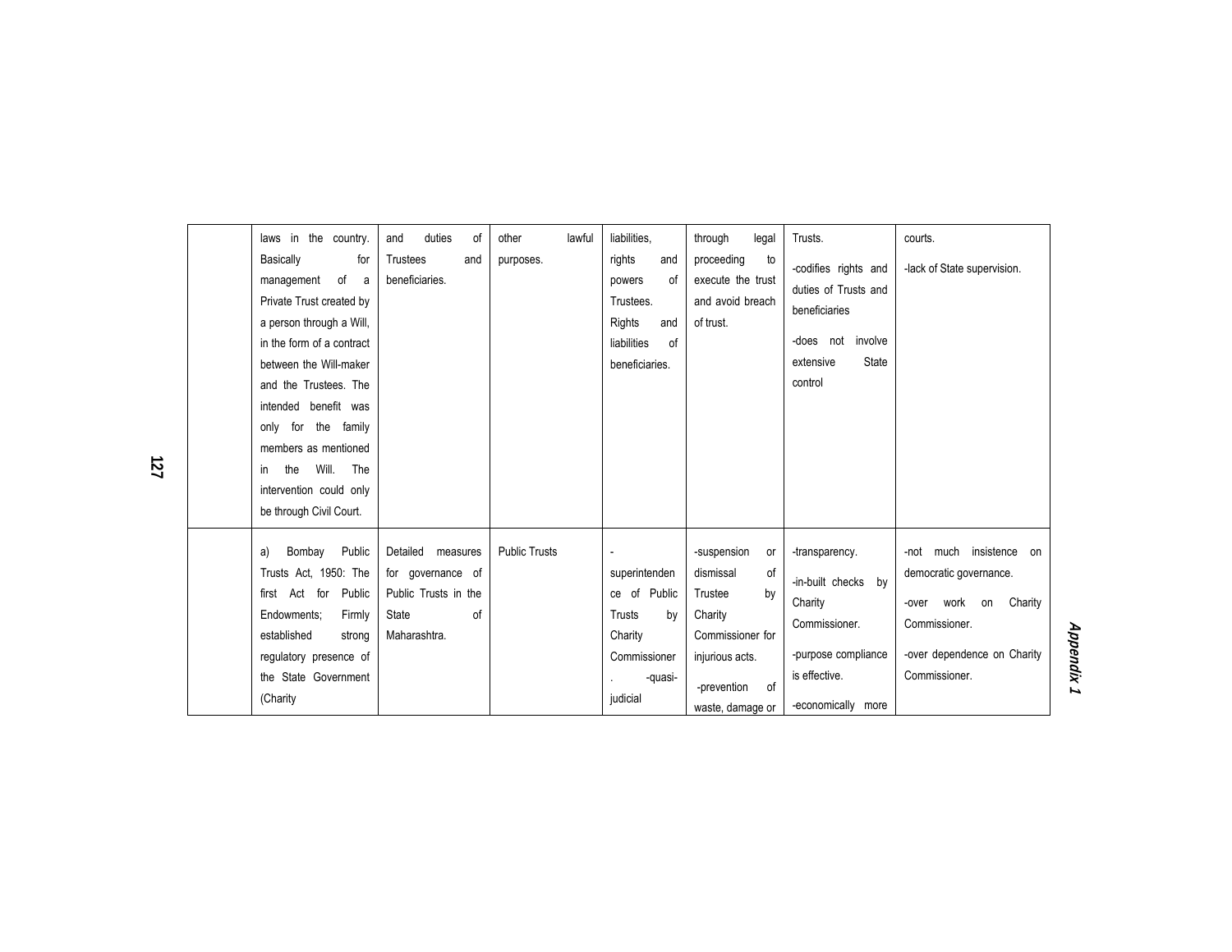| | | | | | | | |
|---|---|---|---|---|---|---|---|
| | laws in the country. Basically for management of a Private Trust created by a person through a Will, in the form of a contract between the Will-maker and the Trustees. The intended benefit was only for the family members as mentioned in the Will. The intervention could only be through Civil Court. | and duties of Trustees and beneficiaries. | other lawful purposes. | liabilities, rights and powers of Trustees. Rights and liabilities of beneficiaries. | through legal proceeding to execute the trust and avoid breach of trust. | Trusts. -codifies rights and duties of Trusts and beneficiaries -does not involve extensive State control | courts. -lack of State supervision. |
| | a) Bombay Public Trusts Act, 1950: The first Act for Public Endowments; Firmly established strong regulatory presence of the State Government (Charity | Detailed measures for governance of Public Trusts in the State of Maharashtra. | Public Trusts | -superintendence of Public Trusts by Charity Commissioner. -quasi-judicial | -suspension or dismissal of Trustee by Charity Commissioner for injurious acts. -prevention of waste, damage or | -transparency. -in-built checks by Charity Commissioner. -purpose compliance is effective. -economically more | -not much insistence on democratic governance. -over work on Charity Commissioner. -over dependence on Charity Commissioner. |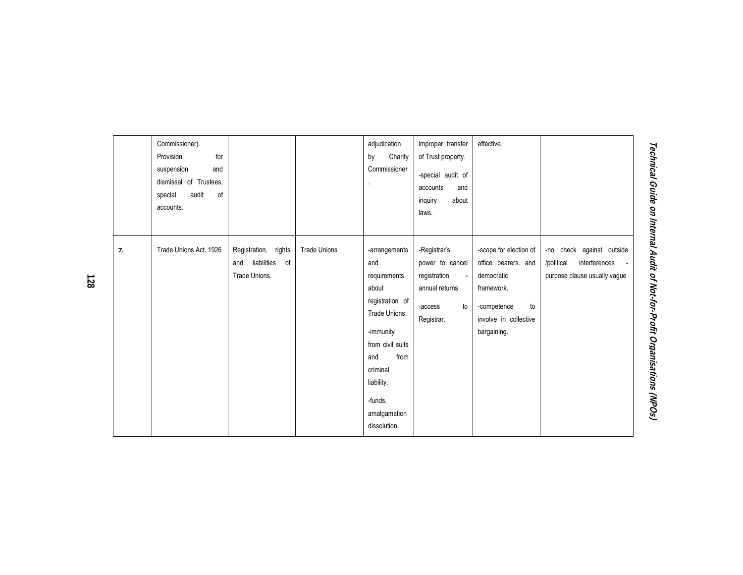|  |  |  |  |  |  |  |  |
|---|---|---|---|---|---|---|---|
|  | Commissioner). Provision for suspension and dismissal of Trustees, special audit of accounts. |  |  | adjudication by Charity Commissioner. | improper transfer of Trust property. -special audit of accounts and inquiry about laws. | effective. |  |
| 7. | Trade Unions Act, 1926 | Registration, rights and liabilities of Trade Unions. | Trade Unions | -arrangements and requirements about registration of Trade Unions. -immunity from civil suits and from criminal liability. -funds, amalgamation dissolution. | -Registrar's power to cancel registration - annual returns. -access to Registrar. | -scope for election of office bearers. and democratic framework. -competence to involve in collective bargaining. | -no check against outside /political interferences - purpose clause usually vague |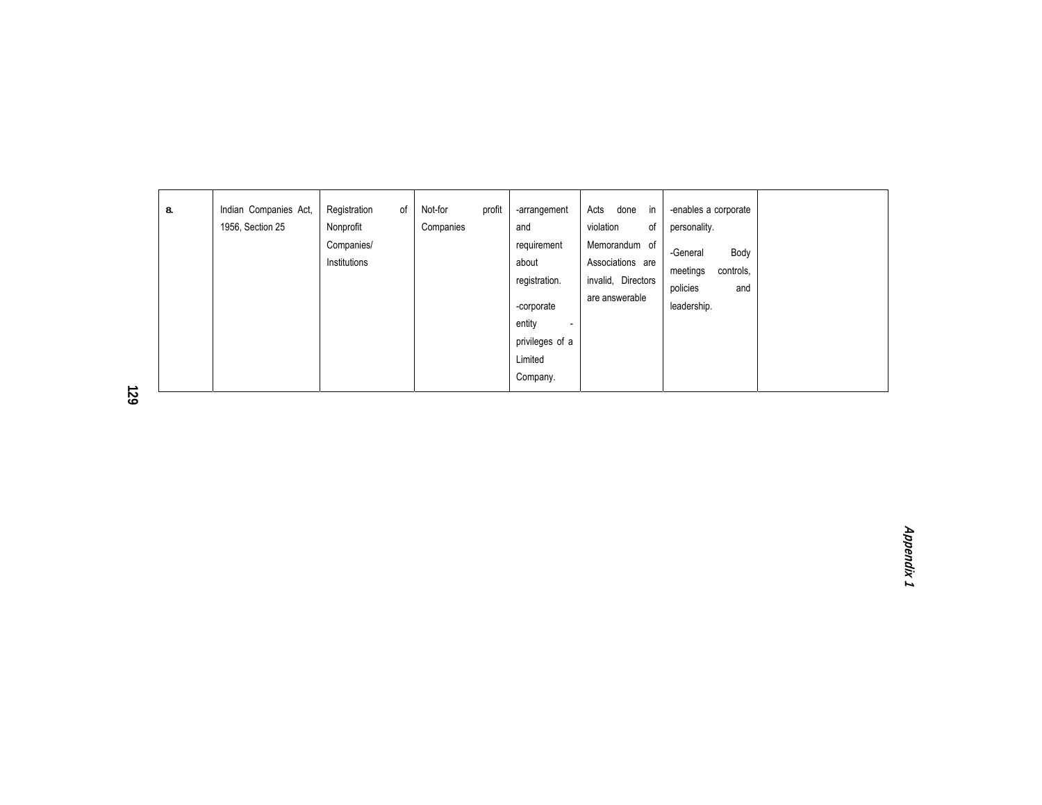| | | | | | | | |
|---|---|---|---|---|---|---|---|
| 8. | Indian Companies Act, 1956, Section 25 | Registration of Nonprofit Companies/ Institutions | Not-for profit Companies | -arrangement and requirement about registration.<br>-corporate entity - privileges of a Limited Company. | Acts done in violation of Memorandum of Associations are invalid, Directors are answerable | -enables a corporate personality.<br>-General Body meetings controls, policies and leadership. | |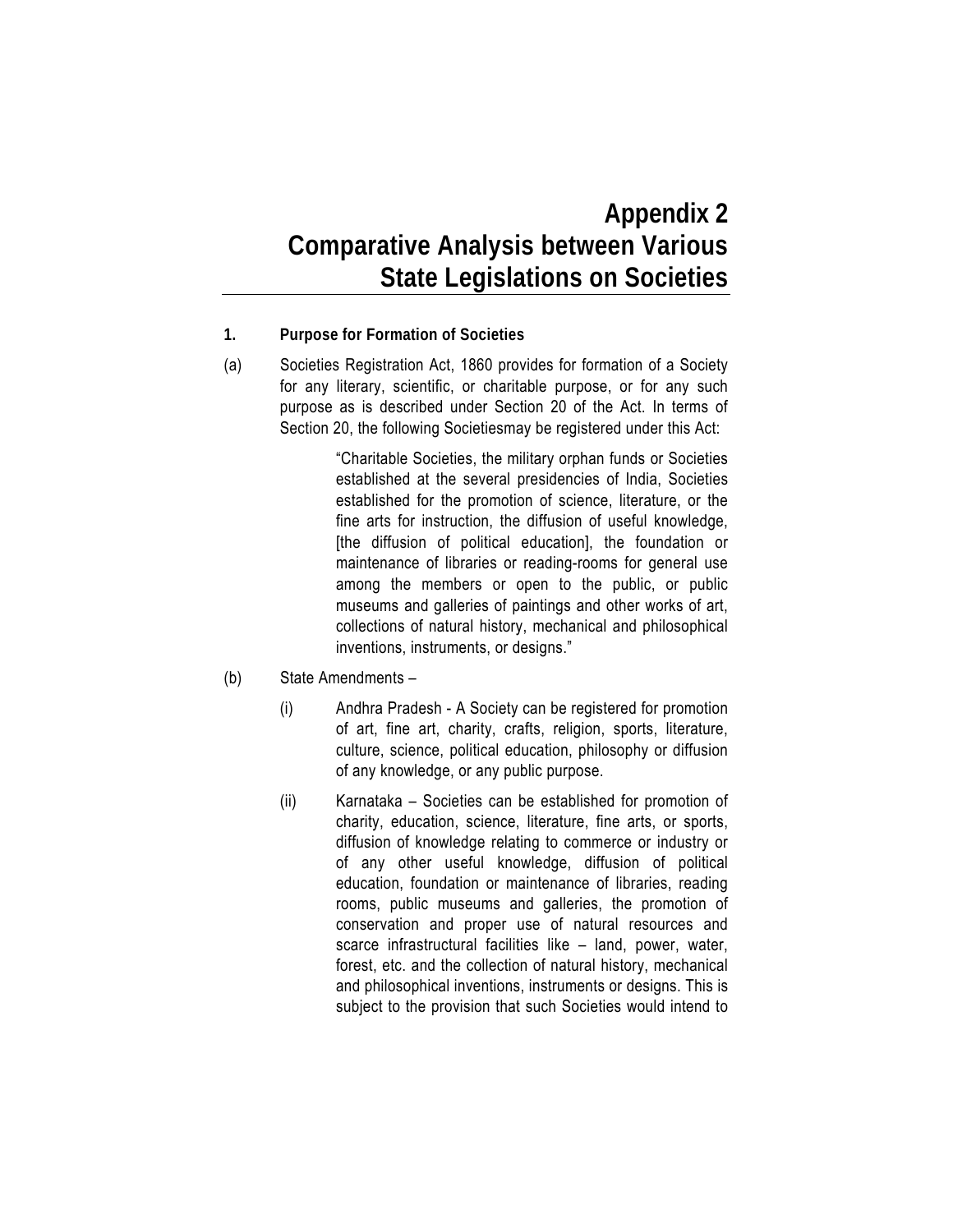# Appendix 2
# Comparative Analysis between Various State Legislations on Societies

## 1. Purpose for Formation of Societies

(a) Societies Registration Act, 1860 provides for formation of a Society for any literary, scientific, or charitable purpose, or for any such purpose as is described under Section 20 of the Act. In terms of Section 20, the following Societiesmay be registered under this Act:

> "Charitable Societies, the military orphan funds or Societies established at the several presidencies of India, Societies established for the promotion of science, literature, or the fine arts for instruction, the diffusion of useful knowledge, [the diffusion of political education], the foundation or maintenance of libraries or reading-rooms for general use among the members or open to the public, or public museums and galleries of paintings and other works of art, collections of natural history, mechanical and philosophical inventions, instruments, or designs."

(b) State Amendments –

(i) Andhra Pradesh - A Society can be registered for promotion of art, fine art, charity, crafts, religion, sports, literature, culture, science, political education, philosophy or diffusion of any knowledge, or any public purpose.

(ii) Karnataka – Societies can be established for promotion of charity, education, science, literature, fine arts, or sports, diffusion of knowledge relating to commerce or industry or of any other useful knowledge, diffusion of political education, foundation or maintenance of libraries, reading rooms, public museums and galleries, the promotion of conservation and proper use of natural resources and scarce infrastructural facilities like – land, power, water, forest, etc. and the collection of natural history, mechanical and philosophical inventions, instruments or designs. This is subject to the provision that such Societies would intend to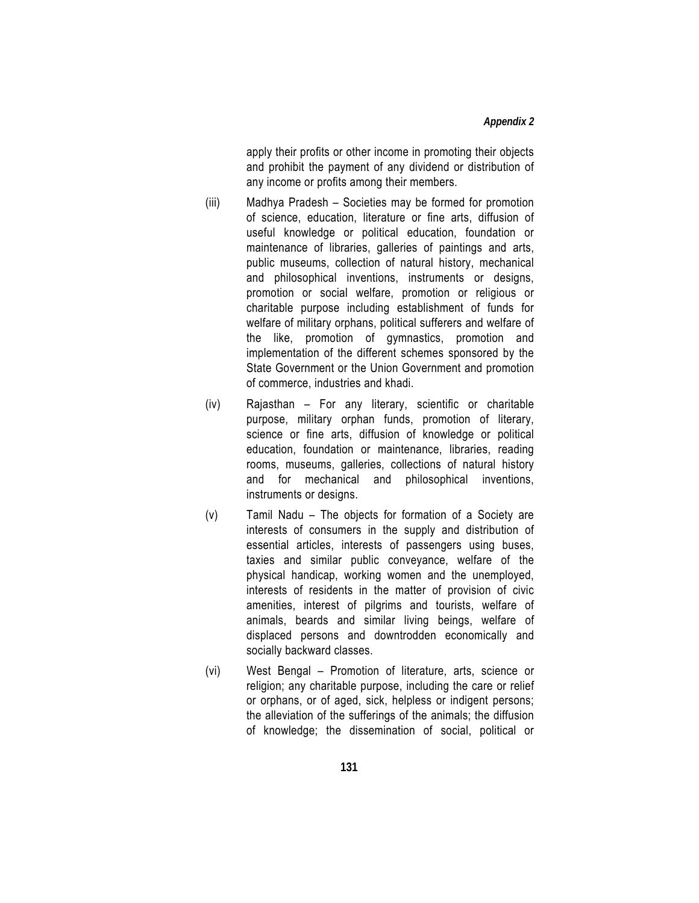apply their profits or other income in promoting their objects and prohibit the payment of any dividend or distribution of any income or profits among their members.

(iii) Madhya Pradesh – Societies may be formed for promotion of science, education, literature or fine arts, diffusion of useful knowledge or political education, foundation or maintenance of libraries, galleries of paintings and arts, public museums, collection of natural history, mechanical and philosophical inventions, instruments or designs, promotion or social welfare, promotion or religious or charitable purpose including establishment of funds for welfare of military orphans, political sufferers and welfare of the like, promotion of gymnastics, promotion and implementation of the different schemes sponsored by the State Government or the Union Government and promotion of commerce, industries and khadi.

(iv) Rajasthan – For any literary, scientific or charitable purpose, military orphan funds, promotion of literary, science or fine arts, diffusion of knowledge or political education, foundation or maintenance, libraries, reading rooms, museums, galleries, collections of natural history and for mechanical and philosophical inventions, instruments or designs.

(v) Tamil Nadu – The objects for formation of a Society are interests of consumers in the supply and distribution of essential articles, interests of passengers using buses, taxies and similar public conveyance, welfare of the physical handicap, working women and the unemployed, interests of residents in the matter of provision of civic amenities, interest of pilgrims and tourists, welfare of animals, beards and similar living beings, welfare of displaced persons and downtrodden economically and socially backward classes.

(vi) West Bengal – Promotion of literature, arts, science or religion; any charitable purpose, including the care or relief or orphans, or of aged, sick, helpless or indigent persons; the alleviation of the sufferings of the animals; the diffusion of knowledge; the dissemination of social, political or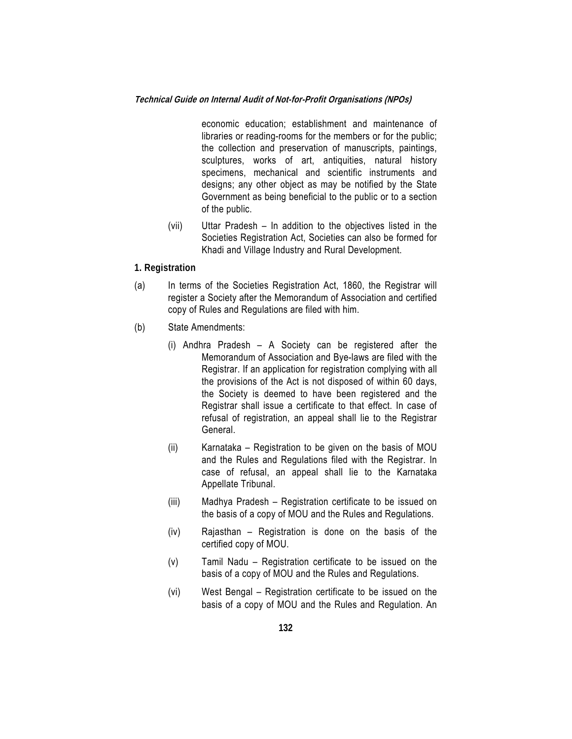economic education; establishment and maintenance of libraries or reading-rooms for the members or for the public; the collection and preservation of manuscripts, paintings, sculptures, works of art, antiquities, natural history specimens, mechanical and scientific instruments and designs; any other object as may be notified by the State Government as being beneficial to the public or to a section of the public.

(vii) Uttar Pradesh – In addition to the objectives listed in the Societies Registration Act, Societies can also be formed for Khadi and Village Industry and Rural Development.

**1. Registration**

(a) In terms of the Societies Registration Act, 1860, the Registrar will register a Society after the Memorandum of Association and certified copy of Rules and Regulations are filed with him.

(b) State Amendments:

(i) Andhra Pradesh – A Society can be registered after the Memorandum of Association and Bye-laws are filed with the Registrar. If an application for registration complying with all the provisions of the Act is not disposed of within 60 days, the Society is deemed to have been registered and the Registrar shall issue a certificate to that effect. In case of refusal of registration, an appeal shall lie to the Registrar General.

(ii) Karnataka – Registration to be given on the basis of MOU and the Rules and Regulations filed with the Registrar. In case of refusal, an appeal shall lie to the Karnataka Appellate Tribunal.

(iii) Madhya Pradesh – Registration certificate to be issued on the basis of a copy of MOU and the Rules and Regulations.

(iv) Rajasthan – Registration is done on the basis of the certified copy of MOU.

(v) Tamil Nadu – Registration certificate to be issued on the basis of a copy of MOU and the Rules and Regulations.

(vi) West Bengal – Registration certificate to be issued on the basis of a copy of MOU and the Rules and Regulation. An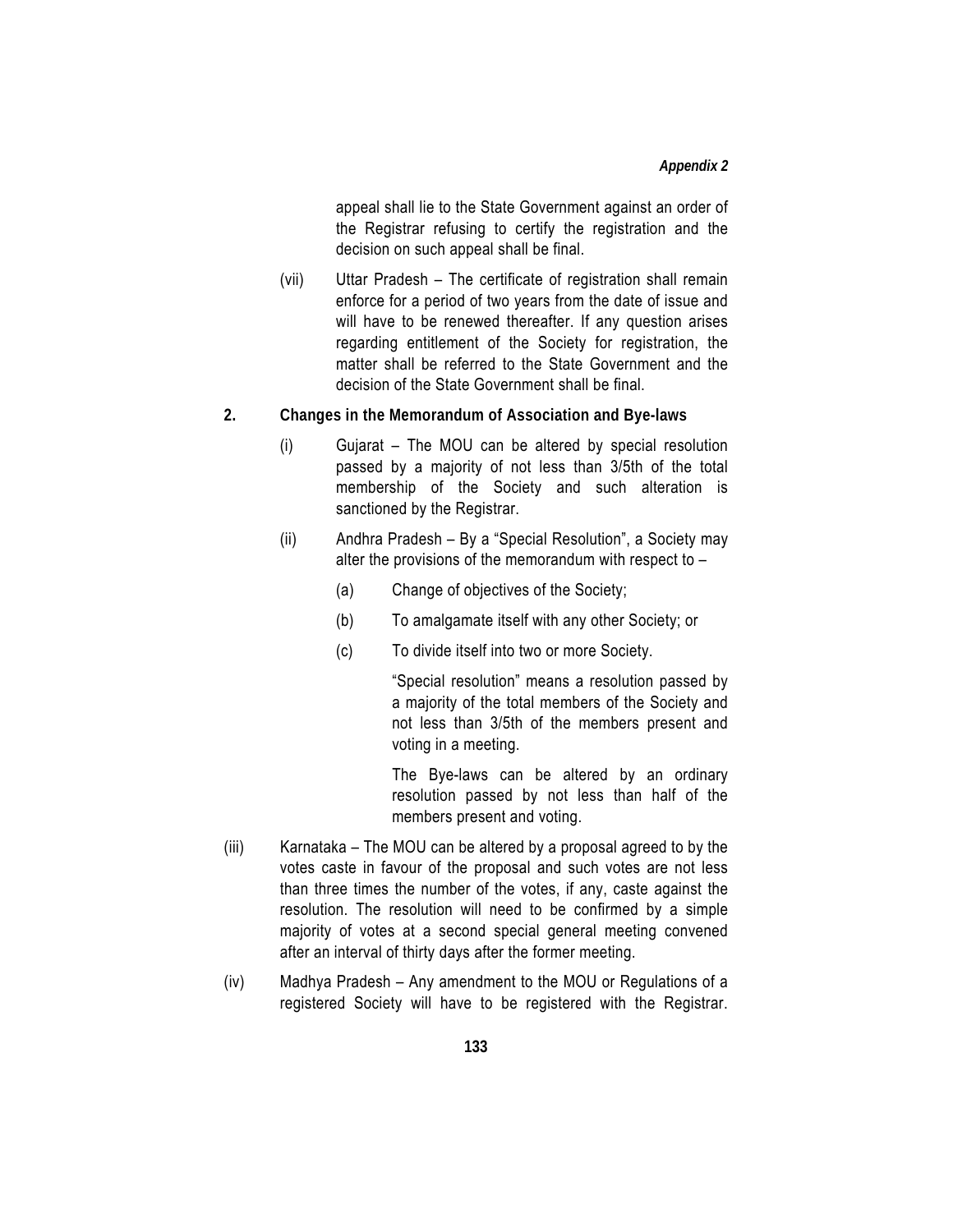appeal shall lie to the State Government against an order of the Registrar refusing to certify the registration and the decision on such appeal shall be final.

(vii) Uttar Pradesh – The certificate of registration shall remain enforce for a period of two years from the date of issue and will have to be renewed thereafter. If any question arises regarding entitlement of the Society for registration, the matter shall be referred to the State Government and the decision of the State Government shall be final.

**2. Changes in the Memorandum of Association and Bye-laws**

(i) Gujarat – The MOU can be altered by special resolution passed by a majority of not less than 3/5th of the total membership of the Society and such alteration is sanctioned by the Registrar.

(ii) Andhra Pradesh – By a "Special Resolution", a Society may alter the provisions of the memorandum with respect to –

(a) Change of objectives of the Society;

(b) To amalgamate itself with any other Society; or

(c) To divide itself into two or more Society.

"Special resolution" means a resolution passed by a majority of the total members of the Society and not less than 3/5th of the members present and voting in a meeting.

The Bye-laws can be altered by an ordinary resolution passed by not less than half of the members present and voting.

(iii) Karnataka – The MOU can be altered by a proposal agreed to by the votes caste in favour of the proposal and such votes are not less than three times the number of the votes, if any, caste against the resolution. The resolution will need to be confirmed by a simple majority of votes at a second special general meeting convened after an interval of thirty days after the former meeting.

(iv) Madhya Pradesh – Any amendment to the MOU or Regulations of a registered Society will have to be registered with the Registrar.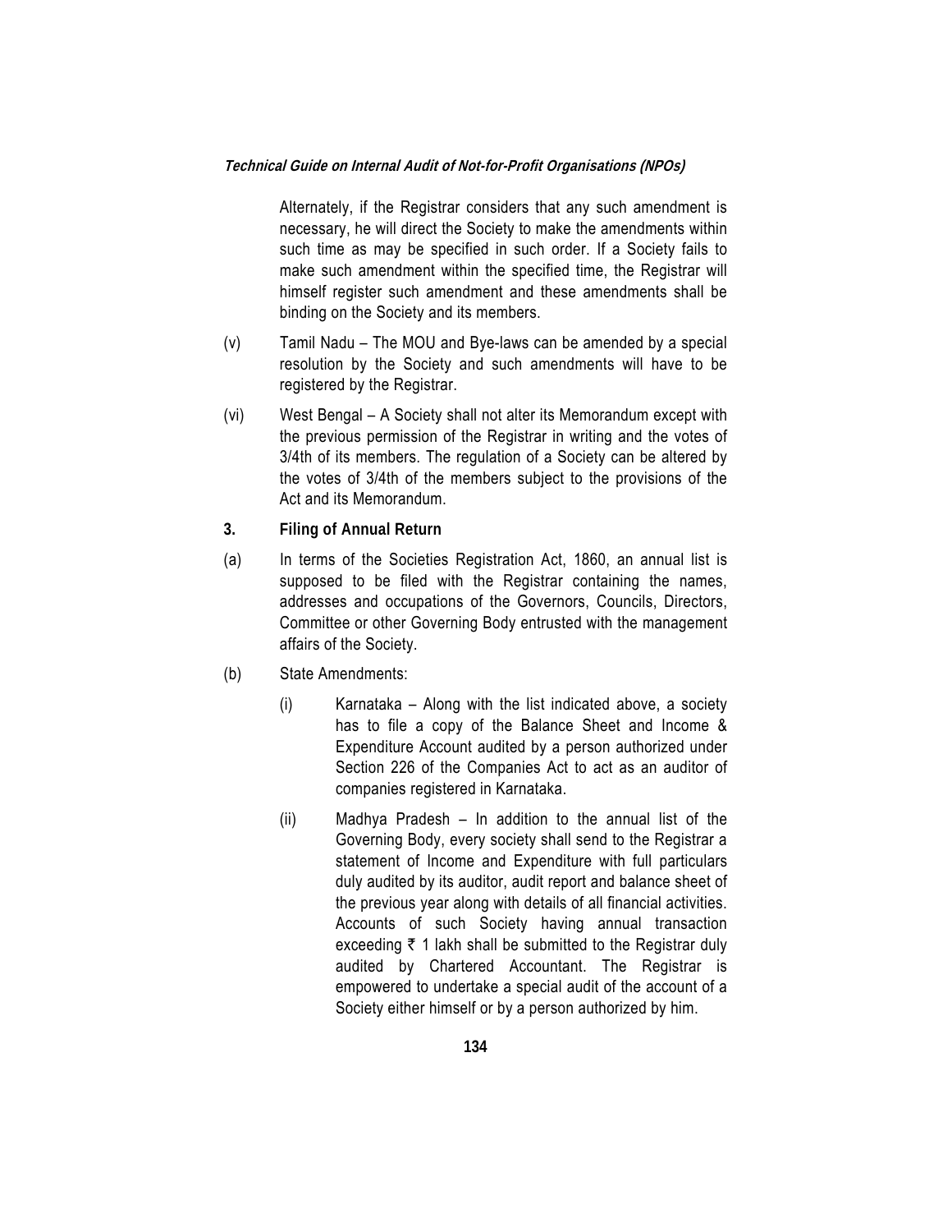Alternately, if the Registrar considers that any such amendment is necessary, he will direct the Society to make the amendments within such time as may be specified in such order. If a Society fails to make such amendment within the specified time, the Registrar will himself register such amendment and these amendments shall be binding on the Society and its members.

(v) Tamil Nadu – The MOU and Bye-laws can be amended by a special resolution by the Society and such amendments will have to be registered by the Registrar.

(vi) West Bengal – A Society shall not alter its Memorandum except with the previous permission of the Registrar in writing and the votes of 3/4th of its members. The regulation of a Society can be altered by the votes of 3/4th of the members subject to the provisions of the Act and its Memorandum.

**3. Filing of Annual Return**

(a) In terms of the Societies Registration Act, 1860, an annual list is supposed to be filed with the Registrar containing the names, addresses and occupations of the Governors, Councils, Directors, Committee or other Governing Body entrusted with the management affairs of the Society.

(b) State Amendments:

(i) Karnataka – Along with the list indicated above, a society has to file a copy of the Balance Sheet and Income & Expenditure Account audited by a person authorized under Section 226 of the Companies Act to act as an auditor of companies registered in Karnataka.

(ii) Madhya Pradesh – In addition to the annual list of the Governing Body, every society shall send to the Registrar a statement of Income and Expenditure with full particulars duly audited by its auditor, audit report and balance sheet of the previous year along with details of all financial activities. Accounts of such Society having annual transaction exceeding ₹ 1 lakh shall be submitted to the Registrar duly audited by Chartered Accountant. The Registrar is empowered to undertake a special audit of the account of a Society either himself or by a person authorized by him.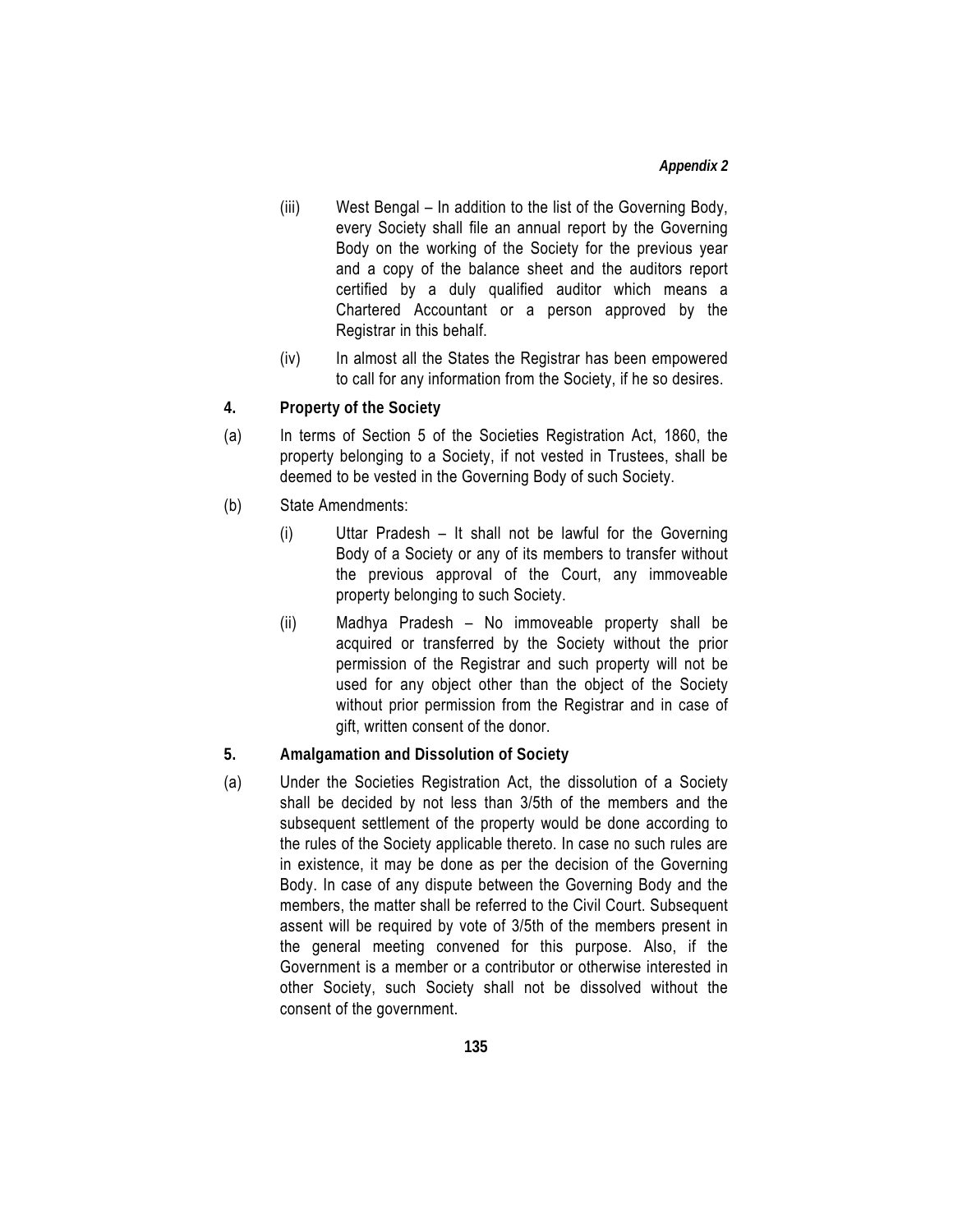(iii) West Bengal – In addition to the list of the Governing Body, every Society shall file an annual report by the Governing Body on the working of the Society for the previous year and a copy of the balance sheet and the auditors report certified by a duly qualified auditor which means a Chartered Accountant or a person approved by the Registrar in this behalf.

(iv) In almost all the States the Registrar has been empowered to call for any information from the Society, if he so desires.

**4. Property of the Society**

(a) In terms of Section 5 of the Societies Registration Act, 1860, the property belonging to a Society, if not vested in Trustees, shall be deemed to be vested in the Governing Body of such Society.

(b) State Amendments:

(i) Uttar Pradesh – It shall not be lawful for the Governing Body of a Society or any of its members to transfer without the previous approval of the Court, any immoveable property belonging to such Society.

(ii) Madhya Pradesh – No immoveable property shall be acquired or transferred by the Society without the prior permission of the Registrar and such property will not be used for any object other than the object of the Society without prior permission from the Registrar and in case of gift, written consent of the donor.

**5. Amalgamation and Dissolution of Society**

(a) Under the Societies Registration Act, the dissolution of a Society shall be decided by not less than 3/5th of the members and the subsequent settlement of the property would be done according to the rules of the Society applicable thereto. In case no such rules are in existence, it may be done as per the decision of the Governing Body. In case of any dispute between the Governing Body and the members, the matter shall be referred to the Civil Court. Subsequent assent will be required by vote of 3/5th of the members present in the general meeting convened for this purpose. Also, if the Government is a member or a contributor or otherwise interested in other Society, such Society shall not be dissolved without the consent of the government.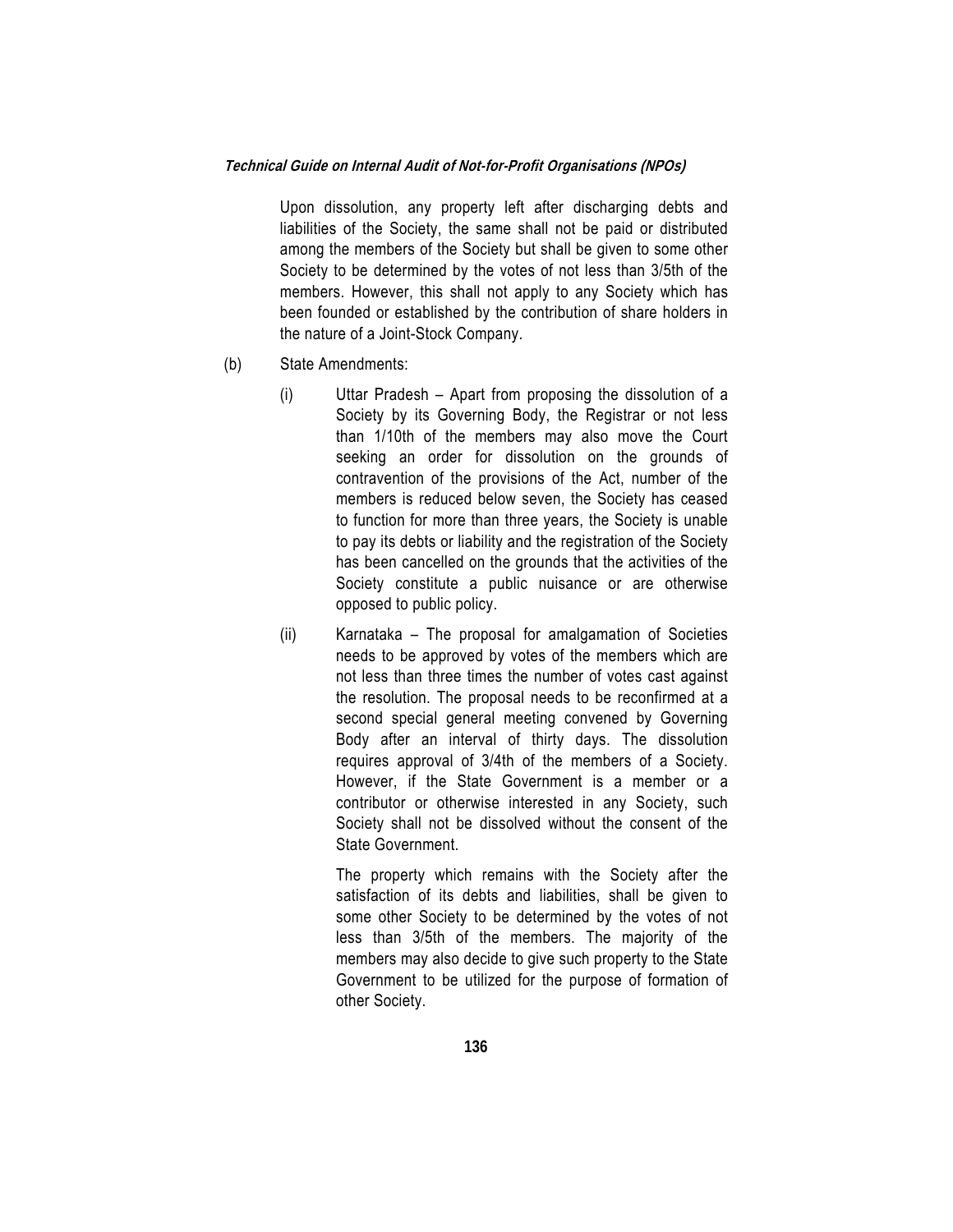Upon dissolution, any property left after discharging debts and liabilities of the Society, the same shall not be paid or distributed among the members of the Society but shall be given to some other Society to be determined by the votes of not less than 3/5th of the members. However, this shall not apply to any Society which has been founded or established by the contribution of share holders in the nature of a Joint-Stock Company.

(b) State Amendments:

(i) Uttar Pradesh – Apart from proposing the dissolution of a Society by its Governing Body, the Registrar or not less than 1/10th of the members may also move the Court seeking an order for dissolution on the grounds of contravention of the provisions of the Act, number of the members is reduced below seven, the Society has ceased to function for more than three years, the Society is unable to pay its debts or liability and the registration of the Society has been cancelled on the grounds that the activities of the Society constitute a public nuisance or are otherwise opposed to public policy.

(ii) Karnataka – The proposal for amalgamation of Societies needs to be approved by votes of the members which are not less than three times the number of votes cast against the resolution. The proposal needs to be reconfirmed at a second special general meeting convened by Governing Body after an interval of thirty days. The dissolution requires approval of 3/4th of the members of a Society. However, if the State Government is a member or a contributor or otherwise interested in any Society, such Society shall not be dissolved without the consent of the State Government.

The property which remains with the Society after the satisfaction of its debts and liabilities, shall be given to some other Society to be determined by the votes of not less than 3/5th of the members. The majority of the members may also decide to give such property to the State Government to be utilized for the purpose of formation of other Society.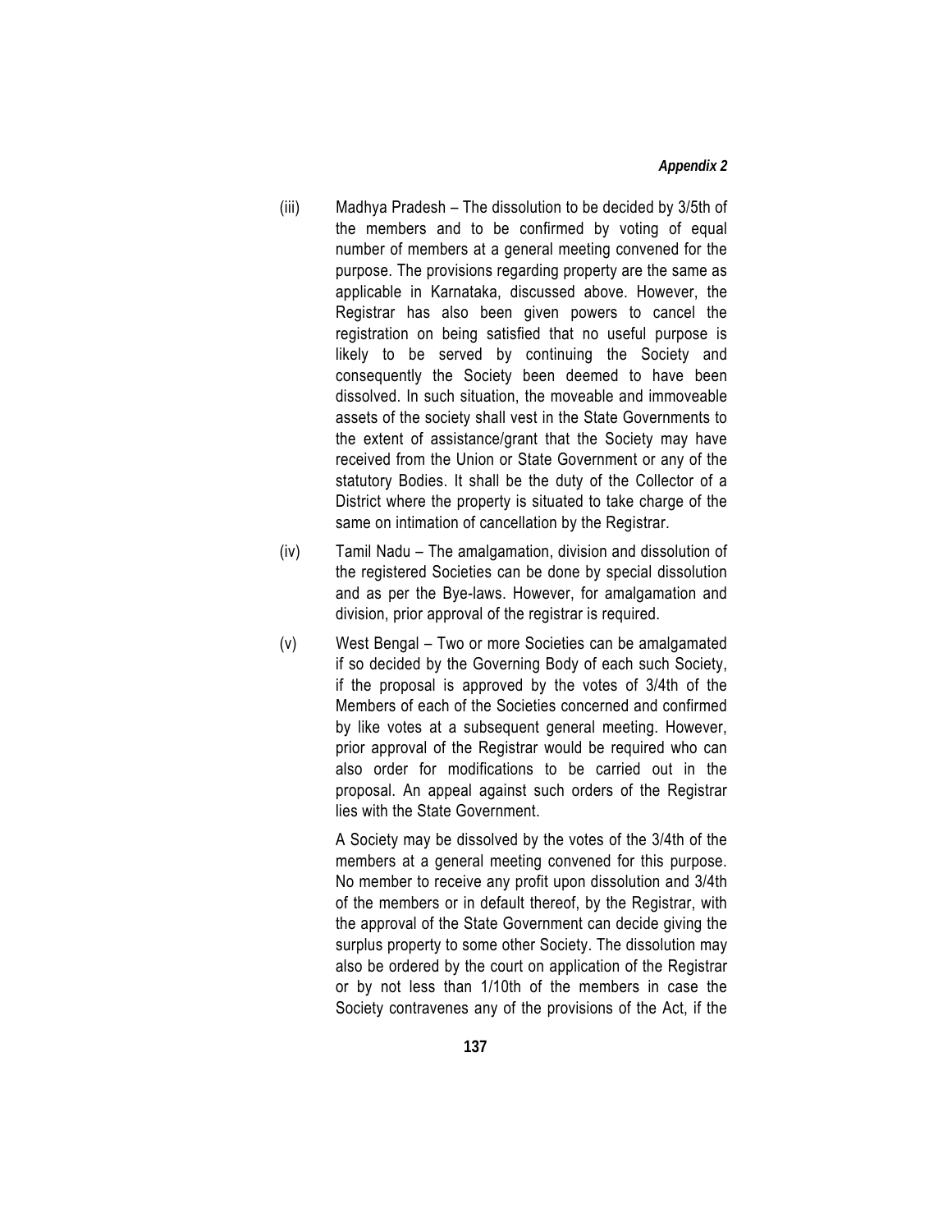(iii) Madhya Pradesh – The dissolution to be decided by 3/5th of the members and to be confirmed by voting of equal number of members at a general meeting convened for the purpose. The provisions regarding property are the same as applicable in Karnataka, discussed above. However, the Registrar has also been given powers to cancel the registration on being satisfied that no useful purpose is likely to be served by continuing the Society and consequently the Society been deemed to have been dissolved. In such situation, the moveable and immoveable assets of the society shall vest in the State Governments to the extent of assistance/grant that the Society may have received from the Union or State Government or any of the statutory Bodies. It shall be the duty of the Collector of a District where the property is situated to take charge of the same on intimation of cancellation by the Registrar.

(iv) Tamil Nadu – The amalgamation, division and dissolution of the registered Societies can be done by special dissolution and as per the Bye-laws. However, for amalgamation and division, prior approval of the registrar is required.

(v) West Bengal – Two or more Societies can be amalgamated if so decided by the Governing Body of each such Society, if the proposal is approved by the votes of 3/4th of the Members of each of the Societies concerned and confirmed by like votes at a subsequent general meeting. However, prior approval of the Registrar would be required who can also order for modifications to be carried out in the proposal. An appeal against such orders of the Registrar lies with the State Government.

A Society may be dissolved by the votes of the 3/4th of the members at a general meeting convened for this purpose. No member to receive any profit upon dissolution and 3/4th of the members or in default thereof, by the Registrar, with the approval of the State Government can decide giving the surplus property to some other Society. The dissolution may also be ordered by the court on application of the Registrar or by not less than 1/10th of the members in case the Society contravenes any of the provisions of the Act, if the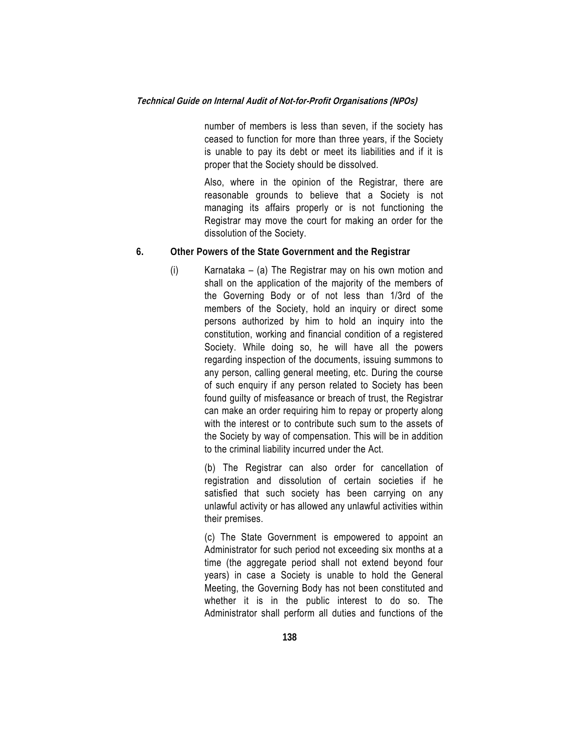number of members is less than seven, if the society has ceased to function for more than three years, if the Society is unable to pay its debt or meet its liabilities and if it is proper that the Society should be dissolved.

Also, where in the opinion of the Registrar, there are reasonable grounds to believe that a Society is not managing its affairs properly or is not functioning the Registrar may move the court for making an order for the dissolution of the Society.

**6. Other Powers of the State Government and the Registrar**

(i) Karnataka – (a) The Registrar may on his own motion and shall on the application of the majority of the members of the Governing Body or of not less than 1/3rd of the members of the Society, hold an inquiry or direct some persons authorized by him to hold an inquiry into the constitution, working and financial condition of a registered Society. While doing so, he will have all the powers regarding inspection of the documents, issuing summons to any person, calling general meeting, etc. During the course of such enquiry if any person related to Society has been found guilty of misfeasance or breach of trust, the Registrar can make an order requiring him to repay or property along with the interest or to contribute such sum to the assets of the Society by way of compensation. This will be in addition to the criminal liability incurred under the Act.

(b) The Registrar can also order for cancellation of registration and dissolution of certain societies if he satisfied that such society has been carrying on any unlawful activity or has allowed any unlawful activities within their premises.

(c) The State Government is empowered to appoint an Administrator for such period not exceeding six months at a time (the aggregate period shall not extend beyond four years) in case a Society is unable to hold the General Meeting, the Governing Body has not been constituted and whether it is in the public interest to do so. The Administrator shall perform all duties and functions of the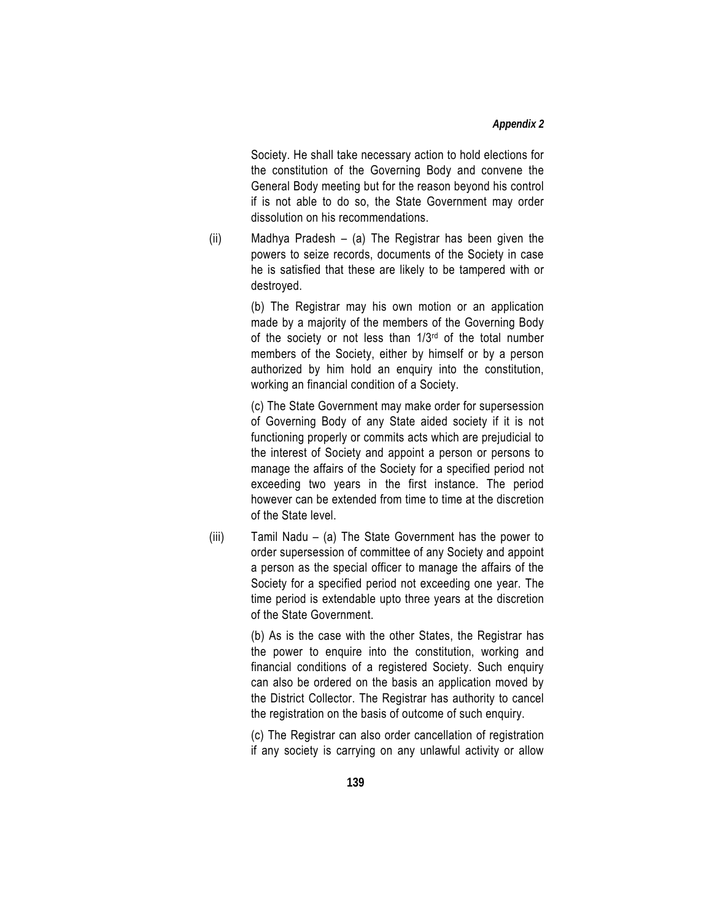Society. He shall take necessary action to hold elections for the constitution of the Governing Body and convene the General Body meeting but for the reason beyond his control if is not able to do so, the State Government may order dissolution on his recommendations.

(ii) Madhya Pradesh – (a) The Registrar has been given the powers to seize records, documents of the Society in case he is satisfied that these are likely to be tampered with or destroyed.

(b) The Registrar may his own motion or an application made by a majority of the members of the Governing Body of the society or not less than 1/3rd of the total number members of the Society, either by himself or by a person authorized by him hold an enquiry into the constitution, working an financial condition of a Society.

(c) The State Government may make order for supersession of Governing Body of any State aided society if it is not functioning properly or commits acts which are prejudicial to the interest of Society and appoint a person or persons to manage the affairs of the Society for a specified period not exceeding two years in the first instance. The period however can be extended from time to time at the discretion of the State level.

(iii) Tamil Nadu – (a) The State Government has the power to order supersession of committee of any Society and appoint a person as the special officer to manage the affairs of the Society for a specified period not exceeding one year. The time period is extendable upto three years at the discretion of the State Government.

(b) As is the case with the other States, the Registrar has the power to enquire into the constitution, working and financial conditions of a registered Society. Such enquiry can also be ordered on the basis an application moved by the District Collector. The Registrar has authority to cancel the registration on the basis of outcome of such enquiry.

(c) The Registrar can also order cancellation of registration if any society is carrying on any unlawful activity or allow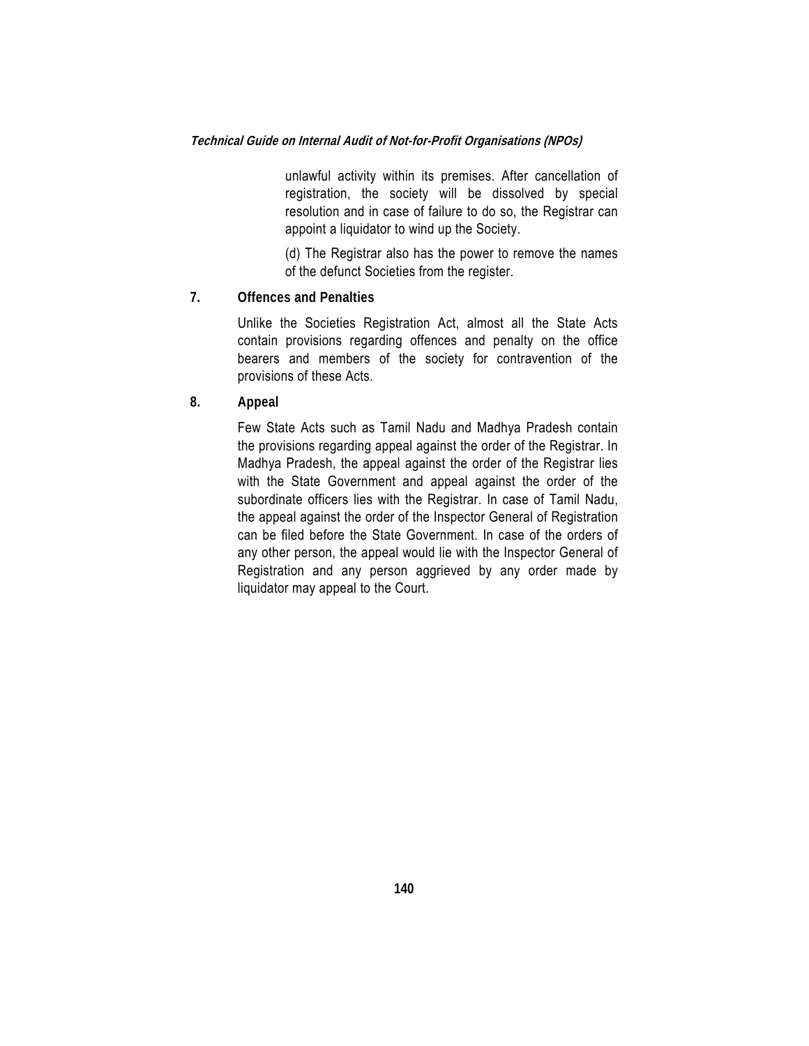unlawful activity within its premises. After cancellation of registration, the society will be dissolved by special resolution and in case of failure to do so, the Registrar can appoint a liquidator to wind up the Society.

(d) The Registrar also has the power to remove the names of the defunct Societies from the register.

**7. Offences and Penalties**

Unlike the Societies Registration Act, almost all the State Acts contain provisions regarding offences and penalty on the office bearers and members of the society for contravention of the provisions of these Acts.

**8. Appeal**

Few State Acts such as Tamil Nadu and Madhya Pradesh contain the provisions regarding appeal against the order of the Registrar. In Madhya Pradesh, the appeal against the order of the Registrar lies with the State Government and appeal against the order of the subordinate officers lies with the Registrar. In case of Tamil Nadu, the appeal against the order of the Inspector General of Registration can be filed before the State Government. In case of the orders of any other person, the appeal would lie with the Inspector General of Registration and any person aggrieved by any order made by liquidator may appeal to the Court.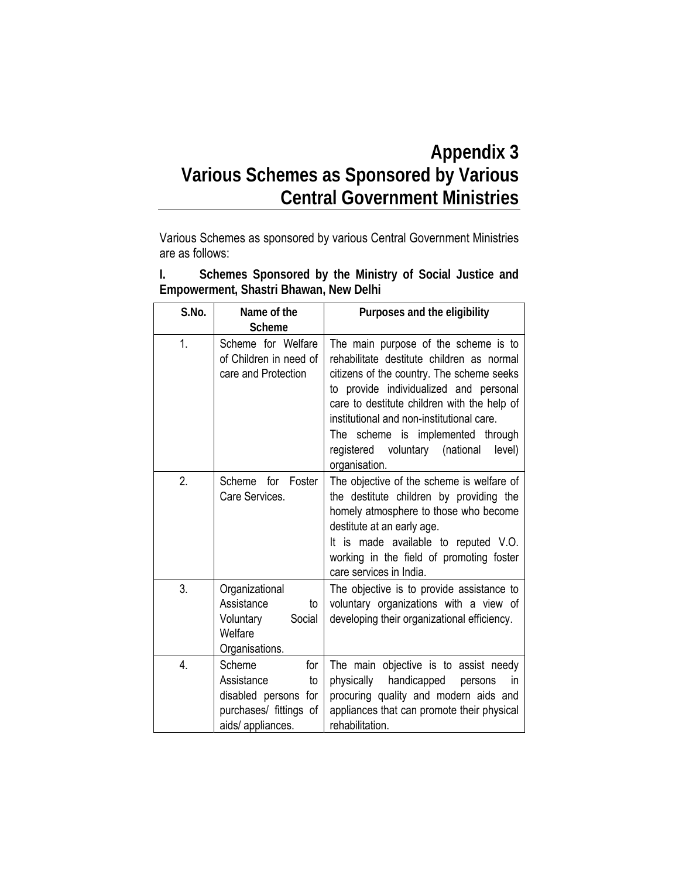# Appendix 3
# Various Schemes as Sponsored by Various Central Government Ministries

Various Schemes as sponsored by various Central Government Ministries are as follows:

**I. Schemes Sponsored by the Ministry of Social Justice and Empowerment, Shastri Bhawan, New Delhi**

| S.No. | Name of the Scheme | Purposes and the eligibility |
|---|---|---|
| 1. | Scheme for Welfare of Children in need of care and Protection | The main purpose of the scheme is to rehabilitate destitute children as normal citizens of the country. The scheme seeks to provide individualized and personal care to destitute children with the help of institutional and non-institutional care.<br>The scheme is implemented through registered voluntary (national level) organisation. |
| 2. | Scheme for Foster Care Services. | The objective of the scheme is welfare of the destitute children by providing the homely atmosphere to those who become destitute at an early age.<br>It is made available to reputed V.O. working in the field of promoting foster care services in India. |
| 3. | Organizational Assistance to Voluntary Social Welfare Organisations. | The objective is to provide assistance to voluntary organizations with a view of developing their organizational efficiency. |
| 4. | Scheme for Assistance to disabled persons for purchases/ fittings of aids/ appliances. | The main objective is to assist needy physically handicapped persons in procuring quality and modern aids and appliances that can promote their physical rehabilitation. |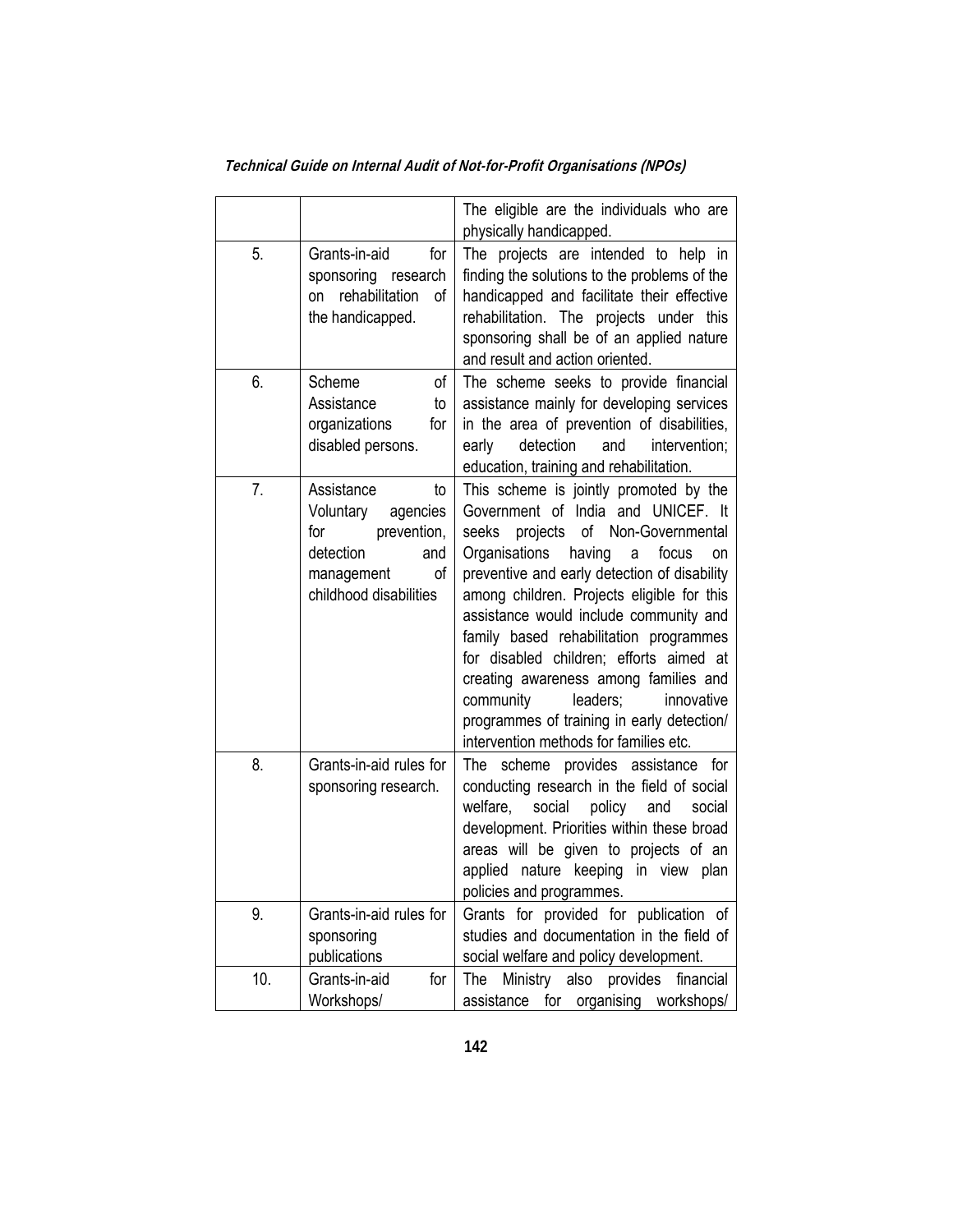| | | |
|---|---|---|
| | | The eligible are the individuals who are physically handicapped. |
| 5. | Grants-in-aid for sponsoring research on rehabilitation of the handicapped. | The projects are intended to help in finding the solutions to the problems of the handicapped and facilitate their effective rehabilitation. The projects under this sponsoring shall be of an applied nature and result and action oriented. |
| 6. | Scheme of Assistance to organizations for disabled persons. | The scheme seeks to provide financial assistance mainly for developing services in the area of prevention of disabilities, early detection and intervention; education, training and rehabilitation. |
| 7. | Assistance to Voluntary agencies for prevention, detection and management of childhood disabilities | This scheme is jointly promoted by the Government of India and UNICEF. It seeks projects of Non-Governmental Organisations having a focus on preventive and early detection of disability among children. Projects eligible for this assistance would include community and family based rehabilitation programmes for disabled children; efforts aimed at creating awareness among families and community leaders; innovative programmes of training in early detection/ intervention methods for families etc. |
| 8. | Grants-in-aid rules for sponsoring research. | The scheme provides assistance for conducting research in the field of social welfare, social policy and social development. Priorities within these broad areas will be given to projects of an applied nature keeping in view plan policies and programmes. |
| 9. | Grants-in-aid rules for sponsoring publications | Grants for provided for publication of studies and documentation in the field of social welfare and policy development. |
| 10. | Grants-in-aid for Workshops/ | The Ministry also provides financial assistance for organising workshops/ |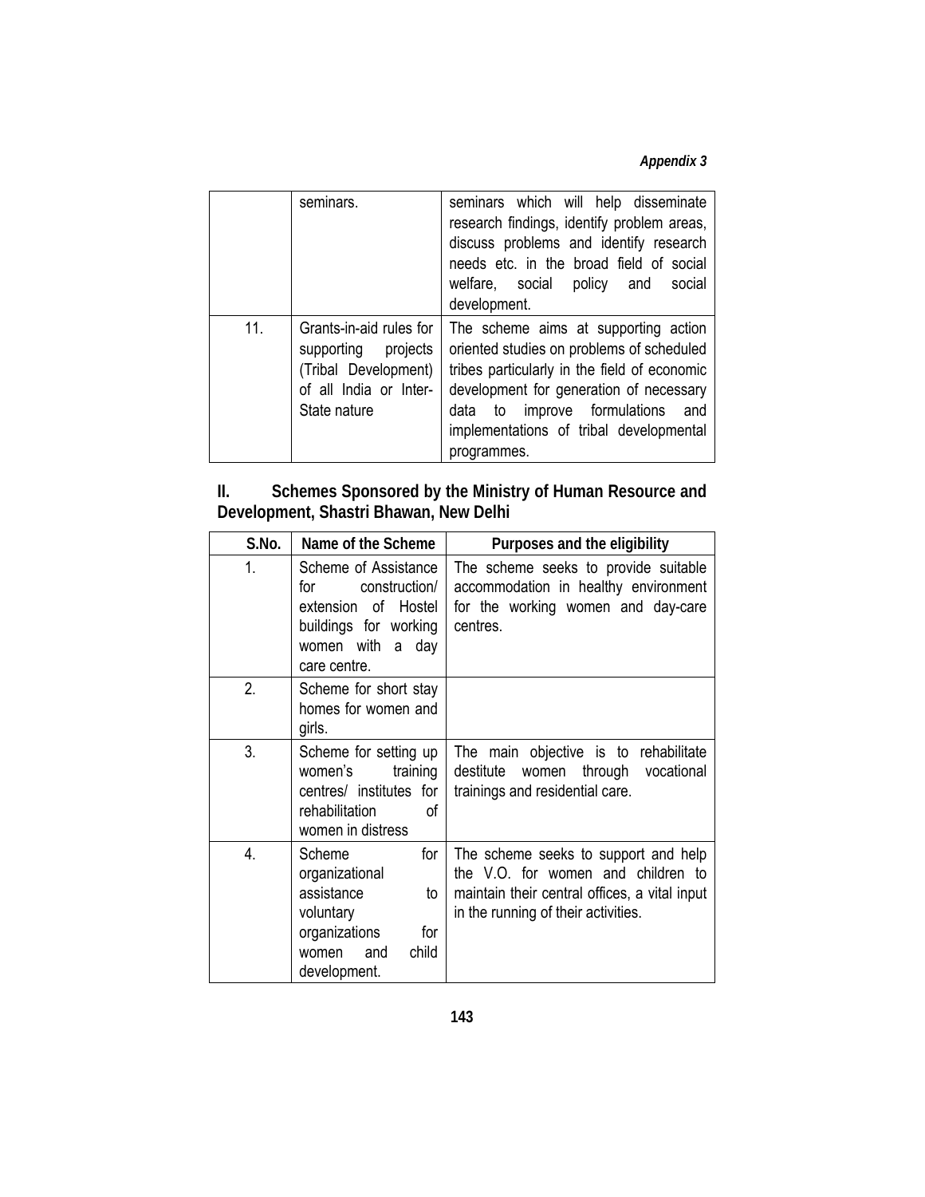| | seminars. | seminars which will help disseminate research findings, identify problem areas, discuss problems and identify research needs etc. in the broad field of social welfare, social policy and social development. |
|---|---|---|
| 11. | Grants-in-aid rules for supporting projects (Tribal Development) of all India or Inter-State nature | The scheme aims at supporting action oriented studies on problems of scheduled tribes particularly in the field of economic development for generation of necessary data to improve formulations and implementations of tribal developmental programmes. |

## II. Schemes Sponsored by the Ministry of Human Resource and Development, Shastri Bhawan, New Delhi

| S.No. | Name of the Scheme | Purposes and the eligibility |
|---|---|---|
| 1. | Scheme of Assistance for construction/ extension of Hostel buildings for working women with a day care centre. | The scheme seeks to provide suitable accommodation in healthy environment for the working women and day-care centres. |
| 2. | Scheme for short stay homes for women and girls. | |
| 3. | Scheme for setting up women's training centres/ institutes for rehabilitation of women in distress | The main objective is to rehabilitate destitute women through vocational trainings and residential care. |
| 4. | Scheme for organizational assistance to voluntary organizations for women and child development. | The scheme seeks to support and help the V.O. for women and children to maintain their central offices, a vital input in the running of their activities. |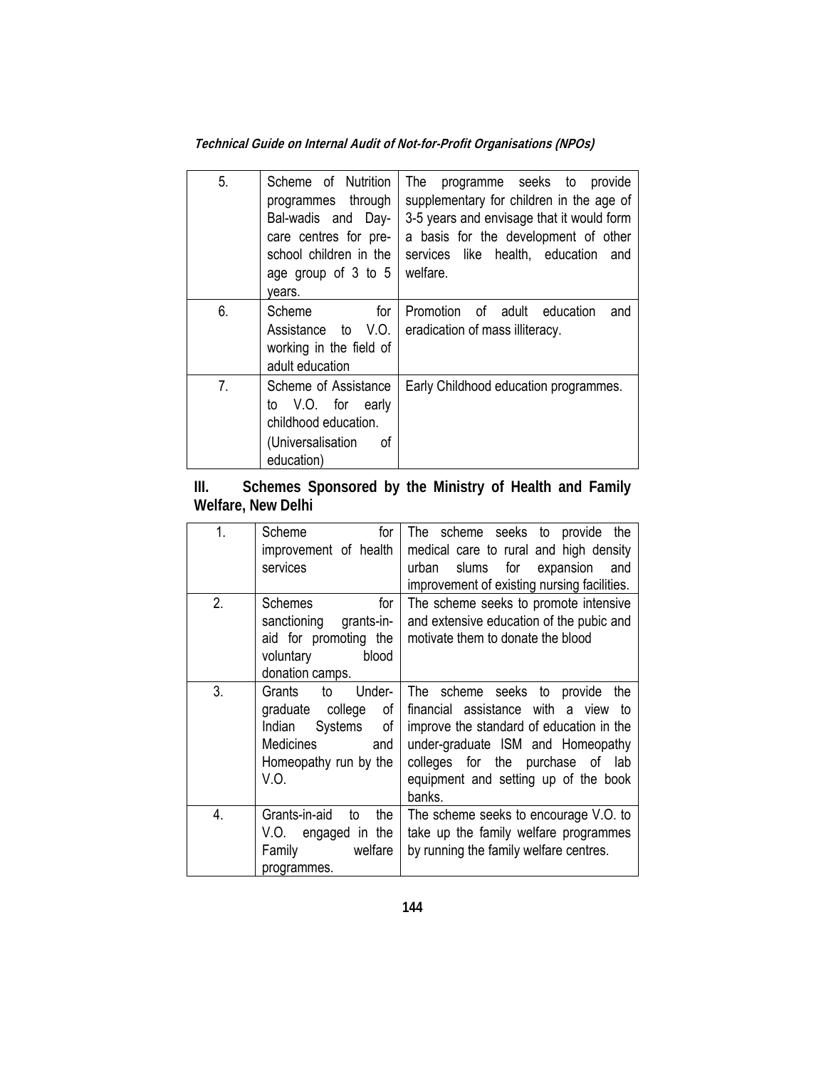| 5. | Scheme of Nutrition programmes through Bal-wadis and Day-care centres for pre-school children in the age group of 3 to 5 years. | The programme seeks to provide supplementary for children in the age of 3-5 years and envisage that it would form a basis for the development of other services like health, education and welfare. |
|---|---|---|
| 6. | Scheme for Assistance to V.O. working in the field of adult education | Promotion of adult education and eradication of mass illiteracy. |
| 7. | Scheme of Assistance to V.O. for early childhood education. (Universalisation of education) | Early Childhood education programmes. |

## III. Schemes Sponsored by the Ministry of Health and Family Welfare, New Delhi

| 1. | Scheme for improvement of health services | The scheme seeks to provide the medical care to rural and high density urban slums for expansion and improvement of existing nursing facilities. |
|---|---|---|
| 2. | Schemes for sanctioning grants-in-aid for promoting the voluntary blood donation camps. | The scheme seeks to promote intensive and extensive education of the pubic and motivate them to donate the blood |
| 3. | Grants to Under-graduate college of Indian Systems of Medicines and Homeopathy run by the V.O. | The scheme seeks to provide the financial assistance with a view to improve the standard of education in the under-graduate ISM and Homeopathy colleges for the purchase of lab equipment and setting up of the book banks. |
| 4. | Grants-in-aid to the V.O. engaged in the Family welfare programmes. | The scheme seeks to encourage V.O. to take up the family welfare programmes by running the family welfare centres. |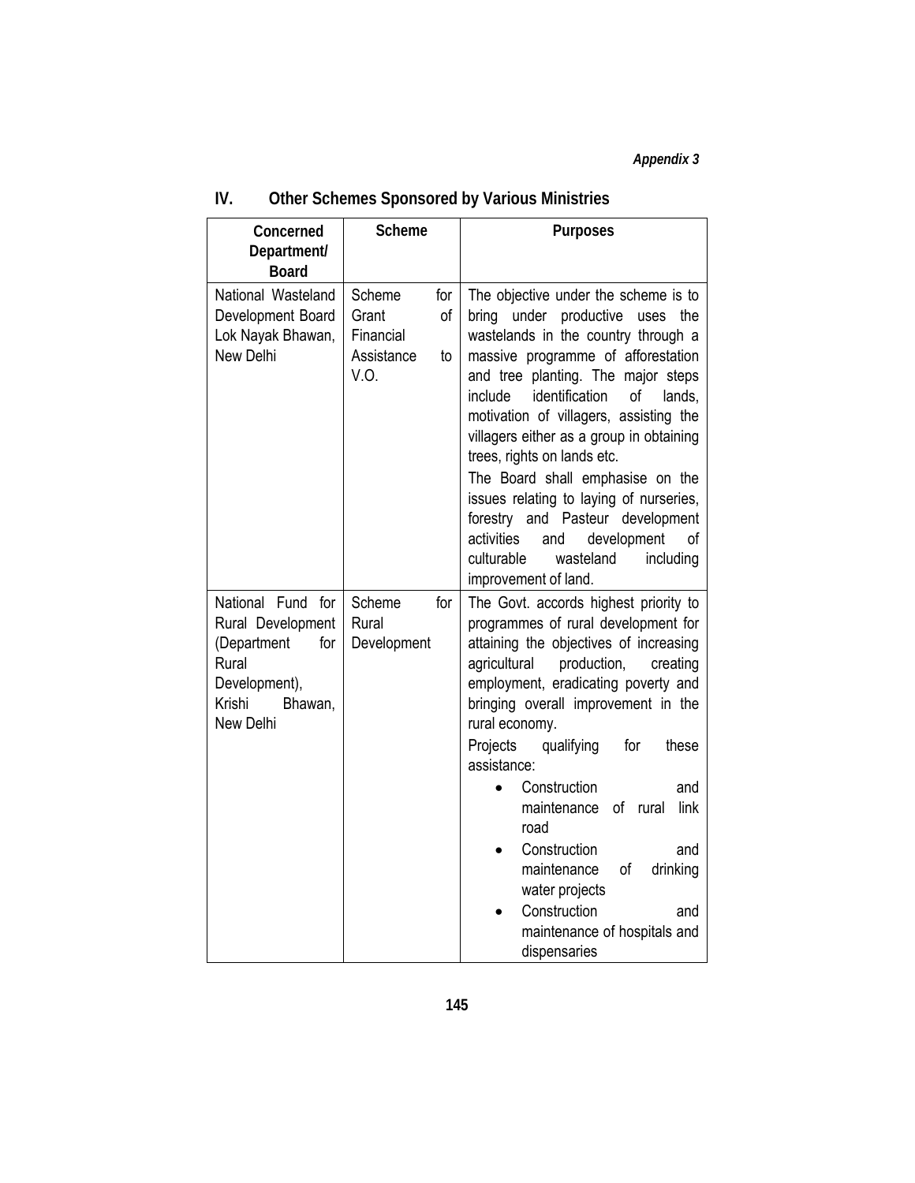*Appendix 3*

## IV. Other Schemes Sponsored by Various Ministries

| Concerned Department/ Board | Scheme | Purposes |
|---|---|---|
| National Wasteland Development Board Lok Nayak Bhawan, New Delhi | Scheme for Grant of Financial Assistance to V.O. | The objective under the scheme is to bring under productive uses the wastelands in the country through a massive programme of afforestation and tree planting. The major steps include identification of lands, motivation of villagers, assisting the villagers either as a group in obtaining trees, rights on lands etc.<br>The Board shall emphasise on the issues relating to laying of nurseries, forestry and Pasteur development activities and development of culturable wasteland including improvement of land. |
| National Fund for Rural Development (Department for Rural Development), Krishi Bhawan, New Delhi | Scheme for Rural Development | The Govt. accords highest priority to programmes of rural development for attaining the objectives of increasing agricultural production, creating employment, eradicating poverty and bringing overall improvement in the rural economy.<br>Projects qualifying for these assistance:<br>• Construction and maintenance of rural link road<br>• Construction and maintenance of drinking water projects<br>• Construction and maintenance of hospitals and dispensaries |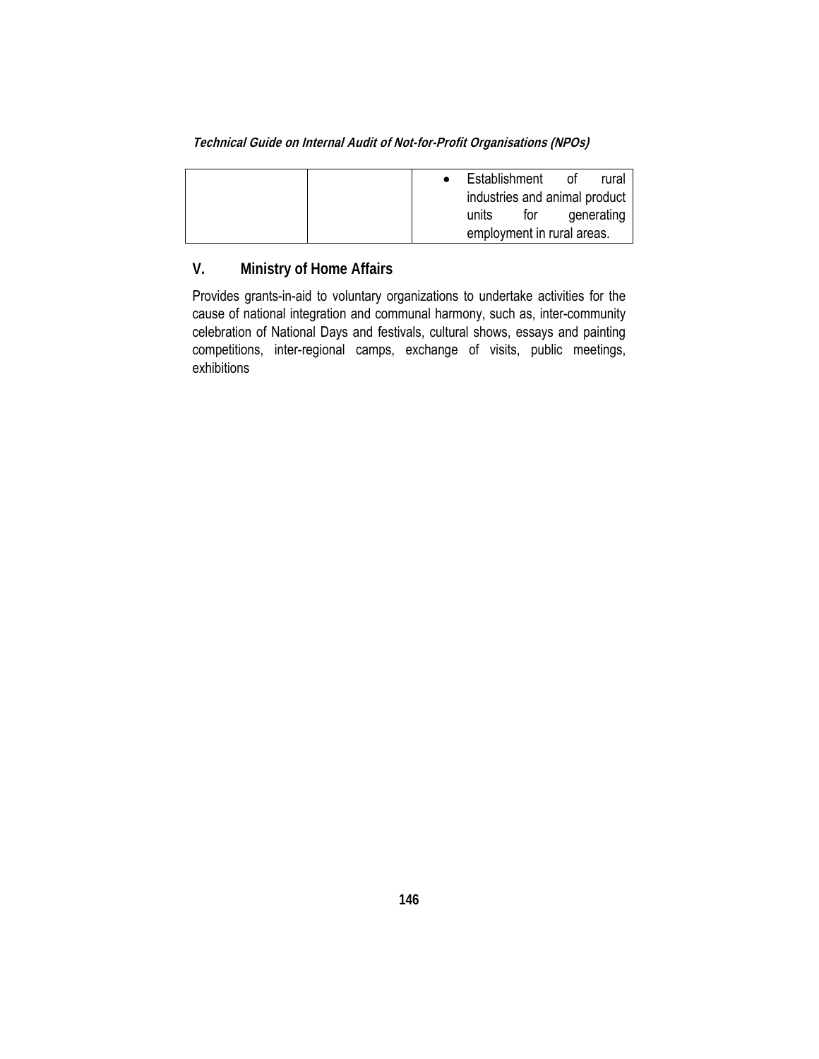|  |  | • Establishment of rural industries and animal product units for generating employment in rural areas. |
|---|---|---|

## V. Ministry of Home Affairs

Provides grants-in-aid to voluntary organizations to undertake activities for the cause of national integration and communal harmony, such as, inter-community celebration of National Days and festivals, cultural shows, essays and painting competitions, inter-regional camps, exchange of visits, public meetings, exhibitions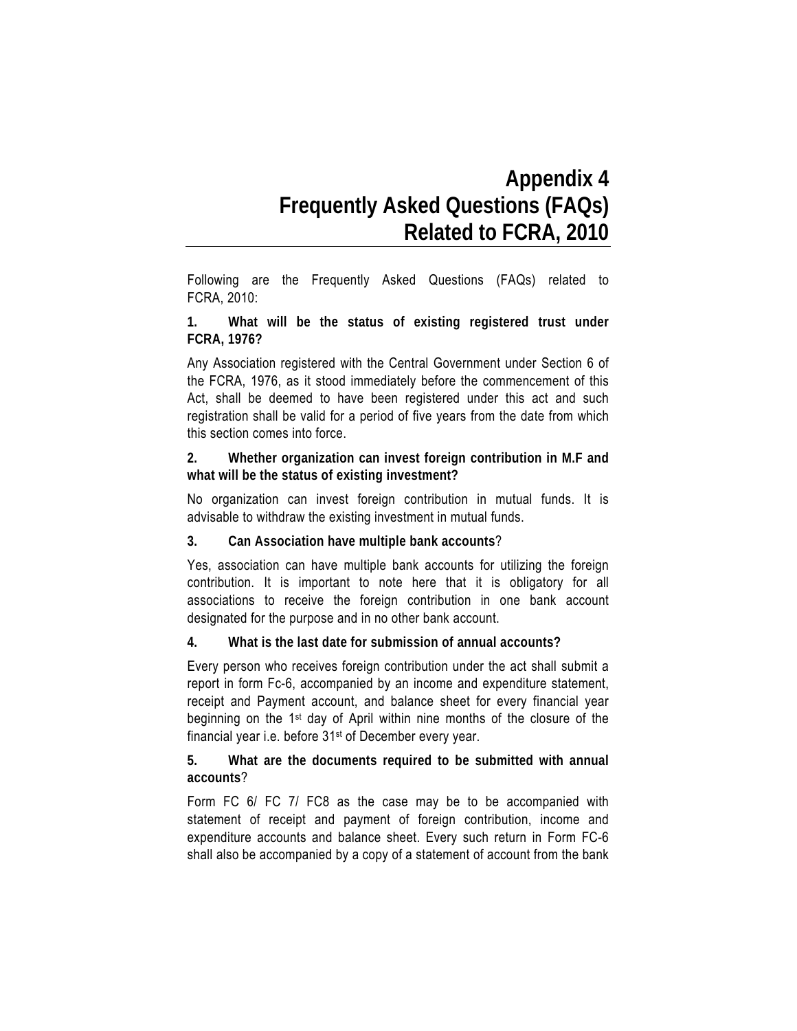# Appendix 4
# Frequently Asked Questions (FAQs) Related to FCRA, 2010

Following are the Frequently Asked Questions (FAQs) related to FCRA, 2010:

**1. What will be the status of existing registered trust under FCRA, 1976?**

Any Association registered with the Central Government under Section 6 of the FCRA, 1976, as it stood immediately before the commencement of this Act, shall be deemed to have been registered under this act and such registration shall be valid for a period of five years from the date from which this section comes into force.

**2. Whether organization can invest foreign contribution in M.F and what will be the status of existing investment?**

No organization can invest foreign contribution in mutual funds. It is advisable to withdraw the existing investment in mutual funds.

**3. Can Association have multiple bank accounts**?

Yes, association can have multiple bank accounts for utilizing the foreign contribution. It is important to note here that it is obligatory for all associations to receive the foreign contribution in one bank account designated for the purpose and in no other bank account.

**4. What is the last date for submission of annual accounts?**

Every person who receives foreign contribution under the act shall submit a report in form Fc-6, accompanied by an income and expenditure statement, receipt and Payment account, and balance sheet for every financial year beginning on the 1st day of April within nine months of the closure of the financial year i.e. before 31st of December every year.

**5. What are the documents required to be submitted with annual accounts**?

Form FC 6/ FC 7/ FC8 as the case may be to be accompanied with statement of receipt and payment of foreign contribution, income and expenditure accounts and balance sheet. Every such return in Form FC-6 shall also be accompanied by a copy of a statement of account from the bank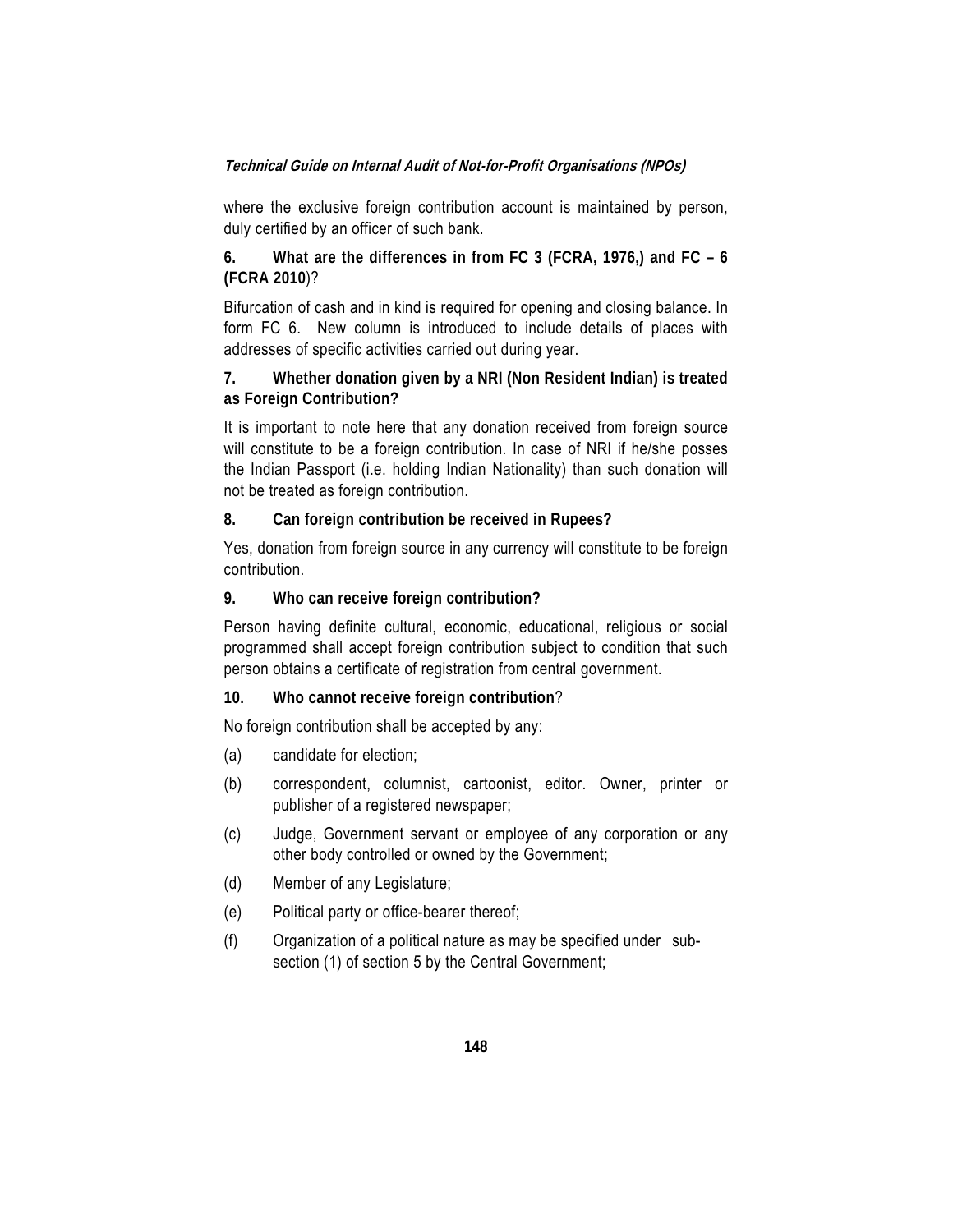where the exclusive foreign contribution account is maintained by person, duly certified by an officer of such bank.

**6. What are the differences in from FC 3 (FCRA, 1976,) and FC – 6 (FCRA 2010)?**

Bifurcation of cash and in kind is required for opening and closing balance. In form FC 6. New column is introduced to include details of places with addresses of specific activities carried out during year.

**7. Whether donation given by a NRI (Non Resident Indian) is treated as Foreign Contribution?**

It is important to note here that any donation received from foreign source will constitute to be a foreign contribution. In case of NRI if he/she posses the Indian Passport (i.e. holding Indian Nationality) than such donation will not be treated as foreign contribution.

**8. Can foreign contribution be received in Rupees?**

Yes, donation from foreign source in any currency will constitute to be foreign contribution.

**9. Who can receive foreign contribution?**

Person having definite cultural, economic, educational, religious or social programmed shall accept foreign contribution subject to condition that such person obtains a certificate of registration from central government.

**10. Who cannot receive foreign contribution?**

No foreign contribution shall be accepted by any:

(a) candidate for election;

(b) correspondent, columnist, cartoonist, editor. Owner, printer or publisher of a registered newspaper;

(c) Judge, Government servant or employee of any corporation or any other body controlled or owned by the Government;

(d) Member of any Legislature;

(e) Political party or office-bearer thereof;

(f) Organization of a political nature as may be specified under sub-section (1) of section 5 by the Central Government;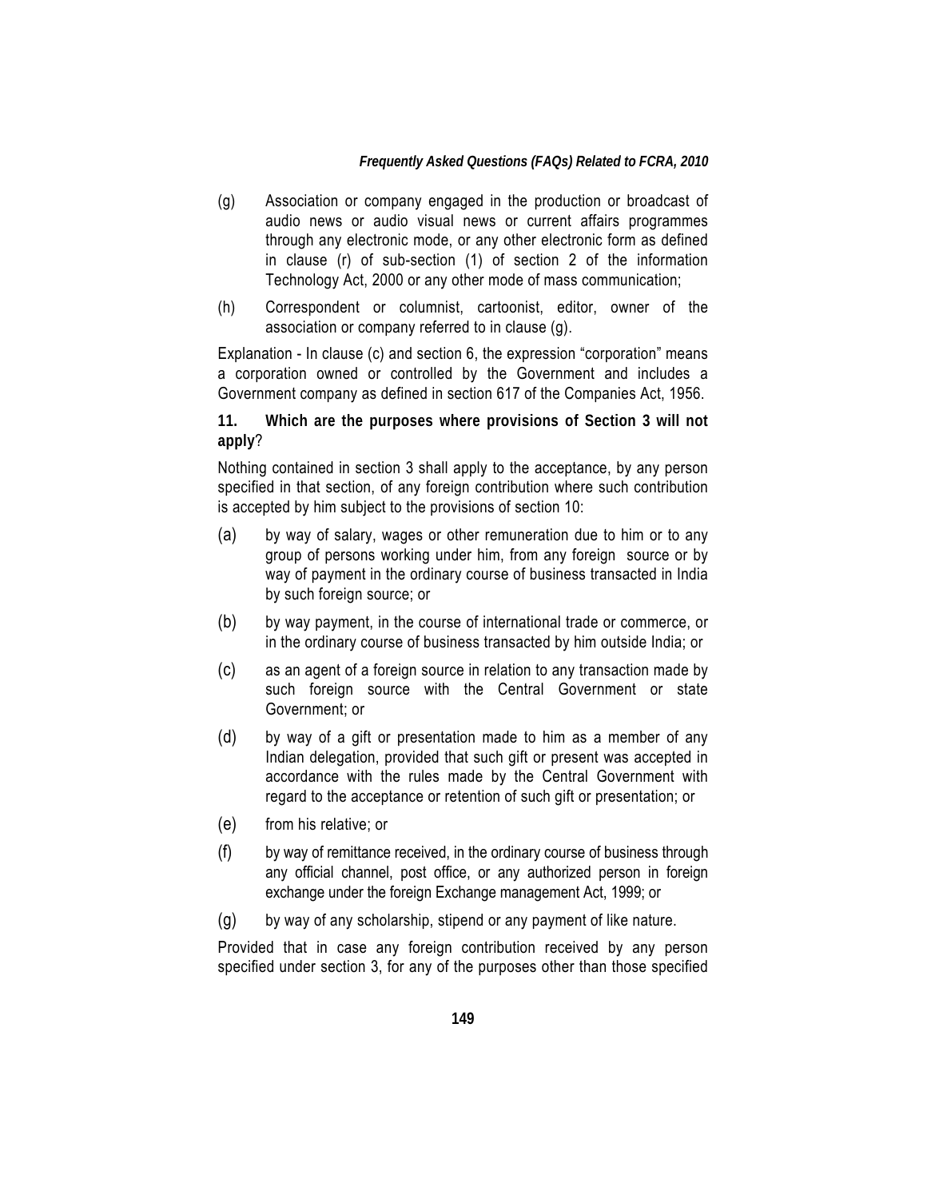(g) Association or company engaged in the production or broadcast of audio news or audio visual news or current affairs programmes through any electronic mode, or any other electronic form as defined in clause (r) of sub-section (1) of section 2 of the information Technology Act, 2000 or any other mode of mass communication;

(h) Correspondent or columnist, cartoonist, editor, owner of the association or company referred to in clause (g).

Explanation - In clause (c) and section 6, the expression "corporation" means a corporation owned or controlled by the Government and includes a Government company as defined in section 617 of the Companies Act, 1956.

**11. Which are the purposes where provisions of Section 3 will not apply**?

Nothing contained in section 3 shall apply to the acceptance, by any person specified in that section, of any foreign contribution where such contribution is accepted by him subject to the provisions of section 10:

(a) by way of salary, wages or other remuneration due to him or to any group of persons working under him, from any foreign source or by way of payment in the ordinary course of business transacted in India by such foreign source; or

(b) by way payment, in the course of international trade or commerce, or in the ordinary course of business transacted by him outside India; or

(c) as an agent of a foreign source in relation to any transaction made by such foreign source with the Central Government or state Government; or

(d) by way of a gift or presentation made to him as a member of any Indian delegation, provided that such gift or present was accepted in accordance with the rules made by the Central Government with regard to the acceptance or retention of such gift or presentation; or

(e) from his relative; or

(f) by way of remittance received, in the ordinary course of business through any official channel, post office, or any authorized person in foreign exchange under the foreign Exchange management Act, 1999; or

(g) by way of any scholarship, stipend or any payment of like nature.

Provided that in case any foreign contribution received by any person specified under section 3, for any of the purposes other than those specified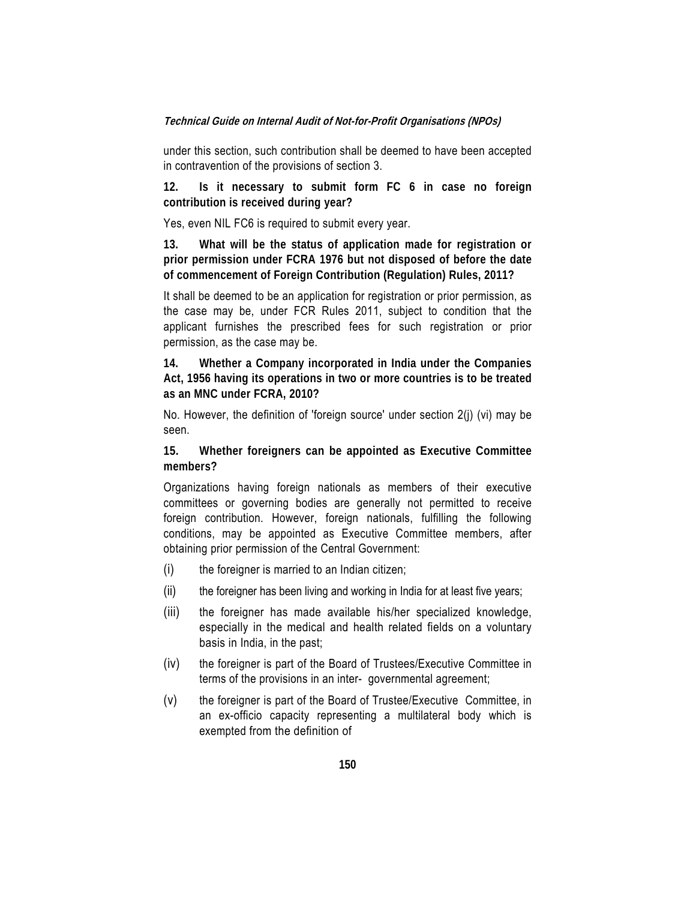under this section, such contribution shall be deemed to have been accepted in contravention of the provisions of section 3.

**12. Is it necessary to submit form FC 6 in case no foreign contribution is received during year?**

Yes, even NIL FC6 is required to submit every year.

**13. What will be the status of application made for registration or prior permission under FCRA 1976 but not disposed of before the date of commencement of Foreign Contribution (Regulation) Rules, 2011?**

It shall be deemed to be an application for registration or prior permission, as the case may be, under FCR Rules 2011, subject to condition that the applicant furnishes the prescribed fees for such registration or prior permission, as the case may be.

**14. Whether a Company incorporated in India under the Companies Act, 1956 having its operations in two or more countries is to be treated as an MNC under FCRA, 2010?**

No. However, the definition of 'foreign source' under section 2(j) (vi) may be seen.

**15. Whether foreigners can be appointed as Executive Committee members?**

Organizations having foreign nationals as members of their executive committees or governing bodies are generally not permitted to receive foreign contribution. However, foreign nationals, fulfilling the following conditions, may be appointed as Executive Committee members, after obtaining prior permission of the Central Government:

(i) the foreigner is married to an Indian citizen;

(ii) the foreigner has been living and working in India for at least five years;

(iii) the foreigner has made available his/her specialized knowledge, especially in the medical and health related fields on a voluntary basis in India, in the past;

(iv) the foreigner is part of the Board of Trustees/Executive Committee in terms of the provisions in an inter- governmental agreement;

(v) the foreigner is part of the Board of Trustee/Executive Committee, in an ex-officio capacity representing a multilateral body which is exempted from the definition of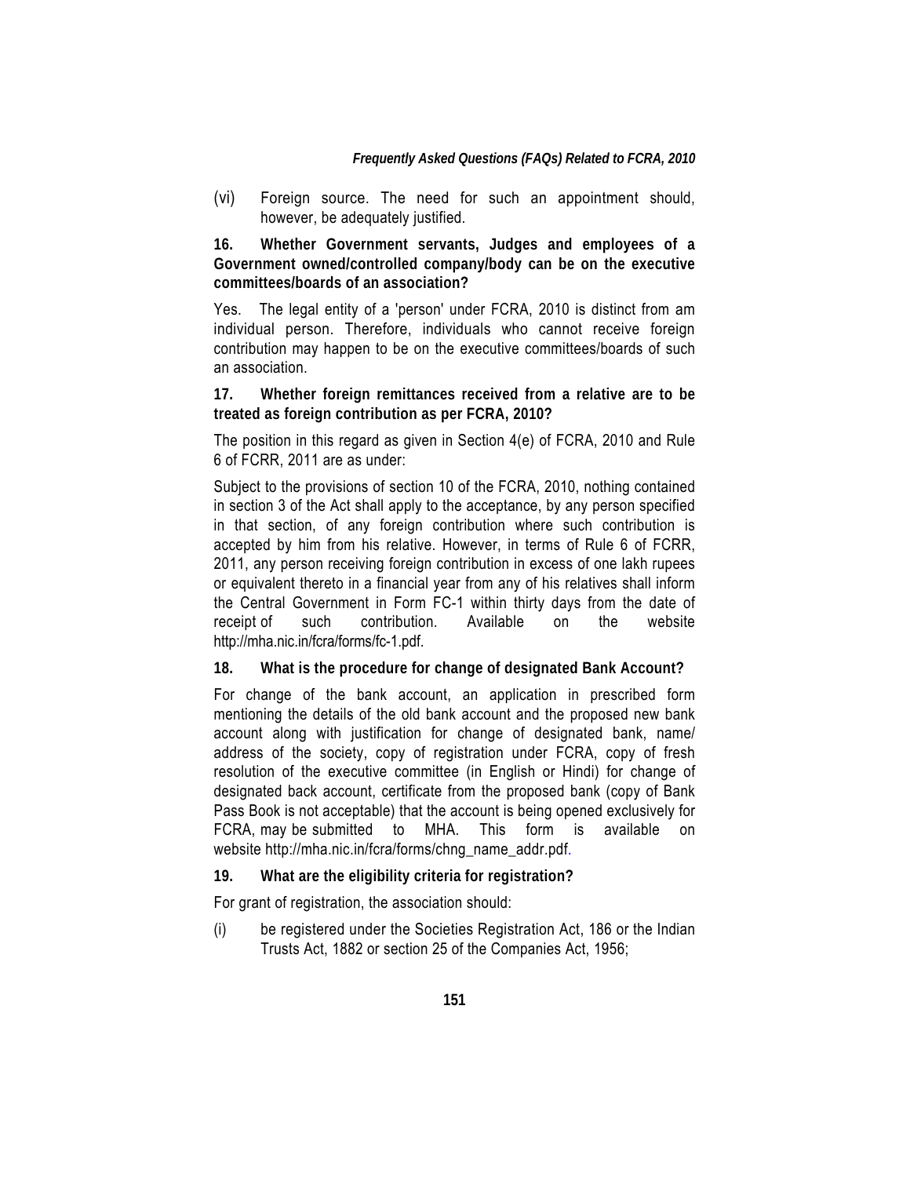(vi) Foreign source. The need for such an appointment should, however, be adequately justified.

**16. Whether Government servants, Judges and employees of a Government owned/controlled company/body can be on the executive committees/boards of an association?**

Yes. The legal entity of a 'person' under FCRA, 2010 is distinct from am individual person. Therefore, individuals who cannot receive foreign contribution may happen to be on the executive committees/boards of such an association.

**17. Whether foreign remittances received from a relative are to be treated as foreign contribution as per FCRA, 2010?**

The position in this regard as given in Section 4(e) of FCRA, 2010 and Rule 6 of FCRR, 2011 are as under:

Subject to the provisions of section 10 of the FCRA, 2010, nothing contained in section 3 of the Act shall apply to the acceptance, by any person specified in that section, of any foreign contribution where such contribution is accepted by him from his relative. However, in terms of Rule 6 of FCRR, 2011, any person receiving foreign contribution in excess of one lakh rupees or equivalent thereto in a financial year from any of his relatives shall inform the Central Government in Form FC-1 within thirty days from the date of receipt of such contribution. Available on the website http://mha.nic.in/fcra/forms/fc-1.pdf.

**18. What is the procedure for change of designated Bank Account?**

For change of the bank account, an application in prescribed form mentioning the details of the old bank account and the proposed new bank account along with justification for change of designated bank, name/ address of the society, copy of registration under FCRA, copy of fresh resolution of the executive committee (in English or Hindi) for change of designated back account, certificate from the proposed bank (copy of Bank Pass Book is not acceptable) that the account is being opened exclusively for FCRA, may be submitted to MHA. This form is available on website http://mha.nic.in/fcra/forms/chng_name_addr.pdf.

**19. What are the eligibility criteria for registration?**

For grant of registration, the association should:

(i) be registered under the Societies Registration Act, 186 or the Indian Trusts Act, 1882 or section 25 of the Companies Act, 1956;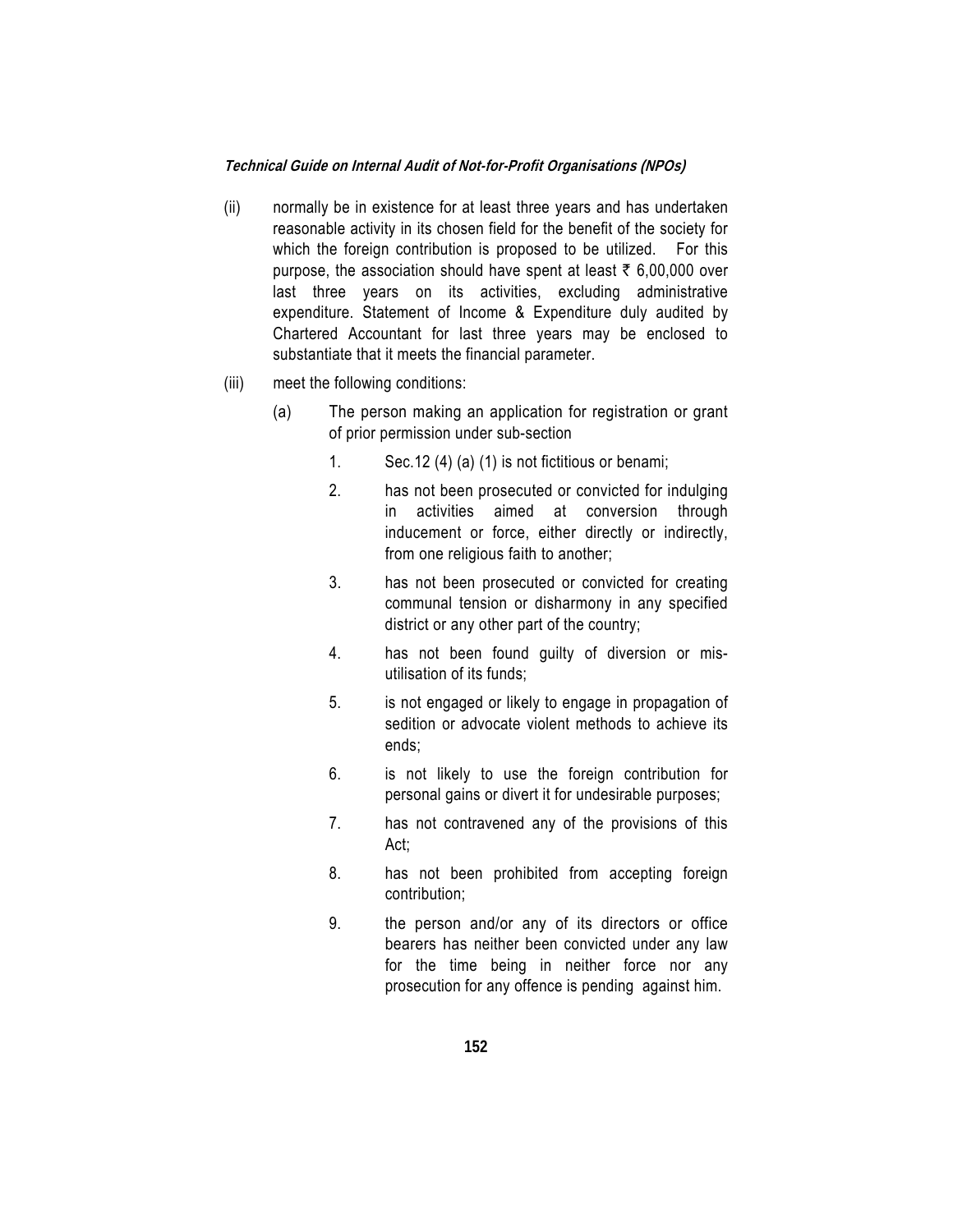(ii) normally be in existence for at least three years and has undertaken reasonable activity in its chosen field for the benefit of the society for which the foreign contribution is proposed to be utilized. For this purpose, the association should have spent at least ₹ 6,00,000 over last three years on its activities, excluding administrative expenditure. Statement of Income & Expenditure duly audited by Chartered Accountant for last three years may be enclosed to substantiate that it meets the financial parameter.

(iii) meet the following conditions:

   (a) The person making an application for registration or grant of prior permission under sub-section

      1. Sec.12 (4) (a) (1) is not fictitious or benami;

      2. has not been prosecuted or convicted for indulging in activities aimed at conversion through inducement or force, either directly or indirectly, from one religious faith to another;

      3. has not been prosecuted or convicted for creating communal tension or disharmony in any specified district or any other part of the country;

      4. has not been found guilty of diversion or mis-utilisation of its funds;

      5. is not engaged or likely to engage in propagation of sedition or advocate violent methods to achieve its ends;

      6. is not likely to use the foreign contribution for personal gains or divert it for undesirable purposes;

      7. has not contravened any of the provisions of this Act;

      8. has not been prohibited from accepting foreign contribution;

      9. the person and/or any of its directors or office bearers has neither been convicted under any law for the time being in neither force nor any prosecution for any offence is pending against him.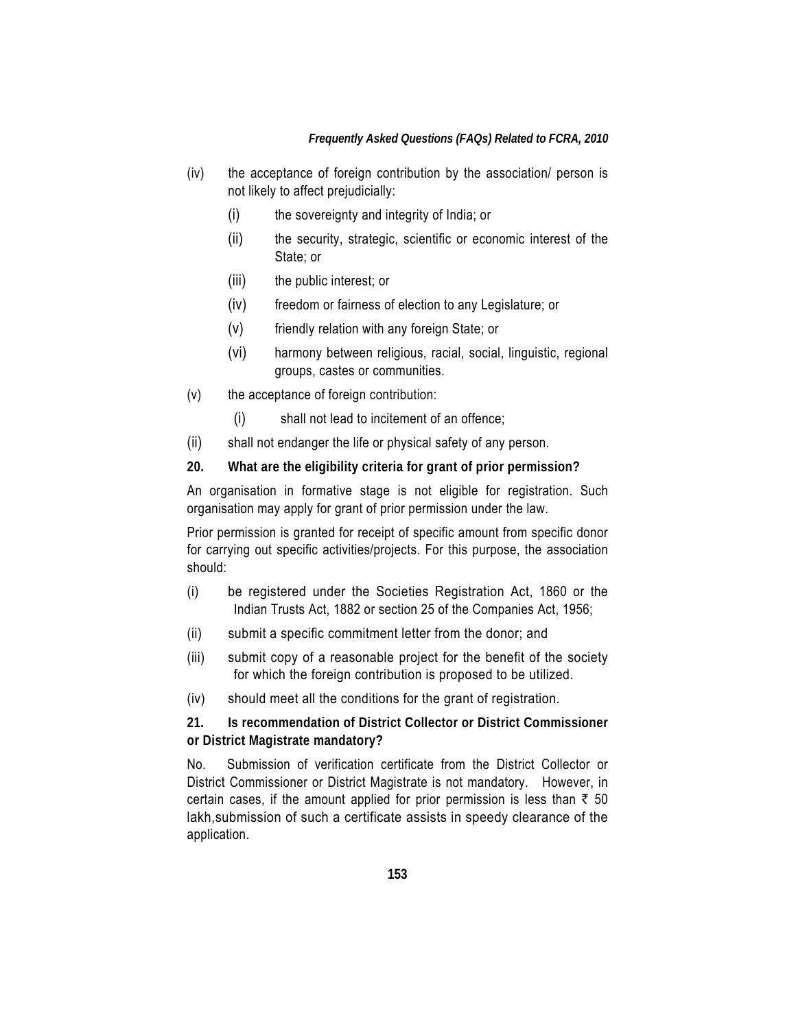(iv) the acceptance of foreign contribution by the association/ person is not likely to affect prejudicially:

   (i) the sovereignty and integrity of India; or

   (ii) the security, strategic, scientific or economic interest of the State; or

   (iii) the public interest; or

   (iv) freedom or fairness of election to any Legislature; or

   (v) friendly relation with any foreign State; or

   (vi) harmony between religious, racial, social, linguistic, regional groups, castes or communities.

(v) the acceptance of foreign contribution:

   (i) shall not lead to incitement of an offence;

(ii) shall not endanger the life or physical safety of any person.

**20. What are the eligibility criteria for grant of prior permission?**

An organisation in formative stage is not eligible for registration. Such organisation may apply for grant of prior permission under the law.

Prior permission is granted for receipt of specific amount from specific donor for carrying out specific activities/projects. For this purpose, the association should:

(i) be registered under the Societies Registration Act, 1860 or the Indian Trusts Act, 1882 or section 25 of the Companies Act, 1956;

(ii) submit a specific commitment letter from the donor; and

(iii) submit copy of a reasonable project for the benefit of the society for which the foreign contribution is proposed to be utilized.

(iv) should meet all the conditions for the grant of registration.

**21. Is recommendation of District Collector or District Commissioner or District Magistrate mandatory?**

No. Submission of verification certificate from the District Collector or District Commissioner or District Magistrate is not mandatory. However, in certain cases, if the amount applied for prior permission is less than ₹ 50 lakh,submission of such a certificate assists in speedy clearance of the application.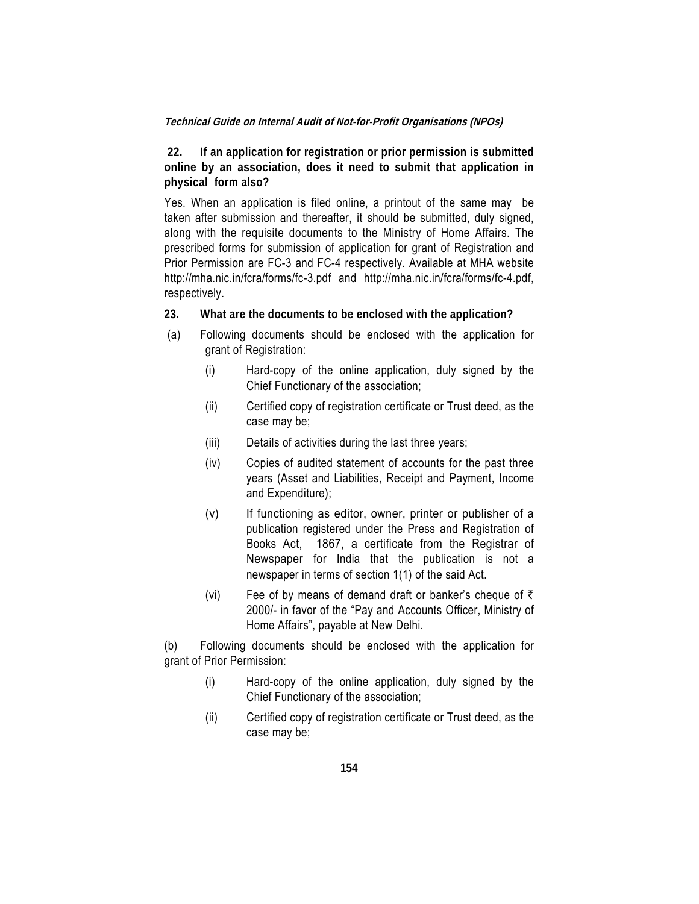**22. If an application for registration or prior permission is submitted online by an association, does it need to submit that application in physical form also?**

Yes. When an application is filed online, a printout of the same may be taken after submission and thereafter, it should be submitted, duly signed, along with the requisite documents to the Ministry of Home Affairs. The prescribed forms for submission of application for grant of Registration and Prior Permission are FC-3 and FC-4 respectively. Available at MHA website http://mha.nic.in/fcra/forms/fc-3.pdf and http://mha.nic.in/fcra/forms/fc-4.pdf, respectively.

**23. What are the documents to be enclosed with the application?**

(a) Following documents should be enclosed with the application for grant of Registration:

(i) Hard-copy of the online application, duly signed by the Chief Functionary of the association;

(ii) Certified copy of registration certificate or Trust deed, as the case may be;

(iii) Details of activities during the last three years;

(iv) Copies of audited statement of accounts for the past three years (Asset and Liabilities, Receipt and Payment, Income and Expenditure);

(v) If functioning as editor, owner, printer or publisher of a publication registered under the Press and Registration of Books Act, 1867, a certificate from the Registrar of Newspaper for India that the publication is not a newspaper in terms of section 1(1) of the said Act.

(vi) Fee of by means of demand draft or banker's cheque of ₹ 2000/- in favor of the "Pay and Accounts Officer, Ministry of Home Affairs", payable at New Delhi.

(b) Following documents should be enclosed with the application for grant of Prior Permission:

(i) Hard-copy of the online application, duly signed by the Chief Functionary of the association;

(ii) Certified copy of registration certificate or Trust deed, as the case may be;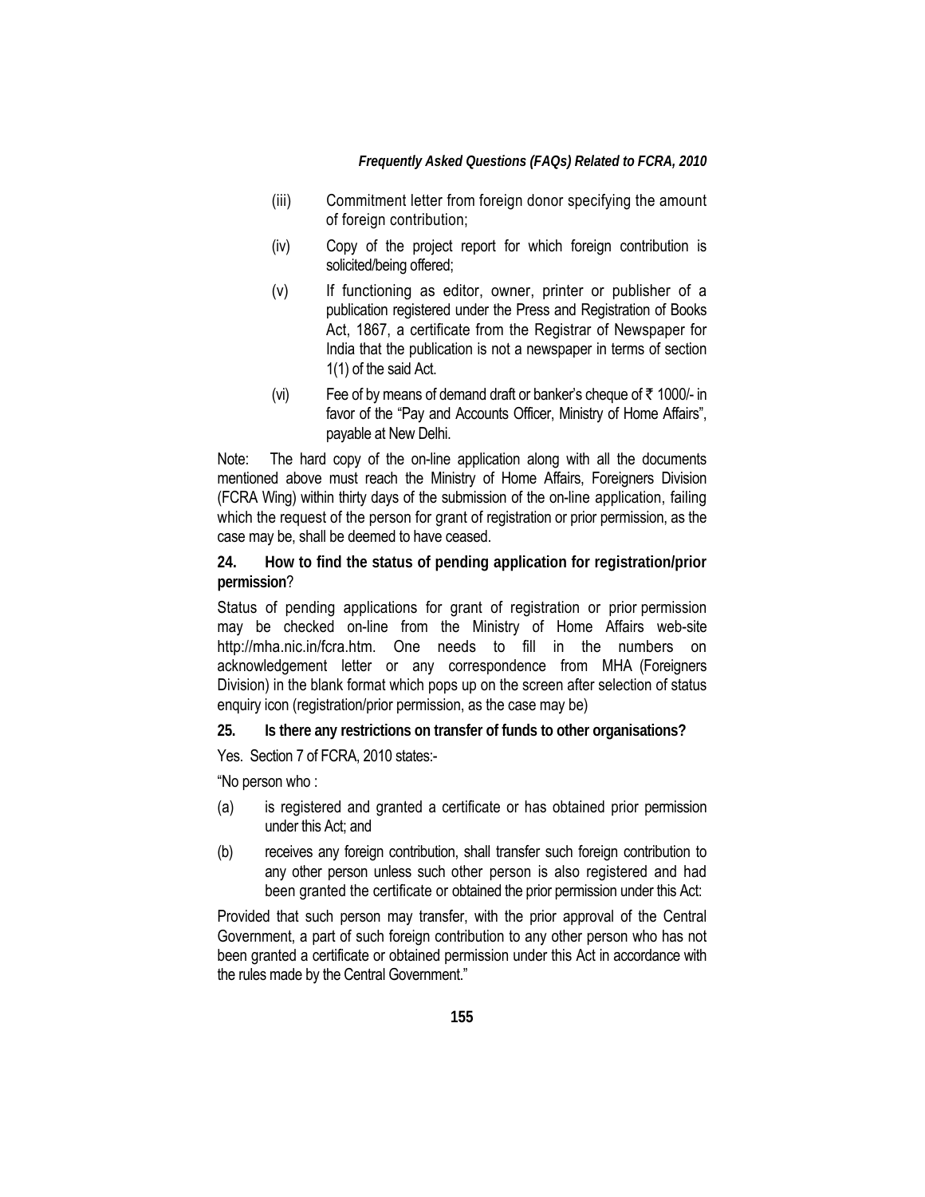(iii) Commitment letter from foreign donor specifying the amount of foreign contribution;

(iv) Copy of the project report for which foreign contribution is solicited/being offered;

(v) If functioning as editor, owner, printer or publisher of a publication registered under the Press and Registration of Books Act, 1867, a certificate from the Registrar of Newspaper for India that the publication is not a newspaper in terms of section 1(1) of the said Act.

(vi) Fee of by means of demand draft or banker's cheque of ₹ 1000/- in favor of the "Pay and Accounts Officer, Ministry of Home Affairs", payable at New Delhi.

Note: The hard copy of the on-line application along with all the documents mentioned above must reach the Ministry of Home Affairs, Foreigners Division (FCRA Wing) within thirty days of the submission of the on-line application, failing which the request of the person for grant of registration or prior permission, as the case may be, shall be deemed to have ceased.

**24. How to find the status of pending application for registration/prior permission**?

Status of pending applications for grant of registration or prior permission may be checked on-line from the Ministry of Home Affairs web-site http://mha.nic.in/fcra.htm. One needs to fill in the numbers on acknowledgement letter or any correspondence from MHA (Foreigners Division) in the blank format which pops up on the screen after selection of status enquiry icon (registration/prior permission, as the case may be)

**25. Is there any restrictions on transfer of funds to other organisations?**

Yes. Section 7 of FCRA, 2010 states:-

"No person who :

(a) is registered and granted a certificate or has obtained prior permission under this Act; and

(b) receives any foreign contribution, shall transfer such foreign contribution to any other person unless such other person is also registered and had been granted the certificate or obtained the prior permission under this Act:

Provided that such person may transfer, with the prior approval of the Central Government, a part of such foreign contribution to any other person who has not been granted a certificate or obtained permission under this Act in accordance with the rules made by the Central Government."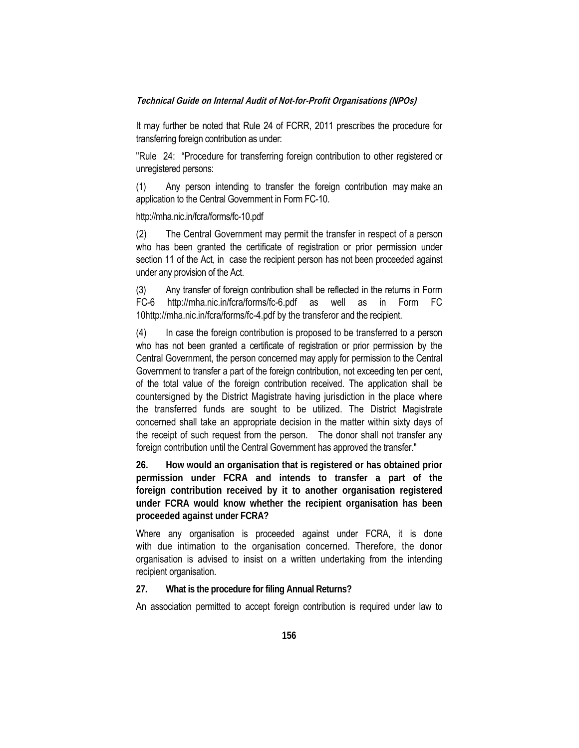It may further be noted that Rule 24 of FCRR, 2011 prescribes the procedure for transferring foreign contribution as under:

"Rule 24: "Procedure for transferring foreign contribution to other registered or unregistered persons:

(1) Any person intending to transfer the foreign contribution may make an application to the Central Government in Form FC-10.

http://mha.nic.in/fcra/forms/fc-10.pdf

(2) The Central Government may permit the transfer in respect of a person who has been granted the certificate of registration or prior permission under section 11 of the Act, in case the recipient person has not been proceeded against under any provision of the Act.

(3) Any transfer of foreign contribution shall be reflected in the returns in Form FC-6 http://mha.nic.in/fcra/forms/fc-6.pdf as well as in Form FC 10http://mha.nic.in/fcra/forms/fc-4.pdf by the transferor and the recipient.

(4) In case the foreign contribution is proposed to be transferred to a person who has not been granted a certificate of registration or prior permission by the Central Government, the person concerned may apply for permission to the Central Government to transfer a part of the foreign contribution, not exceeding ten per cent, of the total value of the foreign contribution received. The application shall be countersigned by the District Magistrate having jurisdiction in the place where the transferred funds are sought to be utilized. The District Magistrate concerned shall take an appropriate decision in the matter within sixty days of the receipt of such request from the person. The donor shall not transfer any foreign contribution until the Central Government has approved the transfer."

**26. How would an organisation that is registered or has obtained prior permission under FCRA and intends to transfer a part of the foreign contribution received by it to another organisation registered under FCRA would know whether the recipient organisation has been proceeded against under FCRA?**

Where any organisation is proceeded against under FCRA, it is done with due intimation to the organisation concerned. Therefore, the donor organisation is advised to insist on a written undertaking from the intending recipient organisation.

**27. What is the procedure for filing Annual Returns?**

An association permitted to accept foreign contribution is required under law to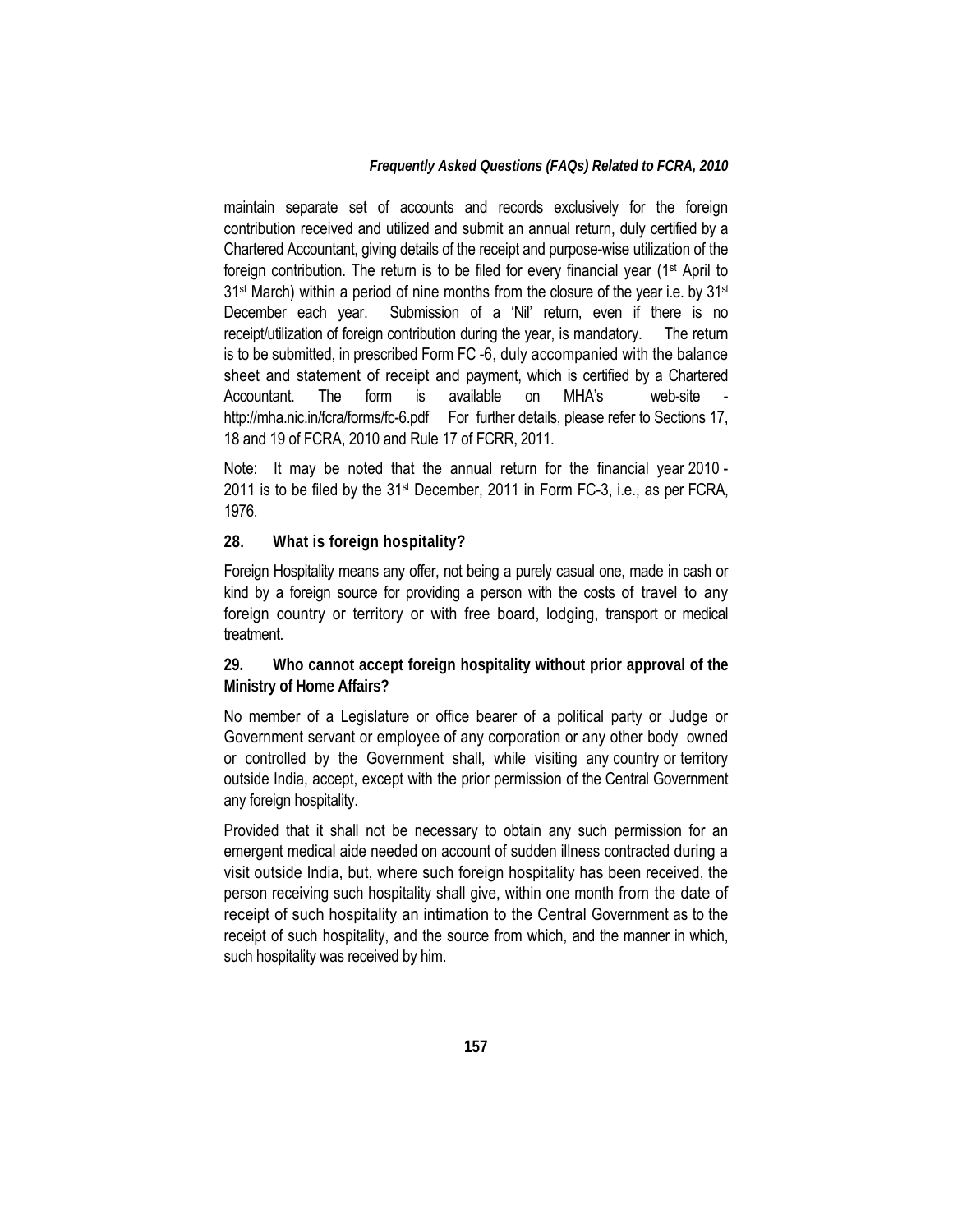maintain separate set of accounts and records exclusively for the foreign contribution received and utilized and submit an annual return, duly certified by a Chartered Accountant, giving details of the receipt and purpose-wise utilization of the foreign contribution. The return is to be filed for every financial year (1st April to 31st March) within a period of nine months from the closure of the year i.e. by 31st December each year. Submission of a 'Nil' return, even if there is no receipt/utilization of foreign contribution during the year, is mandatory. The return is to be submitted, in prescribed Form FC -6, duly accompanied with the balance sheet and statement of receipt and payment, which is certified by a Chartered Accountant. The form is available on MHA's web-site - http://mha.nic.in/fcra/forms/fc-6.pdf For further details, please refer to Sections 17, 18 and 19 of FCRA, 2010 and Rule 17 of FCRR, 2011.

Note: It may be noted that the annual return for the financial year 2010 - 2011 is to be filed by the 31st December, 2011 in Form FC-3, i.e., as per FCRA, 1976.

**28. What is foreign hospitality?**

Foreign Hospitality means any offer, not being a purely casual one, made in cash or kind by a foreign source for providing a person with the costs of travel to any foreign country or territory or with free board, lodging, transport or medical treatment.

**29. Who cannot accept foreign hospitality without prior approval of the Ministry of Home Affairs?**

No member of a Legislature or office bearer of a political party or Judge or Government servant or employee of any corporation or any other body owned or controlled by the Government shall, while visiting any country or territory outside India, accept, except with the prior permission of the Central Government any foreign hospitality.

Provided that it shall not be necessary to obtain any such permission for an emergent medical aide needed on account of sudden illness contracted during a visit outside India, but, where such foreign hospitality has been received, the person receiving such hospitality shall give, within one month from the date of receipt of such hospitality an intimation to the Central Government as to the receipt of such hospitality, and the source from which, and the manner in which, such hospitality was received by him.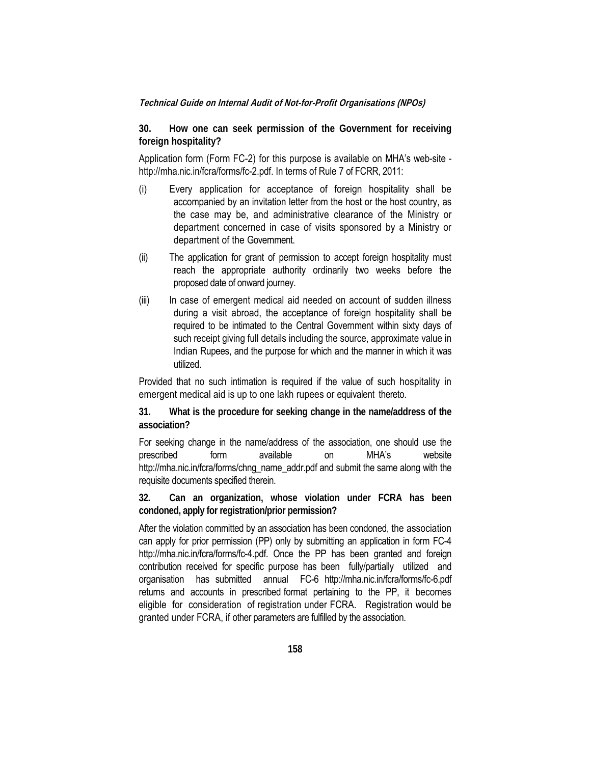**30. How one can seek permission of the Government for receiving foreign hospitality?**

Application form (Form FC-2) for this purpose is available on MHA's web-site - http://mha.nic.in/fcra/forms/fc-2.pdf. In terms of Rule 7 of FCRR, 2011:

(i) Every application for acceptance of foreign hospitality shall be accompanied by an invitation letter from the host or the host country, as the case may be, and administrative clearance of the Ministry or department concerned in case of visits sponsored by a Ministry or department of the Government.

(ii) The application for grant of permission to accept foreign hospitality must reach the appropriate authority ordinarily two weeks before the proposed date of onward journey.

(iii) In case of emergent medical aid needed on account of sudden illness during a visit abroad, the acceptance of foreign hospitality shall be required to be intimated to the Central Government within sixty days of such receipt giving full details including the source, approximate value in Indian Rupees, and the purpose for which and the manner in which it was utilized.

Provided that no such intimation is required if the value of such hospitality in emergent medical aid is up to one lakh rupees or equivalent thereto.

**31. What is the procedure for seeking change in the name/address of the association?**

For seeking change in the name/address of the association, one should use the prescribed form available on MHA's website http://mha.nic.in/fcra/forms/chng_name_addr.pdf and submit the same along with the requisite documents specified therein.

**32. Can an organization, whose violation under FCRA has been condoned, apply for registration/prior permission?**

After the violation committed by an association has been condoned, the association can apply for prior permission (PP) only by submitting an application in form FC-4 http://mha.nic.in/fcra/forms/fc-4.pdf. Once the PP has been granted and foreign contribution received for specific purpose has been fully/partially utilized and organisation has submitted annual FC-6 http://mha.nic.in/fcra/forms/fc-6.pdf returns and accounts in prescribed format pertaining to the PP, it becomes eligible for consideration of registration under FCRA. Registration would be granted under FCRA, if other parameters are fulfilled by the association.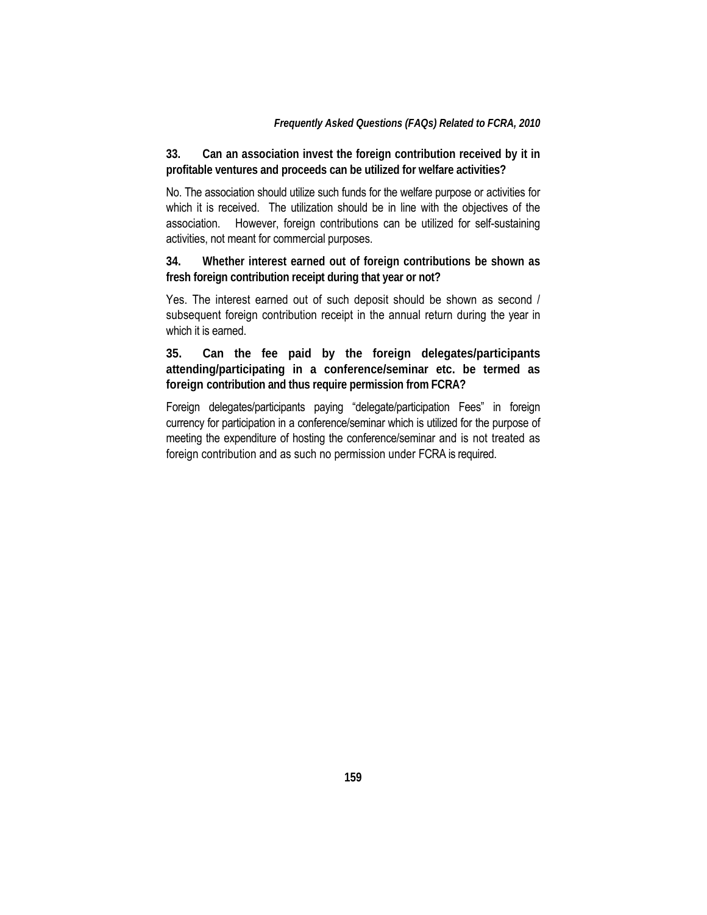**33. Can an association invest the foreign contribution received by it in profitable ventures and proceeds can be utilized for welfare activities?**

No. The association should utilize such funds for the welfare purpose or activities for which it is received. The utilization should be in line with the objectives of the association. However, foreign contributions can be utilized for self-sustaining activities, not meant for commercial purposes.

**34. Whether interest earned out of foreign contributions be shown as fresh foreign contribution receipt during that year or not?**

Yes. The interest earned out of such deposit should be shown as second / subsequent foreign contribution receipt in the annual return during the year in which it is earned.

**35. Can the fee paid by the foreign delegates/participants attending/participating in a conference/seminar etc. be termed as foreign contribution and thus require permission from FCRA?**

Foreign delegates/participants paying "delegate/participation Fees" in foreign currency for participation in a conference/seminar which is utilized for the purpose of meeting the expenditure of hosting the conference/seminar and is not treated as foreign contribution and as such no permission under FCRA is required.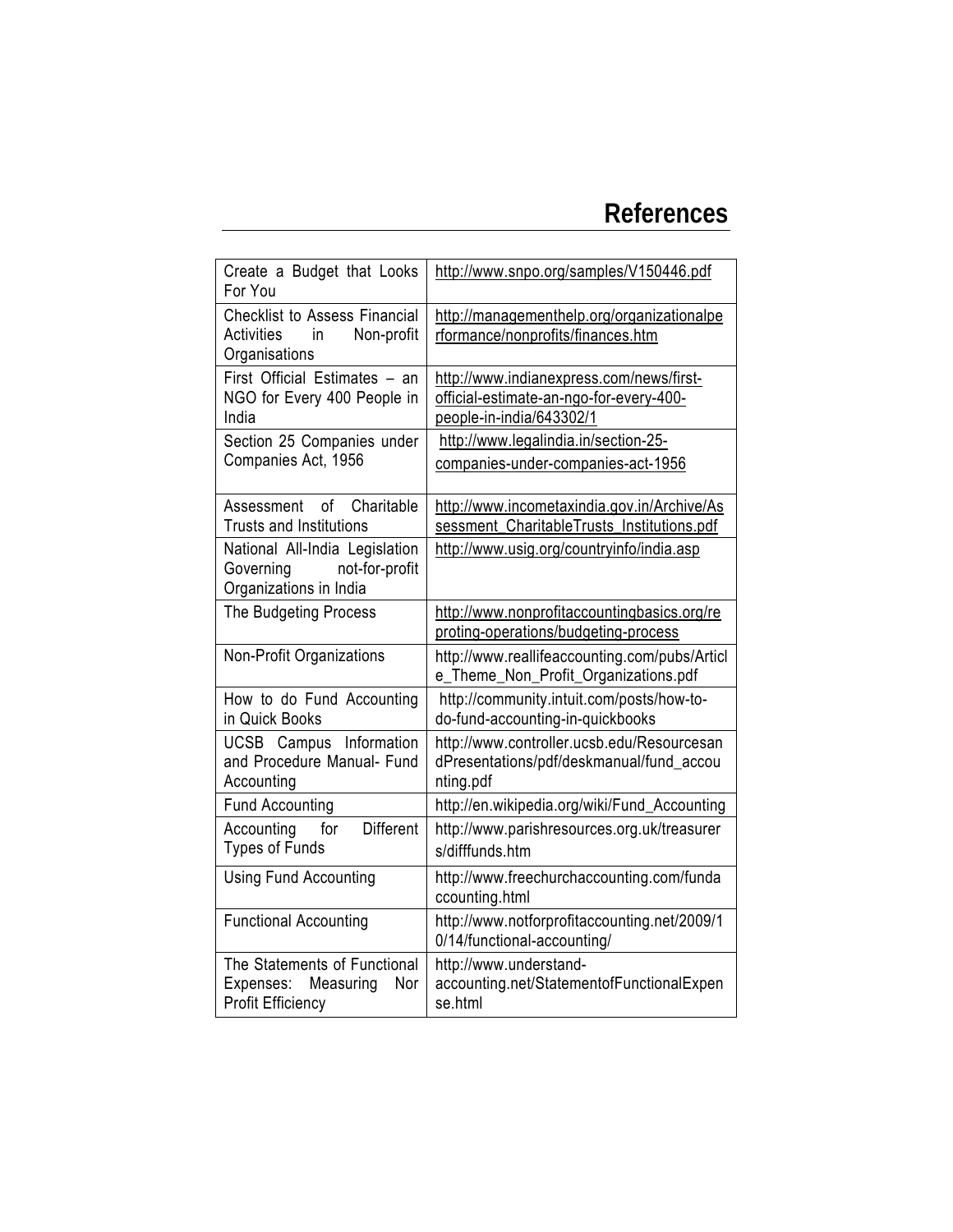# References

| | |
|---|---|
| Create a Budget that Looks For You | http://www.snpo.org/samples/V150446.pdf |
| Checklist to Assess Financial Activities in Non-profit Organisations | http://managementhelp.org/organizationalperformance/nonprofits/finances.htm |
| First Official Estimates – an NGO for Every 400 People in India | http://www.indianexpress.com/news/first-official-estimate-an-ngo-for-every-400-people-in-india/643302/1 |
| Section 25 Companies under Companies Act, 1956 | http://www.legalindia.in/section-25-companies-under-companies-act-1956 |
| Assessment of Charitable Trusts and Institutions | http://www.incometaxindia.gov.in/Archive/Assessment_CharitableTrusts_Institutions.pdf |
| National All-India Legislation Governing not-for-profit Organizations in India | http://www.usig.org/countryinfo/india.asp |
| The Budgeting Process | http://www.nonprofitaccountingbasics.org/reproting-operations/budgeting-process |
| Non-Profit Organizations | http://www.reallifeaccounting.com/pubs/Article_Theme_Non_Profit_Organizations.pdf |
| How to do Fund Accounting in Quick Books | http://community.intuit.com/posts/how-to-do-fund-accounting-in-quickbooks |
| UCSB Campus Information and Procedure Manual- Fund Accounting | http://www.controller.ucsb.edu/ResourcesandPresentations/pdf/deskmanual/fund_accounting.pdf |
| Fund Accounting | http://en.wikipedia.org/wiki/Fund_Accounting |
| Accounting for Different Types of Funds | http://www.parishresources.org.uk/treasurers/difffunds.htm |
| Using Fund Accounting | http://www.freechurchaccounting.com/fundaccounting.html |
| Functional Accounting | http://www.notforprofitaccounting.net/2009/10/14/functional-accounting/ |
| The Statements of Functional Expenses: Measuring Nor Profit Efficiency | http://www.understand-accounting.net/StatementofFunctionalExpense.html |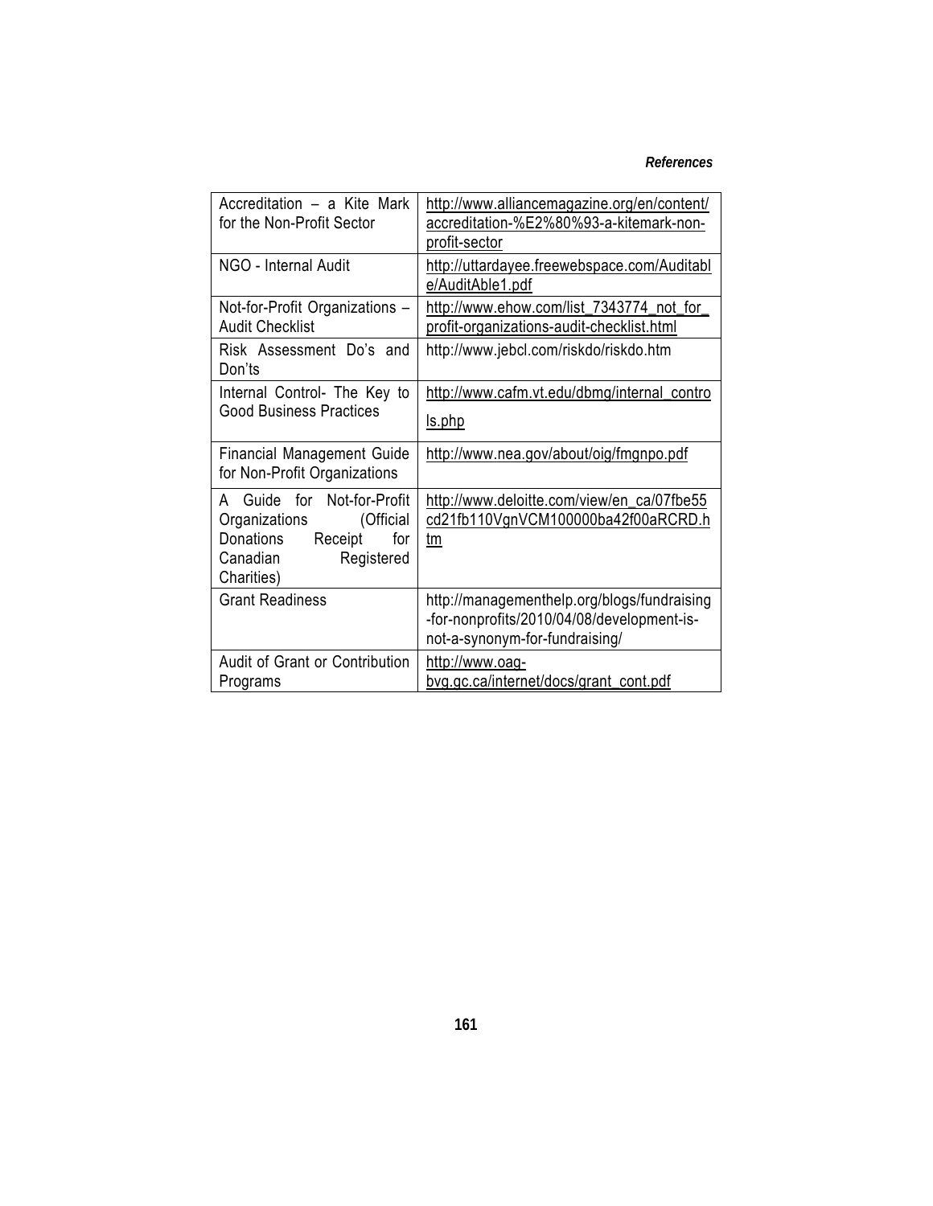| | |
|---|---|
| Accreditation – a Kite Mark for the Non-Profit Sector | http://www.alliancemagazine.org/en/content/accreditation-%E2%80%93-a-kitemark-non-profit-sector |
| NGO - Internal Audit | http://uttardayee.freewebspace.com/AuditAble/AuditAble1.pdf |
| Not-for-Profit Organizations – Audit Checklist | http://www.ehow.com/list_7343774_not_for_profit-organizations-audit-checklist.html |
| Risk Assessment Do's and Don'ts | http://www.jebcl.com/riskdo/riskdo.htm |
| Internal Control- The Key to Good Business Practices | http://www.cafm.vt.edu/dbmg/internal_controls.php |
| Financial Management Guide for Non-Profit Organizations | http://www.nea.gov/about/oig/fmgnpo.pdf |
| A Guide for Not-for-Profit Organizations (Official Donations Receipt for Canadian Registered Charities) | http://www.deloitte.com/view/en_ca/07fbe55cd21fb110VgnVCM100000ba42f00aRCRD.htm |
| Grant Readiness | http://managementhelp.org/blogs/fundraising-for-nonprofits/2010/04/08/development-is-not-a-synonym-for-fundraising/ |
| Audit of Grant or Contribution Programs | http://www.oag-bvg.gc.ca/internet/docs/grant_cont.pdf |